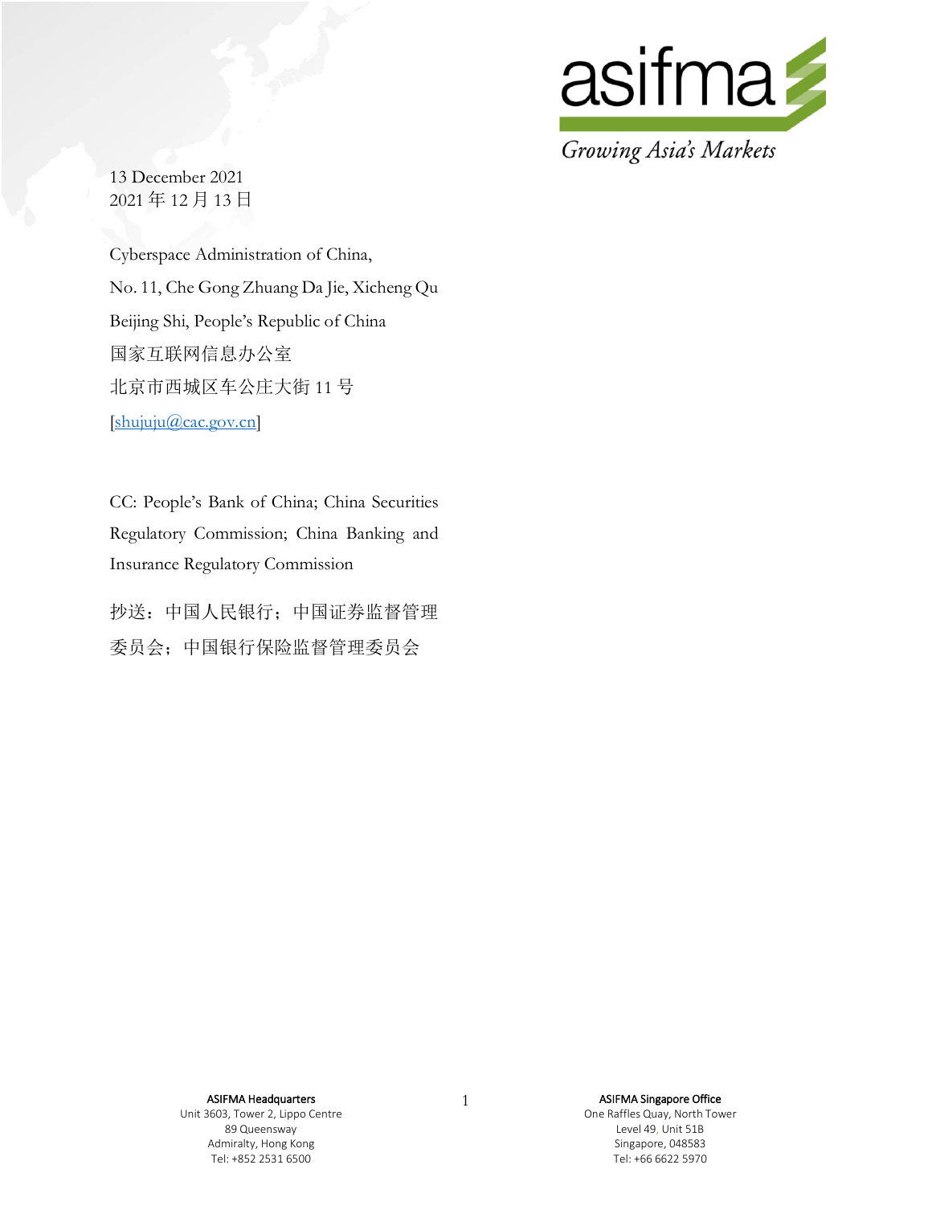13 December 2021
2021 年 12 月 13 日

Cyberspace Administration of China,

No. 11, Che Gong Zhuang Da Jie, Xicheng Qu

Beijing Shi, People's Republic of China

国家互联网信息办公室

北京市西城区车公庄大街 11 号

[shujuju@cac.gov.cn]

CC: People's Bank of China; China Securities Regulatory Commission; China Banking and Insurance Regulatory Commission

抄送：中国人民银行；中国证券监督管理委员会；中国银行保险监督管理委员会

**ASIFMA Headquarters**
Unit 3603, Tower 2, Lippo Centre
89 Queensway
Admiralty, Hong Kong
Tel: +852 2531 6500

**ASIFMA Singapore Office**
One Raffles Quay, North Tower
Level 49, Unit 51B
Singapore, 048583
Tel: +66 6622 5970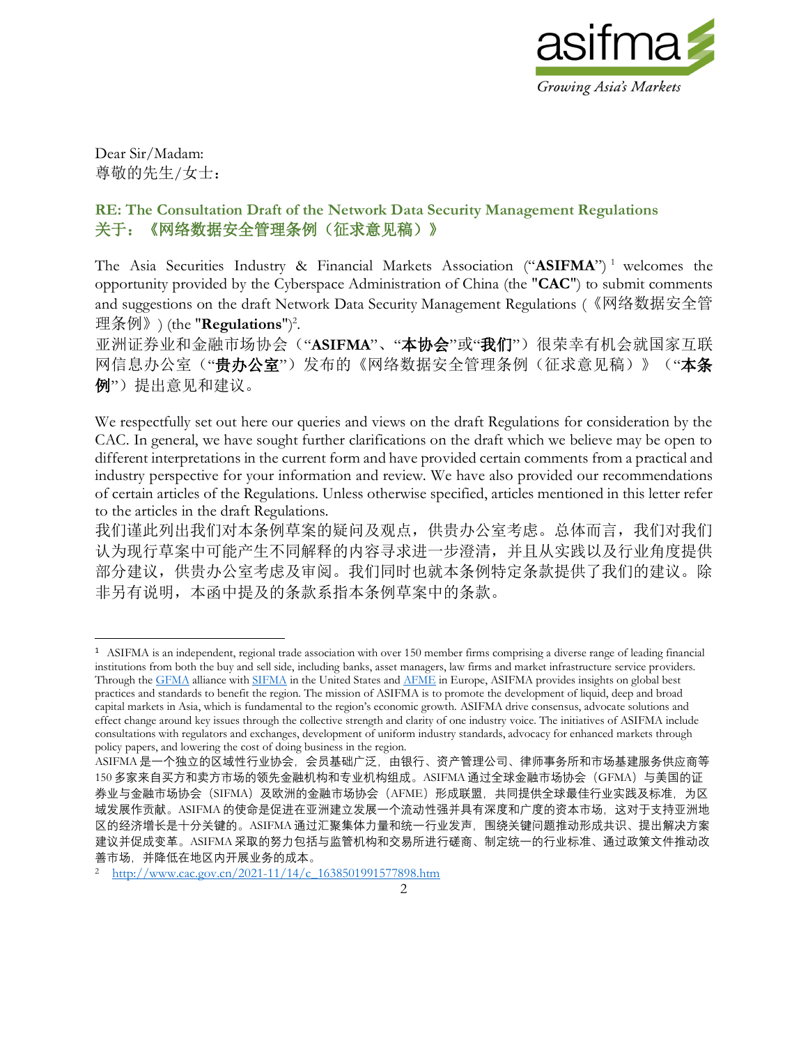Dear Sir/Madam:
尊敬的先生/女士：

**RE: The Consultation Draft of the Network Data Security Management Regulations**
**关于：《网络数据安全管理条例（征求意见稿）》**

The Asia Securities Industry & Financial Markets Association ("**ASIFMA**")[1] welcomes the opportunity provided by the Cyberspace Administration of China (the "**CAC**") to submit comments and suggestions on the draft Network Data Security Management Regulations (《网络数据安全管理条例》) (the "**Regulations**")[2].
亚洲证券业和金融市场协会（"**ASIFMA**"、"**本协会**"或"**我们**"）很荣幸有机会就国家互联网信息办公室（"**贵办公室**"）发布的《网络数据安全管理条例（征求意见稿）》（"**本条例**"）提出意见和建议。

We respectfully set out here our queries and views on the draft Regulations for consideration by the CAC. In general, we have sought further clarifications on the draft which we believe may be open to different interpretations in the current form and have provided certain comments from a practical and industry perspective for your information and review. We have also provided our recommendations of certain articles of the Regulations. Unless otherwise specified, articles mentioned in this letter refer to the articles in the draft Regulations.
我们谨此列出我们对本条例草案的疑问及观点，供贵办公室考虑。总体而言，我们对我们认为现行草案中可能产生不同解释的内容寻求进一步澄清，并且从实践以及行业角度提供部分建议，供贵办公室考虑及审阅。我们同时也就本条例特定条款提供了我们的建议。除非另有说明，本函中提及的条款系指本条例草案中的条款。

---

[1] ASIFMA is an independent, regional trade association with over 150 member firms comprising a diverse range of leading financial institutions from both the buy and sell side, including banks, asset managers, law firms and market infrastructure service providers. Through the GFMA alliance with SIFMA in the United States and AFME in Europe, ASIFMA provides insights on global best practices and standards to benefit the region. The mission of ASIFMA is to promote the development of liquid, deep and broad capital markets in Asia, which is fundamental to the region's economic growth. ASIFMA drive consensus, advocate solutions and effect change around key issues through the collective strength and clarity of one industry voice. The initiatives of ASIFMA include consultations with regulators and exchanges, development of uniform industry standards, advocacy for enhanced markets through policy papers, and lowering the cost of doing business in the region.
ASIFMA 是一个独立的区域性行业协会，会员基础广泛，由银行、资产管理公司、律师事务所和市场基建服务供应商等 150 多家来自买方和卖方市场的领先金融机构和专业机构组成。ASIFMA 通过全球金融市场协会（GFMA）与美国的证券业与金融市场协会（SIFMA）及欧洲的金融市场协会（AFME）形成联盟，共同提供全球最佳行业实践及标准，为区域发展作贡献。ASIFMA 的使命是促进在亚洲建立发展一个流动性强并具有深度和广度的资本市场，这对于支持亚洲地区的经济增长是十分关键的。ASIFMA 通过汇聚集体力量和统一行业发声，围绕关键问题推动形成共识、提出解决方案建议并促成变革。ASIFMA 采取的努力包括与监管机构和交易所进行磋商、制定统一的行业标准、通过政策文件推动改善市场，并降低在地区内开展业务的成本。

[2] http://www.cac.gov.cn/2021-11/14/c_1638501991577898.htm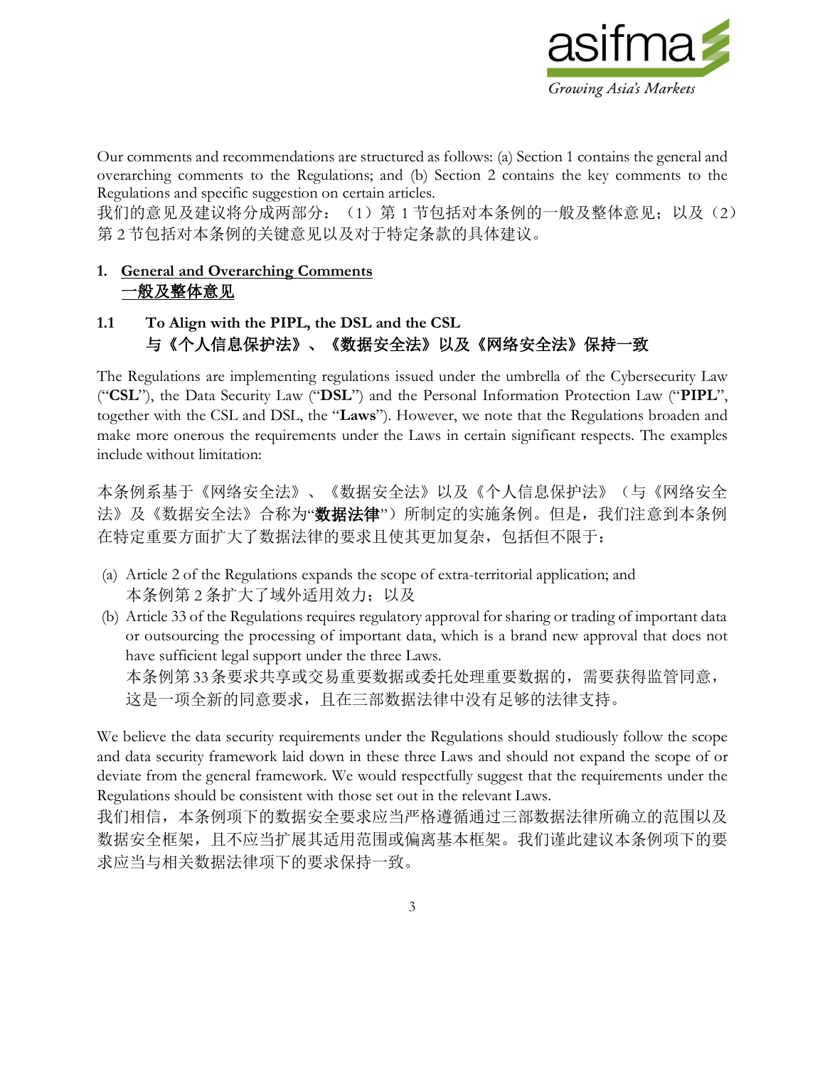Our comments and recommendations are structured as follows: (a) Section 1 contains the general and overarching comments to the Regulations; and (b) Section 2 contains the key comments to the Regulations and specific suggestion on certain articles.
我们的意见及建议将分成两部分：（1）第 1 节包括对本条例的一般及整体意见；以及（2）第 2 节包括对本条例的关键意见以及对于特定条款的具体建议。

## 1. General and Overarching Comments
## 一般及整体意见

### 1.1 To Align with the PIPL, the DSL and the CSL
### 与《个人信息保护法》、《数据安全法》以及《网络安全法》保持一致

The Regulations are implementing regulations issued under the umbrella of the Cybersecurity Law ("**CSL**"), the Data Security Law ("**DSL**") and the Personal Information Protection Law ("**PIPL**", together with the CSL and DSL, the "**Laws**"). However, we note that the Regulations broaden and make more onerous the requirements under the Laws in certain significant respects. The examples include without limitation:

本条例系基于《网络安全法》、《数据安全法》以及《个人信息保护法》（与《网络安全法》及《数据安全法》合称为"**数据法律**"）所制定的实施条例。但是，我们注意到本条例在特定重要方面扩大了数据法律的要求且使其更加复杂，包括但不限于：

(a) Article 2 of the Regulations expands the scope of extra-territorial application; and
本条例第 2 条扩大了域外适用效力；以及

(b) Article 33 of the Regulations requires regulatory approval for sharing or trading of important data or outsourcing the processing of important data, which is a brand new approval that does not have sufficient legal support under the three Laws.
本条例第 33 条要求共享或交易重要数据或委托处理重要数据的，需要获得监管同意，这是一项全新的同意要求，且在三部数据法律中没有足够的法律支持。

We believe the data security requirements under the Regulations should studiously follow the scope and data security framework laid down in these three Laws and should not expand the scope of or deviate from the general framework. We would respectfully suggest that the requirements under the Regulations should be consistent with those set out in the relevant Laws.
我们相信，本条例项下的数据安全要求应当严格遵循通过三部数据法律所确立的范围以及数据安全框架，且不应当扩展其适用范围或偏离基本框架。我们谨此建议本条例项下的要求应当与相关数据法律项下的要求保持一致。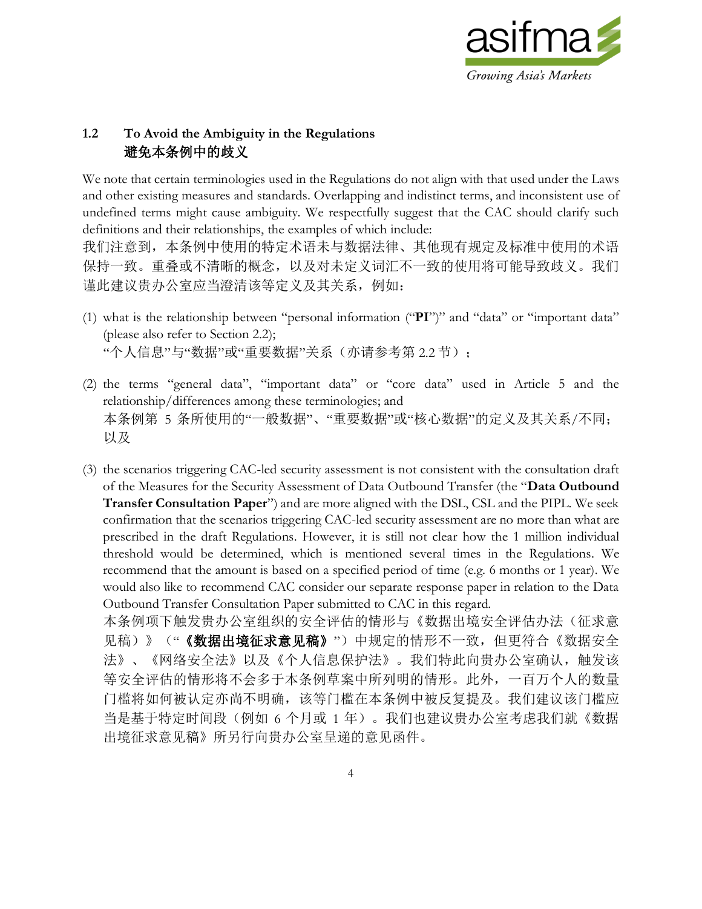### 1.2 To Avoid the Ambiguity in the Regulations
### 避免本条例中的歧义

We note that certain terminologies used in the Regulations do not align with that used under the Laws and other existing measures and standards. Overlapping and indistinct terms, and inconsistent use of undefined terms might cause ambiguity. We respectfully suggest that the CAC should clarify such definitions and their relationships, the examples of which include:
我们注意到，本条例中使用的特定术语未与数据法律、其他现有规定及标准中使用的术语保持一致。重叠或不清晰的概念，以及对未定义词汇不一致的使用将可能导致歧义。我们谨此建议贵办公室应当澄清该等定义及其关系，例如：

(1) what is the relationship between "personal information ("**PI**")" and "data" or "important data" (please also refer to Section 2.2);
"个人信息"与"数据"或"重要数据"关系（亦请参考第 2.2 节）；

(2) the terms "general data", "important data" or "core data" used in Article 5 and the relationship/differences among these terminologies; and
本条例第 5 条所使用的"一般数据"、"重要数据"或"核心数据"的定义及其关系/不同；以及

(3) the scenarios triggering CAC-led security assessment is not consistent with the consultation draft of the Measures for the Security Assessment of Data Outbound Transfer (the "**Data Outbound Transfer Consultation Paper**") and are more aligned with the DSL, CSL and the PIPL. We seek confirmation that the scenarios triggering CAC-led security assessment are no more than what are prescribed in the draft Regulations. However, it is still not clear how the 1 million individual threshold would be determined, which is mentioned several times in the Regulations. We recommend that the amount is based on a specified period of time (e.g. 6 months or 1 year). We would also like to recommend CAC consider our separate response paper in relation to the Data Outbound Transfer Consultation Paper submitted to CAC in this regard.
本条例项下触发贵办公室组织的安全评估的情形与《数据出境安全评估办法（征求意见稿）》（"**《数据出境征求意见稿》**"）中规定的情形不一致，但更符合《数据安全法》、《网络安全法》以及《个人信息保护法》。我们特此向贵办公室确认，触发该等安全评估的情形将不会多于本条例草案中所列明的情形。此外，一百万个人的数量门槛将如何被认定亦尚不明确，该等门槛在本条例中被反复提及。我们建议该门槛应当是基于特定时间段（例如 6 个月或 1 年）。我们也建议贵办公室考虑我们就《数据出境征求意见稿》所另行向贵办公室呈递的意见函件。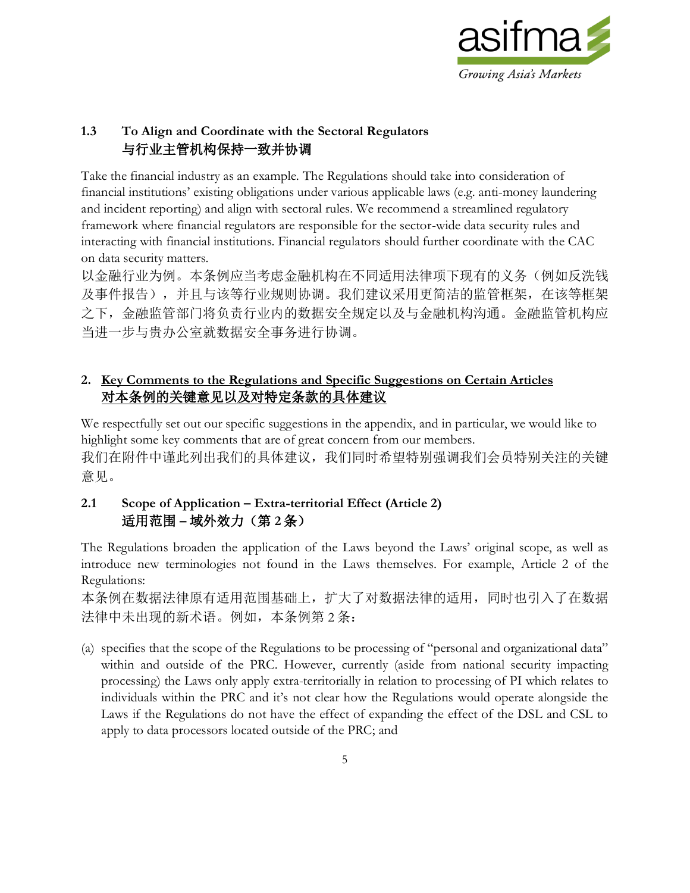### 1.3 To Align and Coordinate with the Sectoral Regulators 与行业主管机构保持一致并协调

Take the financial industry as an example. The Regulations should take into consideration of financial institutions' existing obligations under various applicable laws (e.g. anti-money laundering and incident reporting) and align with sectoral rules. We recommend a streamlined regulatory framework where financial regulators are responsible for the sector-wide data security rules and interacting with financial institutions. Financial regulators should further coordinate with the CAC on data security matters.

以金融行业为例。本条例应当考虑金融机构在不同适用法律项下现有的义务（例如反洗钱及事件报告），并且与该等行业规则协调。我们建议采用更简洁的监管框架，在该等框架之下，金融监管部门将负责行业内的数据安全规定以及与金融机构沟通。金融监管机构应当进一步与贵办公室就数据安全事务进行协调。

## 2. Key Comments to the Regulations and Specific Suggestions on Certain Articles 对本条例的关键意见以及对特定条款的具体建议

We respectfully set out our specific suggestions in the appendix, and in particular, we would like to highlight some key comments that are of great concern from our members.

我们在附件中谨此列出我们的具体建议，我们同时希望特别强调我们会员特别关注的关键意见。

### 2.1 Scope of Application – Extra-territorial Effect (Article 2) 适用范围 – 域外效力（第 2 条）

The Regulations broaden the application of the Laws beyond the Laws' original scope, as well as introduce new terminologies not found in the Laws themselves. For example, Article 2 of the Regulations:

本条例在数据法律原有适用范围基础上，扩大了对数据法律的适用，同时也引入了在数据法律中未出现的新术语。例如，本条例第 2 条：

(a) specifies that the scope of the Regulations to be processing of "personal and organizational data" within and outside of the PRC. However, currently (aside from national security impacting processing) the Laws only apply extra-territorially in relation to processing of PI which relates to individuals within the PRC and it's not clear how the Regulations would operate alongside the Laws if the Regulations do not have the effect of expanding the effect of the DSL and CSL to apply to data processors located outside of the PRC; and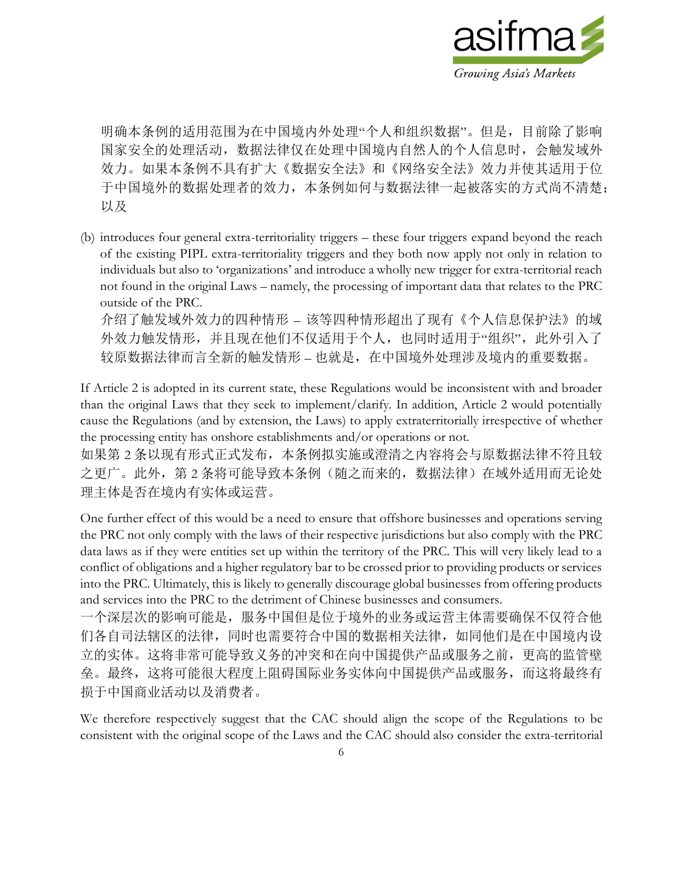明确本条例的适用范围为在中国境内外处理"个人和组织数据"。但是，目前除了影响国家安全的处理活动，数据法律仅在处理中国境内自然人的个人信息时，会触发域外效力。如果本条例不具有扩大《数据安全法》和《网络安全法》效力并使其适用于位于中国境外的数据处理者的效力，本条例如何与数据法律一起被落实的方式尚不清楚；以及

(b) introduces four general extra-territoriality triggers – these four triggers expand beyond the reach of the existing PIPL extra-territoriality triggers and they both now apply not only in relation to individuals but also to 'organizations' and introduce a wholly new trigger for extra-territorial reach not found in the original Laws – namely, the processing of important data that relates to the PRC outside of the PRC.
介绍了触发域外效力的四种情形 – 该等四种情形超出了现有《个人信息保护法》的域外效力触发情形，并且现在他们不仅适用于个人，也同时适用于"组织"，此外引入了较原数据法律而言全新的触发情形 – 也就是，在中国境外处理涉及境内的重要数据。

If Article 2 is adopted in its current state, these Regulations would be inconsistent with and broader than the original Laws that they seek to implement/clarify. In addition, Article 2 would potentially cause the Regulations (and by extension, the Laws) to apply extraterritorially irrespective of whether the processing entity has onshore establishments and/or operations or not.
如果第 2 条以现有形式正式发布，本条例拟实施或澄清之内容将会与原数据法律不符且较之更广。此外，第 2 条将可能导致本条例（随之而来的，数据法律）在域外适用而无论处理主体是否在境内有实体或运营。

One further effect of this would be a need to ensure that offshore businesses and operations serving the PRC not only comply with the laws of their respective jurisdictions but also comply with the PRC data laws as if they were entities set up within the territory of the PRC. This will very likely lead to a conflict of obligations and a higher regulatory bar to be crossed prior to providing products or services into the PRC. Ultimately, this is likely to generally discourage global businesses from offering products and services into the PRC to the detriment of Chinese businesses and consumers.
一个深层次的影响可能是，服务中国但是位于境外的业务或运营主体需要确保不仅符合他们各自司法辖区的法律，同时也需要符合中国的数据相关法律，如同他们是在中国境内设立的实体。这将非常可能导致义务的冲突和在向中国提供产品或服务之前，更高的监管壁垒。最终，这将可能很大程度上阻碍国际业务实体向中国提供产品或服务，而这将最终有损于中国商业活动以及消费者。

We therefore respectively suggest that the CAC should align the scope of the Regulations to be consistent with the original scope of the Laws and the CAC should also consider the extra-territorial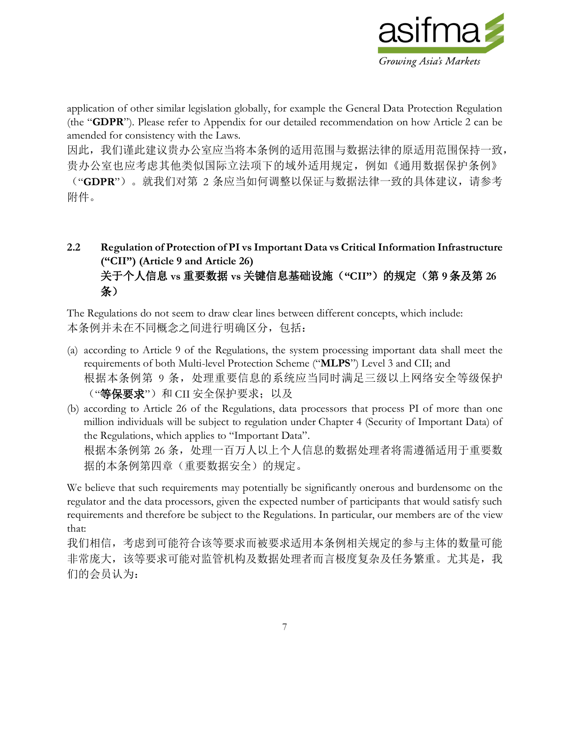application of other similar legislation globally, for example the General Data Protection Regulation (the "**GDPR**"). Please refer to Appendix for our detailed recommendation on how Article 2 can be amended for consistency with the Laws.
因此，我们谨此建议贵办公室应当将本条例的适用范围与数据法律的原适用范围保持一致，贵办公室也应考虑其他类似国际立法项下的域外适用规定，例如《通用数据保护条例》（"**GDPR**"）。就我们对第 2 条应当如何调整以保证与数据法律一致的具体建议，请参考附件。

### 2.2 Regulation of Protection of PI vs Important Data vs Critical Information Infrastructure ("CII") (Article 9 and Article 26)
### 关于个人信息 vs 重要数据 vs 关键信息基础设施（"CII"）的规定（第 9 条及第 26 条）

The Regulations do not seem to draw clear lines between different concepts, which include:
本条例并未在不同概念之间进行明确区分，包括：

(a) according to Article 9 of the Regulations, the system processing important data shall meet the requirements of both Multi-level Protection Scheme ("**MLPS**") Level 3 and CII; and
根据本条例第 9 条，处理重要信息的系统应当同时满足三级以上网络安全等级保护（"**等保要求**"）和 CII 安全保护要求；以及

(b) according to Article 26 of the Regulations, data processors that process PI of more than one million individuals will be subject to regulation under Chapter 4 (Security of Important Data) of the Regulations, which applies to "Important Data".
根据本条例第 26 条，处理一百万人以上个人信息的数据处理者将需遵循适用于重要数据的本条例第四章（重要数据安全）的规定。

We believe that such requirements may potentially be significantly onerous and burdensome on the regulator and the data processors, given the expected number of participants that would satisfy such requirements and therefore be subject to the Regulations. In particular, our members are of the view that:
我们相信，考虑到可能符合该等要求而被要求适用本条例相关规定的参与主体的数量可能非常庞大，该等要求可能对监管机构及数据处理者而言极度复杂及任务繁重。尤其是，我们的会员认为：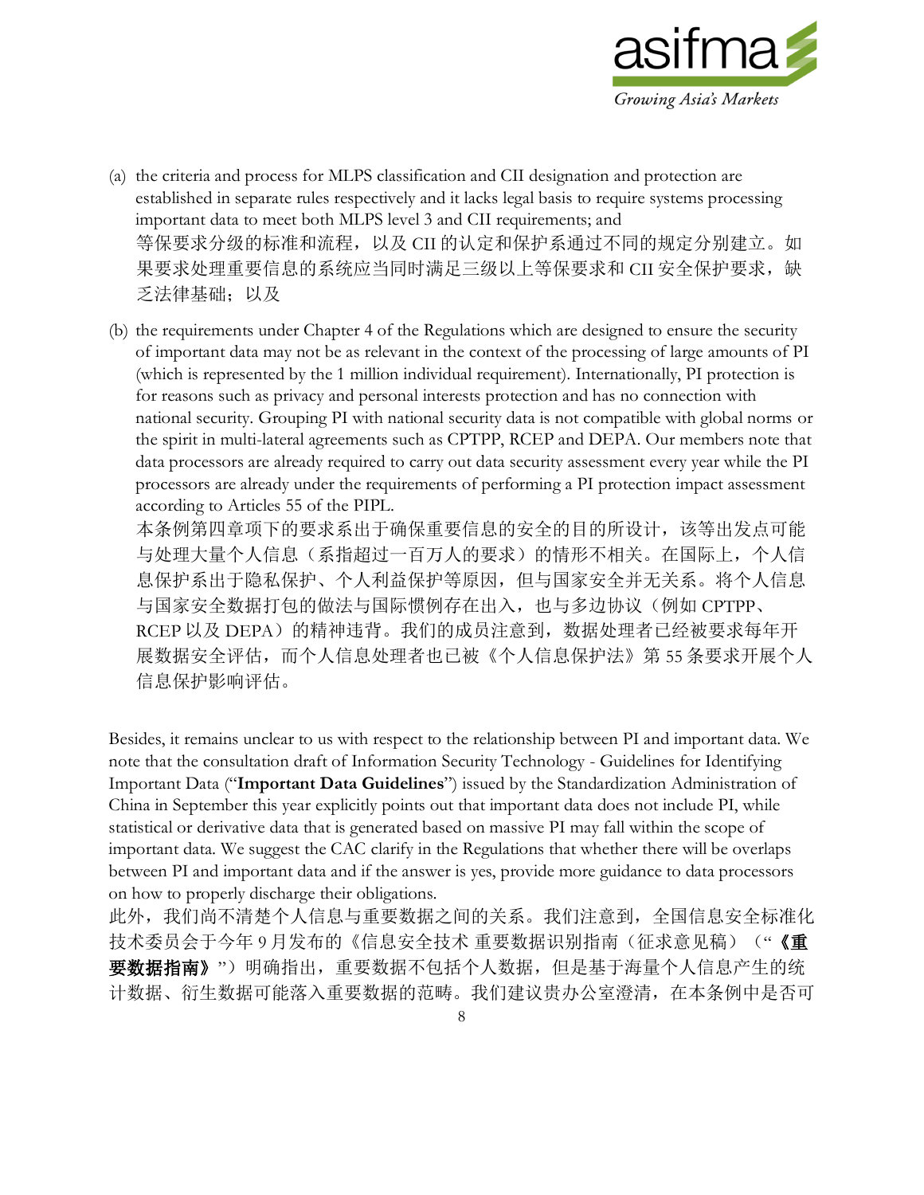(a) the criteria and process for MLPS classification and CII designation and protection are established in separate rules respectively and it lacks legal basis to require systems processing important data to meet both MLPS level 3 and CII requirements; and
等保要求分级的标准和流程，以及 CII 的认定和保护系通过不同的规定分别建立。如果要求处理重要信息的系统应当同时满足三级以上等保要求和 CII 安全保护要求，缺乏法律基础；以及

(b) the requirements under Chapter 4 of the Regulations which are designed to ensure the security of important data may not be as relevant in the context of the processing of large amounts of PI (which is represented by the 1 million individual requirement). Internationally, PI protection is for reasons such as privacy and personal interests protection and has no connection with national security. Grouping PI with national security data is not compatible with global norms or the spirit in multi-lateral agreements such as CPTPP, RCEP and DEPA. Our members note that data processors are already required to carry out data security assessment every year while the PI processors are already under the requirements of performing a PI protection impact assessment according to Articles 55 of the PIPL.
本条例第四章项下的要求系出于确保重要信息的安全的目的所设计，该等出发点可能与处理大量个人信息（系指超过一百万人的要求）的情形不相关。在国际上，个人信息保护系出于隐私保护、个人利益保护等原因，但与国家安全并无关系。将个人信息与国家安全数据打包的做法与国际惯例存在出入，也与多边协议（例如 CPTPP、RCEP 以及 DEPA）的精神违背。我们的成员注意到，数据处理者已经被要求每年开展数据安全评估，而个人信息处理者也已被《个人信息保护法》第 55 条要求开展个人信息保护影响评估。

Besides, it remains unclear to us with respect to the relationship between PI and important data. We note that the consultation draft of Information Security Technology - Guidelines for Identifying Important Data ("**Important Data Guidelines**") issued by the Standardization Administration of China in September this year explicitly points out that important data does not include PI, while statistical or derivative data that is generated based on massive PI may fall within the scope of important data. We suggest the CAC clarify in the Regulations that whether there will be overlaps between PI and important data and if the answer is yes, provide more guidance to data processors on how to properly discharge their obligations.
此外，我们尚不清楚个人信息与重要数据之间的关系。我们注意到，全国信息安全标准化技术委员会于今年 9 月发布的《信息安全技术 重要数据识别指南（征求意见稿）（"**《重要数据指南》**"）明确指出，重要数据不包括个人数据，但是基于海量个人信息产生的统计数据、衍生数据可能落入重要数据的范畴。我们建议贵办公室澄清，在本条例中是否可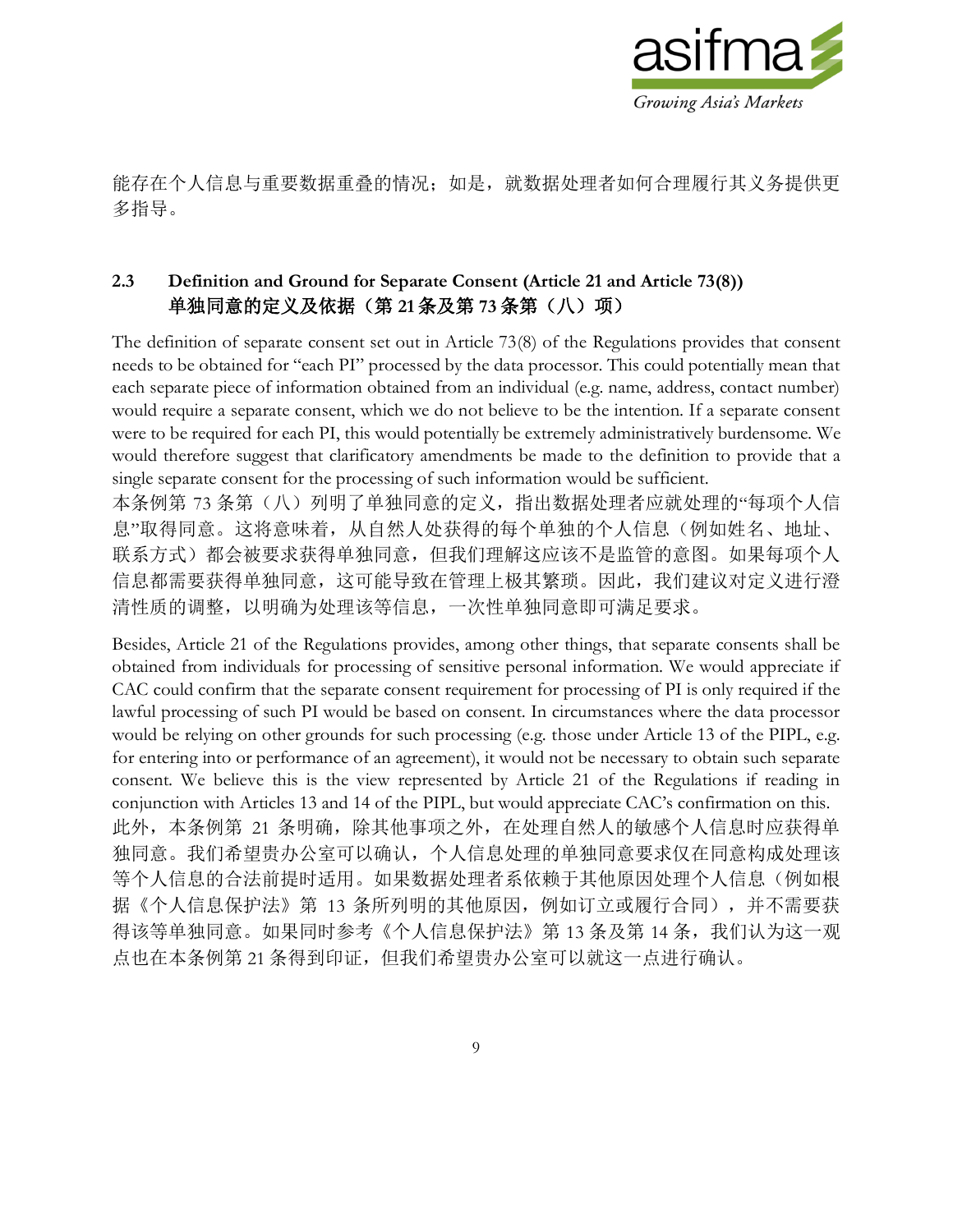能存在个人信息与重要数据重叠的情况；如是，就数据处理者如何合理履行其义务提供更多指导。

### 2.3 Definition and Ground for Separate Consent (Article 21 and Article 73(8)) 单独同意的定义及依据（第 21 条及第 73 条第（八）项）

The definition of separate consent set out in Article 73(8) of the Regulations provides that consent needs to be obtained for "each PI" processed by the data processor. This could potentially mean that each separate piece of information obtained from an individual (e.g. name, address, contact number) would require a separate consent, which we do not believe to be the intention. If a separate consent were to be required for each PI, this would potentially be extremely administratively burdensome. We would therefore suggest that clarificatory amendments be made to the definition to provide that a single separate consent for the processing of such information would be sufficient.
本条例第 73 条第（八）列明了单独同意的定义，指出数据处理者应就处理的"每项个人信息"取得同意。这将意味着，从自然人处获得的每个单独的个人信息（例如姓名、地址、联系方式）都会被要求获得单独同意，但我们理解这应该不是监管的意图。如果每项个人信息都需要获得单独同意，这可能导致在管理上极其繁琐。因此，我们建议对定义进行澄清性质的调整，以明确为处理该等信息，一次性单独同意即可满足要求。

Besides, Article 21 of the Regulations provides, among other things, that separate consents shall be obtained from individuals for processing of sensitive personal information. We would appreciate if CAC could confirm that the separate consent requirement for processing of PI is only required if the lawful processing of such PI would be based on consent. In circumstances where the data processor would be relying on other grounds for such processing (e.g. those under Article 13 of the PIPL, e.g. for entering into or performance of an agreement), it would not be necessary to obtain such separate consent. We believe this is the view represented by Article 21 of the Regulations if reading in conjunction with Articles 13 and 14 of the PIPL, but would appreciate CAC's confirmation on this.
此外，本条例第 21 条明确，除其他事项之外，在处理自然人的敏感个人信息时应获得单独同意。我们希望贵办公室可以确认，个人信息处理的单独同意要求仅在同意构成处理该等个人信息的合法前提时适用。如果数据处理者系依赖于其他原因处理个人信息（例如根据《个人信息保护法》第 13 条所列明的其他原因，例如订立或履行合同），并不需要获得该等单独同意。如果同时参考《个人信息保护法》第 13 条及第 14 条，我们认为这一观点也在本条例第 21 条得到印证，但我们希望贵办公室可以就这一点进行确认。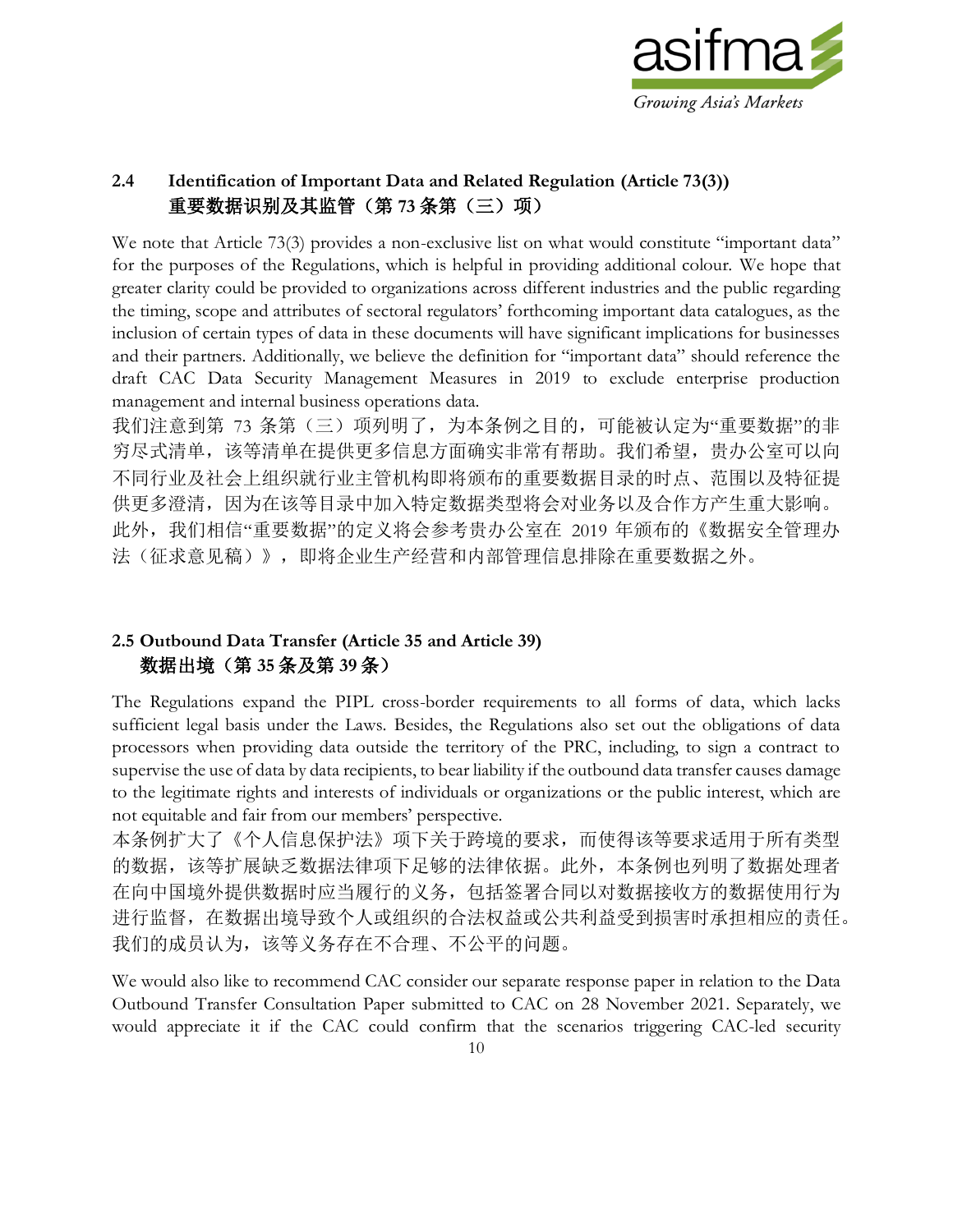### 2.4 Identification of Important Data and Related Regulation (Article 73(3)) 重要数据识别及其监管（第 73 条第（三）项）

We note that Article 73(3) provides a non-exclusive list on what would constitute "important data" for the purposes of the Regulations, which is helpful in providing additional colour. We hope that greater clarity could be provided to organizations across different industries and the public regarding the timing, scope and attributes of sectoral regulators' forthcoming important data catalogues, as the inclusion of certain types of data in these documents will have significant implications for businesses and their partners. Additionally, we believe the definition for "important data" should reference the draft CAC Data Security Management Measures in 2019 to exclude enterprise production management and internal business operations data.

我们注意到第 73 条第（三）项列明了，为本条例之目的，可能被认定为"重要数据"的非穷尽式清单，该等清单在提供更多信息方面确实非常有帮助。我们希望，贵办公室可以向不同行业及社会上组织就行业主管机构即将颁布的重要数据目录的时点、范围以及特征提供更多澄清，因为在该等目录中加入特定数据类型将会对业务以及合作方产生重大影响。此外，我们相信"重要数据"的定义将会参考贵办公室在 2019 年颁布的《数据安全管理办法（征求意见稿）》，即将企业生产经营和内部管理信息排除在重要数据之外。

### 2.5 Outbound Data Transfer (Article 35 and Article 39) 数据出境（第 35 条及第 39 条）

The Regulations expand the PIPL cross-border requirements to all forms of data, which lacks sufficient legal basis under the Laws. Besides, the Regulations also set out the obligations of data processors when providing data outside the territory of the PRC, including, to sign a contract to supervise the use of data by data recipients, to bear liability if the outbound data transfer causes damage to the legitimate rights and interests of individuals or organizations or the public interest, which are not equitable and fair from our members' perspective.

本条例扩大了《个人信息保护法》项下关于跨境的要求，而使得该等要求适用于所有类型的数据，该等扩展缺乏数据法律项下足够的法律依据。此外，本条例也列明了数据处理者在向中国境外提供数据时应当履行的义务，包括签署合同以对数据接收方的数据使用行为进行监督，在数据出境导致个人或组织的合法权益或公共利益受到损害时承担相应的责任。我们的成员认为，该等义务存在不合理、不公平的问题。

We would also like to recommend CAC consider our separate response paper in relation to the Data Outbound Transfer Consultation Paper submitted to CAC on 28 November 2021. Separately, we would appreciate it if the CAC could confirm that the scenarios triggering CAC-led security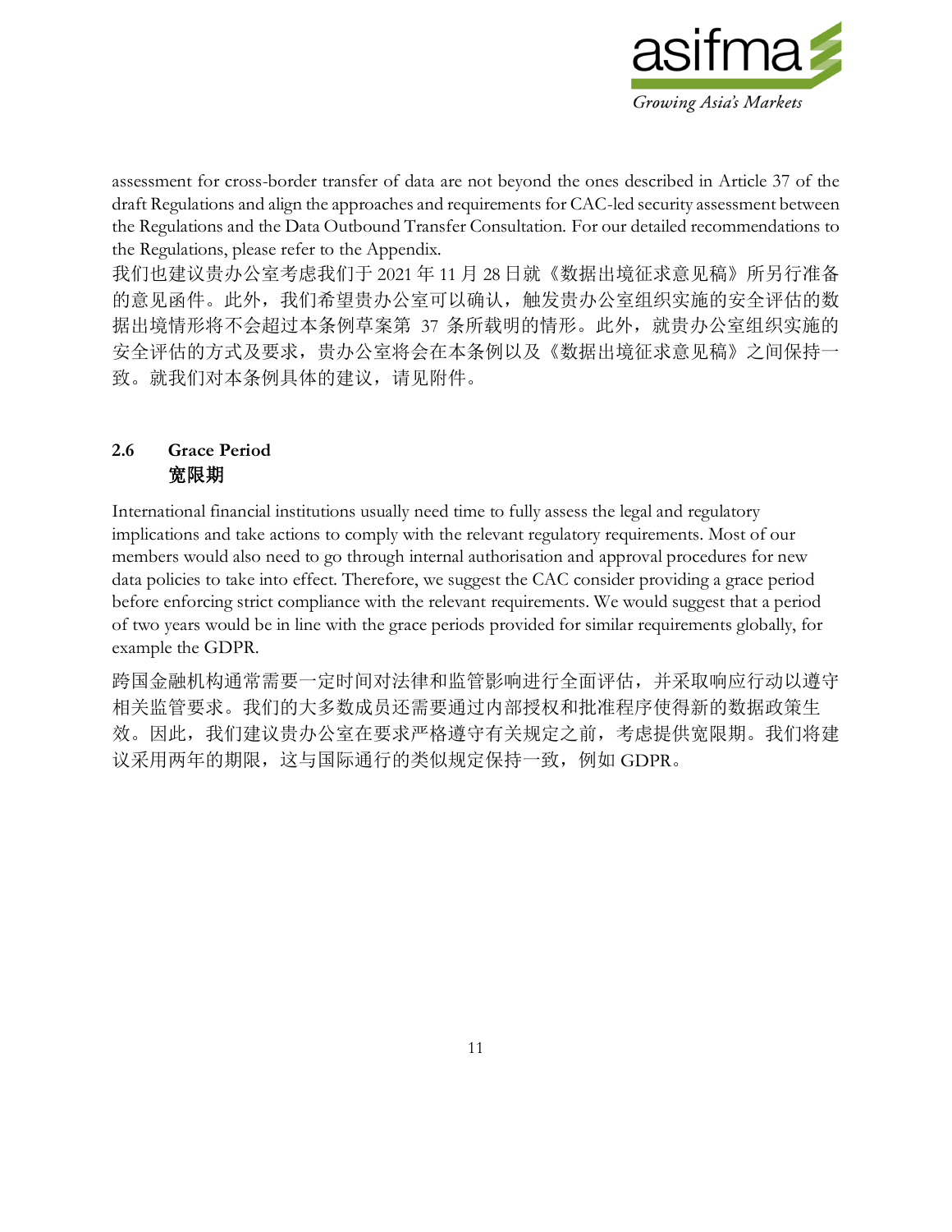assessment for cross-border transfer of data are not beyond the ones described in Article 37 of the draft Regulations and align the approaches and requirements for CAC-led security assessment between the Regulations and the Data Outbound Transfer Consultation. For our detailed recommendations to the Regulations, please refer to the Appendix.

我们也建议贵办公室考虑我们于 2021 年 11 月 28 日就《数据出境征求意见稿》所另行准备的意见函件。此外，我们希望贵办公室可以确认，触发贵办公室组织实施的安全评估的数据出境情形将不会超过本条例草案第 37 条所载明的情形。此外，就贵办公室组织实施的安全评估的方式及要求，贵办公室将会在本条例以及《数据出境征求意见稿》之间保持一致。就我们对本条例具体的建议，请见附件。

### 2.6 Grace Period
### 宽限期

International financial institutions usually need time to fully assess the legal and regulatory implications and take actions to comply with the relevant regulatory requirements. Most of our members would also need to go through internal authorisation and approval procedures for new data policies to take into effect. Therefore, we suggest the CAC consider providing a grace period before enforcing strict compliance with the relevant requirements. We would suggest that a period of two years would be in line with the grace periods provided for similar requirements globally, for example the GDPR.

跨国金融机构通常需要一定时间对法律和监管影响进行全面评估，并采取响应行动以遵守相关监管要求。我们的大多数成员还需要通过内部授权和批准程序使得新的数据政策生效。因此，我们建议贵办公室在要求严格遵守有关规定之前，考虑提供宽限期。我们将建议采用两年的期限，这与国际通行的类似规定保持一致，例如 GDPR。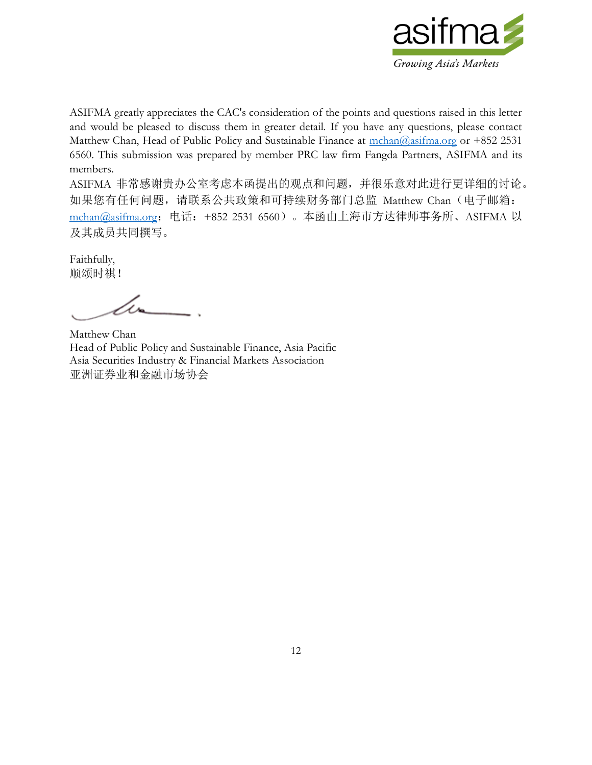ASIFMA greatly appreciates the CAC's consideration of the points and questions raised in this letter and would be pleased to discuss them in greater detail. If you have any questions, please contact Matthew Chan, Head of Public Policy and Sustainable Finance at mchan@asifma.org or +852 2531 6560. This submission was prepared by member PRC law firm Fangda Partners, ASIFMA and its members.

ASIFMA 非常感谢贵办公室考虑本函提出的观点和问题，并很乐意对此进行更详细的讨论。如果您有任何问题，请联系公共政策和可持续财务部门总监 Matthew Chan（电子邮箱：mchan@asifma.org；电话：+852 2531 6560）。本函由上海市方达律师事务所、ASIFMA 以及其成员共同撰写。

Faithfully,
顺颂时祺！

Matthew Chan
Head of Public Policy and Sustainable Finance, Asia Pacific
Asia Securities Industry & Financial Markets Association
亚洲证券业和金融市场协会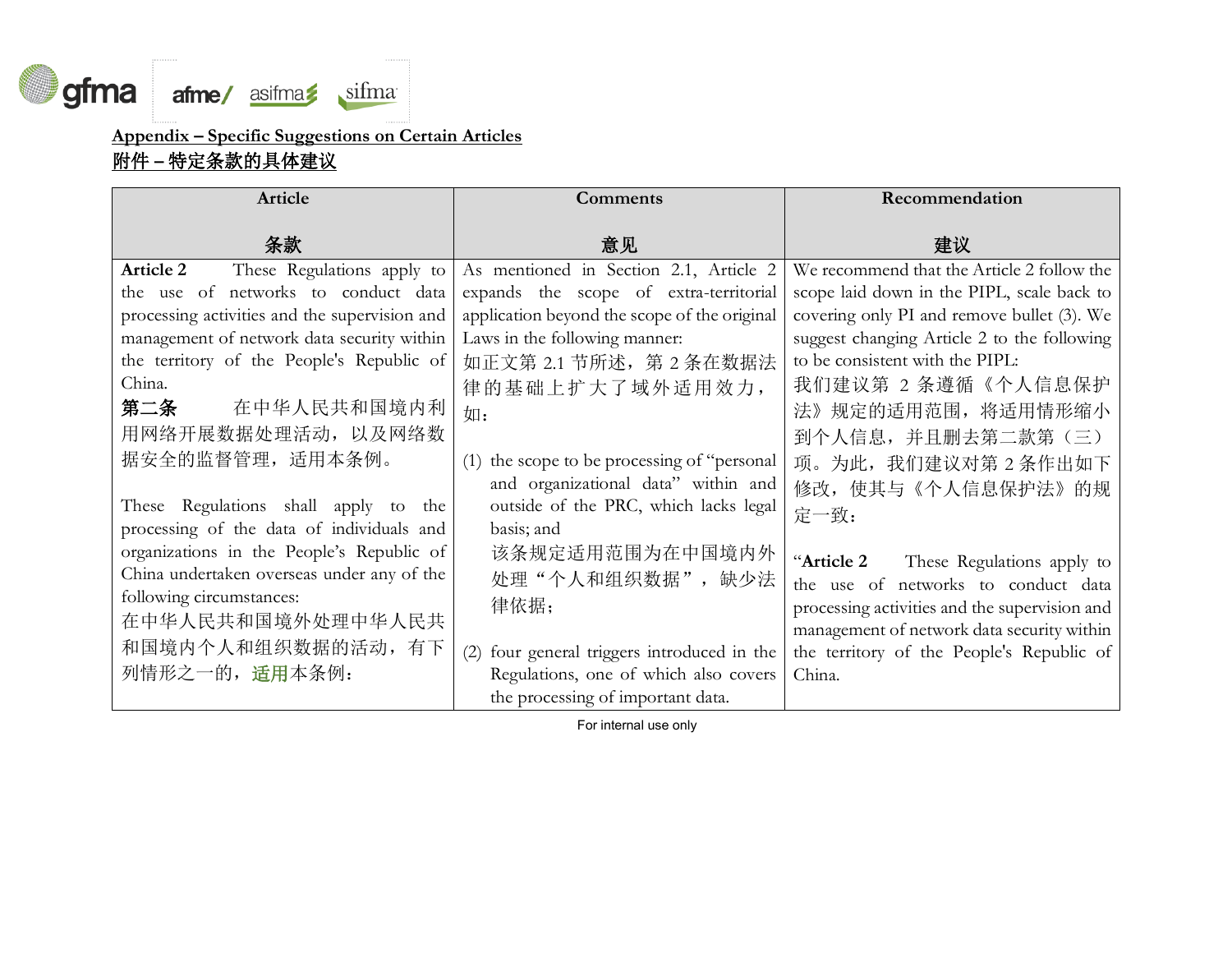**Appendix – Specific Suggestions on Certain Articles**
**附件 – 特定条款的具体建议**

| Article<br><br>**条款** | Comments<br><br>**意见** | Recommendation<br><br>**建议** |
|---|---|---|
| **Article 2** These Regulations apply to the use of networks to conduct data processing activities and the supervision and management of network data security within the territory of the People's Republic of China.<br>**第二条** 在中华人民共和国境内利用网络开展数据处理活动，以及网络数据安全的监督管理，适用本条例。<br><br>These Regulations shall apply to the processing of the data of individuals and organizations in the People's Republic of China undertaken overseas under any of the following circumstances:<br>在中华人民共和国境外处理中华人民共和国境内个人和组织数据的活动，有下列情形之一的，适用本条例： | As mentioned in Section 2.1, Article 2 expands the scope of extra-territorial application beyond the scope of the original Laws in the following manner:<br>如正文第 2.1 节所述，第 2 条在数据法律的基础上扩大了域外适用效力，如：<br><br>(1) the scope to be processing of "personal and organizational data" within and outside of the PRC, which lacks legal basis; and<br>该条规定适用范围为在中国境内外处理"个人和组织数据"，缺少法律依据；<br><br>(2) four general triggers introduced in the Regulations, one of which also covers the processing of important data. | We recommend that the Article 2 follow the scope laid down in the PIPL, scale back to covering only PI and remove bullet (3). We suggest changing Article 2 to the following to be consistent with the PIPL:<br>我们建议第 2 条遵循《个人信息保护法》规定的适用范围，将适用情形缩小到个人信息，并且删去第二款第（三）项。为此，我们建议对第 2 条作出如下修改，使其与《个人信息保护法》的规定一致：<br><br>"**Article 2** These Regulations apply to the use of networks to conduct data processing activities and the supervision and management of network data security within the territory of the People's Republic of China. |

For internal use only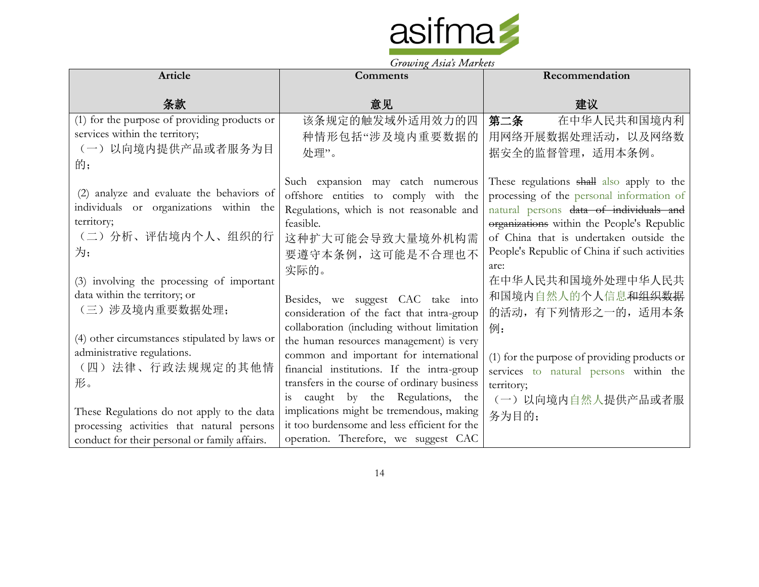| Article<br><br>条款 | Comments<br><br>意见 | Recommendation<br><br>建议 |
| --- | --- | --- |
| (1) for the purpose of providing products or services within the territory;<br>（一）以向境内提供产品或者服务为目的；<br><br>(2) analyze and evaluate the behaviors of individuals or organizations within the territory;<br>（二）分析、评估境内个人、组织的行为；<br><br>(3) involving the processing of important data within the territory; or<br>（三）涉及境内重要数据处理；<br><br>(4) other circumstances stipulated by laws or administrative regulations.<br>（四）法律、行政法规规定的其他情形。<br><br>These Regulations do not apply to the data processing activities that natural persons conduct for their personal or family affairs. | 该条规定的触发域外适用效力的四种情形包括"涉及境内重要数据的处理"。<br><br>Such expansion may catch numerous offshore entities to comply with the Regulations, which is not reasonable and feasible.<br>这种扩大可能会导致大量境外机构需要遵守本条例，这可能是不合理也不实际的。<br><br>Besides, we suggest CAC take into consideration of the fact that intra-group collaboration (including without limitation the human resources management) is very common and important for international financial institutions. If the intra-group transfers in the course of ordinary business is caught by the Regulations, the implications might be tremendous, making it too burdensome and less efficient for the operation. Therefore, we suggest CAC | **第二条** 在中华人民共和国境内利用网络开展数据处理活动，以及网络数据安全的监督管理，适用本条例。<br><br>These regulations ~~shall~~ also apply to the processing of the personal information of natural persons ~~data of individuals and organizations~~ within the People's Republic of China that is undertaken outside the People's Republic of China if such activities are:<br>在中华人民共和国境外处理中华人民共和国境内自然人的个人信息~~和组织数据~~的活动，有下列情形之一的，适用本条例：<br><br>(1) for the purpose of providing products or services to natural persons within the territory;<br>（一）以向境内自然人提供产品或者服务为目的； |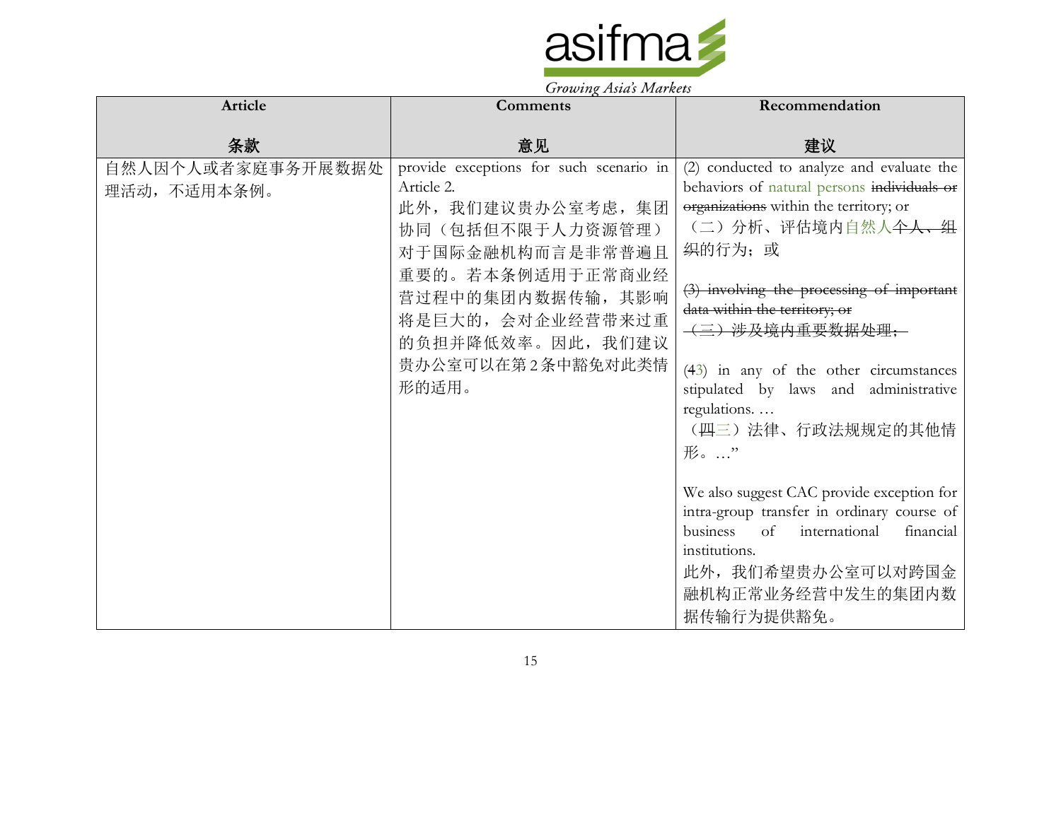| Article<br><br>条款 | Comments<br><br>意见 | Recommendation<br><br>建议 |
|---|---|---|
| 自然人因个人或者家庭事务开展数据处理活动，不适用本条例。 | provide exceptions for such scenario in Article 2.<br>此外，我们建议贵办公室考虑，集团协同（包括但不限于人力资源管理）对于国际金融机构而言是非常普遍且重要的。若本条例适用于正常商业经营过程中的集团内数据传输，其影响将是巨大的，会对企业经营带来过重的负担并降低效率。因此，我们建议贵办公室可以在第2条中豁免对此类情形的适用。 | (2) conducted to analyze and evaluate the behaviors of natural persons ~~individuals or organizations~~ within the territory; or<br>（二）分析、评估境内自然人~~个人、组织~~的行为；或<br><br>~~(3) involving the processing of important data within the territory; or~~<br>~~（三）涉及境内重要数据处理；~~<br><br>(~~4~~3) in any of the other circumstances stipulated by laws and administrative regulations. …<br>（~~四~~三）法律、行政法规规定的其他情形。…”<br><br>We also suggest CAC provide exception for intra-group transfer in ordinary course of business of international financial institutions.<br>此外，我们希望贵办公室可以对跨国金融机构正常业务经营中发生的集团内数据传输行为提供豁免。 |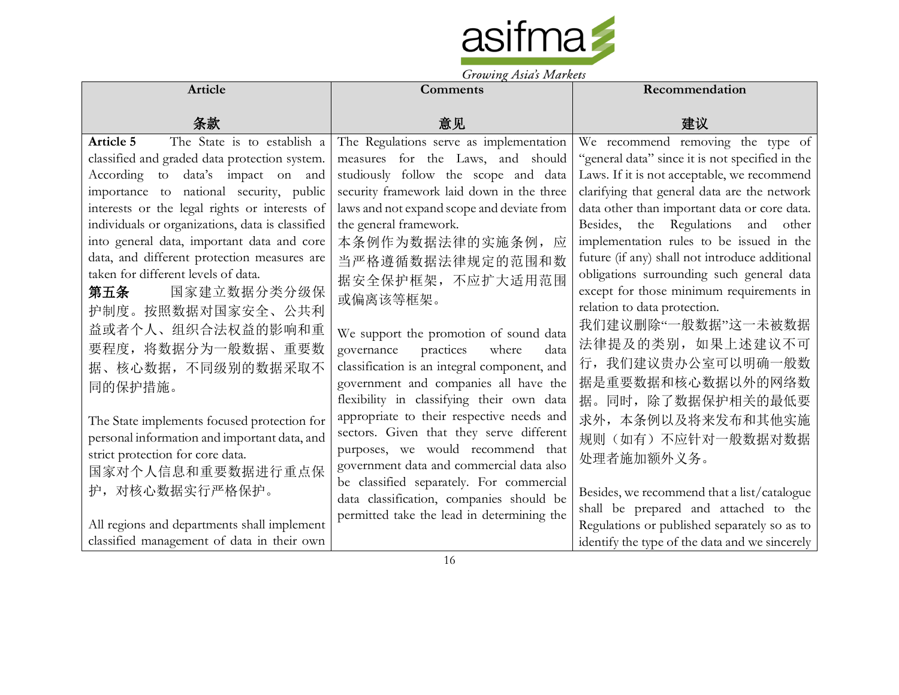| Article<br><br>条款 | Comments<br><br>意见 | Recommendation<br><br>建议 |
|---|---|---|
| **Article 5** The State is to establish a classified and graded data protection system. According to data's impact on and importance to national security, public interests or the legal rights or interests of individuals or organizations, data is classified into general data, important data and core data, and different protection measures are taken for different levels of data.<br>**第五条** 国家建立数据分类分级保护制度。按照数据对国家安全、公共利益或者个人、组织合法权益的影响和重要程度，将数据分为一般数据、重要数据、核心数据，不同级别的数据采取不同的保护措施。<br><br>The State implements focused protection for personal information and important data, and strict protection for core data.<br>国家对个人信息和重要数据进行重点保护，对核心数据实行严格保护。<br><br>All regions and departments shall implement classified management of data in their own | The Regulations serve as implementation measures for the Laws, and should studiously follow the scope and data security framework laid down in the three laws and not expand scope and deviate from the general framework.<br>本条例作为数据法律的实施条例，应当严格遵循数据法律规定的范围和数据安全保护框架，不应扩大适用范围或偏离该等框架。<br><br>We support the promotion of sound data governance practices where data classification is an integral component, and government and companies all have the flexibility in classifying their own data appropriate to their respective needs and sectors. Given that they serve different purposes, we would recommend that government data and commercial data also be classified separately. For commercial data classification, companies should be permitted take the lead in determining the | We recommend removing the type of "general data" since it is not specified in the Laws. If it is not acceptable, we recommend clarifying that general data are the network data other than important data or core data. Besides, the Regulations and other implementation rules to be issued in the future (if any) shall not introduce additional obligations surrounding such general data except for those minimum requirements in relation to data protection.<br>我们建议删除"一般数据"这一未被数据法律提及的类别，如果上述建议不可行，我们建议贵办公室可以明确一般数据是重要数据和核心数据以外的网络数据。同时，除了数据保护相关的最低要求外，本条例以及将来发布和其他实施规则（如有）不应针对一般数据对数据处理者施加额外义务。<br><br>Besides, we recommend that a list/catalogue shall be prepared and attached to the Regulations or published separately so as to identify the type of the data and we sincerely |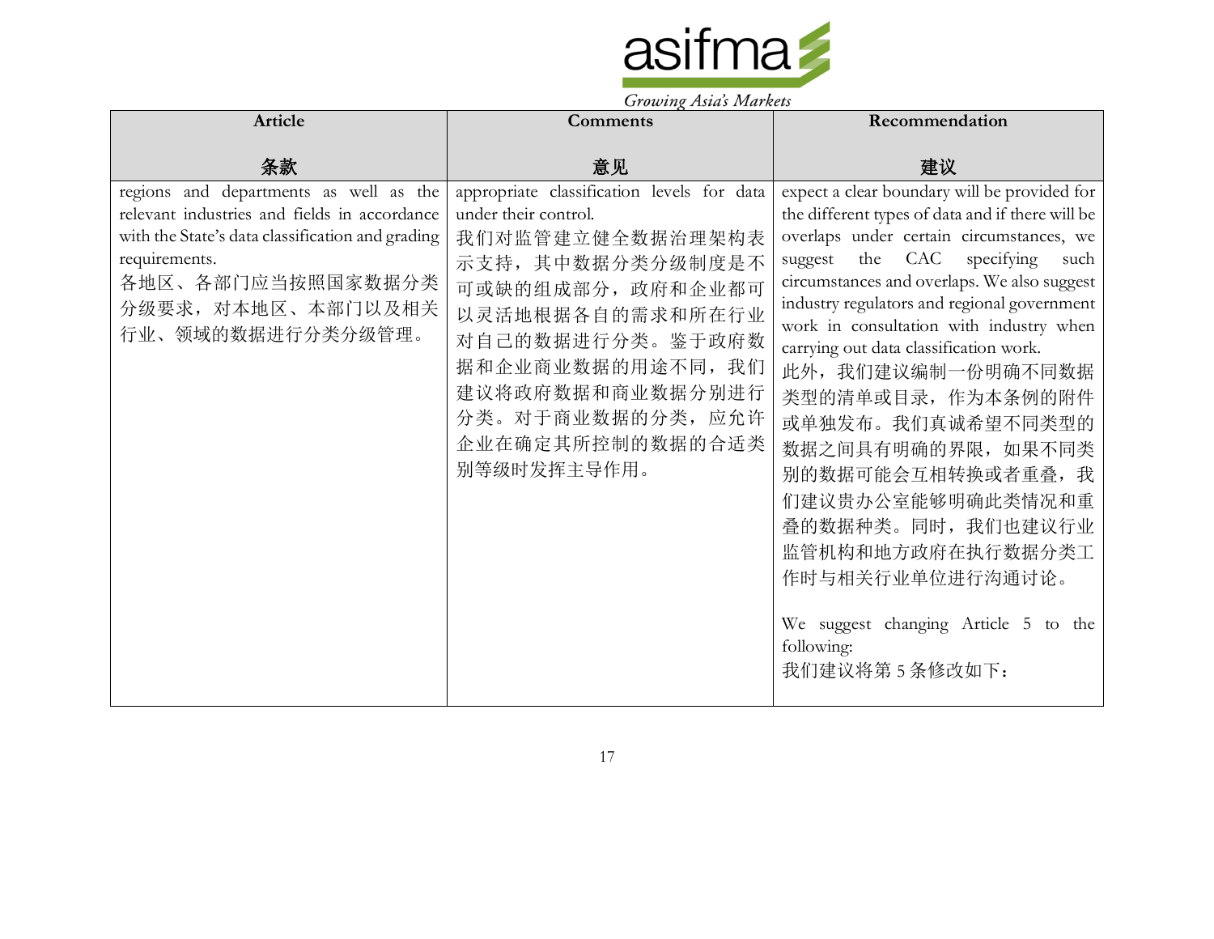| Article<br><br>条款 | Comments<br><br>意见 | Recommendation<br><br>建议 |
|---|---|---|
| regions and departments as well as the relevant industries and fields in accordance with the State's data classification and grading requirements.<br>各地区、各部门应当按照国家数据分类分级要求，对本地区、本部门以及相关行业、领域的数据进行分类分级管理。 | appropriate classification levels for data under their control.<br>我们对监管建立健全数据治理架构表示支持，其中数据分类分级制度是不可或缺的组成部分，政府和企业都可以灵活地根据各自的需求和所在行业对自己的数据进行分类。鉴于政府数据和企业商业数据的用途不同，我们建议将政府数据和商业数据分别进行分类。对于商业数据的分类，应允许企业在确定其所控制的数据的合适类别等级时发挥主导作用。 | expect a clear boundary will be provided for the different types of data and if there will be overlaps under certain circumstances, we suggest the CAC specifying such circumstances and overlaps. We also suggest industry regulators and regional government work in consultation with industry when carrying out data classification work.<br>此外，我们建议编制一份明确不同数据类型的清单或目录，作为本条例的附件或单独发布。我们真诚希望不同类型的数据之间具有明确的界限，如果不同类别的数据可能会互相转换或者重叠，我们建议贵办公室能够明确此类情况和重叠的数据种类。同时，我们也建议行业监管机构和地方政府在执行数据分类工作时与相关行业单位进行沟通讨论。<br><br>We suggest changing Article 5 to the following:<br>我们建议将第 5 条修改如下： |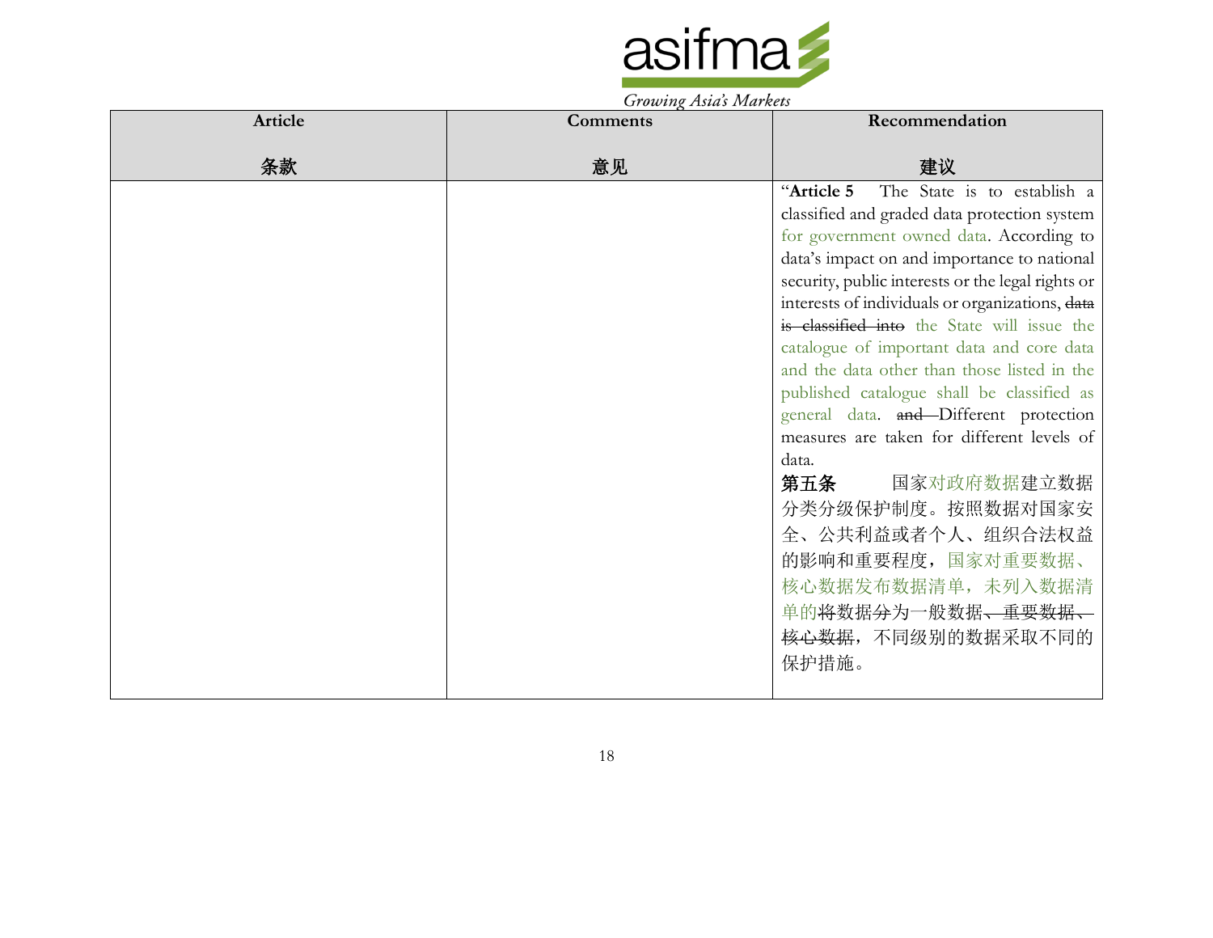| Article<br><br>条款 | Comments<br><br>意见 | Recommendation<br><br>建议 |
|---|---|---|
| | | "**Article 5** The State is to establish a classified and graded data protection system for government owned data. According to data's impact on and importance to national security, public interests or the legal rights or interests of individuals or organizations, ~~data is classified into~~ the State will issue the catalogue of important data and core data and the data other than those listed in the published catalogue shall be classified as general data. ~~and~~ Different protection measures are taken for different levels of data.<br>**第五条** 国家对政府数据建立数据分类分级保护制度。按照数据对国家安全、公共利益或者个人、组织合法权益的影响和重要程度，国家对重要数据、核心数据发布数据清单，未列入数据清单的将数据分为一般数据~~、重要数据、核心数据~~，不同级别的数据采取不同的保护措施。 |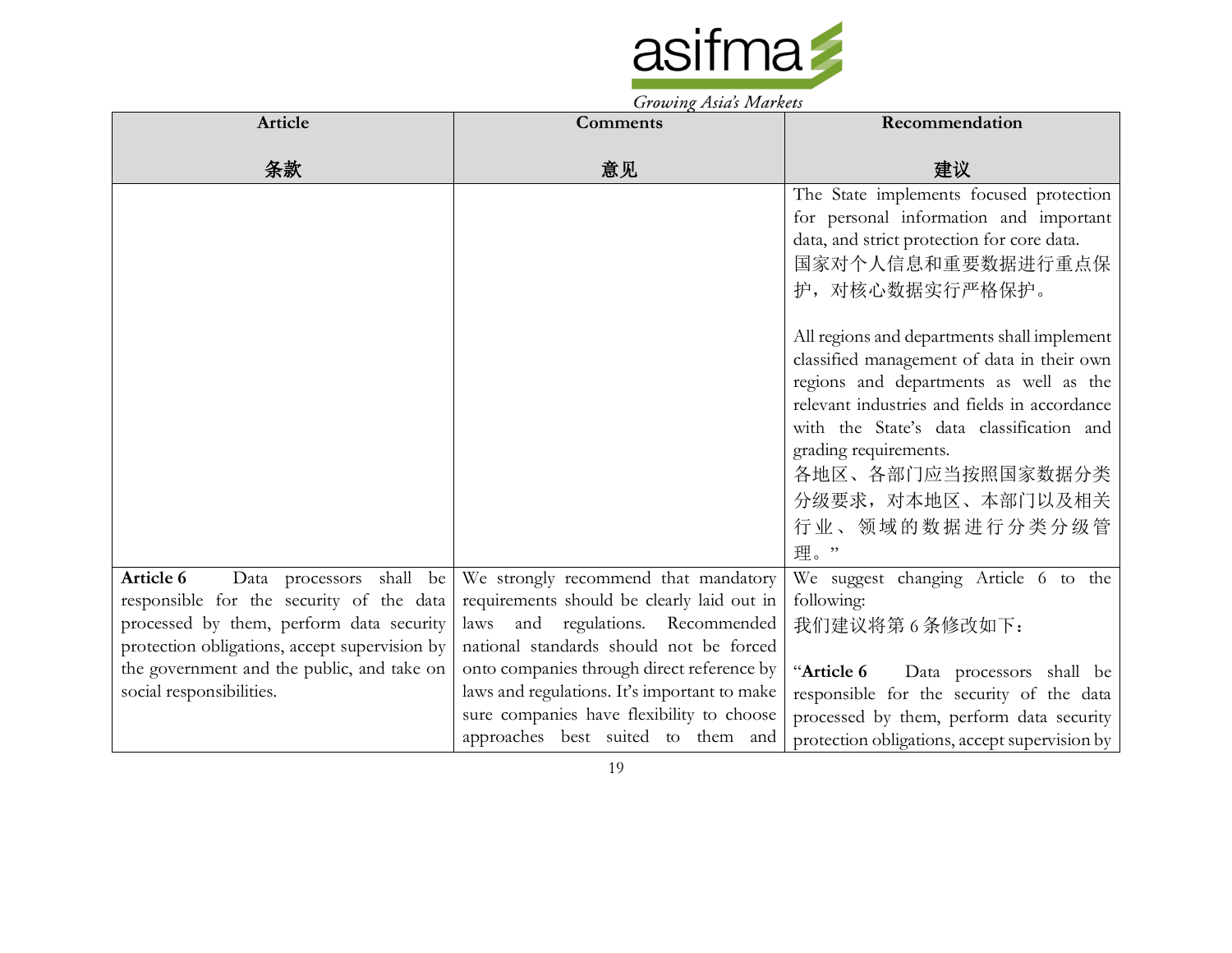| Article<br><br>条款 | Comments<br><br>意见 | Recommendation<br><br>建议 |
|---|---|---|
| | | The State implements focused protection for personal information and important data, and strict protection for core data.<br>国家对个人信息和重要数据进行重点保护，对核心数据实行严格保护。<br><br>All regions and departments shall implement classified management of data in their own regions and departments as well as the relevant industries and fields in accordance with the State's data classification and grading requirements.<br>各地区、各部门应当按照国家数据分类分级要求，对本地区、本部门以及相关行业、领域的数据进行分类分级管理。" |
| **Article 6** Data processors shall be responsible for the security of the data processed by them, perform data security protection obligations, accept supervision by the government and the public, and take on social responsibilities. | We strongly recommend that mandatory requirements should be clearly laid out in laws and regulations. Recommended national standards should not be forced onto companies through direct reference by laws and regulations. It's important to make sure companies have flexibility to choose approaches best suited to them and | We suggest changing Article 6 to the following:<br>我们建议将第6条修改如下：<br><br>"**Article 6** Data processors shall be responsible for the security of the data processed by them, perform data security protection obligations, accept supervision by |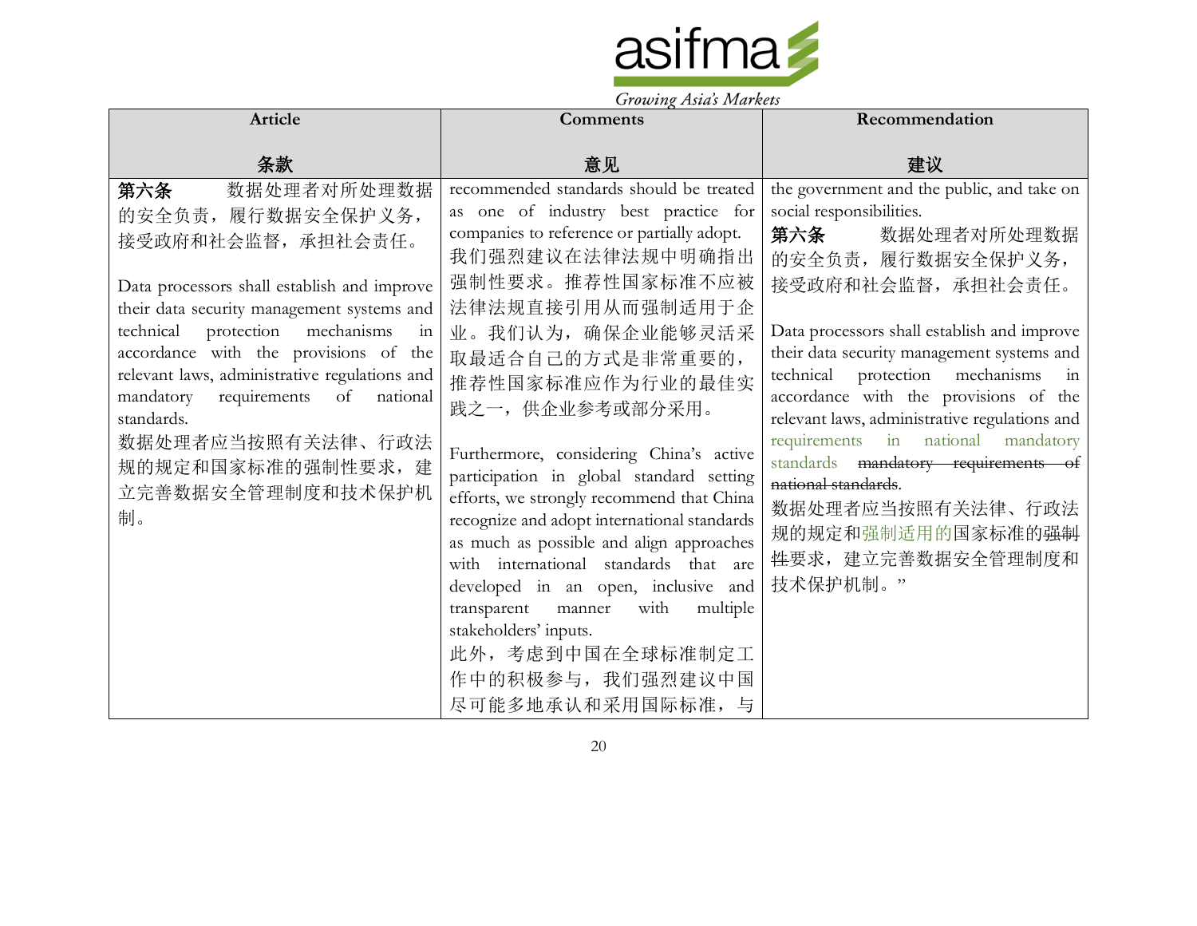| Article<br><br>条款 | Comments<br><br>意见 | Recommendation<br><br>建议 |
|---|---|---|
| **第六条** 数据处理者对所处理数据的安全负责，履行数据安全保护义务，接受政府和社会监督，承担社会责任。<br><br>Data processors shall establish and improve their data security management systems and technical protection mechanisms in accordance with the provisions of the relevant laws, administrative regulations and mandatory requirements of national standards.<br>数据处理者应当按照有关法律、行政法规的规定和国家标准的强制性要求，建立完善数据安全管理制度和技术保护机制。 | recommended standards should be treated as one of industry best practice for companies to reference or partially adopt.<br>我们强烈建议在法律法规中明确指出强制性要求。推荐性国家标准不应被法律法规直接引用从而强制适用于企业。我们认为，确保企业能够灵活采取最适合自己的方式是非常重要的，推荐性国家标准应作为行业的最佳实践之一，供企业参考或部分采用。<br><br>Furthermore, considering China's active participation in global standard setting efforts, we strongly recommend that China recognize and adopt international standards as much as possible and align approaches with international standards that are developed in an open, inclusive and transparent manner with multiple stakeholders' inputs.<br>此外，考虑到中国在全球标准制定工作中的积极参与，我们强烈建议中国尽可能多地承认和采用国际标准，与 | the government and the public, and take on social responsibilities.<br>**第六条** 数据处理者对所处理数据的安全负责，履行数据安全保护义务，接受政府和社会监督，承担社会责任。<br><br>Data processors shall establish and improve their data security management systems and technical protection mechanisms in accordance with the provisions of the relevant laws, administrative regulations and requirements in national mandatory standards ~~mandatory requirements of national standards~~.<br>数据处理者应当按照有关法律、行政法规的规定和强制适用的国家标准的~~强制性~~要求，建立完善数据安全管理制度和技术保护机制。" |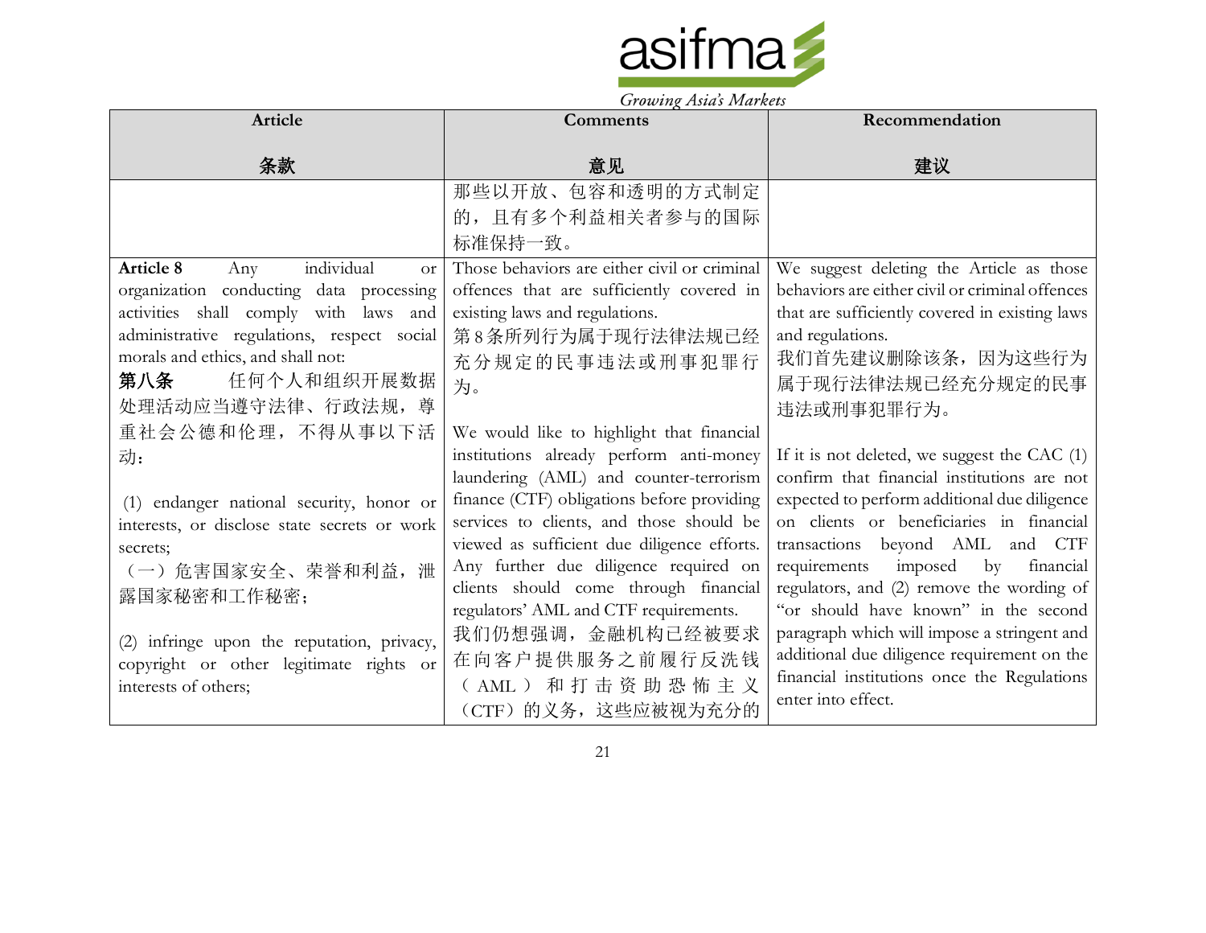| Article<br><br>条款 | Comments<br><br>意见 | Recommendation<br><br>建议 |
|---|---|---|
| | 那些以开放、包容和透明的方式制定的，且有多个利益相关者参与的国际标准保持一致。 | |
| **Article 8** Any individual or organization conducting data processing activities shall comply with laws and administrative regulations, respect social morals and ethics, and shall not:<br>**第八条** 任何个人和组织开展数据处理活动应当遵守法律、行政法规，尊重社会公德和伦理，不得从事以下活动：<br><br>(1) endanger national security, honor or interests, or disclose state secrets or work secrets;<br>（一）危害国家安全、荣誉和利益，泄露国家秘密和工作秘密；<br><br>(2) infringe upon the reputation, privacy, copyright or other legitimate rights or interests of others; | Those behaviors are either civil or criminal offences that are sufficiently covered in existing laws and regulations.<br>第8条所列行为属于现行法律法规已经充分规定的民事违法或刑事犯罪行为。<br><br>We would like to highlight that financial institutions already perform anti-money laundering (AML) and counter-terrorism finance (CTF) obligations before providing services to clients, and those should be viewed as sufficient due diligence efforts. Any further due diligence required on clients should come through financial regulators' AML and CTF requirements.<br>我们仍想强调，金融机构已经被要求在向客户提供服务之前履行反洗钱（AML）和打击资助恐怖主义（CTF）的义务，这些应被视为充分的 | We suggest deleting the Article as those behaviors are either civil or criminal offences that are sufficiently covered in existing laws and regulations.<br>我们首先建议删除该条，因为这些行为属于现行法律法规已经充分规定的民事违法或刑事犯罪行为。<br><br>If it is not deleted, we suggest the CAC (1) confirm that financial institutions are not expected to perform additional due diligence on clients or beneficiaries in financial transactions beyond AML and CTF requirements imposed by financial regulators, and (2) remove the wording of "or should have known" in the second paragraph which will impose a stringent and additional due diligence requirement on the financial institutions once the Regulations enter into effect. |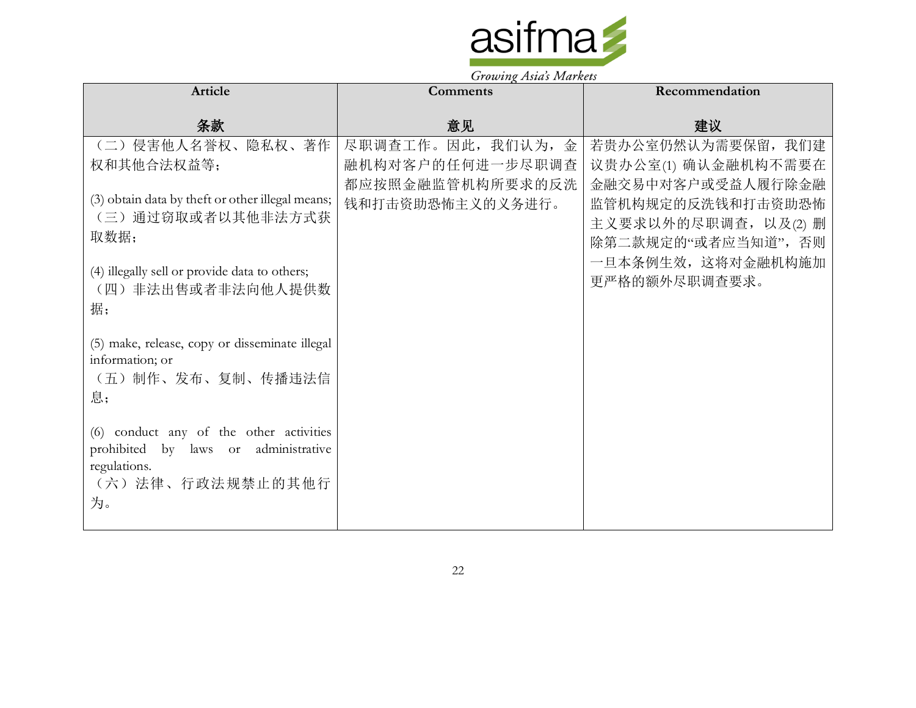| Article<br><br>条款 | Comments<br><br>意见 | Recommendation<br><br>建议 |
|---|---|---|
| （二）侵害他人名誉权、隐私权、著作权和其他合法权益等；<br><br>(3) obtain data by theft or other illegal means;<br>（三）通过窃取或者以其他非法方式获取数据；<br><br>(4) illegally sell or provide data to others;<br>（四）非法出售或者非法向他人提供数据；<br><br>(5) make, release, copy or disseminate illegal information; or<br>（五）制作、发布、复制、传播违法信息；<br><br>(6) conduct any of the other activities prohibited by laws or administrative regulations.<br>（六）法律、行政法规禁止的其他行为。 | 尽职调查工作。因此，我们认为，金融机构对客户的任何进一步尽职调查都应按照金融监管机构所要求的反洗钱和打击资助恐怖主义的义务进行。 | 若贵办公室仍然认为需要保留，我们建议贵办公室(1) 确认金融机构不需要在金融交易中对客户或受益人履行除金融监管机构规定的反洗钱和打击资助恐怖主义要求以外的尽职调查，以及(2) 删除第二款规定的"或者应当知道"，否则一旦本条例生效，这将对金融机构施加更严格的额外尽职调查要求。 |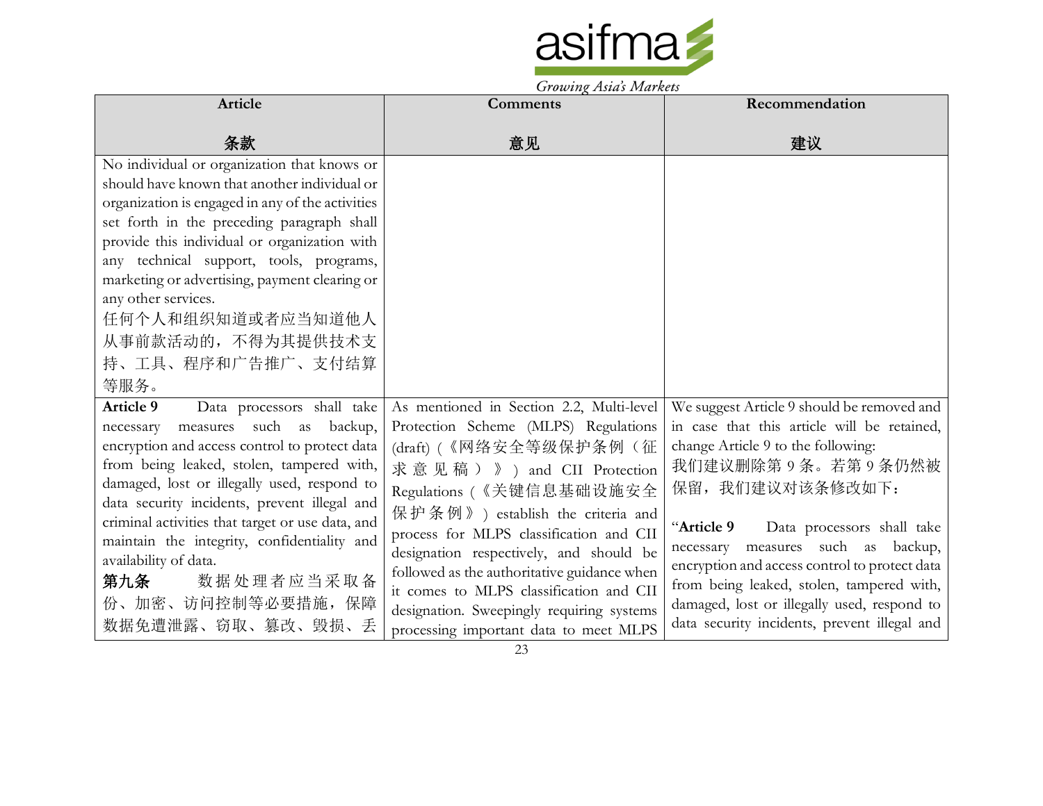| Article<br><br>条款 | Comments<br><br>意见 | Recommendation<br><br>建议 |
|---|---|---|
| No individual or organization that knows or should have known that another individual or organization is engaged in any of the activities set forth in the preceding paragraph shall provide this individual or organization with any technical support, tools, programs, marketing or advertising, payment clearing or any other services.<br>任何个人和组织知道或者应当知道他人从事前款活动的，不得为其提供技术支持、工具、程序和广告推广、支付结算等服务。 | | |
| **Article 9** Data processors shall take necessary measures such as backup, encryption and access control to protect data from being leaked, stolen, tampered with, damaged, lost or illegally used, respond to data security incidents, prevent illegal and criminal activities that target or use data, and maintain the integrity, confidentiality and availability of data.<br>**第九条** 数据处理者应当采取备份、加密、访问控制等必要措施，保障数据免遭泄露、窃取、篡改、毁损、丢 | As mentioned in Section 2.2, Multi-level Protection Scheme (MLPS) Regulations (draft) (《网络安全等级保护条例（征求意见稿）》) and CII Protection Regulations (《关键信息基础设施安全保护条例》) establish the criteria and process for MLPS classification and CII designation respectively, and should be followed as the authoritative guidance when it comes to MLPS classification and CII designation. Sweepingly requiring systems processing important data to meet MLPS | We suggest Article 9 should be removed and in case that this article will be retained, change Article 9 to the following:<br>我们建议删除第 9 条。若第 9 条仍然被保留，我们建议对该条修改如下：<br><br>"**Article 9** Data processors shall take necessary measures such as backup, encryption and access control to protect data from being leaked, stolen, tampered with, damaged, lost or illegally used, respond to data security incidents, prevent illegal and |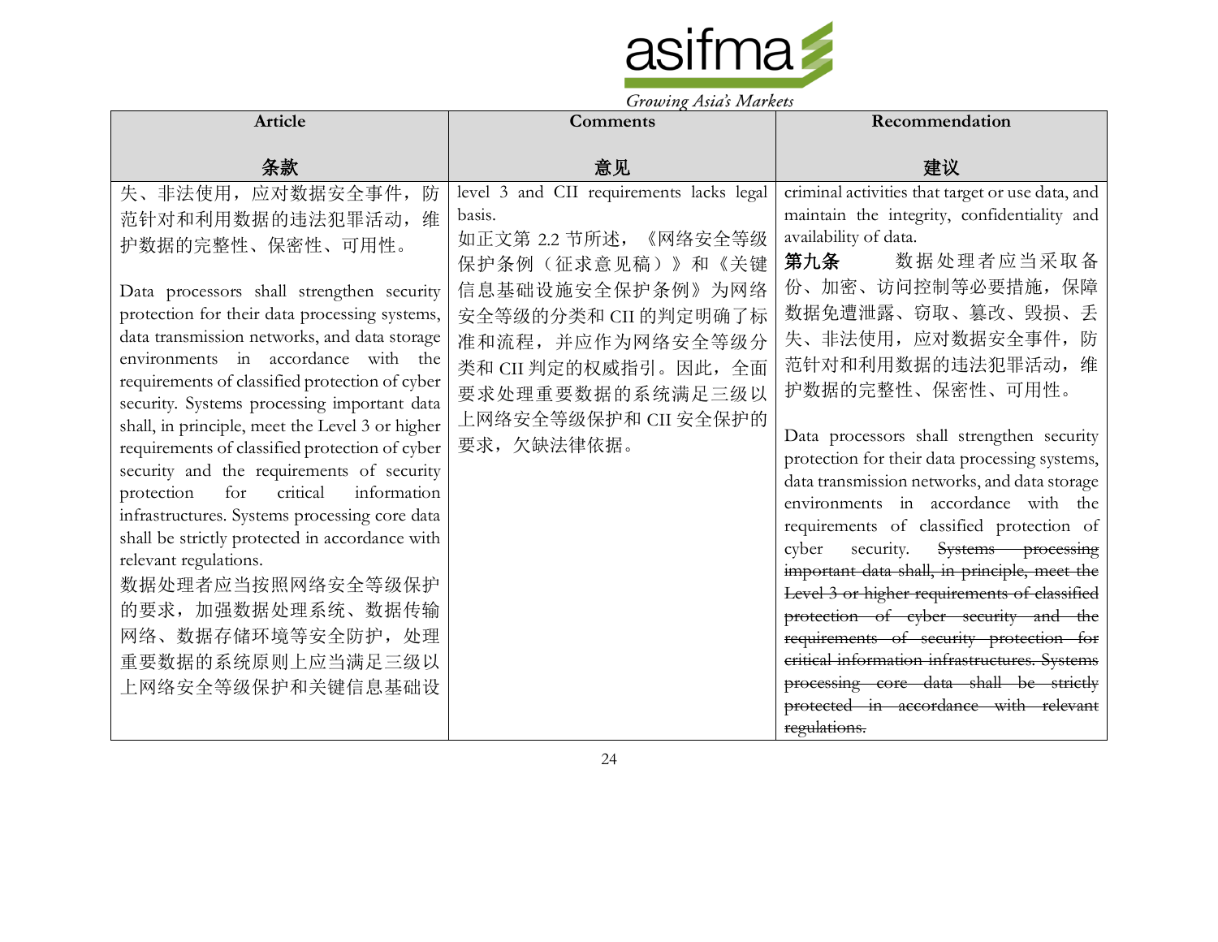| Article<br><br>条款 | Comments<br><br>意见 | Recommendation<br><br>建议 |
| --- | --- | --- |
| 失、非法使用，应对数据安全事件，防范针对和利用数据的违法犯罪活动，维护数据的完整性、保密性、可用性。<br><br>Data processors shall strengthen security protection for their data processing systems, data transmission networks, and data storage environments in accordance with the requirements of classified protection of cyber security. Systems processing important data shall, in principle, meet the Level 3 or higher requirements of classified protection of cyber security and the requirements of security protection for critical information infrastructures. Systems processing core data shall be strictly protected in accordance with relevant regulations.<br>数据处理者应当按照网络安全等级保护的要求，加强数据处理系统、数据传输网络、数据存储环境等安全防护，处理重要数据的系统原则上应当满足三级以上网络安全等级保护和关键信息基础设 | level 3 and CII requirements lacks legal basis.<br>如正文第 2.2 节所述，《网络安全等级保护条例（征求意见稿）》和《关键信息基础设施安全保护条例》为网络安全等级的分类和 CII 的判定明确了标准和流程，并应作为网络安全等级分类和 CII 判定的权威指引。因此，全面要求处理重要数据的系统满足三级以上网络安全等级保护和 CII 安全保护的要求，欠缺法律依据。 | criminal activities that target or use data, and maintain the integrity, confidentiality and availability of data.<br>**第九条**　　数据处理者应当采取备份、加密、访问控制等必要措施，保障数据免遭泄露、窃取、篡改、毁损、丢失、非法使用，应对数据安全事件，防范针对和利用数据的违法犯罪活动，维护数据的完整性、保密性、可用性。<br><br>Data processors shall strengthen security protection for their data processing systems, data transmission networks, and data storage environments in accordance with the requirements of classified protection of cyber security. ~~Systems processing important data shall, in principle, meet the Level 3 or higher requirements of classified protection of cyber security and the requirements of security protection for critical information infrastructures. Systems processing core data shall be strictly protected in accordance with relevant regulations.~~ |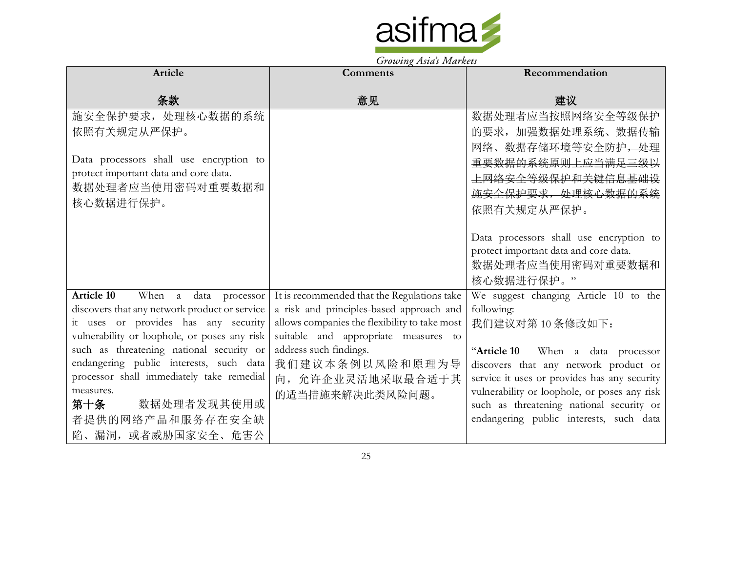| Article<br><br>条款 | Comments<br><br>意见 | Recommendation<br><br>建议 |
|---|---|---|
| 施安全保护要求，处理核心数据的系统依照有关规定从严保护。<br><br>Data processors shall use encryption to protect important data and core data.<br>数据处理者应当使用密码对重要数据和核心数据进行保护。 | | 数据处理者应当按照网络安全等级保护的要求，加强数据处理系统、数据传输网络、数据存储环境等安全防护~~，处理重要数据的系统原则上应当满足三级以上网络安全等级保护和关键信息基础设施安全保护要求，处理核心数据的系统依照有关规定从严保护~~。<br><br>Data processors shall use encryption to protect important data and core data.<br>数据处理者应当使用密码对重要数据和核心数据进行保护。" |
| **Article 10** When a data processor discovers that any network product or service it uses or provides has any security vulnerability or loophole, or poses any risk such as threatening national security or endangering public interests, such data processor shall immediately take remedial measures.<br>**第十条** 数据处理者发现其使用或者提供的网络产品和服务存在安全缺陷、漏洞，或者威胁国家安全、危害公 | It is recommended that the Regulations take a risk and principles-based approach and allows companies the flexibility to take most suitable and appropriate measures to address such findings.<br>我们建议本条例以风险和原理为导向，允许企业灵活地采取最合适于其的适当措施来解决此类风险问题。 | We suggest changing Article 10 to the following:<br>我们建议对第 10 条修改如下：<br><br>"**Article 10** When a data processor discovers that any network product or service it uses or provides has any security vulnerability or loophole, or poses any risk such as threatening national security or endangering public interests, such data |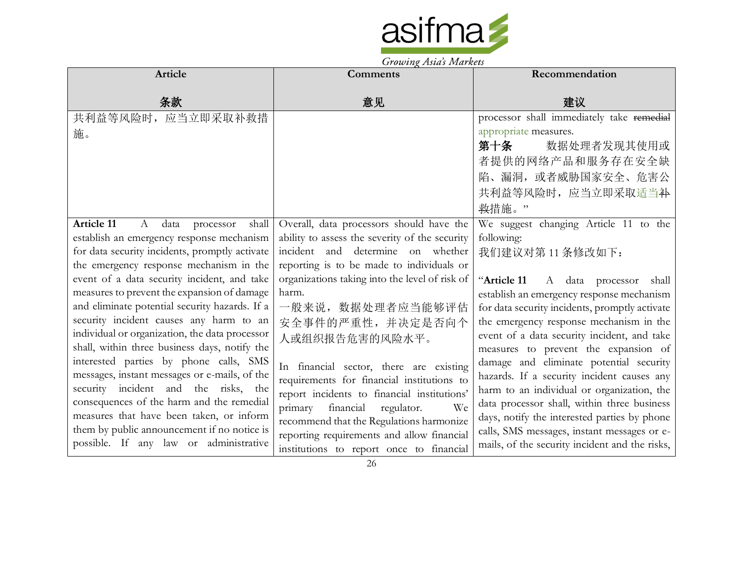| Article<br><br>条款 | Comments<br><br>意见 | Recommendation<br><br>建议 |
|---|---|---|
| 共利益等风险时，应当立即采取补救措施。 | | processor shall immediately take ~~remedial~~ appropriate measures.<br>**第十条** 数据处理者发现其使用或者提供的网络产品和服务存在安全缺陷、漏洞，或者威胁国家安全、危害公共利益等风险时，应当立即采取适当~~补救~~措施。” |
| **Article 11** A data processor shall establish an emergency response mechanism for data security incidents, promptly activate the emergency response mechanism in the event of a data security incident, and take measures to prevent the expansion of damage and eliminate potential security hazards. If a security incident causes any harm to an individual or organization, the data processor shall, within three business days, notify the interested parties by phone calls, SMS messages, instant messages or e-mails, of the security incident and the risks, the consequences of the harm and the remedial measures that have been taken, or inform them by public announcement if no notice is possible. If any law or administrative | Overall, data processors should have the ability to assess the severity of the security incident and determine on whether reporting is to be made to individuals or organizations taking into the level of risk of harm.<br>一般来说，数据处理者应当能够评估安全事件的严重性，并决定是否向个人或组织报告危害的风险水平。<br><br>In financial sector, there are existing requirements for financial institutions to report incidents to financial institutions' primary financial regulator. We recommend that the Regulations harmonize reporting requirements and allow financial institutions to report once to financial | We suggest changing Article 11 to the following:<br>我们建议对第 11 条修改如下：<br><br>“**Article 11** A data processor shall establish an emergency response mechanism for data security incidents, promptly activate the emergency response mechanism in the event of a data security incident, and take measures to prevent the expansion of damage and eliminate potential security hazards. If a security incident causes any harm to an individual or organization, the data processor shall, within three business days, notify the interested parties by phone calls, SMS messages, instant messages or e-mails, of the security incident and the risks, |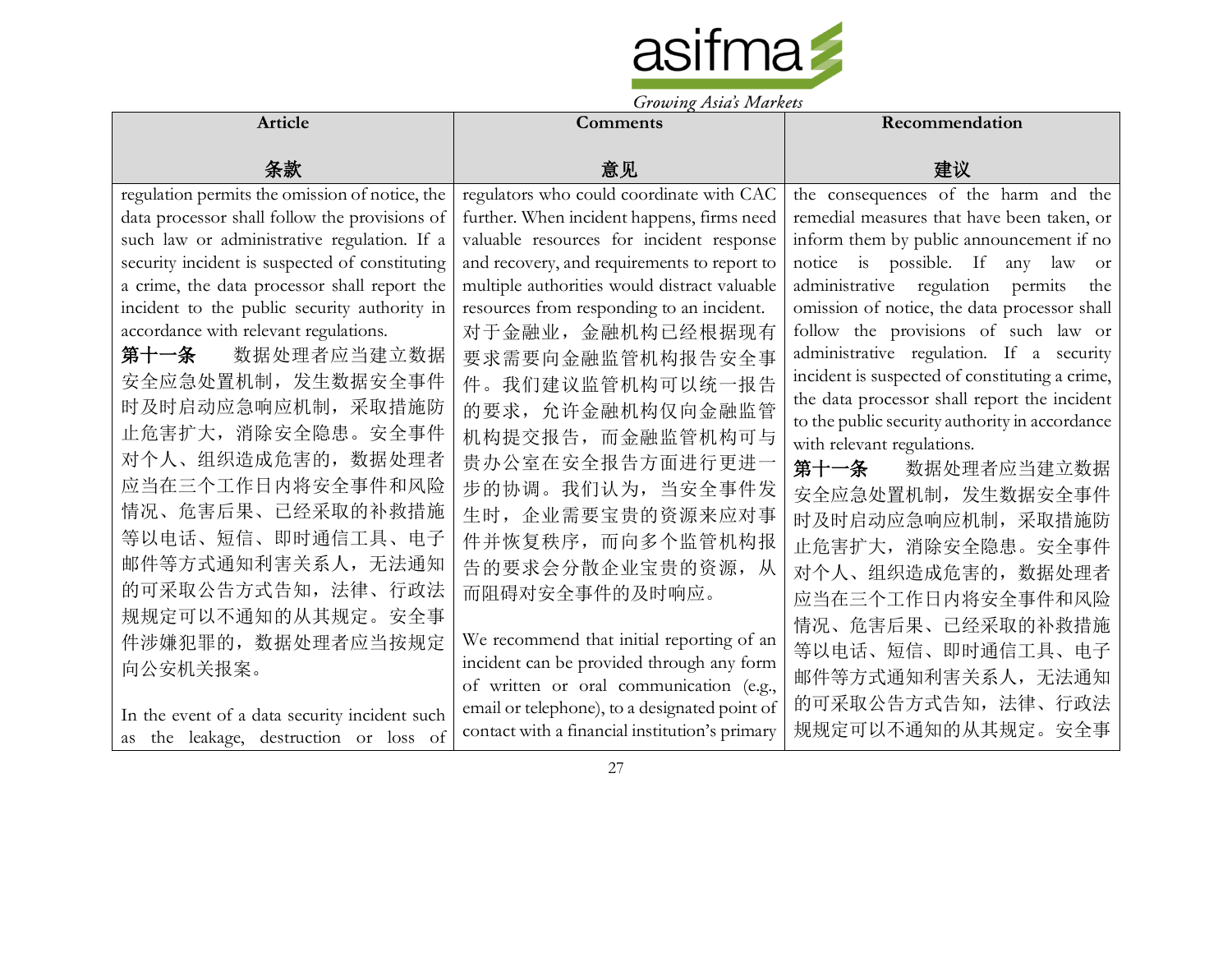| Article<br><br>条款 | Comments<br><br>意见 | Recommendation<br><br>建议 |
|---|---|---|
| regulation permits the omission of notice, the data processor shall follow the provisions of such law or administrative regulation. If a security incident is suspected of constituting a crime, the data processor shall report the incident to the public security authority in accordance with relevant regulations.<br>**第十一条** 数据处理者应当建立数据安全应急处置机制，发生数据安全事件时及时启动应急响应机制，采取措施防止危害扩大，消除安全隐患。安全事件对个人、组织造成危害的，数据处理者应当在三个工作日内将安全事件和风险情况、危害后果、已经采取的补救措施等以电话、短信、即时通信工具、电子邮件等方式通知利害关系人，无法通知的可采取公告方式告知，法律、行政法规规定可以不通知的从其规定。安全事件涉嫌犯罪的，数据处理者应当按规定向公安机关报案。<br><br>In the event of a data security incident such as the leakage, destruction or loss of | regulators who could coordinate with CAC further. When incident happens, firms need valuable resources for incident response and recovery, and requirements to report to multiple authorities would distract valuable resources from responding to an incident.<br>对于金融业，金融机构已经根据现有要求需要向金融监管机构报告安全事件。我们建议监管机构可以统一报告的要求，允许金融机构仅向金融监管机构提交报告，而金融监管机构可与贵办公室在安全报告方面进行更进一步的协调。我们认为，当安全事件发生时，企业需要宝贵的资源来应对事件并恢复秩序，而向多个监管机构报告的要求会分散企业宝贵的资源，从而阻碍对安全事件的及时响应。<br><br>We recommend that initial reporting of an incident can be provided through any form of written or oral communication (e.g., email or telephone), to a designated point of contact with a financial institution's primary | the consequences of the harm and the remedial measures that have been taken, or inform them by public announcement if no notice is possible. If any law or administrative regulation permits the omission of notice, the data processor shall follow the provisions of such law or administrative regulation. If a security incident is suspected of constituting a crime, the data processor shall report the incident to the public security authority in accordance with relevant regulations.<br>**第十一条** 数据处理者应当建立数据安全应急处置机制，发生数据安全事件时及时启动应急响应机制，采取措施防止危害扩大，消除安全隐患。安全事件对个人、组织造成危害的，数据处理者应当在三个工作日内将安全事件和风险情况、危害后果、已经采取的补救措施等以电话、短信、即时通信工具、电子邮件等方式通知利害关系人，无法通知的可采取公告方式告知，法律、行政法规规定可以不通知的从其规定。安全事 |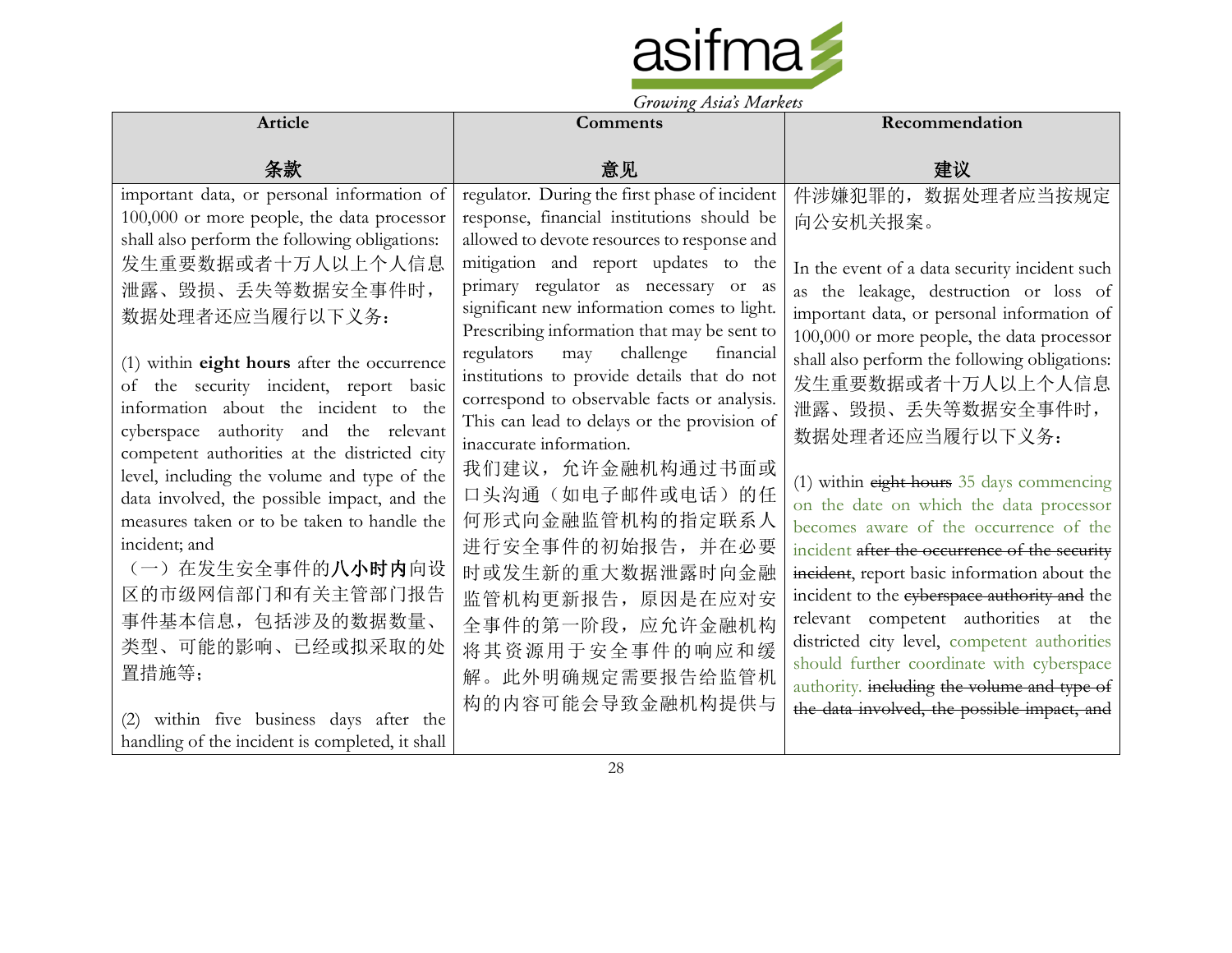| Article<br><br>条款 | Comments<br><br>意见 | Recommendation<br><br>建议 |
|---|---|---|
| important data, or personal information of 100,000 or more people, the data processor shall also perform the following obligations:<br>发生重要数据或者十万人以上个人信息泄露、毁损、丢失等数据安全事件时，数据处理者还应当履行以下义务：<br><br>(1) within **eight hours** after the occurrence of the security incident, report basic information about the incident to the cyberspace authority and the relevant competent authorities at the districted city level, including the volume and type of the data involved, the possible impact, and the measures taken or to be taken to handle the incident; and<br>（一）在发生安全事件的**八小时内**向设区的市级网信部门和有关主管部门报告事件基本信息，包括涉及的数据数量、类型、可能的影响、已经或拟采取的处置措施等；<br><br>(2) within five business days after the handling of the incident is completed, it shall | regulator. During the first phase of incident response, financial institutions should be allowed to devote resources to response and mitigation and report updates to the primary regulator as necessary or as significant new information comes to light. Prescribing information that may be sent to regulators may challenge financial institutions to provide details that do not correspond to observable facts or analysis. This can lead to delays or the provision of inaccurate information.<br>我们建议，允许金融机构通过书面或口头沟通（如电子邮件或电话）的任何形式向金融监管机构的指定联系人进行安全事件的初始报告，并在必要时或发生新的重大数据泄露时向金融监管机构更新报告，原因是在应对安全事件的第一阶段，应允许金融机构将其资源用于安全事件的响应和缓解。此外明确规定需要报告给监管机构的内容可能会导致金融机构提供与 | 件涉嫌犯罪的，数据处理者应当按规定向公安机关报案。<br><br>In the event of a data security incident such as the leakage, destruction or loss of important data, or personal information of 100,000 or more people, the data processor shall also perform the following obligations:<br>发生重要数据或者十万人以上个人信息泄露、毁损、丢失等数据安全事件时，数据处理者还应当履行以下义务：<br><br>(1) within ~~eight hours~~ 35 days commencing on the date on which the data processor becomes aware of the occurrence of the incident ~~after the occurrence of the security incident~~, report basic information about the incident to the ~~cyberspace authority and~~ the relevant competent authorities at the districted city level, competent authorities should further coordinate with cyberspace authority. ~~including the volume and type of the data involved, the possible impact, and~~ |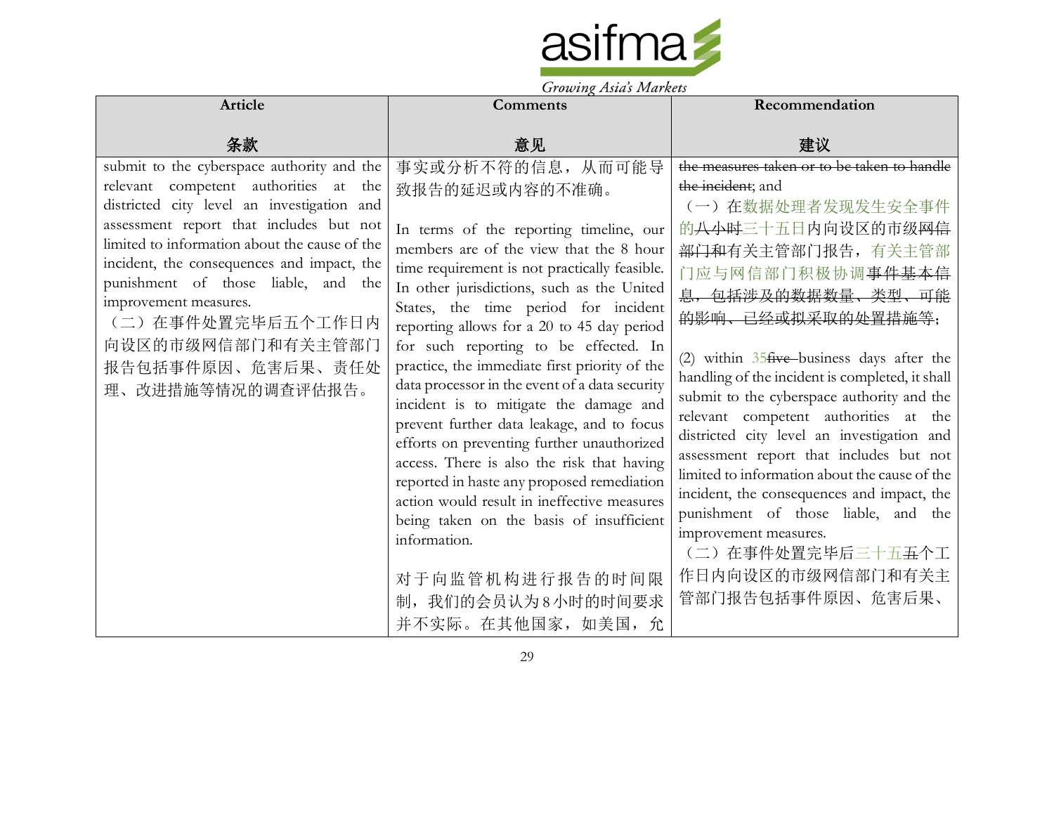| Article<br><br>条款 | Comments<br><br>意见 | Recommendation<br><br>建议 |
|---|---|---|
| submit to the cyberspace authority and the relevant competent authorities at the districted city level an investigation and assessment report that includes but not limited to information about the cause of the incident, the consequences and impact, the punishment of those liable, and the improvement measures.<br>（二）在事件处置完毕后五个工作日内向设区的市级网信部门和有关主管部门报告包括事件原因、危害后果、责任处理、改进措施等情况的调查评估报告。 | 事实或分析不符的信息，从而可能导致报告的延迟或内容的不准确。<br><br>In terms of the reporting timeline, our members are of the view that the 8 hour time requirement is not practically feasible. In other jurisdictions, such as the United States, the time period for incident reporting allows for a 20 to 45 day period for such reporting to be effected. In practice, the immediate first priority of the data processor in the event of a data security incident is to mitigate the damage and prevent further data leakage, and to focus efforts on preventing further unauthorized access. There is also the risk that having reported in haste any proposed remediation action would result in ineffective measures being taken on the basis of insufficient information.<br><br>对于向监管机构进行报告的时间限制，我们的会员认为8小时的时间要求并不实际。在其他国家，如美国，允 | ~~the measures taken or to be taken to handle the incident~~; and<br>（一）在数据处理者发现发生安全事件的~~八小时~~三十五日内向设区的市级~~网信部门和~~有关主管部门报告，有关主管部门应与网信部门积极协调~~事件基本信息，包括涉及的数据数量、类型、可能的影响、已经或拟采取的处置措施等~~；<br><br>(2) within 35~~five~~ business days after the handling of the incident is completed, it shall submit to the cyberspace authority and the relevant competent authorities at the districted city level an investigation and assessment report that includes but not limited to information about the cause of the incident, the consequences and impact, the punishment of those liable, and the improvement measures.<br>（二）在事件处置完毕后三十五~~五~~个工作日内向设区的市级网信部门和有关主管部门报告包括事件原因、危害后果、 |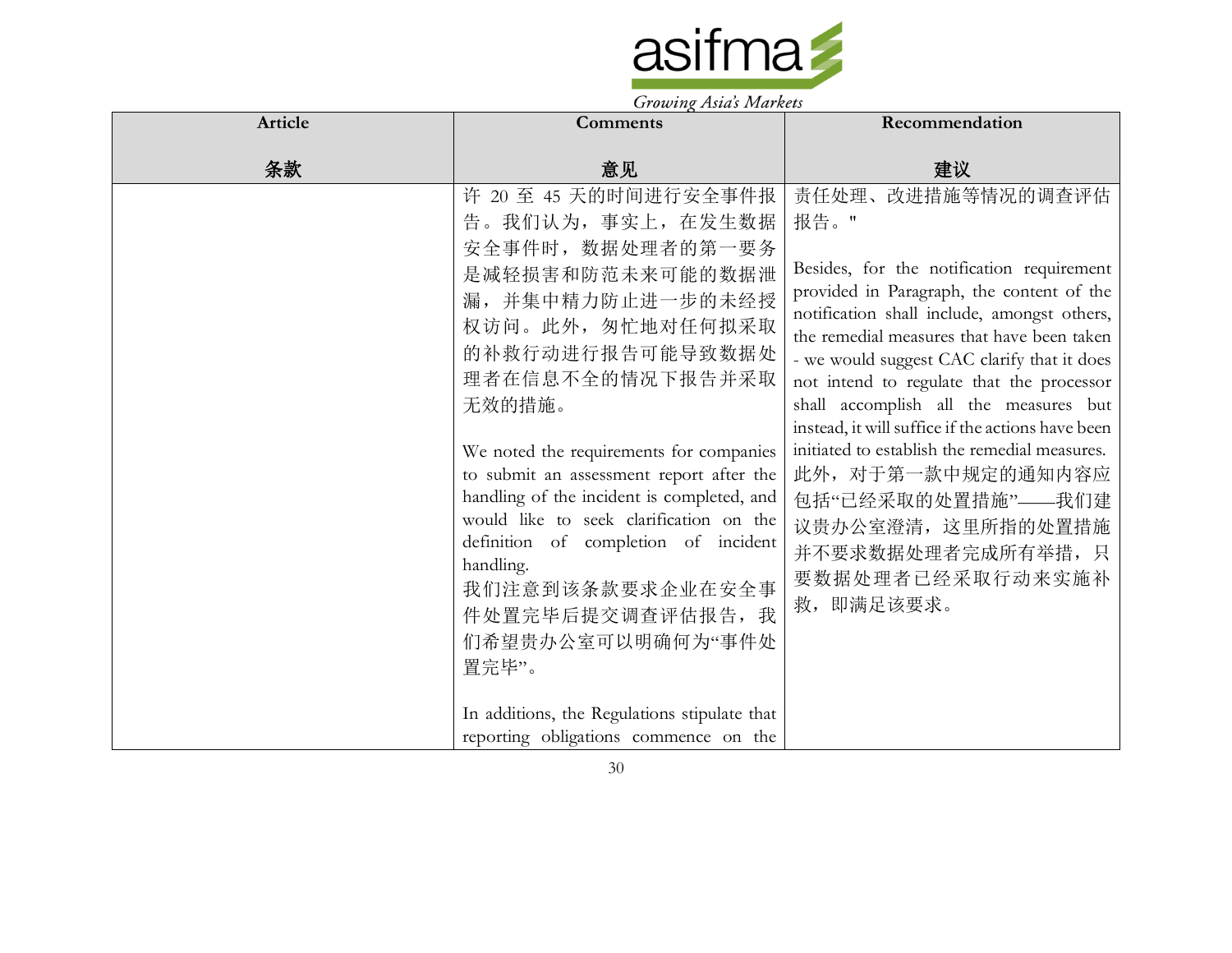| Article<br><br>条款 | Comments<br><br>意见 | Recommendation<br><br>建议 |
|---|---|---|
| | 许 20 至 45 天的时间进行安全事件报告。我们认为，事实上，在发生数据安全事件时，数据处理者的第一要务是减轻损害和防范未来可能的数据泄漏，并集中精力防止进一步的未经授权访问。此外，匆忙地对任何拟采取的补救行动进行报告可能导致数据处理者在信息不全的情况下报告并采取无效的措施。<br><br>We noted the requirements for companies to submit an assessment report after the handling of the incident is completed, and would like to seek clarification on the definition of completion of incident handling.<br>我们注意到该条款要求企业在安全事件处置完毕后提交调查评估报告，我们希望贵办公室可以明确何为"事件处置完毕"。<br><br>In additions, the Regulations stipulate that reporting obligations commence on the | 责任处理、改进措施等情况的调查评估报告。"<br><br>Besides, for the notification requirement provided in Paragraph, the content of the notification shall include, amongst others, the remedial measures that have been taken - we would suggest CAC clarify that it does not intend to regulate that the processor shall accomplish all the measures but instead, it will suffice if the actions have been initiated to establish the remedial measures.<br>此外，对于第一款中规定的通知内容应包括"已经采取的处置措施"——我们建议贵办公室澄清，这里所指的处置措施并不要求数据处理者完成所有举措，只要数据处理者已经采取行动来实施补救，即满足该要求。 |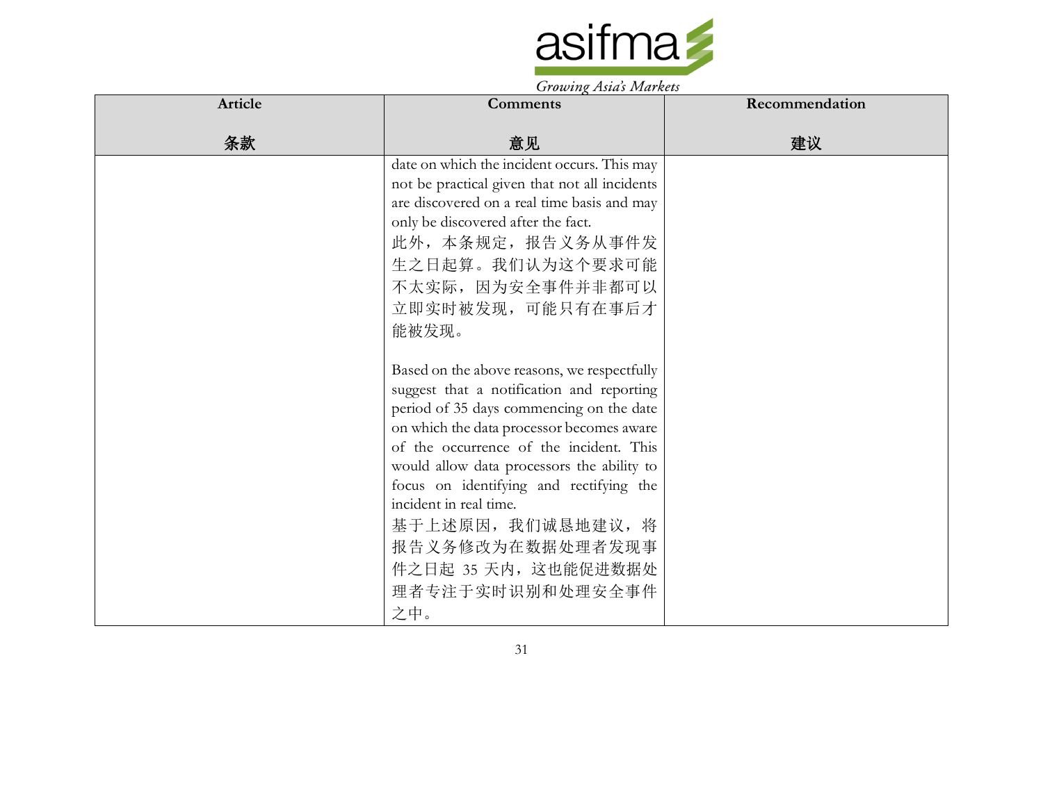| Article<br><br>条款 | Comments<br><br>意见 | Recommendation<br><br>建议 |
|---|---|---|
| | date on which the incident occurs. This may not be practical given that not all incidents are discovered on a real time basis and may only be discovered after the fact.<br>此外，本条规定，报告义务从事件发生之日起算。我们认为这个要求可能不太实际，因为安全事件并非都可以立即实时被发现，可能只有在事后才能被发现。<br><br>Based on the above reasons, we respectfully suggest that a notification and reporting period of 35 days commencing on the date on which the data processor becomes aware of the occurrence of the incident. This would allow data processors the ability to focus on identifying and rectifying the incident in real time.<br>基于上述原因，我们诚恳地建议，将报告义务修改为在数据处理者发现事件之日起 35 天内，这也能促进数据处理者专注于实时识别和处理安全事件之中。 | |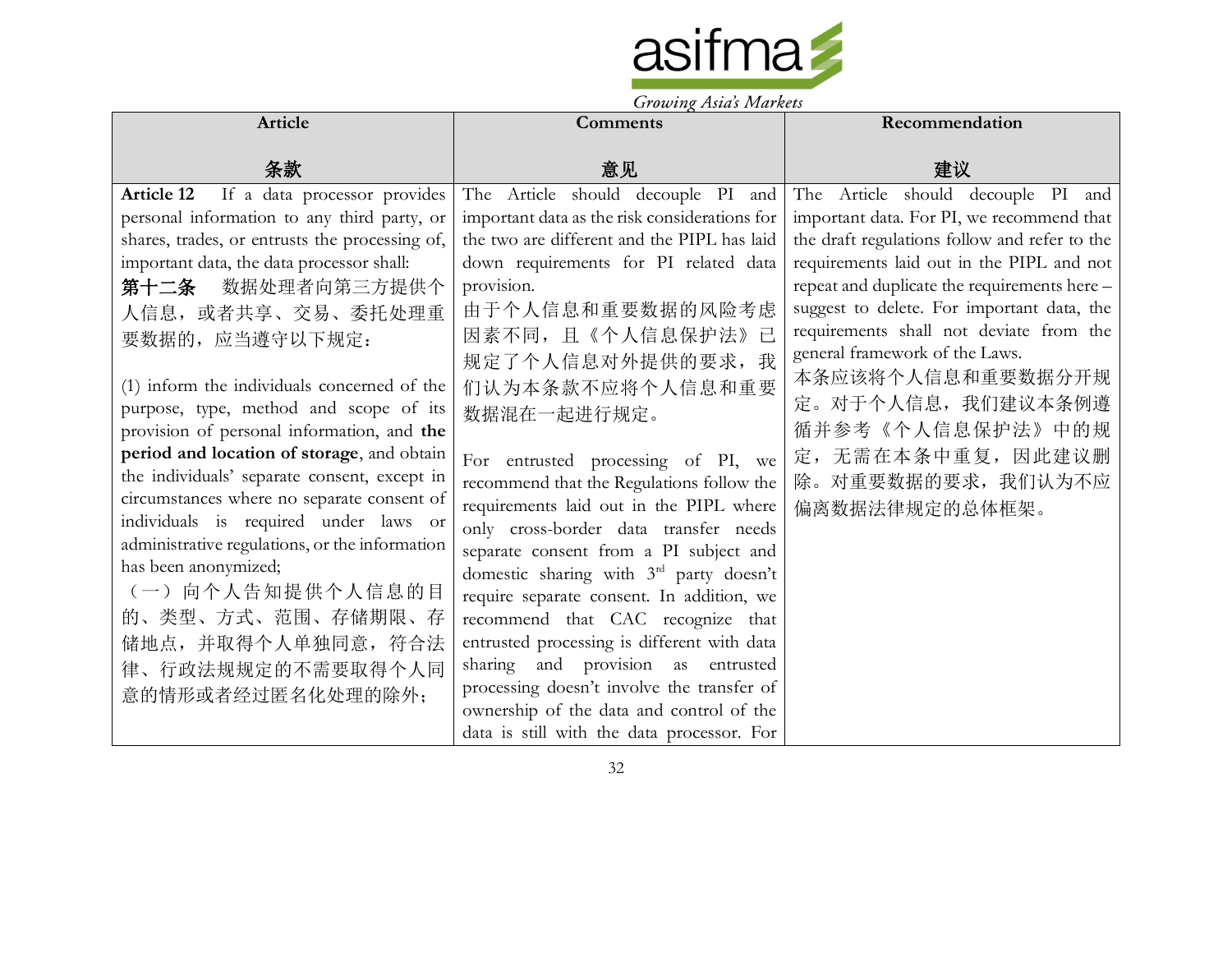| Article<br><br>条款 | Comments<br><br>意见 | Recommendation<br><br>建议 |
|---|---|---|
| **Article 12** If a data processor provides personal information to any third party, or shares, trades, or entrusts the processing of, important data, the data processor shall:<br>**第十二条** 数据处理者向第三方提供个人信息，或者共享、交易、委托处理重要数据的，应当遵守以下规定：<br><br>(1) inform the individuals concerned of the purpose, type, method and scope of its provision of personal information, and **the period and location of storage**, and obtain the individuals' separate consent, except in circumstances where no separate consent of individuals is required under laws or administrative regulations, or the information has been anonymized;<br>（一）向个人告知提供个人信息的目的、类型、方式、范围、存储期限、存储地点，并取得个人单独同意，符合法律、行政法规规定的不需要取得个人同意的情形或者经过匿名化处理的除外； | The Article should decouple PI and important data as the risk considerations for the two are different and the PIPL has laid down requirements for PI related data provision.<br>由于个人信息和重要数据的风险考虑因素不同，且《个人信息保护法》已规定了个人信息对外提供的要求，我们认为本条款不应将个人信息和重要数据混在一起进行规定。<br><br>For entrusted processing of PI, we recommend that the Regulations follow the requirements laid out in the PIPL where only cross-border data transfer needs separate consent from a PI subject and domestic sharing with 3rd party doesn't require separate consent. In addition, we recommend that CAC recognize that entrusted processing is different with data sharing and provision as entrusted processing doesn't involve the transfer of ownership of the data and control of the data is still with the data processor. For | The Article should decouple PI and important data. For PI, we recommend that the draft regulations follow and refer to the requirements laid out in the PIPL and not repeat and duplicate the requirements here – suggest to delete. For important data, the requirements shall not deviate from the general framework of the Laws.<br>本条应该将个人信息和重要数据分开规定。对于个人信息，我们建议本条例遵循并参考《个人信息保护法》中的规定，无需在本条中重复，因此建议删除。对重要数据的要求，我们认为不应偏离数据法律规定的总体框架。 |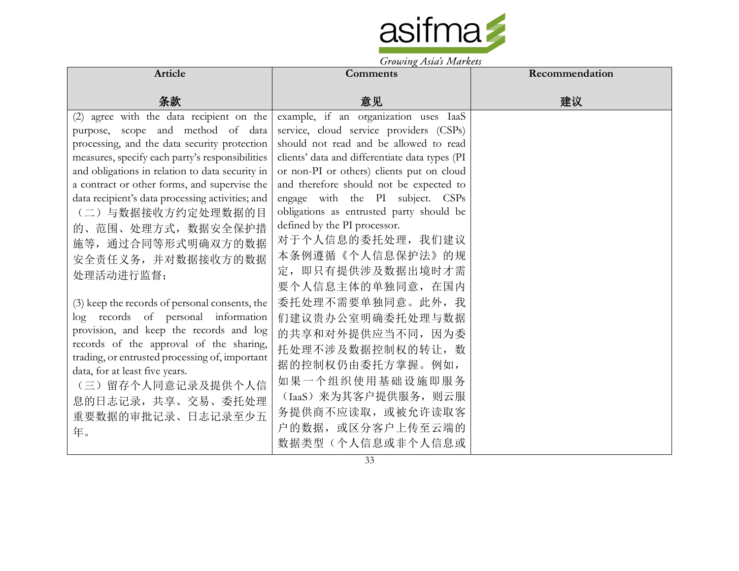| Article<br><br>条款 | Comments<br><br>意见 | Recommendation<br><br>建议 |
| --- | --- | --- |
| (2) agree with the data recipient on the purpose, scope and method of data processing, and the data security protection measures, specify each party's responsibilities and obligations in relation to data security in a contract or other forms, and supervise the data recipient's data processing activities; and<br>（二）与数据接收方约定处理数据的目的、范围、处理方式，数据安全保护措施等，通过合同等形式明确双方的数据安全责任义务，并对数据接收方的数据处理活动进行监督；<br><br>(3) keep the records of personal consents, the log records of personal information provision, and keep the records and log records of the approval of the sharing, trading, or entrusted processing of, important data, for at least five years.<br>（三）留存个人同意记录及提供个人信息的日志记录，共享、交易、委托处理重要数据的审批记录、日志记录至少五年。 | example, if an organization uses IaaS service, cloud service providers (CSPs) should not read and be allowed to read clients' data and differentiate data types (PI or non-PI or others) clients put on cloud and therefore should not be expected to engage with the PI subject. CSPs obligations as entrusted party should be defined by the PI processor.<br>对于个人信息的委托处理，我们建议本条例遵循《个人信息保护法》的规定，即只有提供涉及数据出境时才需要个人信息主体的单独同意，在国内委托处理不需要单独同意。此外，我们建议贵办公室明确委托处理与数据的共享和对外提供应当不同，因为委托处理不涉及数据控制权的转让，数据的控制权仍由委托方掌握。例如，如果一个组织使用基础设施即服务（IaaS）来为其客户提供服务，则云服务提供商不应读取，或被允许读取客户的数据，或区分客户上传至云端的数据类型（个人信息或非个人信息或 | |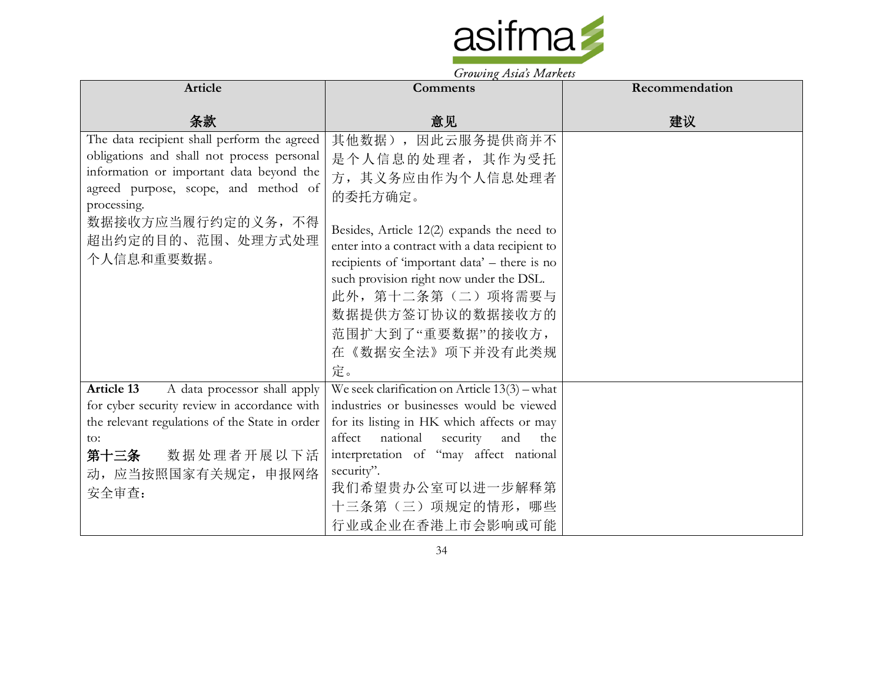| Article<br><br>条款 | Comments<br><br>意见 | Recommendation<br><br>建议 |
|---|---|---|
| The data recipient shall perform the agreed obligations and shall not process personal information or important data beyond the agreed purpose, scope, and method of processing.<br>数据接收方应当履行约定的义务，不得超出约定的目的、范围、处理方式处理个人信息和重要数据。 | 其他数据），因此云服务提供商并不是个人信息的处理者，其作为受托方，其义务应由作为个人信息处理者的委托方确定。<br><br>Besides, Article 12(2) expands the need to enter into a contract with a data recipient to recipients of 'important data' – there is no such provision right now under the DSL.<br>此外，第十二条第（二）项将需要与数据提供方签订协议的数据接收方的范围扩大到了"重要数据"的接收方，在《数据安全法》项下并没有此类规定。 | |
| **Article 13** A data processor shall apply for cyber security review in accordance with the relevant regulations of the State in order to:<br>**第十三条** 数据处理者开展以下活动，应当按照国家有关规定，申报网络安全审查： | We seek clarification on Article 13(3) – what industries or businesses would be viewed for its listing in HK which affects or may affect national security and the interpretation of "may affect national security".<br>我们希望贵办公室可以进一步解释第十三条第（三）项规定的情形，哪些行业或企业在香港上市会影响或可能 | |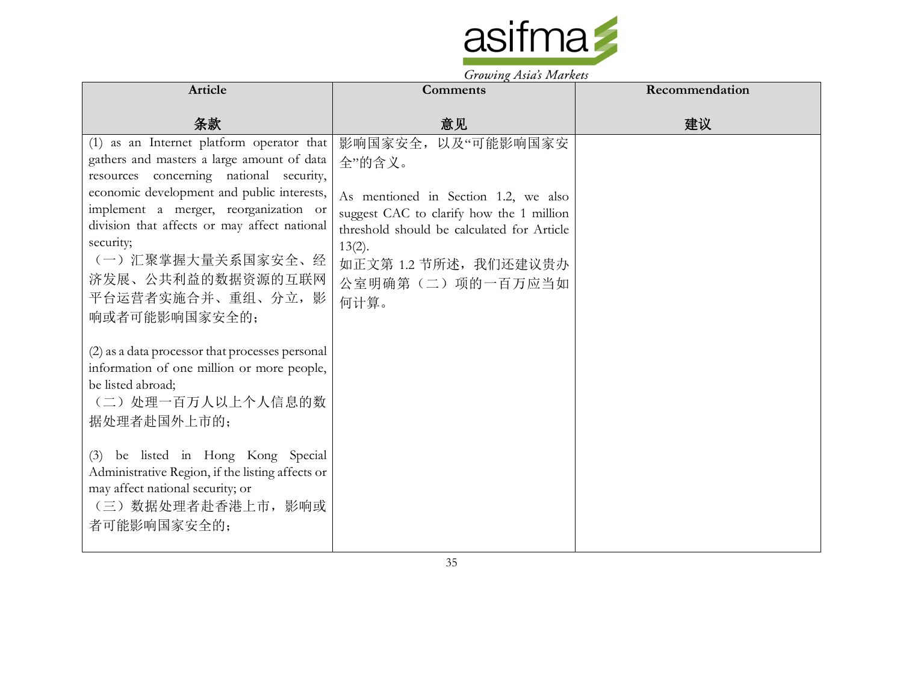| Article<br><br>条款 | Comments<br><br>意见 | Recommendation<br><br>建议 |
|---|---|---|
| (1) as an Internet platform operator that gathers and masters a large amount of data resources concerning national security, economic development and public interests, implement a merger, reorganization or division that affects or may affect national security;<br>（一）汇聚掌握大量关系国家安全、经济发展、公共利益的数据资源的互联网平台运营者实施合并、重组、分立，影响或者可能影响国家安全的；<br><br>(2) as a data processor that processes personal information of one million or more people, be listed abroad;<br>（二）处理一百万人以上个人信息的数据处理者赴国外上市的；<br><br>(3) be listed in Hong Kong Special Administrative Region, if the listing affects or may affect national security; or<br>（三）数据处理者赴香港上市，影响或者可能影响国家安全的； | 影响国家安全，以及"可能影响国家安全"的含义。<br><br>As mentioned in Section 1.2, we also suggest CAC to clarify how the 1 million threshold should be calculated for Article 13(2).<br>如正文第 1.2 节所述，我们还建议贵办公室明确第（二）项的一百万应当如何计算。 | |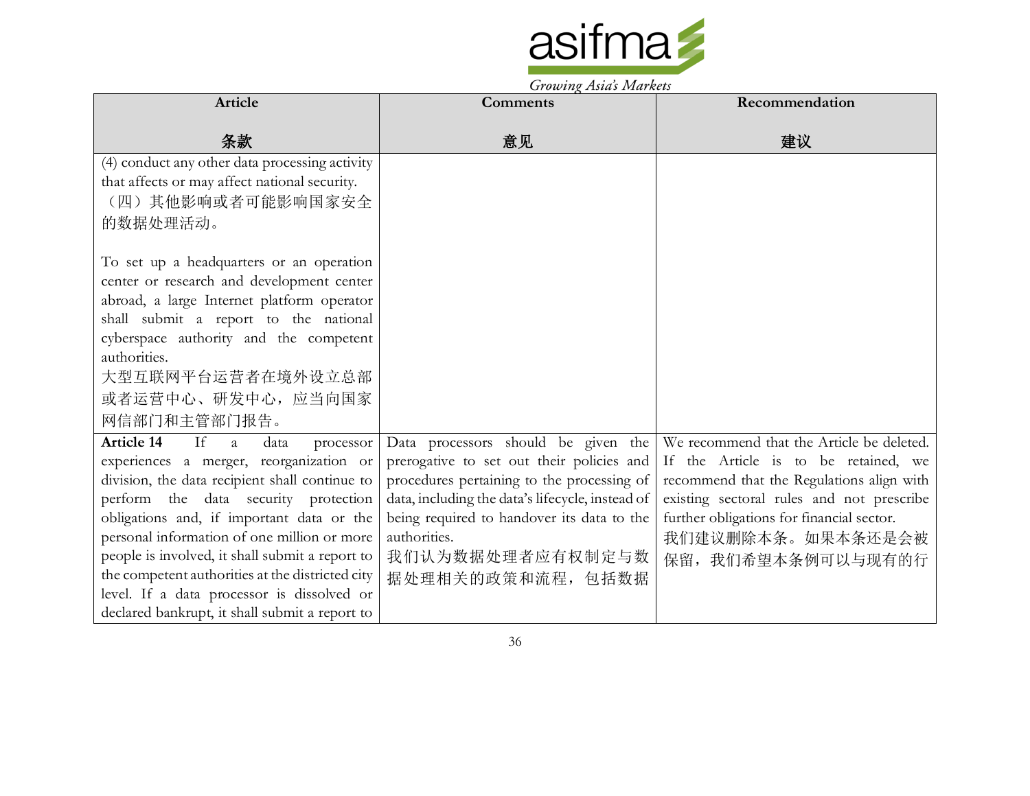| Article<br><br>条款 | Comments<br><br>意见 | Recommendation<br><br>建议 |
|---|---|---|
| (4) conduct any other data processing activity that affects or may affect national security.<br>（四）其他影响或者可能影响国家安全的数据处理活动。<br><br>To set up a headquarters or an operation center or research and development center abroad, a large Internet platform operator shall submit a report to the national cyberspace authority and the competent authorities.<br>大型互联网平台运营者在境外设立总部或者运营中心、研发中心，应当向国家网信部门和主管部门报告。 | | |
| **Article 14** If a data processor experiences a merger, reorganization or division, the data recipient shall continue to perform the data security protection obligations and, if important data or the personal information of one million or more people is involved, it shall submit a report to the competent authorities at the districted city level. If a data processor is dissolved or declared bankrupt, it shall submit a report to | Data processors should be given the prerogative to set out their policies and procedures pertaining to the processing of data, including the data's lifecycle, instead of being required to handover its data to the authorities.<br>我们认为数据处理者应有权制定与数据处理相关的政策和流程，包括数据 | We recommend that the Article be deleted. If the Article is to be retained, we recommend that the Regulations align with existing sectoral rules and not prescribe further obligations for financial sector.<br>我们建议删除本条。如果本条还是会被保留，我们希望本条例可以与现有的行 |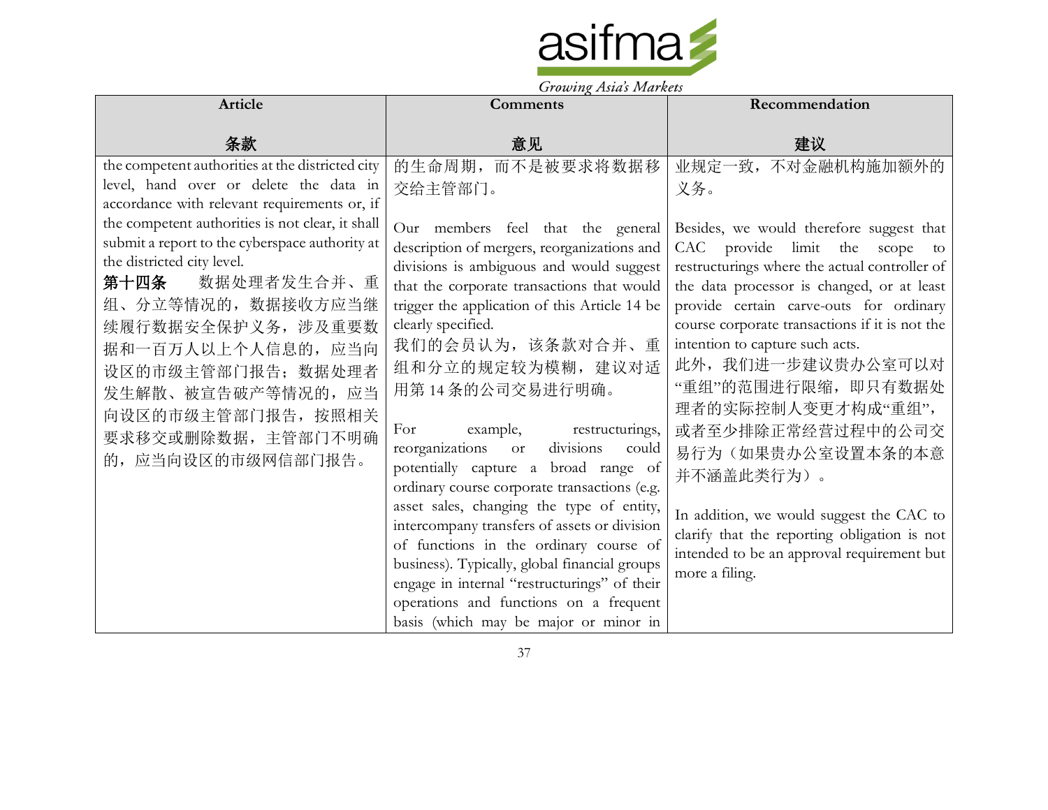| Article<br><br>条款 | Comments<br><br>意见 | Recommendation<br><br>建议 |
|---|---|---|
| the competent authorities at the districted city level, hand over or delete the data in accordance with relevant requirements or, if the competent authorities is not clear, it shall submit a report to the cyberspace authority at the districted city level.<br>**第十四条** 数据处理者发生合并、重组、分立等情况的，数据接收方应当继续履行数据安全保护义务，涉及重要数据和一百万人以上个人信息的，应当向设区的市级主管部门报告；数据处理者发生解散、被宣告破产等情况的，应当向设区的市级主管部门报告，按照相关要求移交或删除数据，主管部门不明确的，应当向设区的市级网信部门报告。 | 的生命周期，而不是被要求将数据移交给主管部门。<br><br>Our members feel that the general description of mergers, reorganizations and divisions is ambiguous and would suggest that the corporate transactions that would trigger the application of this Article 14 be clearly specified.<br>我们的会员认为，该条款对合并、重组和分立的规定较为模糊，建议对适用第 14 条的公司交易进行明确。<br><br>For example, restructurings, reorganizations or divisions could potentially capture a broad range of ordinary course corporate transactions (e.g. asset sales, changing the type of entity, intercompany transfers of assets or division of functions in the ordinary course of business). Typically, global financial groups engage in internal "restructurings" of their operations and functions on a frequent basis (which may be major or minor in | 业规定一致，不对金融机构施加额外的义务。<br><br>Besides, we would therefore suggest that CAC provide limit the scope to restructurings where the actual controller of the data processor is changed, or at least provide certain carve-outs for ordinary course corporate transactions if it is not the intention to capture such acts.<br>此外，我们进一步建议贵办公室可以对"重组"的范围进行限缩，即只有数据处理者的实际控制人变更才构成"重组"，或者至少排除正常经营过程中的公司交易行为（如果贵办公室设置本条的本意并不涵盖此类行为）。<br><br>In addition, we would suggest the CAC to clarify that the reporting obligation is not intended to be an approval requirement but more a filing. |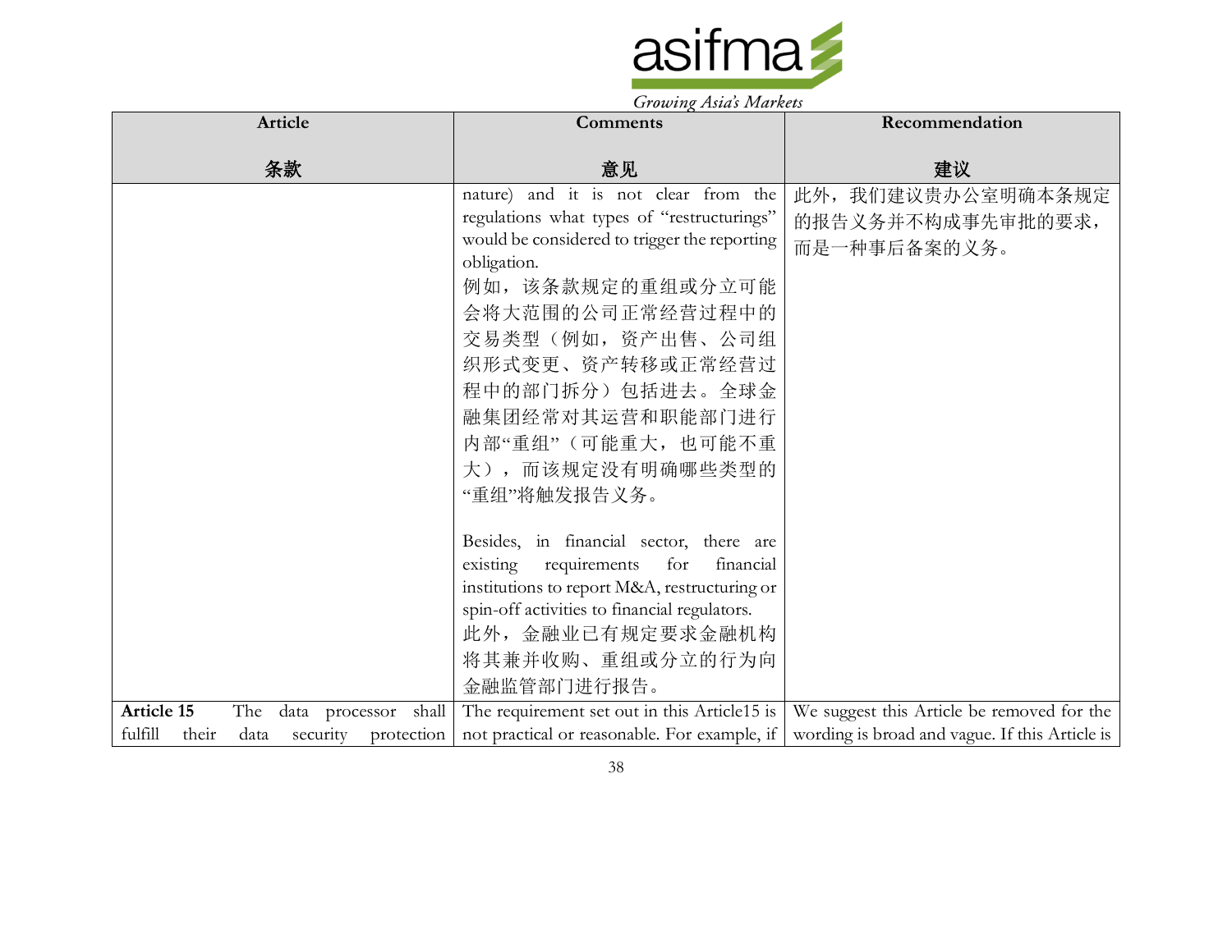| Article<br><br>条款 | Comments<br><br>意见 | Recommendation<br><br>建议 |
|---|---|---|
| | nature) and it is not clear from the regulations what types of "restructurings" would be considered to trigger the reporting obligation.<br>例如，该条款规定的重组或分立可能会将大范围的公司正常经营过程中的交易类型（例如，资产出售、公司组织形式变更、资产转移或正常经营过程中的部门拆分）包括进去。全球金融集团经常对其运营和职能部门进行内部"重组"（可能重大，也可能不重大），而该规定没有明确哪些类型的"重组"将触发报告义务。<br><br>Besides, in financial sector, there are existing requirements for financial institutions to report M&A, restructuring or spin-off activities to financial regulators.<br>此外，金融业已有规定要求金融机构将其兼并收购、重组或分立的行为向金融监管部门进行报告。 | 此外，我们建议贵办公室明确本条规定的报告义务并不构成事先审批的要求，而是一种事后备案的义务。 |
| **Article 15** The data processor shall fulfill their data security protection | The requirement set out in this Article15 is not practical or reasonable. For example, if | We suggest this Article be removed for the wording is broad and vague. If this Article is |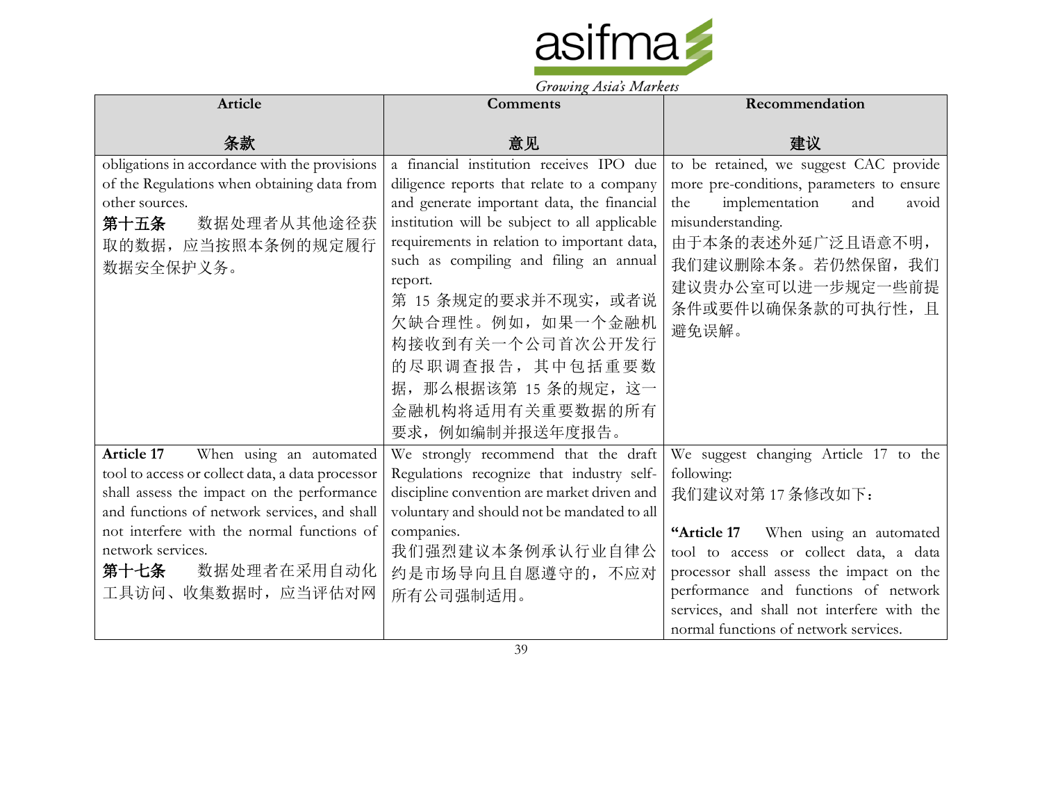| Article<br><br>条款 | Comments<br><br>意见 | Recommendation<br><br>建议 |
|---|---|---|
| obligations in accordance with the provisions of the Regulations when obtaining data from other sources.<br>**第十五条** 数据处理者从其他途径获取的数据，应当按照本条例的规定履行数据安全保护义务。 | a financial institution receives IPO due diligence reports that relate to a company and generate important data, the financial institution will be subject to all applicable requirements in relation to important data, such as compiling and filing an annual report.<br>第 15 条规定的要求并不现实，或者说欠缺合理性。例如，如果一个金融机构接收到有关一个公司首次公开发行的尽职调查报告，其中包括重要数据，那么根据该第 15 条的规定，这一金融机构将适用有关重要数据的所有要求，例如编制并报送年度报告。 | to be retained, we suggest CAC provide more pre-conditions, parameters to ensure the implementation and avoid misunderstanding.<br>由于本条的表述外延广泛且语意不明，我们建议删除本条。若仍然保留，我们建议贵办公室可以进一步规定一些前提条件或要件以确保条款的可执行性，且避免误解。 |
| **Article 17** When using an automated tool to access or collect data, a data processor shall assess the impact on the performance and functions of network services, and shall not interfere with the normal functions of network services.<br>**第十七条** 数据处理者在采用自动化工具访问、收集数据时，应当评估对网 | We strongly recommend that the draft Regulations recognize that industry self-discipline convention are market driven and voluntary and should not be mandated to all companies.<br>我们强烈建议本条例承认行业自律公约是市场导向且自愿遵守的，不应对所有公司强制适用。 | We suggest changing Article 17 to the following:<br>我们建议对第 17 条修改如下：<br><br>**"Article 17** When using an automated tool to access or collect data, a data processor shall assess the impact on the performance and functions of network services, and shall not interfere with the normal functions of network services. |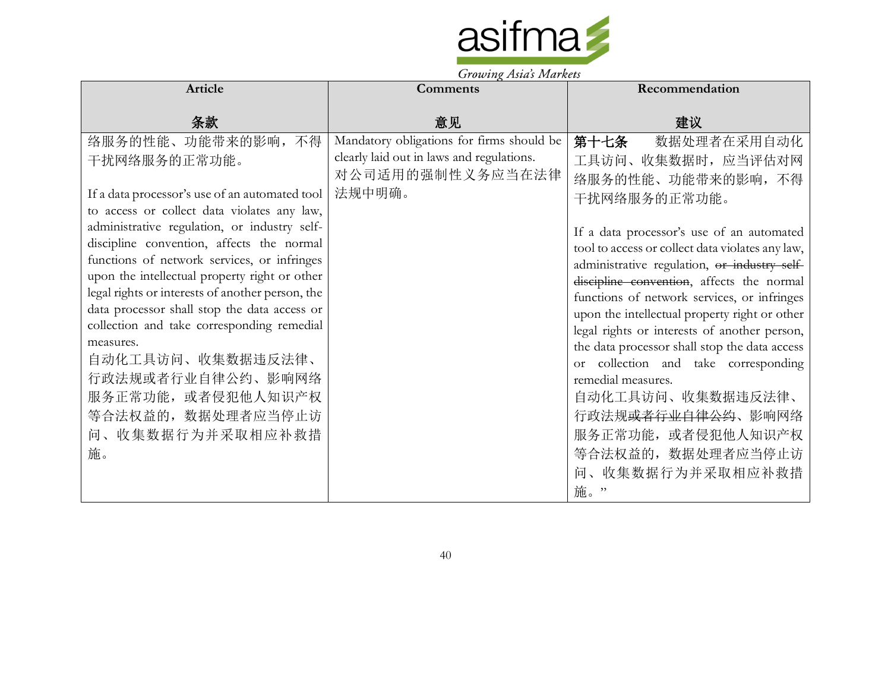| Article<br><br>条款 | Comments<br><br>意见 | Recommendation<br><br>建议 |
|---|---|---|
| 络服务的性能、功能带来的影响，不得干扰网络服务的正常功能。<br><br>If a data processor's use of an automated tool to access or collect data violates any law, administrative regulation, or industry self-discipline convention, affects the normal functions of network services, or infringes upon the intellectual property right or other legal rights or interests of another person, the data processor shall stop the data access or collection and take corresponding remedial measures.<br>自动化工具访问、收集数据违反法律、行政法规或者行业自律公约、影响网络服务正常功能，或者侵犯他人知识产权等合法权益的，数据处理者应当停止访问、收集数据行为并采取相应补救措施。 | Mandatory obligations for firms should be clearly laid out in laws and regulations.<br>对公司适用的强制性义务应当在法律法规中明确。 | **第十七条** 数据处理者在采用自动化工具访问、收集数据时，应当评估对网络服务的性能、功能带来的影响，不得干扰网络服务的正常功能。<br><br>If a data processor's use of an automated tool to access or collect data violates any law, administrative regulation, ~~or industry self-discipline convention~~, affects the normal functions of network services, or infringes upon the intellectual property right or other legal rights or interests of another person, the data processor shall stop the data access or collection and take corresponding remedial measures.<br>自动化工具访问、收集数据违反法律、行政法规~~或者行业自律公约~~、影响网络服务正常功能，或者侵犯他人知识产权等合法权益的，数据处理者应当停止访问、收集数据行为并采取相应补救措施。" |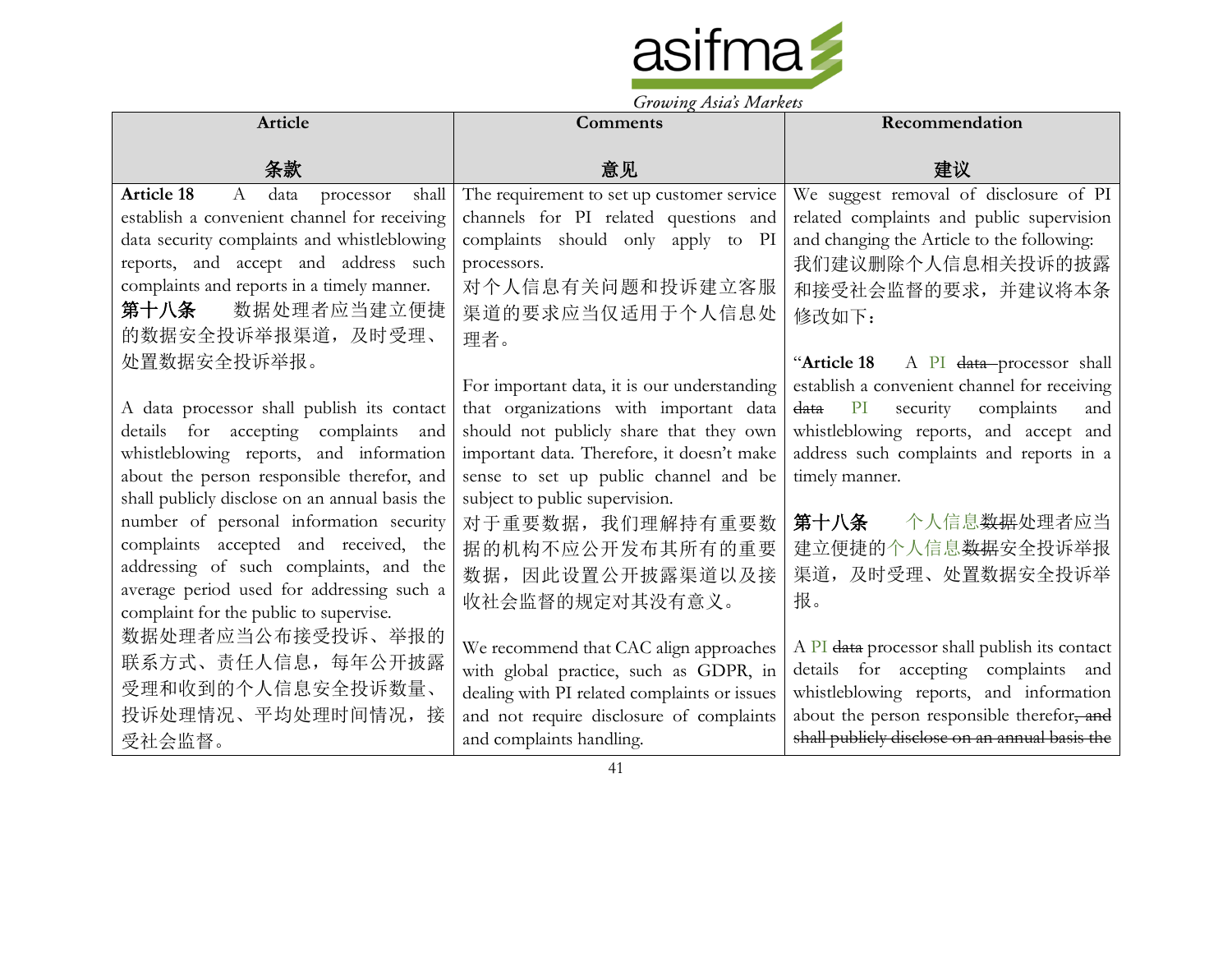| Article<br><br>条款 | Comments<br><br>意见 | Recommendation<br><br>建议 |
| --- | --- | --- |
| **Article 18** A data processor shall establish a convenient channel for receiving data security complaints and whistleblowing reports, and accept and address such complaints and reports in a timely manner.<br>**第十八条** 数据处理者应当建立便捷的数据安全投诉举报渠道，及时受理、处置数据安全投诉举报。<br><br>A data processor shall publish its contact details for accepting complaints and whistleblowing reports, and information about the person responsible therefor, and shall publicly disclose on an annual basis the number of personal information security complaints accepted and received, the addressing of such complaints, and the average period used for addressing such a complaint for the public to supervise.<br>数据处理者应当公布接受投诉、举报的联系方式、责任人信息，每年公开披露受理和收到的个人信息安全投诉数量、投诉处理情况、平均处理时间情况，接受社会监督。 | The requirement to set up customer service channels for PI related questions and complaints should only apply to PI processors.<br>对个人信息有关问题和投诉建立客服渠道的要求应当仅适用于个人信息处理者。<br><br>For important data, it is our understanding that organizations with important data should not publicly share that they own important data. Therefore, it doesn't make sense to set up public channel and be subject to public supervision.<br>对于重要数据，我们理解持有重要数据的机构不应公开发布其所有的重要数据，因此设置公开披露渠道以及接收社会监督的规定对其没有意义。<br><br>We recommend that CAC align approaches with global practice, such as GDPR, in dealing with PI related complaints or issues and not require disclosure of complaints and complaints handling. | We suggest removal of disclosure of PI related complaints and public supervision and changing the Article to the following:<br>我们建议删除个人信息相关投诉的披露和接受社会监督的要求，并建议将本条修改如下：<br><br>"**Article 18** A PI ~~data~~ processor shall establish a convenient channel for receiving ~~data~~ PI security complaints and whistleblowing reports, and accept and address such complaints and reports in a timely manner.<br><br>**第十八条** 个人信息~~数据~~处理者应当建立便捷的个人信息~~数据~~安全投诉举报渠道，及时受理、处置数据安全投诉举报。<br><br>A PI ~~data~~ processor shall publish its contact details for accepting complaints and whistleblowing reports, and information about the person responsible therefor~~, and shall publicly disclose on an annual basis the~~ |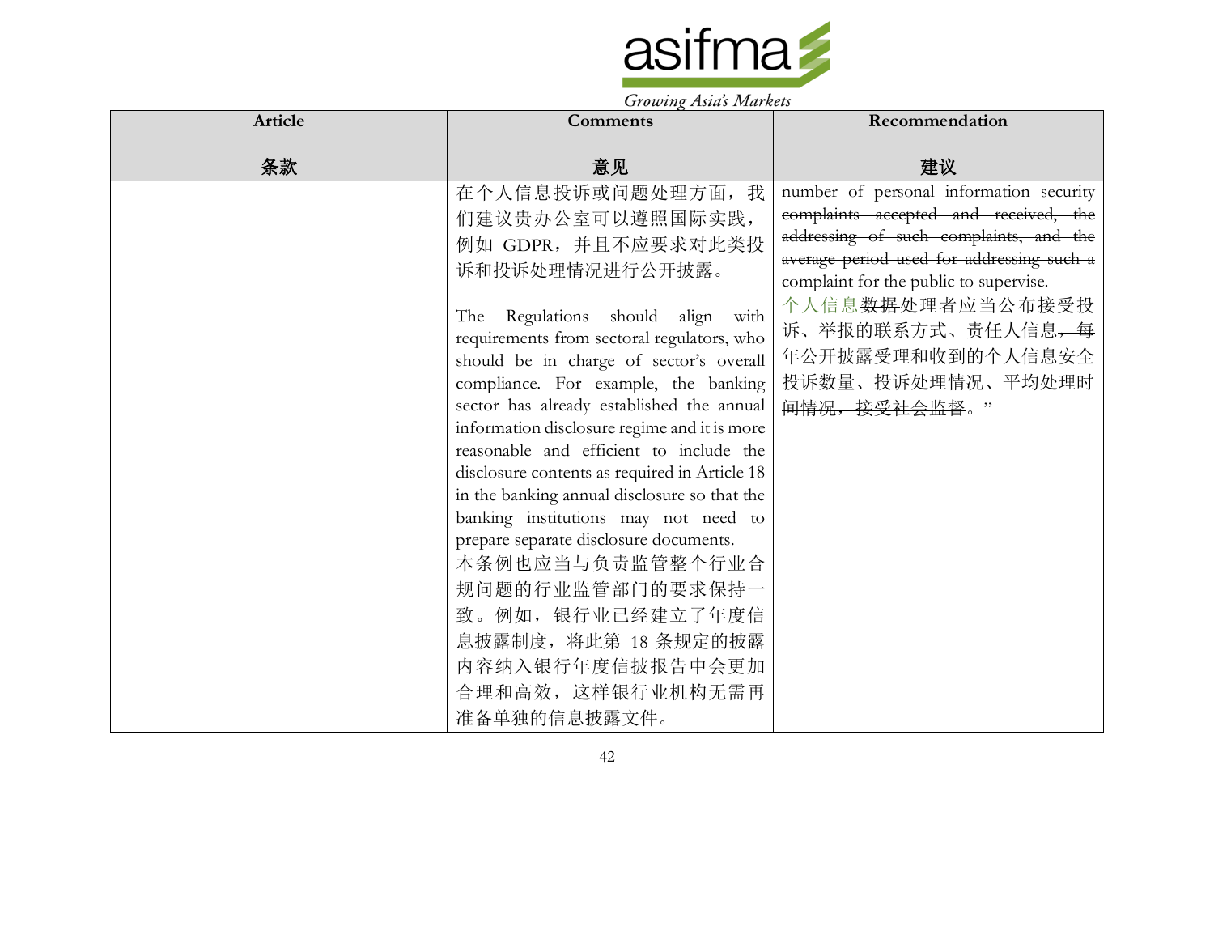| Article<br><br>条款 | Comments<br><br>意见 | Recommendation<br><br>建议 |
|---|---|---|
| | 在个人信息投诉或问题处理方面，我们建议贵办公室可以遵照国际实践，例如 GDPR，并且不应要求对此类投诉和投诉处理情况进行公开披露。<br><br>The Regulations should align with requirements from sectoral regulators, who should be in charge of sector's overall compliance. For example, the banking sector has already established the annual information disclosure regime and it is more reasonable and efficient to include the disclosure contents as required in Article 18 in the banking annual disclosure so that the banking institutions may not need to prepare separate disclosure documents.<br>本条例也应当与负责监管整个行业合规问题的行业监管部门的要求保持一致。例如，银行业已经建立了年度信息披露制度，将此第 18 条规定的披露内容纳入银行年度信披报告中会更加合理和高效，这样银行业机构无需再准备单独的信息披露文件。 | ~~number of personal information security complaints accepted and received, the addressing of such complaints, and the average period used for addressing such a complaint for the public to supervise.~~<br>个人信息~~数据~~处理者应当公布接受投诉、举报的联系方式、责任人信息~~，每年公开披露受理和收到的个人信息安全投诉数量、投诉处理情况、平均处理时间情况，接受社会监督~~。" |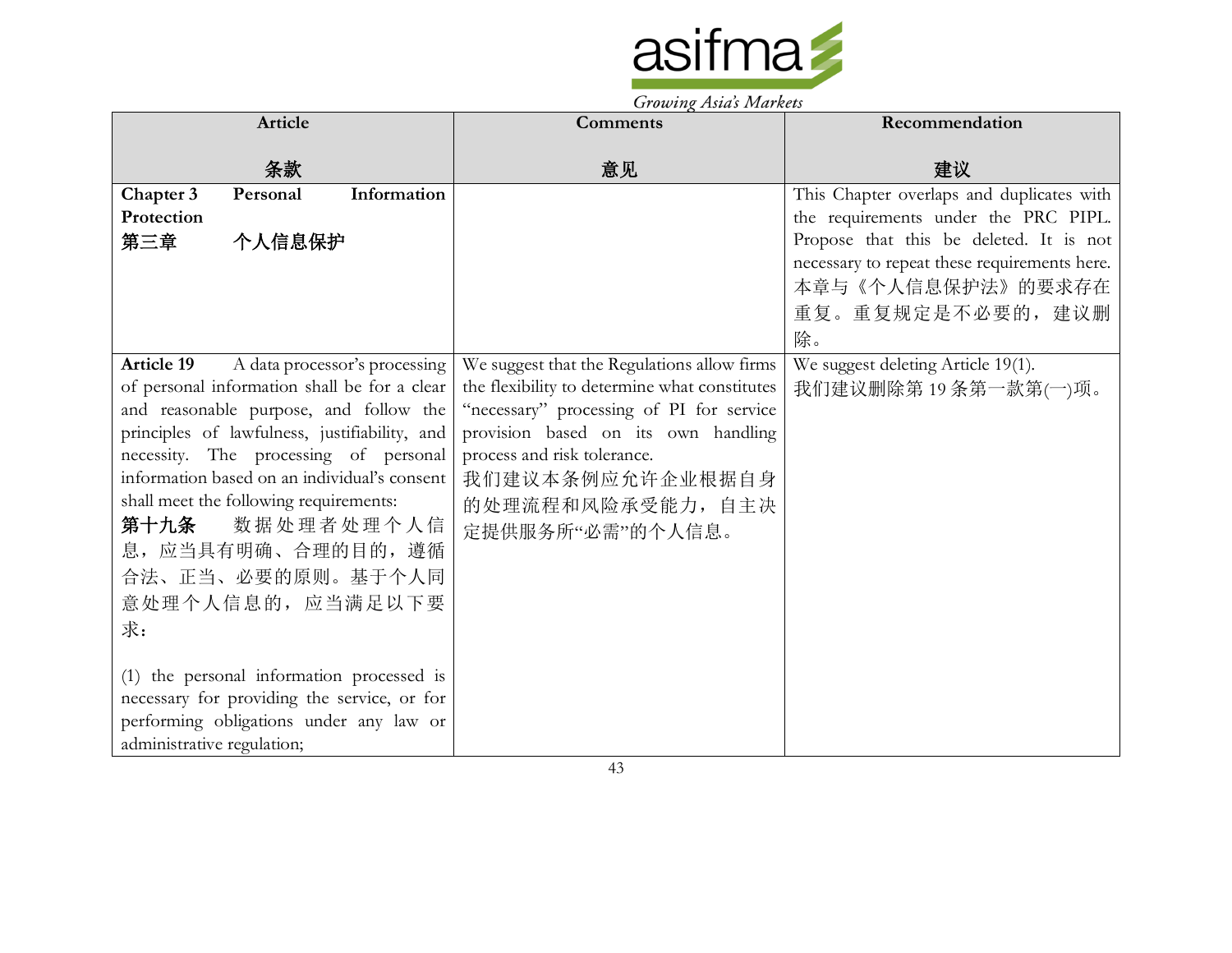| Article<br><br>条款 | Comments<br><br>意见 | Recommendation<br><br>建议 |
| --- | --- | --- |
| **Chapter 3 Personal Information Protection**<br>**第三章 个人信息保护** | | This Chapter overlaps and duplicates with the requirements under the PRC PIPL. Propose that this be deleted. It is not necessary to repeat these requirements here.<br>本章与《个人信息保护法》的要求存在重复。重复规定是不必要的，建议删除。 |
| **Article 19** A data processor's processing of personal information shall be for a clear and reasonable purpose, and follow the principles of lawfulness, justifiability, and necessity. The processing of personal information based on an individual's consent shall meet the following requirements:<br>**第十九条** 数据处理者处理个人信息，应当具有明确、合理的目的，遵循合法、正当、必要的原则。基于个人同意处理个人信息的，应当满足以下要求：<br><br>(1) the personal information processed is necessary for providing the service, or for performing obligations under any law or administrative regulation; | We suggest that the Regulations allow firms the flexibility to determine what constitutes "necessary" processing of PI for service provision based on its own handling process and risk tolerance.<br>我们建议本条例应允许企业根据自身的处理流程和风险承受能力，自主决定提供服务所"必需"的个人信息。 | We suggest deleting Article 19(1).<br>我们建议删除第 19 条第一款第(一)项。 |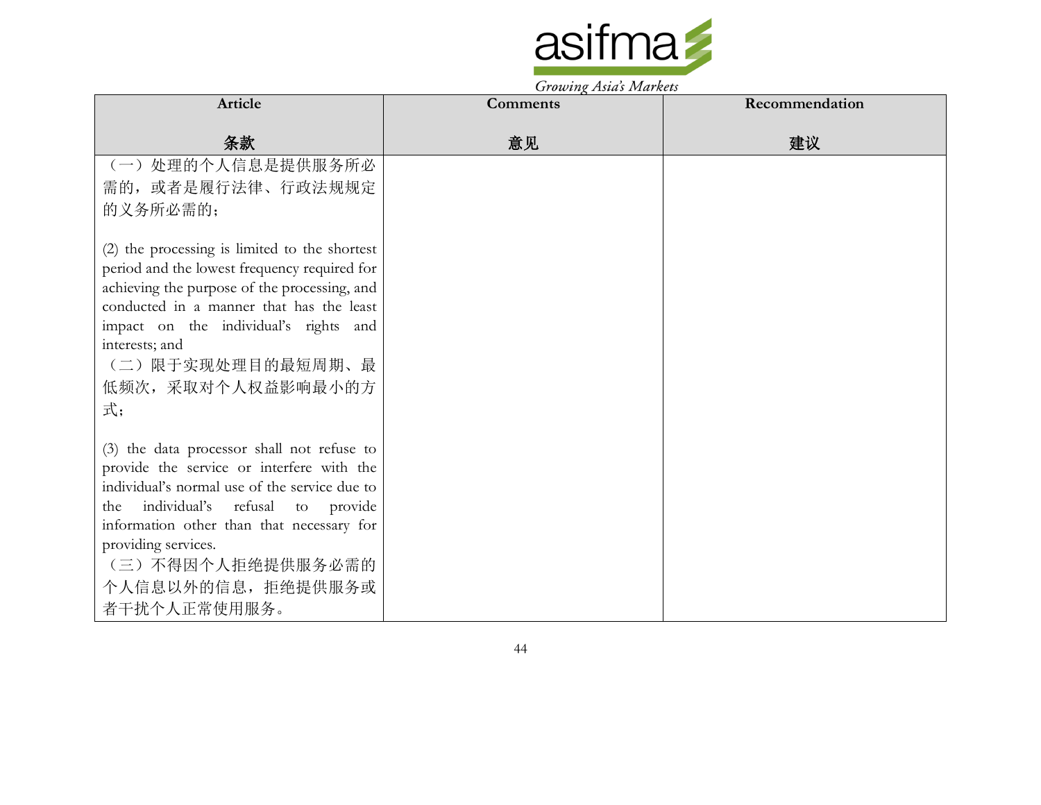| Article<br><br>条款 | Comments<br><br>意见 | Recommendation<br><br>建议 |
| --- | --- | --- |
| （一）处理的个人信息是提供服务所必需的，或者是履行法律、行政法规规定的义务所必需的；<br><br>(2) the processing is limited to the shortest period and the lowest frequency required for achieving the purpose of the processing, and conducted in a manner that has the least impact on the individual's rights and interests; and<br>（二）限于实现处理目的最短周期、最低频次，采取对个人权益影响最小的方式；<br><br>(3) the data processor shall not refuse to provide the service or interfere with the individual's normal use of the service due to the individual's refusal to provide information other than that necessary for providing services.<br>（三）不得因个人拒绝提供服务必需的个人信息以外的信息，拒绝提供服务或者干扰个人正常使用服务。 | | |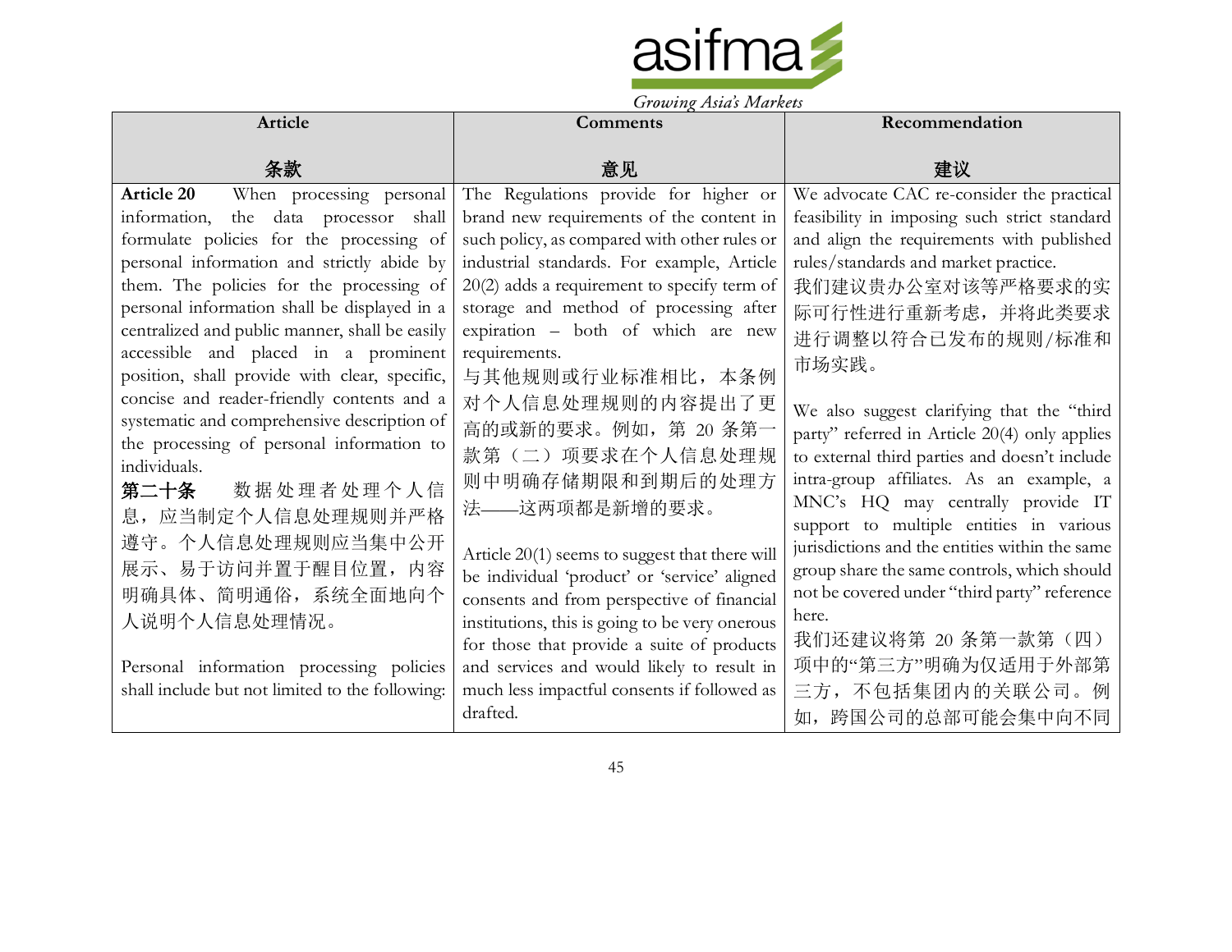| Article<br><br>条款 | Comments<br><br>意见 | Recommendation<br><br>建议 |
|---|---|---|
| **Article 20** When processing personal information, the data processor shall formulate policies for the processing of personal information and strictly abide by them. The policies for the processing of personal information shall be displayed in a centralized and public manner, shall be easily accessible and placed in a prominent position, shall provide with clear, specific, concise and reader-friendly contents and a systematic and comprehensive description of the processing of personal information to individuals.<br>**第二十条** 数据处理者处理个人信息，应当制定个人信息处理规则并严格遵守。个人信息处理规则应当集中公开展示、易于访问并置于醒目位置，内容明确具体、简明通俗，系统全面地向个人说明个人信息处理情况。<br><br>Personal information processing policies shall include but not limited to the following: | The Regulations provide for higher or brand new requirements of the content in such policy, as compared with other rules or industrial standards. For example, Article 20(2) adds a requirement to specify term of storage and method of processing after expiration – both of which are new requirements.<br>与其他规则或行业标准相比，本条例对个人信息处理规则的内容提出了更高的或新的要求。例如，第 20 条第一款第（二）项要求在个人信息处理规则中明确存储期限和到期后的处理方法——这两项都是新增的要求。<br><br>Article 20(1) seems to suggest that there will be individual 'product' or 'service' aligned consents and from perspective of financial institutions, this is going to be very onerous for those that provide a suite of products and services and would likely to result in much less impactful consents if followed as drafted. | We advocate CAC re-consider the practical feasibility in imposing such strict standard and align the requirements with published rules/standards and market practice.<br>我们建议贵办公室对该等严格要求的实际可行性进行重新考虑，并将此类要求进行调整以符合已发布的规则/标准和市场实践。<br><br>We also suggest clarifying that the "third party" referred in Article 20(4) only applies to external third parties and doesn't include intra-group affiliates. As an example, a MNC's HQ may centrally provide IT support to multiple entities in various jurisdictions and the entities within the same group share the same controls, which should not be covered under "third party" reference here.<br>我们还建议将第 20 条第一款第（四）项中的"第三方"明确为仅适用于外部第三方，不包括集团内的关联公司。例如，跨国公司的总部可能会集中向不同 |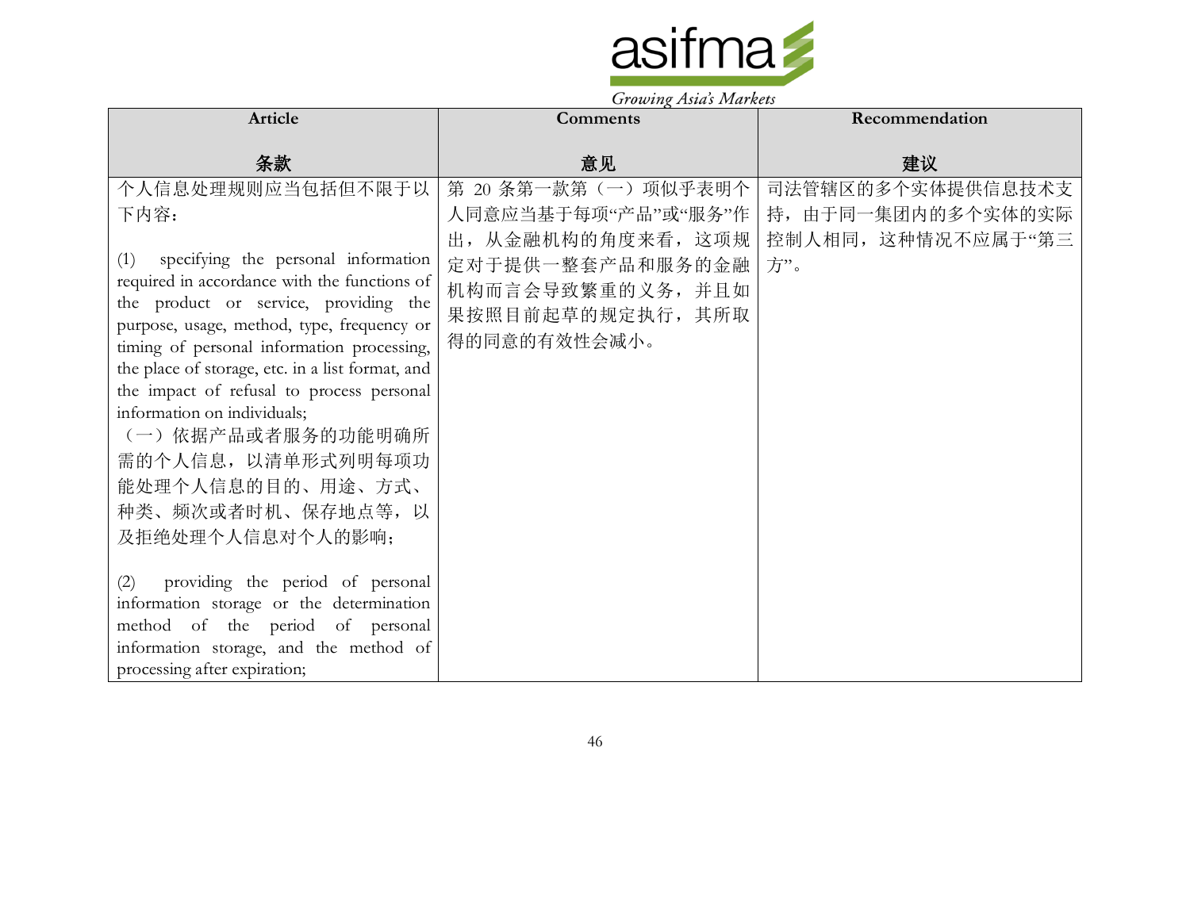| Article<br><br>条款 | Comments<br><br>意见 | Recommendation<br><br>建议 |
|---|---|---|
| 个人信息处理规则应当包括但不限于以下内容：<br><br>(1) specifying the personal information required in accordance with the functions of the product or service, providing the purpose, usage, method, type, frequency or timing of personal information processing, the place of storage, etc. in a list format, and the impact of refusal to process personal information on individuals;<br>（一）依据产品或者服务的功能明确所需的个人信息，以清单形式列明每项功能处理个人信息的目的、用途、方式、种类、频次或者时机、保存地点等，以及拒绝处理个人信息对个人的影响；<br><br>(2) providing the period of personal information storage or the determination method of the period of personal information storage, and the method of processing after expiration; | 第 20 条第一款第（一）项似乎表明个人同意应当基于每项"产品"或"服务"作出，从金融机构的角度来看，这项规定对于提供一整套产品和服务的金融机构而言会导致繁重的义务，并且如果按照目前起草的规定执行，其所取得的同意的有效性会减小。 | 司法管辖区的多个实体提供信息技术支持，由于同一集团内的多个实体的实际控制人相同，这种情况不应属于"第三方"。 |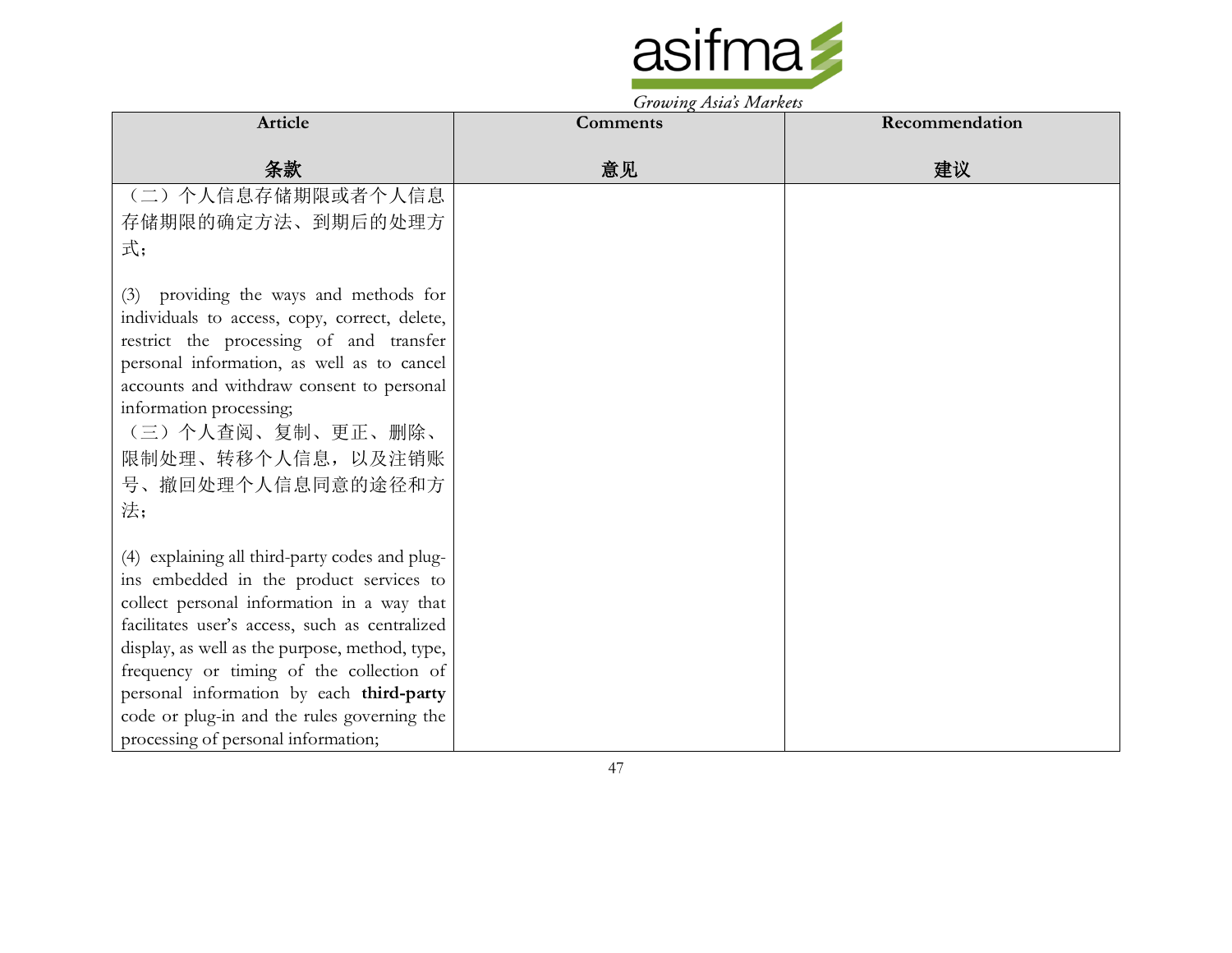| Article<br><br>条款 | Comments<br><br>意见 | Recommendation<br><br>建议 |
| --- | --- | --- |
| （二）个人信息存储期限或者个人信息存储期限的确定方法、到期后的处理方式；<br><br>(3) providing the ways and methods for individuals to access, copy, correct, delete, restrict the processing of and transfer personal information, as well as to cancel accounts and withdraw consent to personal information processing;<br>（三）个人查阅、复制、更正、删除、限制处理、转移个人信息，以及注销账号、撤回处理个人信息同意的途径和方法；<br><br>(4) explaining all third-party codes and plug-ins embedded in the product services to collect personal information in a way that facilitates user's access, such as centralized display, as well as the purpose, method, type, frequency or timing of the collection of personal information by each **third-party** code or plug-in and the rules governing the processing of personal information; | | |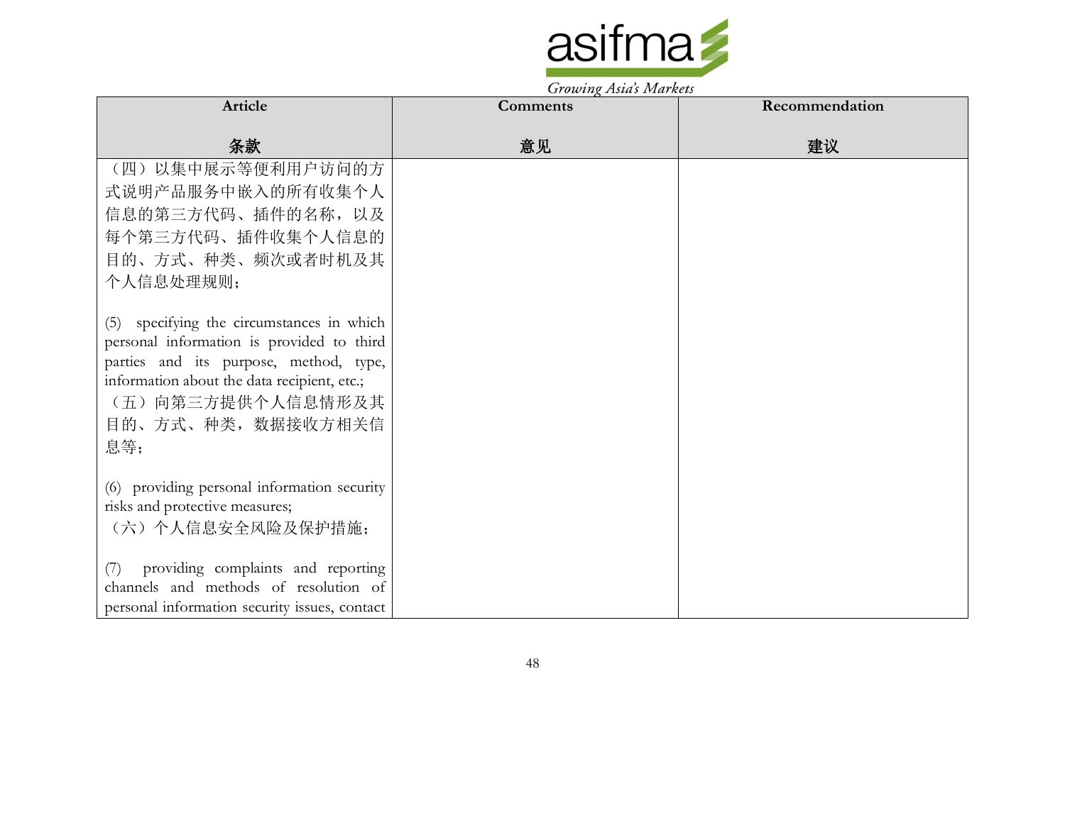| Article<br><br>条款 | Comments<br><br>意见 | Recommendation<br><br>建议 |
|---|---|---|
| （四）以集中展示等便利用户访问的方式说明产品服务中嵌入的所有收集个人信息的第三方代码、插件的名称，以及每个第三方代码、插件收集个人信息的目的、方式、种类、频次或者时机及其个人信息处理规则；<br><br>(5) specifying the circumstances in which personal information is provided to third parties and its purpose, method, type, information about the data recipient, etc.;<br>（五）向第三方提供个人信息情形及其目的、方式、种类，数据接收方相关信息等；<br><br>(6) providing personal information security risks and protective measures;<br>（六）个人信息安全风险及保护措施；<br><br>(7) providing complaints and reporting channels and methods of resolution of personal information security issues, contact | | |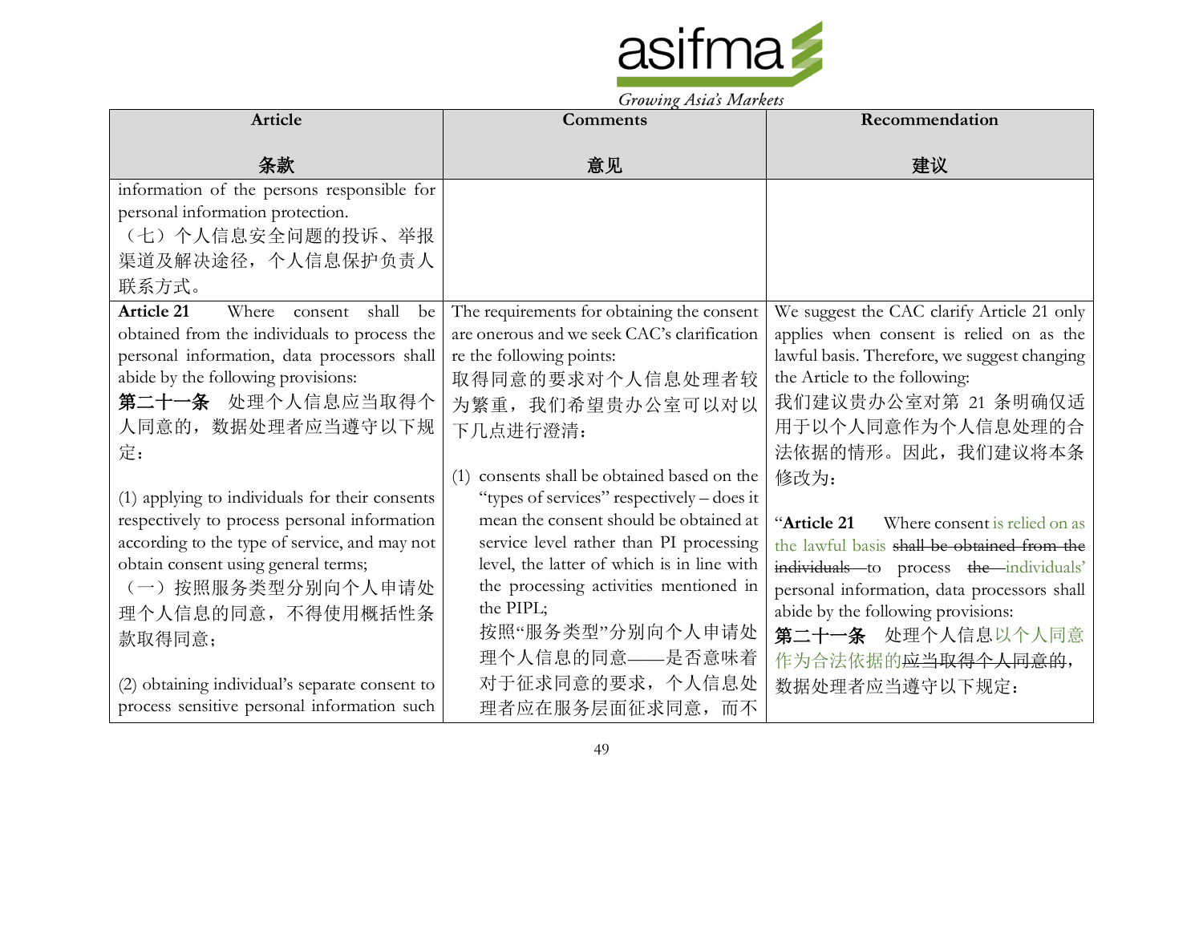| Article<br><br>**条款** | Comments<br><br>**意见** | Recommendation<br><br>**建议** |
|---|---|---|
| information of the persons responsible for personal information protection.<br>（七）个人信息安全问题的投诉、举报渠道及解决途径，个人信息保护负责人联系方式。 | | |
| **Article 21** Where consent shall be obtained from the individuals to process the personal information, data processors shall abide by the following provisions:<br>**第二十一条** 处理个人信息应当取得个人同意的，数据处理者应当遵守以下规定：<br><br>(1) applying to individuals for their consents respectively to process personal information according to the type of service, and may not obtain consent using general terms;<br>（一）按照服务类型分别向个人申请处理个人信息的同意，不得使用概括性条款取得同意；<br><br>(2) obtaining individual's separate consent to process sensitive personal information such | The requirements for obtaining the consent are onerous and we seek CAC's clarification re the following points:<br>取得同意的要求对个人信息处理者较为繁重，我们希望贵办公室可以对以下几点进行澄清：<br><br>(1) consents shall be obtained based on the "types of services" respectively – does it mean the consent should be obtained at service level rather than PI processing level, the latter of which is in line with the processing activities mentioned in the PIPL;<br>按照"服务类型"分别向个人申请处理个人信息的同意——是否意味着对于征求同意的要求，个人信息处理者应在服务层面征求同意，而不 | We suggest the CAC clarify Article 21 only applies when consent is relied on as the lawful basis. Therefore, we suggest changing the Article to the following:<br>我们建议贵办公室对第 21 条明确仅适用于以个人同意作为个人信息处理的合法依据的情形。因此，我们建议将本条修改为：<br><br>"**Article 21** Where consent is relied on as the lawful basis ~~shall be obtained from the individuals~~ to process ~~the~~ individuals' personal information, data processors shall abide by the following provisions:<br>**第二十一条** 处理个人信息以个人同意作为合法依据的~~应当取得个人同意的~~，数据处理者应当遵守以下规定： |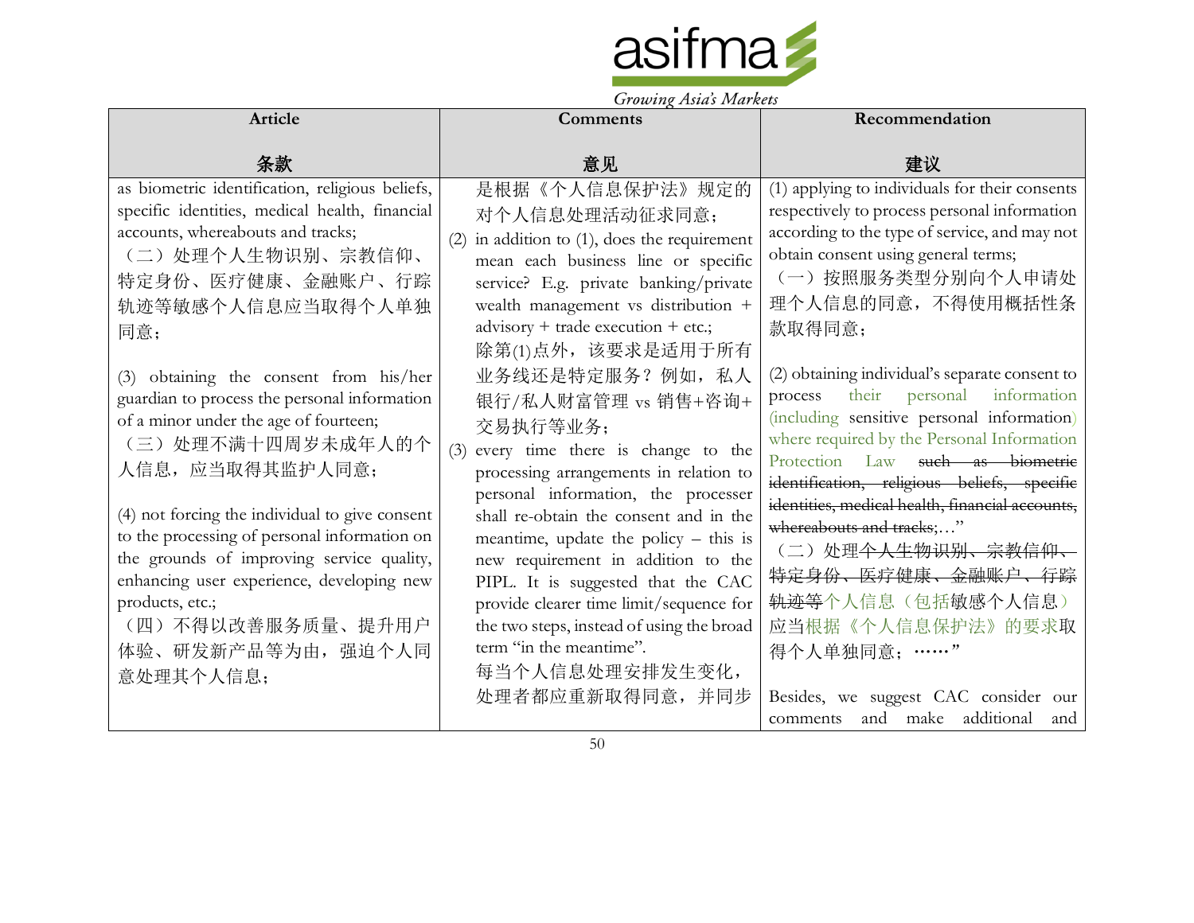| Article<br><br>条款 | Comments<br><br>意见 | Recommendation<br><br>建议 |
|---|---|---|
| as biometric identification, religious beliefs, specific identities, medical health, financial accounts, whereabouts and tracks;<br>（二）处理个人生物识别、宗教信仰、特定身份、医疗健康、金融账户、行踪轨迹等敏感个人信息应当取得个人单独同意；<br><br>(3) obtaining the consent from his/her guardian to process the personal information of a minor under the age of fourteen;<br>（三）处理不满十四周岁未成年人的个人信息，应当取得其监护人同意；<br><br>(4) not forcing the individual to give consent to the processing of personal information on the grounds of improving service quality, enhancing user experience, developing new products, etc.;<br>（四）不得以改善服务质量、提升用户体验、研发新产品等为由，强迫个人同意处理其个人信息； | 是根据《个人信息保护法》规定的对个人信息处理活动征求同意；<br>(2) in addition to (1), does the requirement mean each business line or specific service? E.g. private banking/private wealth management vs distribution + advisory + trade execution + etc.;<br>除第(1)点外，该要求是适用于所有业务线还是特定服务？例如，私人银行/私人财富管理 vs 销售+咨询+交易执行等业务；<br>(3) every time there is change to the processing arrangements in relation to personal information, the processer shall re-obtain the consent and in the meantime, update the policy – this is new requirement in addition to the PIPL. It is suggested that the CAC provide clearer time limit/sequence for the two steps, instead of using the broad term "in the meantime".<br>每当个人信息处理安排发生变化，处理者都应重新取得同意，并同步 | (1) applying to individuals for their consents respectively to process personal information according to the type of service, and may not obtain consent using general terms;<br>（一）按照服务类型分别向个人申请处理个人信息的同意，不得使用概括性条款取得同意；<br><br>(2) obtaining individual's separate consent to process their personal information (including sensitive personal information) where required by the Personal Information Protection Law ~~such as biometric identification, religious beliefs, specific identities, medical health, financial accounts, whereabouts and tracks~~;…"<br>（二）处理~~个人生物识别、宗教信仰、特定身份、医疗健康、金融账户、行踪轨迹等~~个人信息（包括敏感个人信息）应当根据《个人信息保护法》的要求取得个人单独同意；……"<br><br>Besides, we suggest CAC consider our comments and make additional and |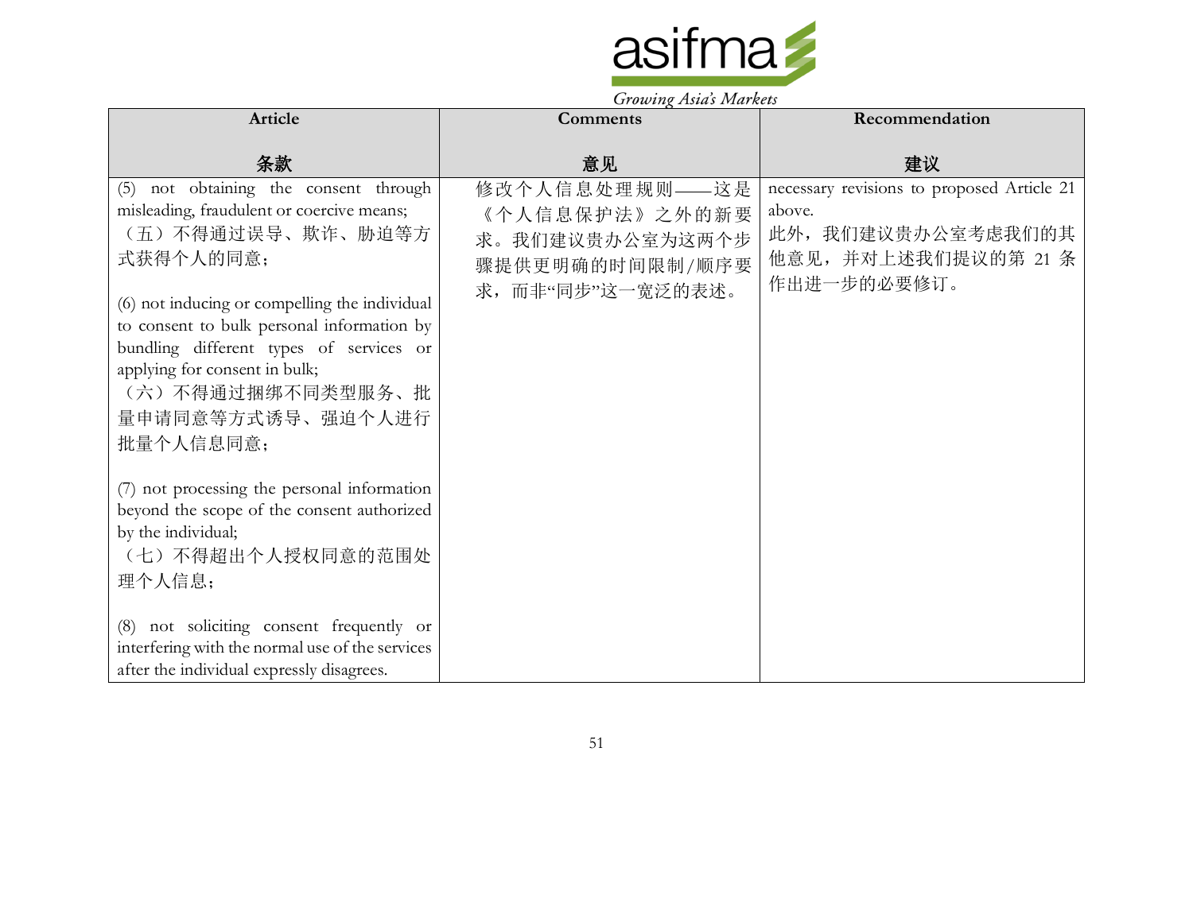| Article<br><br>条款 | Comments<br><br>意见 | Recommendation<br><br>建议 |
|---|---|---|
| (5) not obtaining the consent through misleading, fraudulent or coercive means;<br>（五）不得通过误导、欺诈、胁迫等方式获得个人的同意；<br><br>(6) not inducing or compelling the individual to consent to bulk personal information by bundling different types of services or applying for consent in bulk;<br>（六）不得通过捆绑不同类型服务、批量申请同意等方式诱导、强迫个人进行批量个人信息同意；<br><br>(7) not processing the personal information beyond the scope of the consent authorized by the individual;<br>（七）不得超出个人授权同意的范围处理个人信息；<br><br>(8) not soliciting consent frequently or interfering with the normal use of the services after the individual expressly disagrees. | 修改个人信息处理规则——这是《个人信息保护法》之外的新要求。我们建议贵办公室为这两个步骤提供更明确的时间限制/顺序要求，而非"同步"这一宽泛的表述。 | necessary revisions to proposed Article 21 above.<br>此外，我们建议贵办公室考虑我们的其他意见，并对上述我们提议的第 21 条作出进一步的必要修订。 |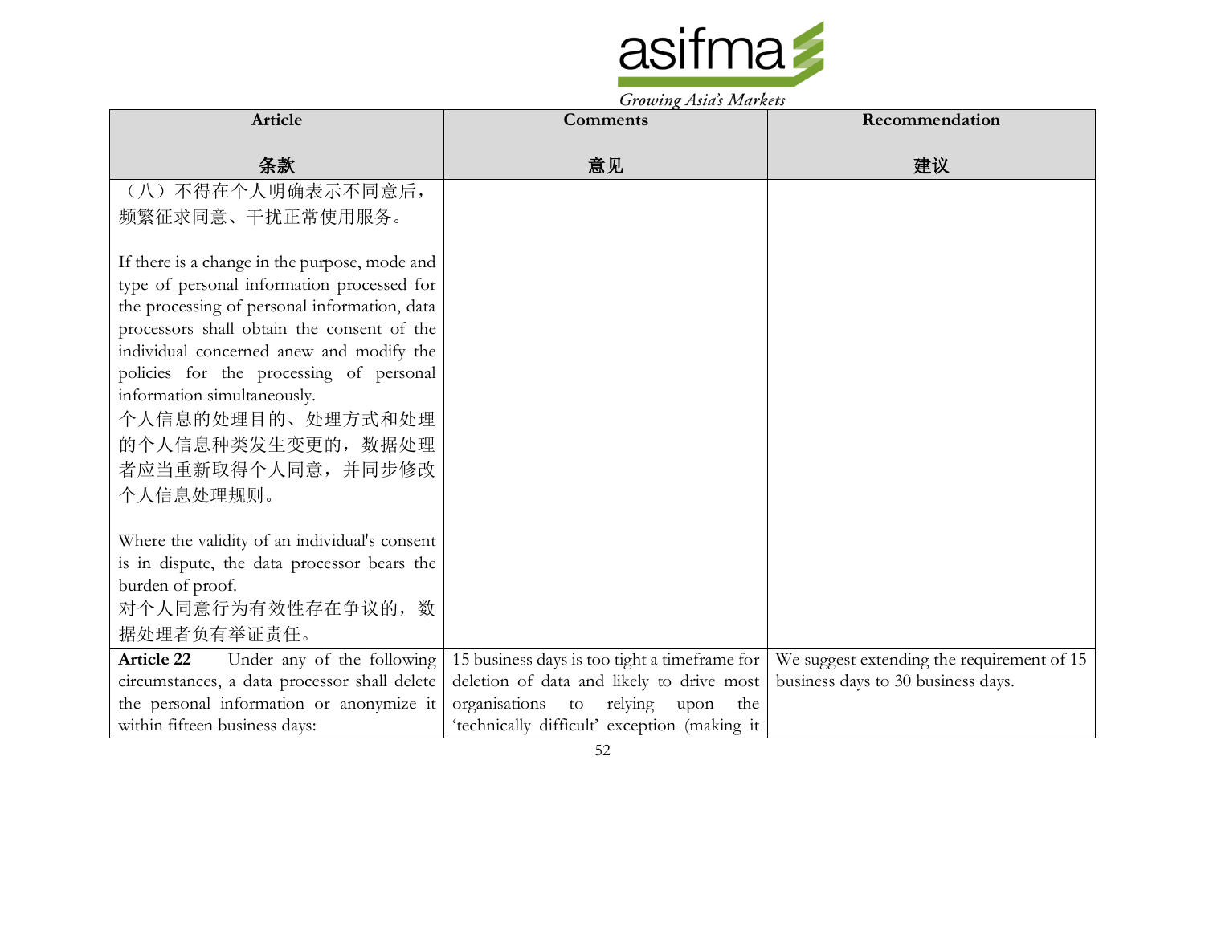| Article<br><br>条款 | Comments<br><br>意见 | Recommendation<br><br>建议 |
|---|---|---|
| （八）不得在个人明确表示不同意后，频繁征求同意、干扰正常使用服务。<br><br>If there is a change in the purpose, mode and type of personal information processed for the processing of personal information, data processors shall obtain the consent of the individual concerned anew and modify the policies for the processing of personal information simultaneously.<br>个人信息的处理目的、处理方式和处理的个人信息种类发生变更的，数据处理者应当重新取得个人同意，并同步修改个人信息处理规则。<br><br>Where the validity of an individual's consent is in dispute, the data processor bears the burden of proof.<br>对个人同意行为有效性存在争议的，数据处理者负有举证责任。 | | |
| **Article 22** Under any of the following circumstances, a data processor shall delete the personal information or anonymize it within fifteen business days: | 15 business days is too tight a timeframe for deletion of data and likely to drive most organisations to relying upon the 'technically difficult' exception (making it | We suggest extending the requirement of 15 business days to 30 business days. |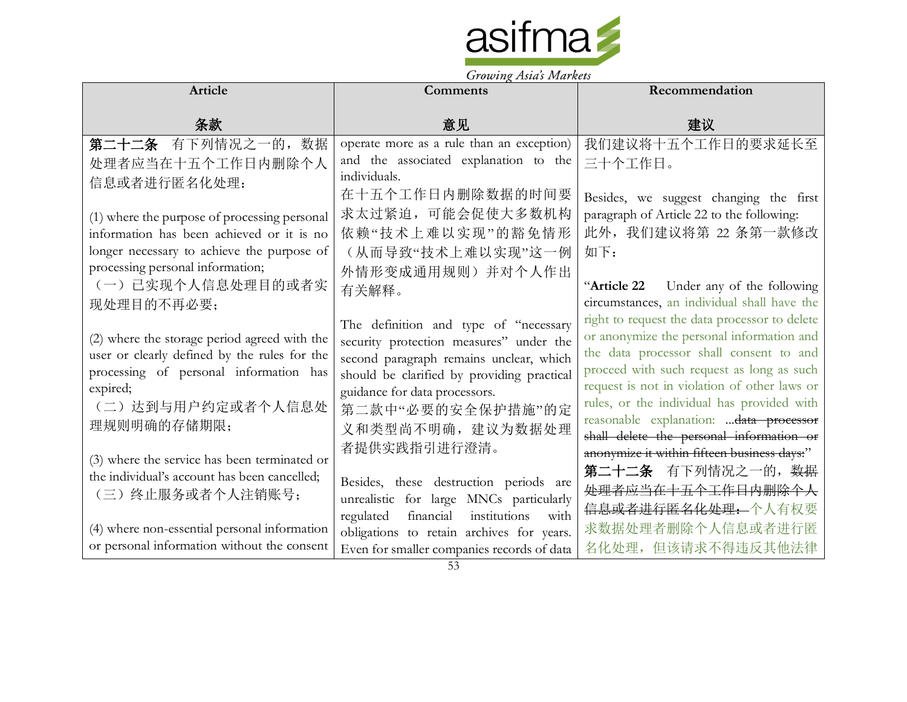| Article<br><br>条款 | Comments<br><br>意见 | Recommendation<br><br>建议 |
|---|---|---|
| **第二十二条** 有下列情况之一的，数据处理者应当在十五个工作日内删除个人信息或者进行匿名化处理：<br><br>(1) where the purpose of processing personal information has been achieved or it is no longer necessary to achieve the purpose of processing personal information;<br>（一）已实现个人信息处理目的或者实现处理目的不再必要；<br><br>(2) where the storage period agreed with the user or clearly defined by the rules for the processing of personal information has expired;<br>（二）达到与用户约定或者个人信息处理规则明确的存储期限；<br><br>(3) where the service has been terminated or the individual's account has been cancelled;<br>（三）终止服务或者个人注销账号；<br><br>(4) where non-essential personal information or personal information without the consent | operate more as a rule than an exception) and the associated explanation to the individuals.<br>在十五个工作日内删除数据的时间要求太过紧迫，可能会促使大多数机构依赖"技术上难以实现"的豁免情形（从而导致"技术上难以实现"这一例外情形变成通用规则）并对个人作出有关解释。<br><br>The definition and type of "necessary security protection measures" under the second paragraph remains unclear, which should be clarified by providing practical guidance for data processors.<br>第二款中"必要的安全保护措施"的定义和类型尚不明确，建议为数据处理者提供实践指引进行澄清。<br><br>Besides, these destruction periods are unrealistic for large MNCs particularly regulated financial institutions with obligations to retain archives for years. Even for smaller companies records of data | 我们建议将十五个工作日的要求延长至三十个工作日。<br><br>Besides, we suggest changing the first paragraph of Article 22 to the following:<br>此外，我们建议将第 22 条第一款修改如下：<br><br>"**Article 22** Under any of the following circumstances, an individual shall have the right to request the data processor to delete or anonymize the personal information and the data processor shall consent to and proceed with such request as long as such request is not in violation of other laws or rules, or the individual has provided with reasonable explanation: ~~...data processor shall delete the personal information or anonymize it within fifteen business days:~~"<br>**第二十二条** 有下列情况之一的，~~数据处理者应当在十五个工作日内删除个人信息或者进行匿名化处理：~~个人有权要求数据处理者删除个人信息或者进行匿名化处理，但该请求不得违反其他法律 |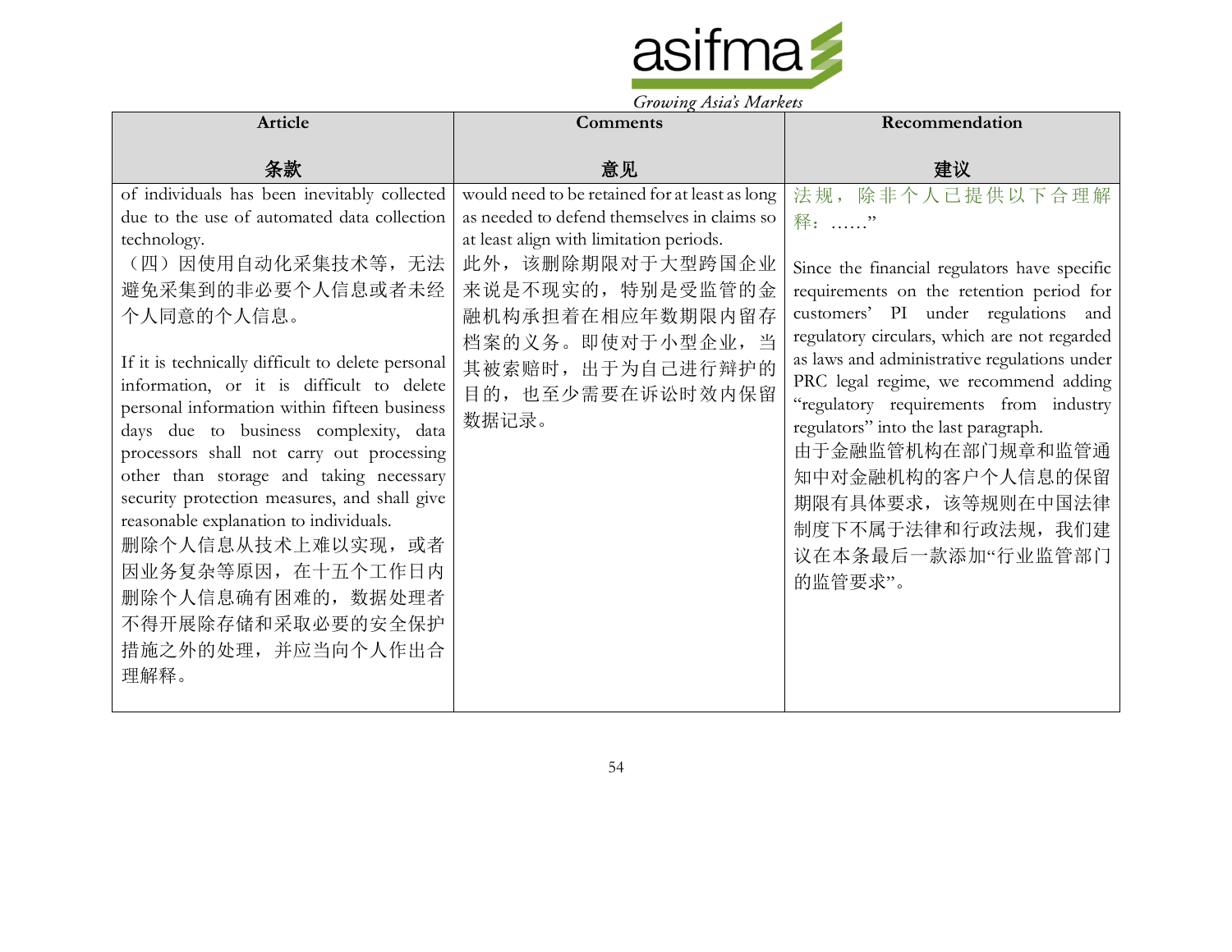| Article<br><br>条款 | Comments<br><br>意见 | Recommendation<br><br>建议 |
| --- | --- | --- |
| of individuals has been inevitably collected due to the use of automated data collection technology.<br>（四）因使用自动化采集技术等，无法避免采集到的非必要个人信息或者未经个人同意的个人信息。<br><br>If it is technically difficult to delete personal information, or it is difficult to delete personal information within fifteen business days due to business complexity, data processors shall not carry out processing other than storage and taking necessary security protection measures, and shall give reasonable explanation to individuals.<br>删除个人信息从技术上难以实现，或者因业务复杂等原因，在十五个工作日内删除个人信息确有困难的，数据处理者不得开展除存储和采取必要的安全保护措施之外的处理，并应当向个人作出合理解释。 | would need to be retained for at least as long as needed to defend themselves in claims so at least align with limitation periods.<br>此外，该删除期限对于大型跨国企业来说是不现实的，特别是受监管的金融机构承担着在相应年数期限内留存档案的义务。即使对于小型企业，当其被索赔时，出于为自己进行辩护的目的，也至少需要在诉讼时效内保留数据记录。 | 法规，除非个人已提供以下合理解释：……"<br><br>Since the financial regulators have specific requirements on the retention period for customers' PI under regulations and regulatory circulars, which are not regarded as laws and administrative regulations under PRC legal regime, we recommend adding "regulatory requirements from industry regulators" into the last paragraph.<br>由于金融监管机构在部门规章和监管通知中对金融机构的客户个人信息的保留期限有具体要求，该等规则在中国法律制度下不属于法律和行政法规，我们建议在本条最后一款添加"行业监管部门的监管要求"。 |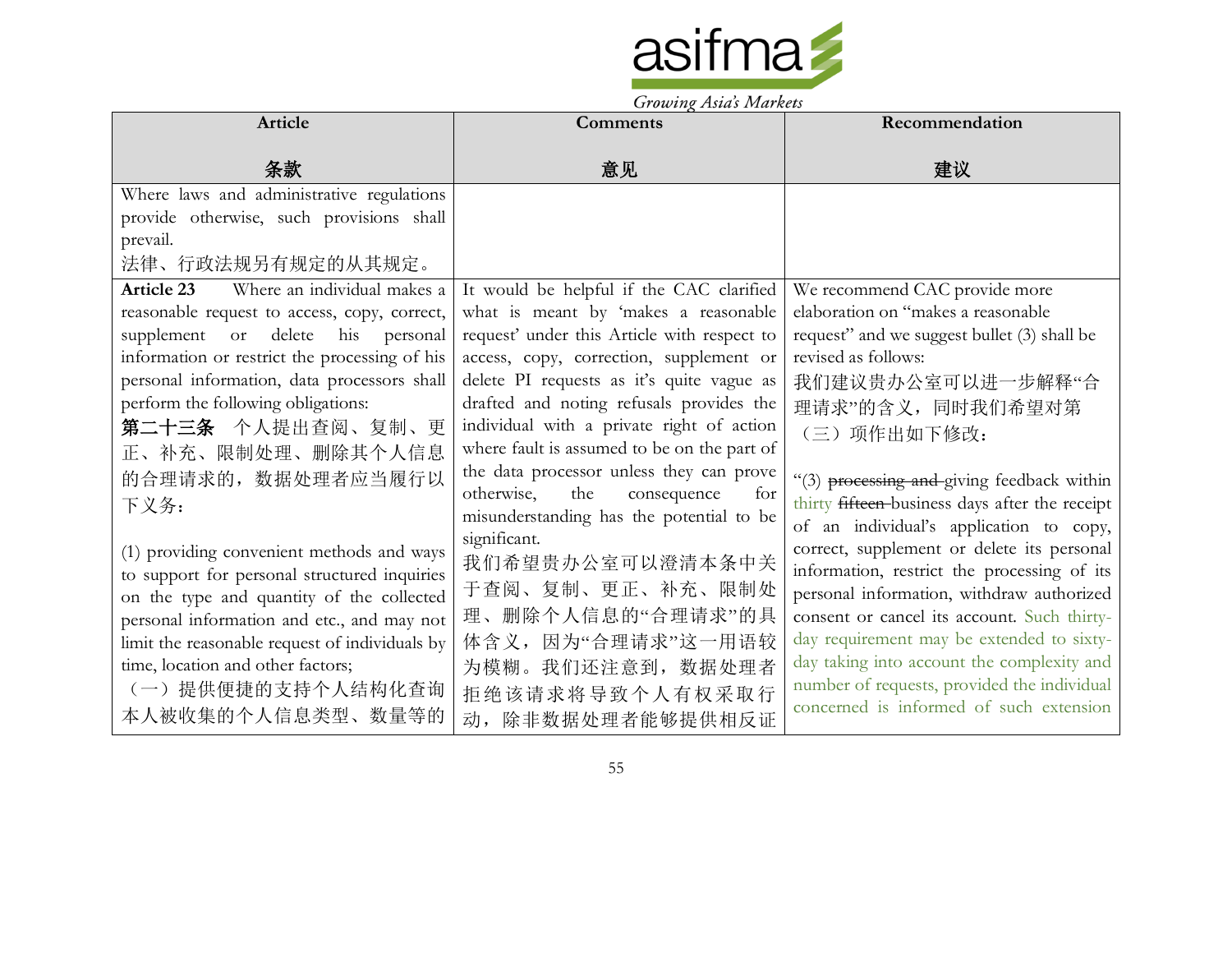| Article<br><br>条款 | Comments<br><br>意见 | Recommendation<br><br>建议 |
|---|---|---|
| Where laws and administrative regulations provide otherwise, such provisions shall prevail.<br>法律、行政法规另有规定的从其规定。 | | |
| **Article 23** Where an individual makes a reasonable request to access, copy, correct, supplement or delete his personal information or restrict the processing of his personal information, data processors shall perform the following obligations:<br>**第二十三条** 个人提出查阅、复制、更正、补充、限制处理、删除其个人信息的合理请求的，数据处理者应当履行以下义务：<br><br>(1) providing convenient methods and ways to support for personal structured inquiries on the type and quantity of the collected personal information and etc., and may not limit the reasonable request of individuals by time, location and other factors;<br>（一）提供便捷的支持个人结构化查询本人被收集的个人信息类型、数量等的 | It would be helpful if the CAC clarified what is meant by 'makes a reasonable request' under this Article with respect to access, copy, correction, supplement or delete PI requests as it's quite vague as drafted and noting refusals provides the individual with a private right of action where fault is assumed to be on the part of the data processor unless they can prove otherwise, the consequence for misunderstanding has the potential to be significant.<br>我们希望贵办公室可以澄清本条中关于查阅、复制、更正、补充、限制处理、删除个人信息的"合理请求"的具体含义，因为"合理请求"这一用语较为模糊。我们还注意到，数据处理者拒绝该请求将导致个人有权采取行动，除非数据处理者能够提供相反证 | We recommend CAC provide more elaboration on "makes a reasonable request" and we suggest bullet (3) shall be revised as follows:<br>我们建议贵办公室可以进一步解释"合理请求"的含义，同时我们希望对第（三）项作出如下修改：<br><br>"(3) ~~processing and~~ giving feedback within thirty ~~fifteen~~ business days after the receipt of an individual's application to copy, correct, supplement or delete its personal information, restrict the processing of its personal information, withdraw authorized consent or cancel its account. Such thirty-day requirement may be extended to sixty-day taking into account the complexity and number of requests, provided the individual concerned is informed of such extension |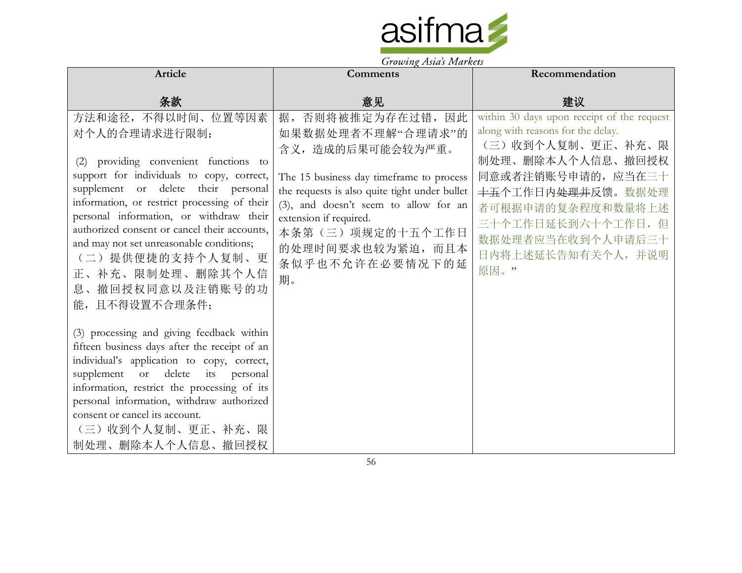| Article<br><br>条款 | Comments<br><br>意见 | Recommendation<br><br>建议 |
|---|---|---|
| 方法和途径，不得以时间、位置等因素对个人的合理请求进行限制；<br><br>(2) providing convenient functions to support for individuals to copy, correct, supplement or delete their personal information, or restrict processing of their personal information, or withdraw their authorized consent or cancel their accounts, and may not set unreasonable conditions;<br>（二）提供便捷的支持个人复制、更正、补充、限制处理、删除其个人信息、撤回授权同意以及注销账号的功能，且不得设置不合理条件；<br><br>(3) processing and giving feedback within fifteen business days after the receipt of an individual's application to copy, correct, supplement or delete its personal information, restrict the processing of its personal information, withdraw authorized consent or cancel its account.<br>（三）收到个人复制、更正、补充、限制处理、删除本人个人信息、撤回授权 | 据，否则将被推定为存在过错，因此如果数据处理者不理解"合理请求"的含义，造成的后果可能会较为严重。<br><br>The 15 business day timeframe to process the requests is also quite tight under bullet (3), and doesn't seem to allow for an extension if required.<br>本条第（三）项规定的十五个工作日的处理时间要求也较为紧迫，而且本条似乎也不允许在必要情况下的延期。 | within 30 days upon receipt of the request along with reasons for the delay.<br>（三）收到个人复制、更正、补充、限制处理、删除本人个人信息、撤回授权同意或者注销账号申请的，应当在三十~~十五~~个工作日内~~处理并~~反馈。数据处理者可根据申请的复杂程度和数量将上述三十个工作日延长到六十个工作日，但数据处理者应当在收到个人申请后三十日内将上述延长告知有关个人，并说明原因。" |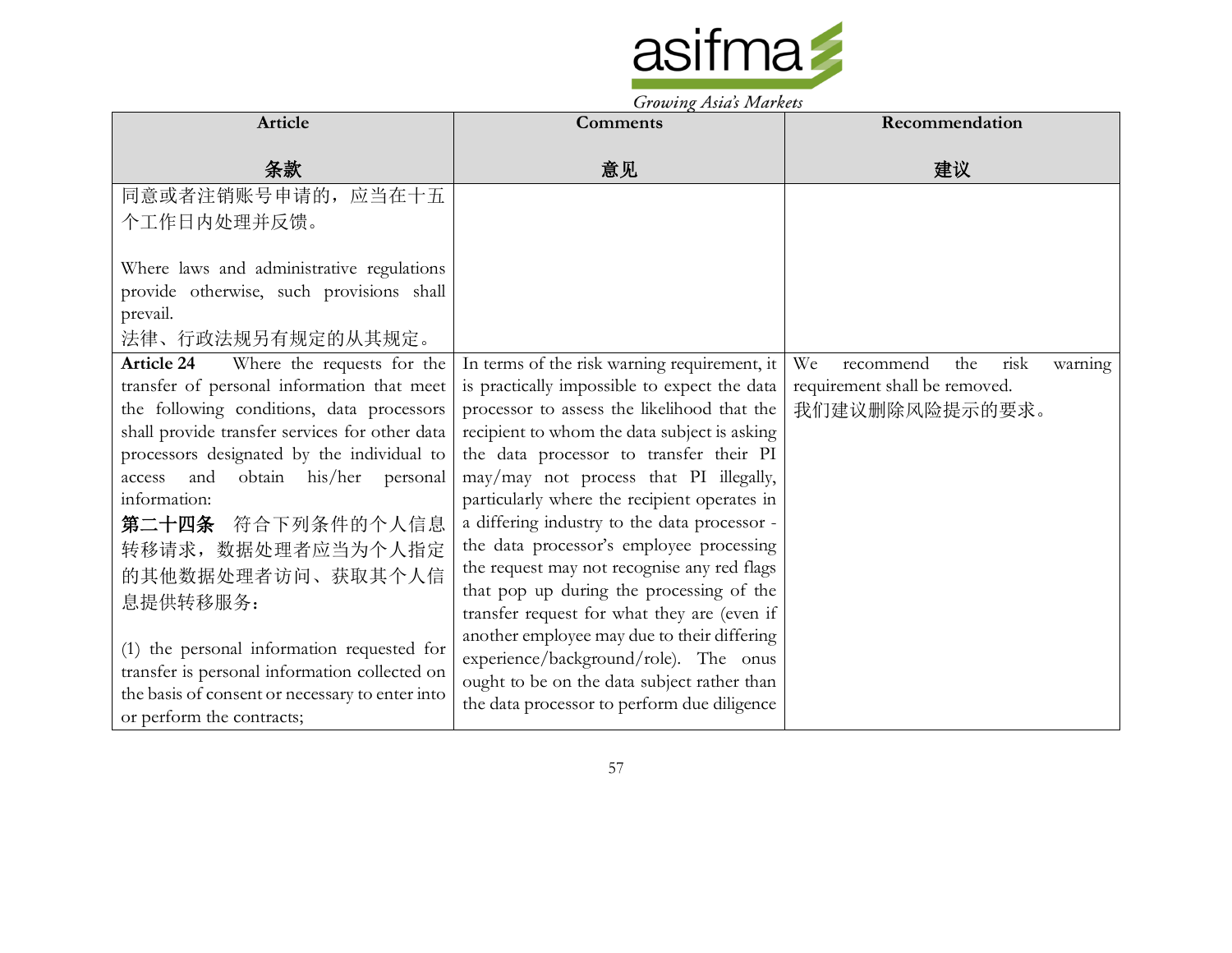| Article<br><br>条款 | Comments<br><br>意见 | Recommendation<br><br>建议 |
| --- | --- | --- |
| 同意或者注销账号申请的，应当在十五个工作日内处理并反馈。<br><br>Where laws and administrative regulations provide otherwise, such provisions shall prevail.<br>法律、行政法规另有规定的从其规定。 | | |
| **Article 24** Where the requests for the transfer of personal information that meet the following conditions, data processors shall provide transfer services for other data processors designated by the individual to access and obtain his/her personal information:<br>**第二十四条** 符合下列条件的个人信息转移请求，数据处理者应当为个人指定的其他数据处理者访问、获取其个人信息提供转移服务：<br><br>(1) the personal information requested for transfer is personal information collected on the basis of consent or necessary to enter into or perform the contracts; | In terms of the risk warning requirement, it is practically impossible to expect the data processor to assess the likelihood that the recipient to whom the data subject is asking the data processor to transfer their PI may/may not process that PI illegally, particularly where the recipient operates in a differing industry to the data processor - the data processor's employee processing the request may not recognise any red flags that pop up during the processing of the transfer request for what they are (even if another employee may due to their differing experience/background/role). The onus ought to be on the data subject rather than the data processor to perform due diligence | We recommend the risk warning requirement shall be removed.<br>我们建议删除风险提示的要求。 |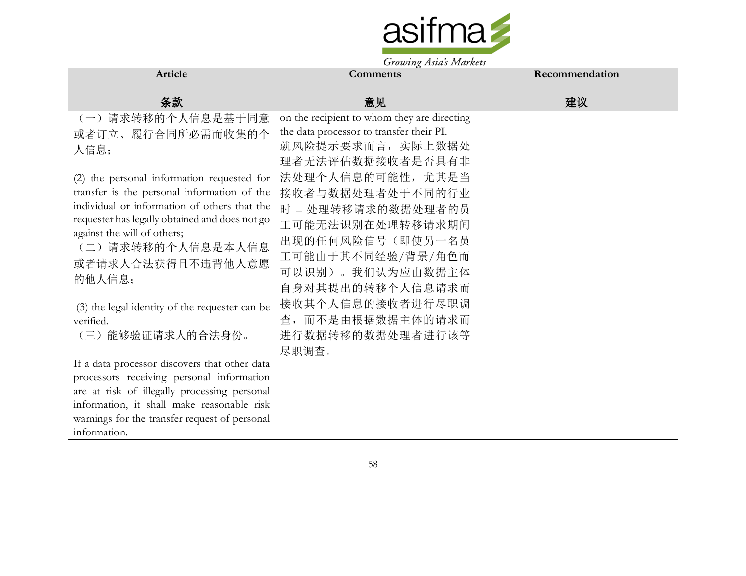| Article<br><br>条款 | Comments<br><br>意见 | Recommendation<br><br>建议 |
|---|---|---|
| （一）请求转移的个人信息是基于同意或者订立、履行合同所必需而收集的个人信息；<br><br>(2) the personal information requested for transfer is the personal information of the individual or information of others that the requester has legally obtained and does not go against the will of others;<br>（二）请求转移的个人信息是本人信息或者请求人合法获得且不违背他人意愿的他人信息；<br><br>(3) the legal identity of the requester can be verified.<br>（三）能够验证请求人的合法身份。<br><br>If a data processor discovers that other data processors receiving personal information are at risk of illegally processing personal information, it shall make reasonable risk warnings for the transfer request of personal information. | on the recipient to whom they are directing the data processor to transfer their PI.<br>就风险提示要求而言，实际上数据处理者无法评估数据接收者是否具有非法处理个人信息的可能性，尤其是当接收者与数据处理者处于不同的行业时 – 处理转移请求的数据处理者的员工可能无法识别在处理转移请求期间出现的任何风险信号（即使另一名员工可能由于其不同经验/背景/角色而可以识别）。我们认为应由数据主体自身对其提出的转移个人信息请求而接收其个人信息的接收者进行尽职调查，而不是由根据数据主体的请求而进行数据转移的数据处理者进行该等尽职调查。 | |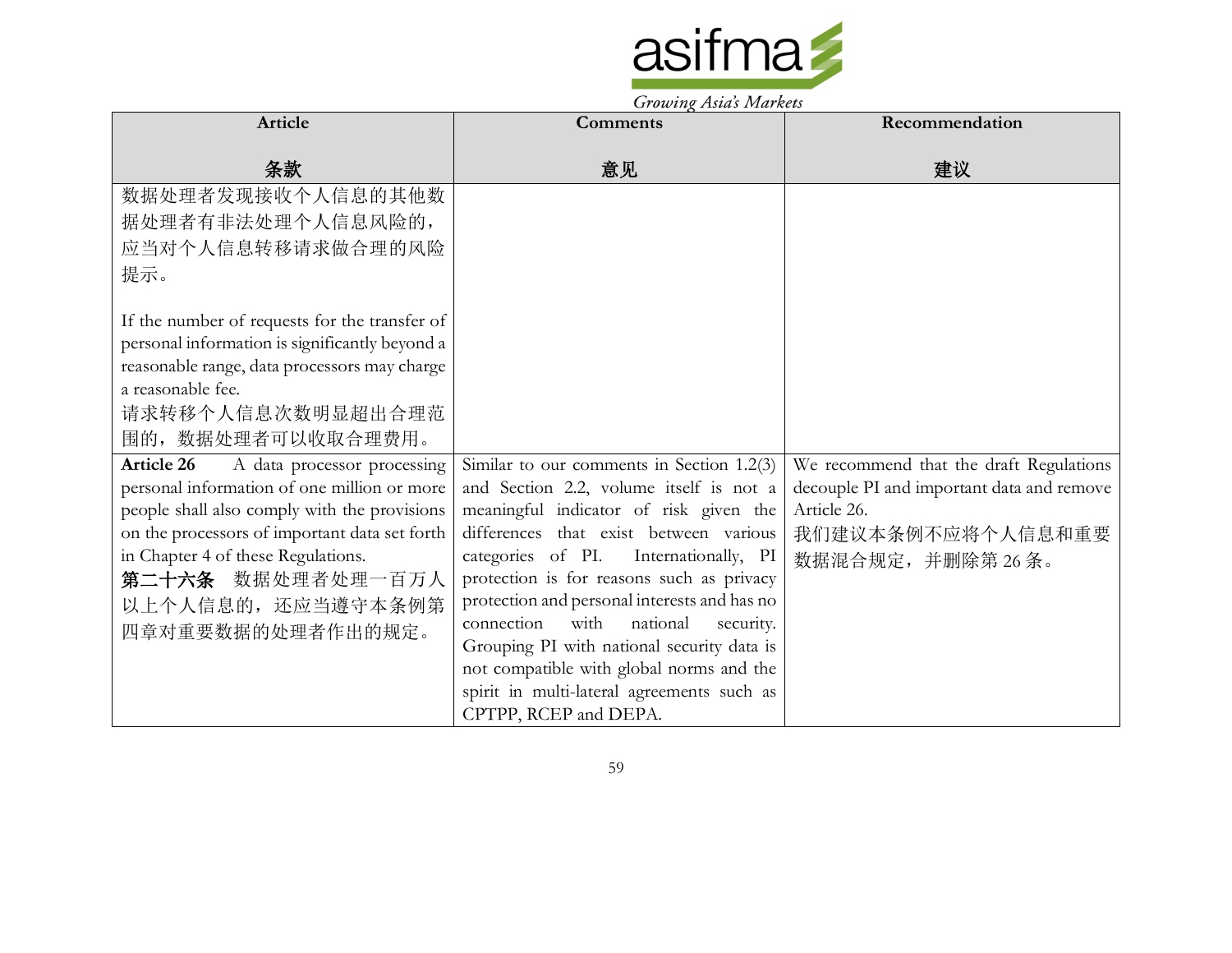| Article<br><br>条款 | Comments<br><br>意见 | Recommendation<br><br>建议 |
|---|---|---|
| 数据处理者发现接收个人信息的其他数据处理者有非法处理个人信息风险的，应当对个人信息转移请求做合理的风险提示。<br><br>If the number of requests for the transfer of personal information is significantly beyond a reasonable range, data processors may charge a reasonable fee.<br>请求转移个人信息次数明显超出合理范围的，数据处理者可以收取合理费用。 | | |
| **Article 26** A data processor processing personal information of one million or more people shall also comply with the provisions on the processors of important data set forth in Chapter 4 of these Regulations.<br>**第二十六条** 数据处理者处理一百万人以上个人信息的，还应当遵守本条例第四章对重要数据的处理者作出的规定。 | Similar to our comments in Section 1.2(3) and Section 2.2, volume itself is not a meaningful indicator of risk given the differences that exist between various categories of PI. Internationally, PI protection is for reasons such as privacy protection and personal interests and has no connection with national security. Grouping PI with national security data is not compatible with global norms and the spirit in multi-lateral agreements such as CPTPP, RCEP and DEPA. | We recommend that the draft Regulations decouple PI and important data and remove Article 26.<br>我们建议本条例不应将个人信息和重要数据混合规定，并删除第 26 条。 |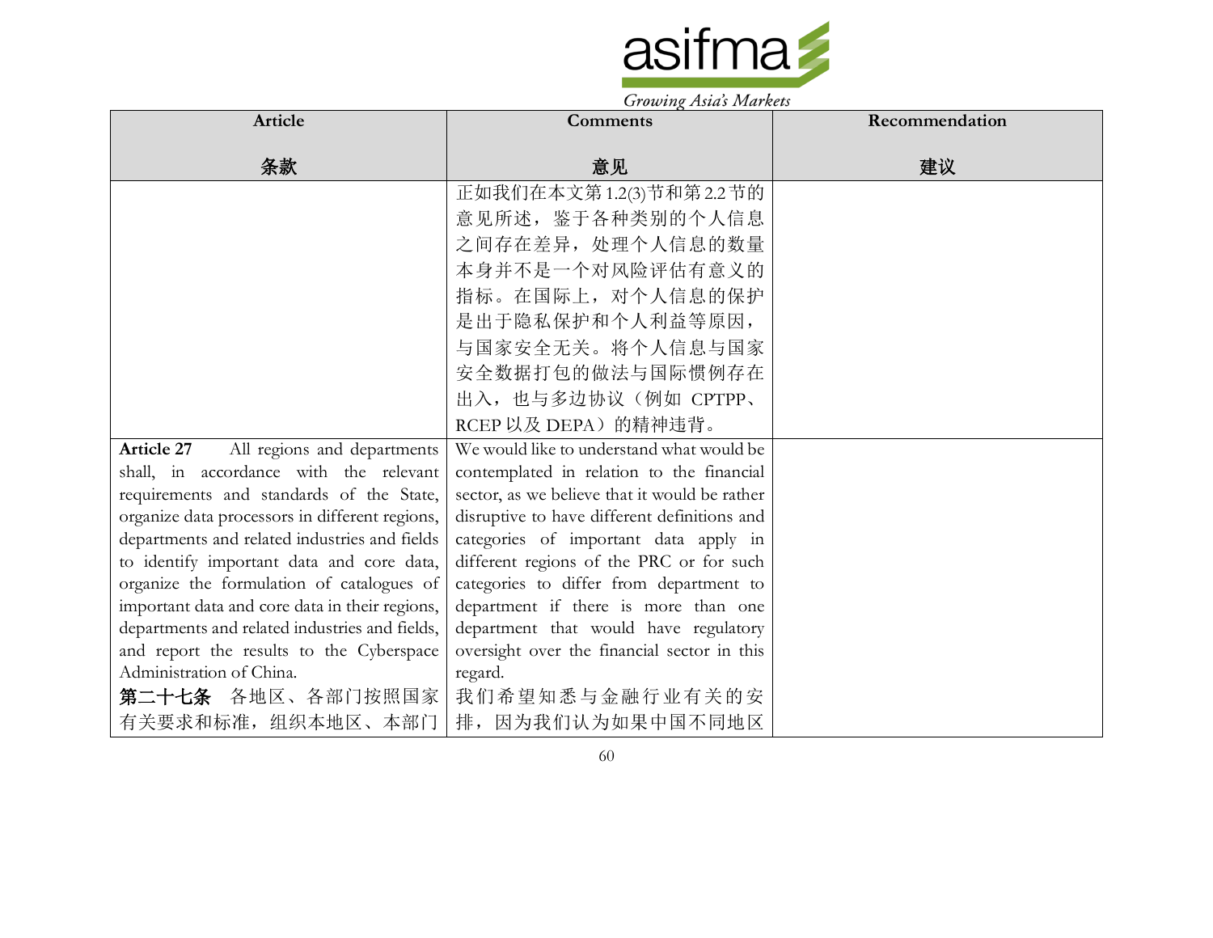| Article<br><br>条款 | Comments<br><br>意见 | Recommendation<br><br>建议 |
| --- | --- | --- |
| | 正如我们在本文第1.2(3)节和第2.2节的意见所述，鉴于各种类别的个人信息之间存在差异，处理个人信息的数量本身并不是一个对风险评估有意义的指标。在国际上，对个人信息的保护是出于隐私保护和个人利益等原因，与国家安全无关。将个人信息与国家安全数据打包的做法与国际惯例存在出入，也与多边协议（例如 CPTPP、RCEP 以及 DEPA）的精神违背。 | |
| **Article 27** All regions and departments shall, in accordance with the relevant requirements and standards of the State, organize data processors in different regions, departments and related industries and fields to identify important data and core data, organize the formulation of catalogues of important data and core data in their regions, departments and related industries and fields, and report the results to the Cyberspace Administration of China.<br>**第二十七条** 各地区、各部门按照国家有关要求和标准，组织本地区、本部门 | We would like to understand what would be contemplated in relation to the financial sector, as we believe that it would be rather disruptive to have different definitions and categories of important data apply in different regions of the PRC or for such categories to differ from department to department if there is more than one department that would have regulatory oversight over the financial sector in this regard.<br>我们希望知悉与金融行业有关的安排，因为我们认为如果中国不同地区 | |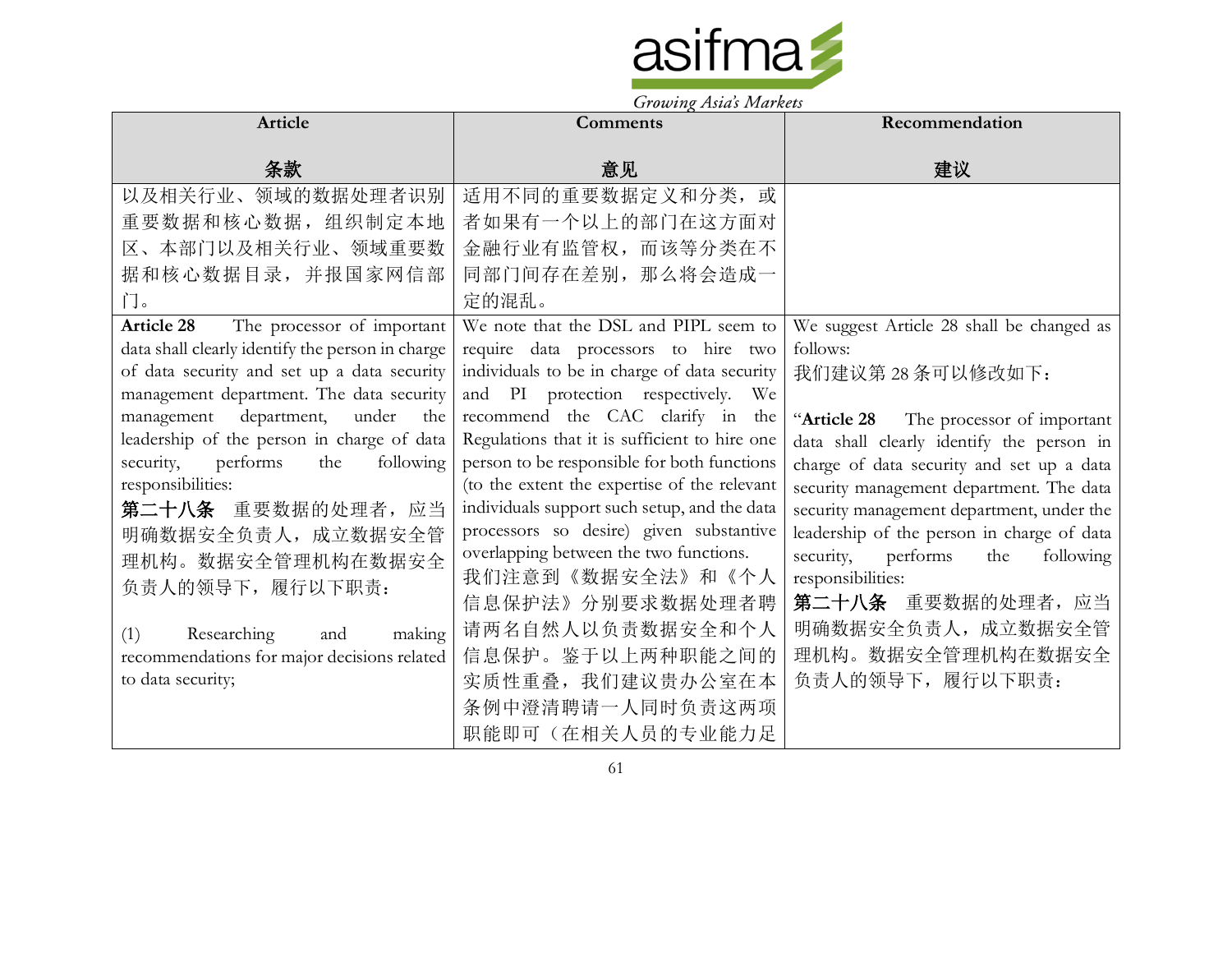| Article<br><br>条款 | Comments<br><br>意见 | Recommendation<br><br>建议 |
|---|---|---|
| 以及相关行业、领域的数据处理者识别重要数据和核心数据，组织制定本地区、本部门以及相关行业、领域重要数据和核心数据目录，并报国家网信部门。 | 适用不同的重要数据定义和分类，或者如果有一个以上的部门在这方面对金融行业有监管权，而该等分类在不同部门间存在差别，那么将会造成一定的混乱。 | |
| **Article 28** The processor of important data shall clearly identify the person in charge of data security and set up a data security management department. The data security management department, under the leadership of the person in charge of data security, performs the following responsibilities:<br>**第二十八条** 重要数据的处理者，应当明确数据安全负责人，成立数据安全管理机构。数据安全管理机构在数据安全负责人的领导下，履行以下职责：<br><br>(1) Researching and making recommendations for major decisions related to data security; | We note that the DSL and PIPL seem to require data processors to hire two individuals to be in charge of data security and PI protection respectively. We recommend the CAC clarify in the Regulations that it is sufficient to hire one person to be responsible for both functions (to the extent the expertise of the relevant individuals support such setup, and the data processors so desire) given substantive overlapping between the two functions.<br>我们注意到《数据安全法》和《个人信息保护法》分别要求数据处理者聘请两名自然人以负责数据安全和个人信息保护。鉴于以上两种职能之间的实质性重叠，我们建议贵办公室在本条例中澄清聘请一人同时负责这两项职能即可（在相关人员的专业能力足 | We suggest Article 28 shall be changed as follows:<br>我们建议第 28 条可以修改如下：<br><br>"**Article 28** The processor of important data shall clearly identify the person in charge of data security and set up a data security management department. The data security management department, under the leadership of the person in charge of data security, performs the following responsibilities:<br>**第二十八条** 重要数据的处理者，应当明确数据安全负责人，成立数据安全管理机构。数据安全管理机构在数据安全负责人的领导下，履行以下职责： |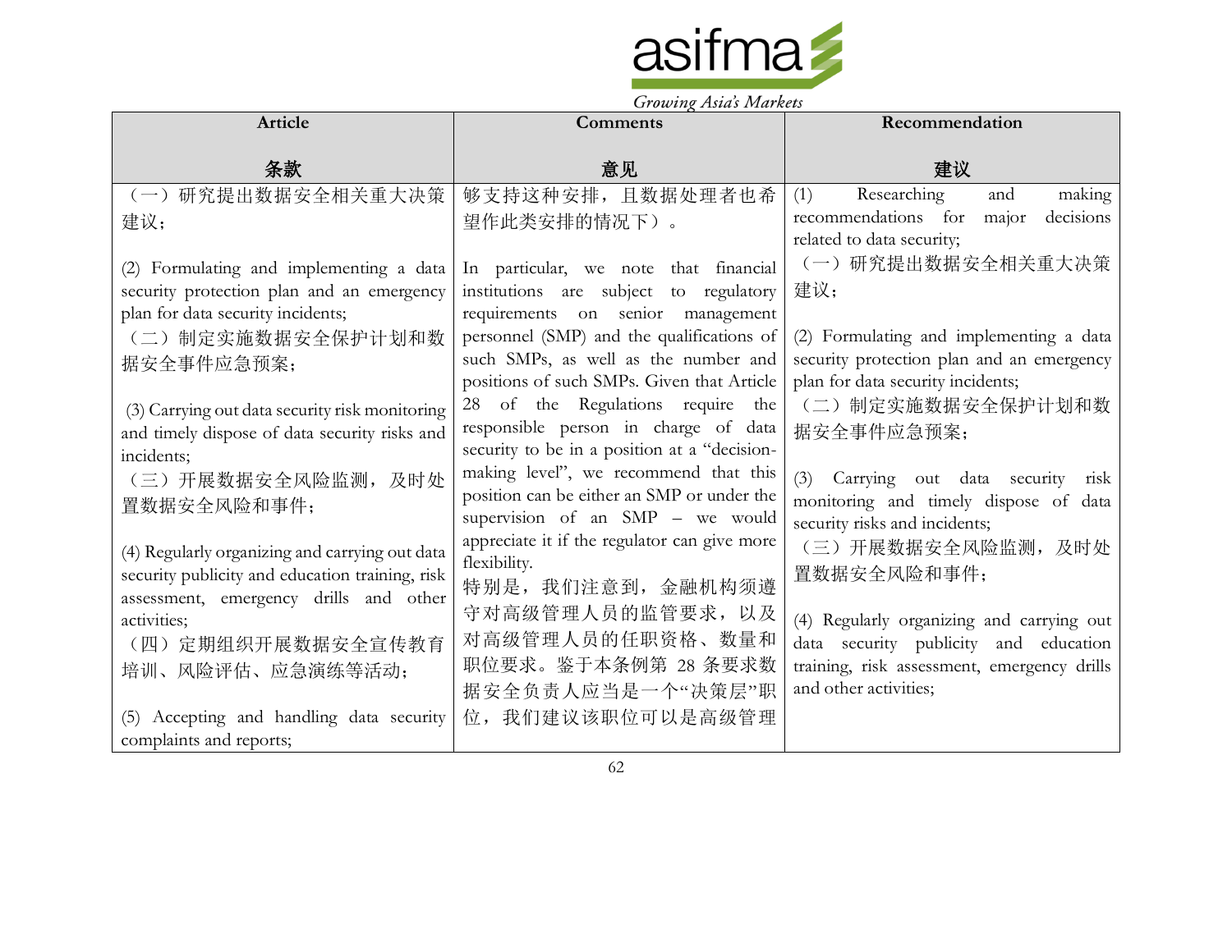| Article<br><br>条款 | Comments<br><br>意见 | Recommendation<br><br>建议 |
|---|---|---|
| （一）研究提出数据安全相关重大决策建议；<br><br>(2) Formulating and implementing a data security protection plan and an emergency plan for data security incidents;<br>（二）制定实施数据安全保护计划和数据安全事件应急预案；<br><br>(3) Carrying out data security risk monitoring and timely dispose of data security risks and incidents;<br>（三）开展数据安全风险监测，及时处置数据安全风险和事件；<br><br>(4) Regularly organizing and carrying out data security publicity and education training, risk assessment, emergency drills and other activities;<br>（四）定期组织开展数据安全宣传教育培训、风险评估、应急演练等活动；<br><br>(5) Accepting and handling data security complaints and reports; | 够支持这种安排，且数据处理者也希望作此类安排的情况下）。<br><br>In particular, we note that financial institutions are subject to regulatory requirements on senior management personnel (SMP) and the qualifications of such SMPs, as well as the number and positions of such SMPs. Given that Article 28 of the Regulations require the responsible person in charge of data security to be in a position at a "decision-making level", we recommend that this position can be either an SMP or under the supervision of an SMP – we would appreciate it if the regulator can give more flexibility.<br>特别是，我们注意到，金融机构须遵守对高级管理人员的监管要求，以及对高级管理人员的任职资格、数量和职位要求。鉴于本条例第 28 条要求数据安全负责人应当是一个"决策层"职位，我们建议该职位可以是高级管理 | (1) Researching and making recommendations for major decisions related to data security;<br>（一）研究提出数据安全相关重大决策建议；<br><br>(2) Formulating and implementing a data security protection plan and an emergency plan for data security incidents;<br>（二）制定实施数据安全保护计划和数据安全事件应急预案；<br><br>(3) Carrying out data security risk monitoring and timely dispose of data security risks and incidents;<br>（三）开展数据安全风险监测，及时处置数据安全风险和事件；<br><br>(4) Regularly organizing and carrying out data security publicity and education training, risk assessment, emergency drills and other activities; |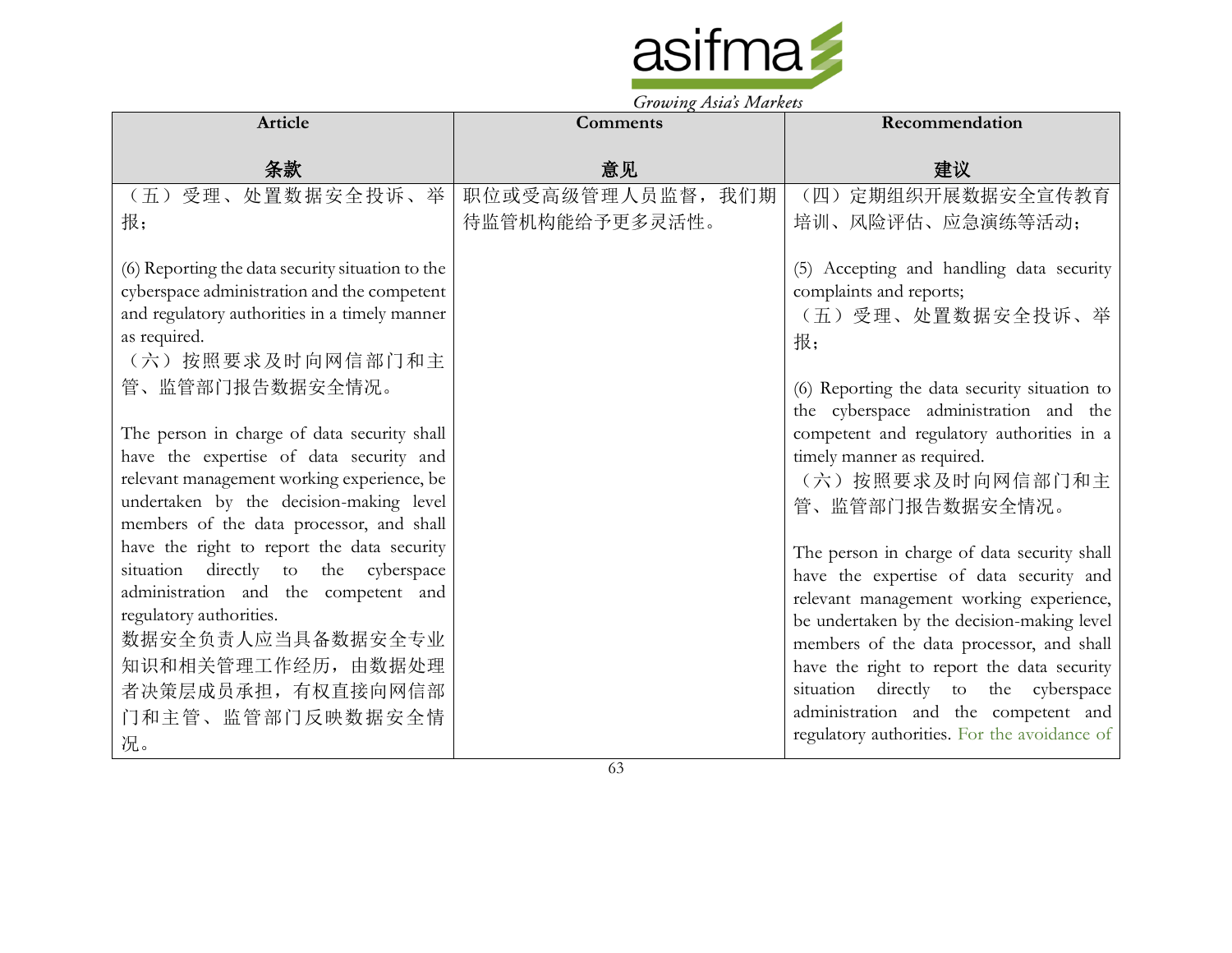| Article<br><br>条款 | Comments<br><br>意见 | Recommendation<br><br>建议 |
|---|---|---|
| （五）受理、处置数据安全投诉、举报；<br><br>(6) Reporting the data security situation to the cyberspace administration and the competent and regulatory authorities in a timely manner as required.<br>（六）按照要求及时向网信部门和主管、监管部门报告数据安全情况。<br><br>The person in charge of data security shall have the expertise of data security and relevant management working experience, be undertaken by the decision-making level members of the data processor, and shall have the right to report the data security situation directly to the cyberspace administration and the competent and regulatory authorities.<br>数据安全负责人应当具备数据安全专业知识和相关管理工作经历，由数据处理者决策层成员承担，有权直接向网信部门和主管、监管部门反映数据安全情况。 | 职位或受高级管理人员监督，我们期待监管机构能给予更多灵活性。 | （四）定期组织开展数据安全宣传教育培训、风险评估、应急演练等活动；<br><br>(5) Accepting and handling data security complaints and reports;<br>（五）受理、处置数据安全投诉、举报；<br><br>(6) Reporting the data security situation to the cyberspace administration and the competent and regulatory authorities in a timely manner as required.<br>（六）按照要求及时向网信部门和主管、监管部门报告数据安全情况。<br><br>The person in charge of data security shall have the expertise of data security and relevant management working experience, be undertaken by the decision-making level members of the data processor, and shall have the right to report the data security situation directly to the cyberspace administration and the competent and regulatory authorities. For the avoidance of |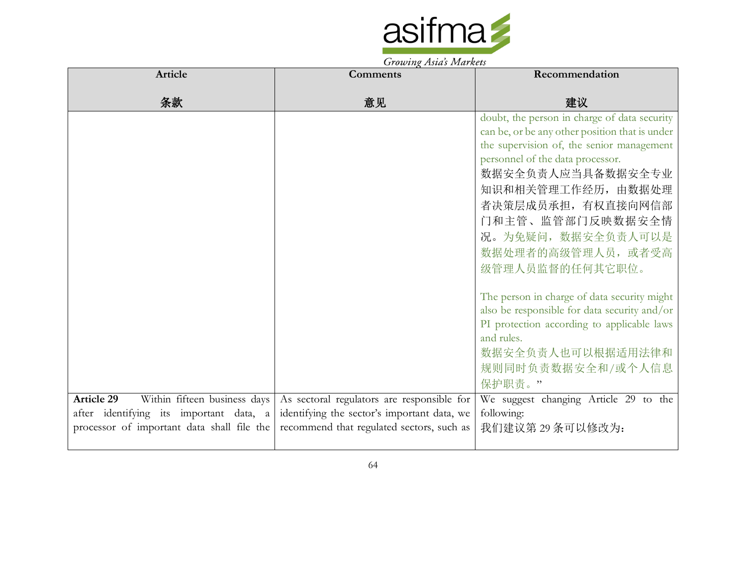| Article<br><br>条款 | Comments<br><br>意见 | Recommendation<br><br>建议 |
|---|---|---|
| | | doubt, the person in charge of data security can be, or be any other position that is under the supervision of, the senior management personnel of the data processor.<br>数据安全负责人应当具备数据安全专业知识和相关管理工作经历，由数据处理者决策层成员承担，有权直接向网信部门和主管、监管部门反映数据安全情况。为免疑问，数据安全负责人可以是数据处理者的高级管理人员，或者受高级管理人员监督的任何其它职位。<br><br>The person in charge of data security might also be responsible for data security and/or PI protection according to applicable laws and rules.<br>数据安全负责人也可以根据适用法律和规则同时负责数据安全和/或个人信息保护职责。" |
| **Article 29** Within fifteen business days after identifying its important data, a processor of important data shall file the | As sectoral regulators are responsible for identifying the sector's important data, we recommend that regulated sectors, such as | We suggest changing Article 29 to the following:<br>我们建议第 29 条可以修改为: |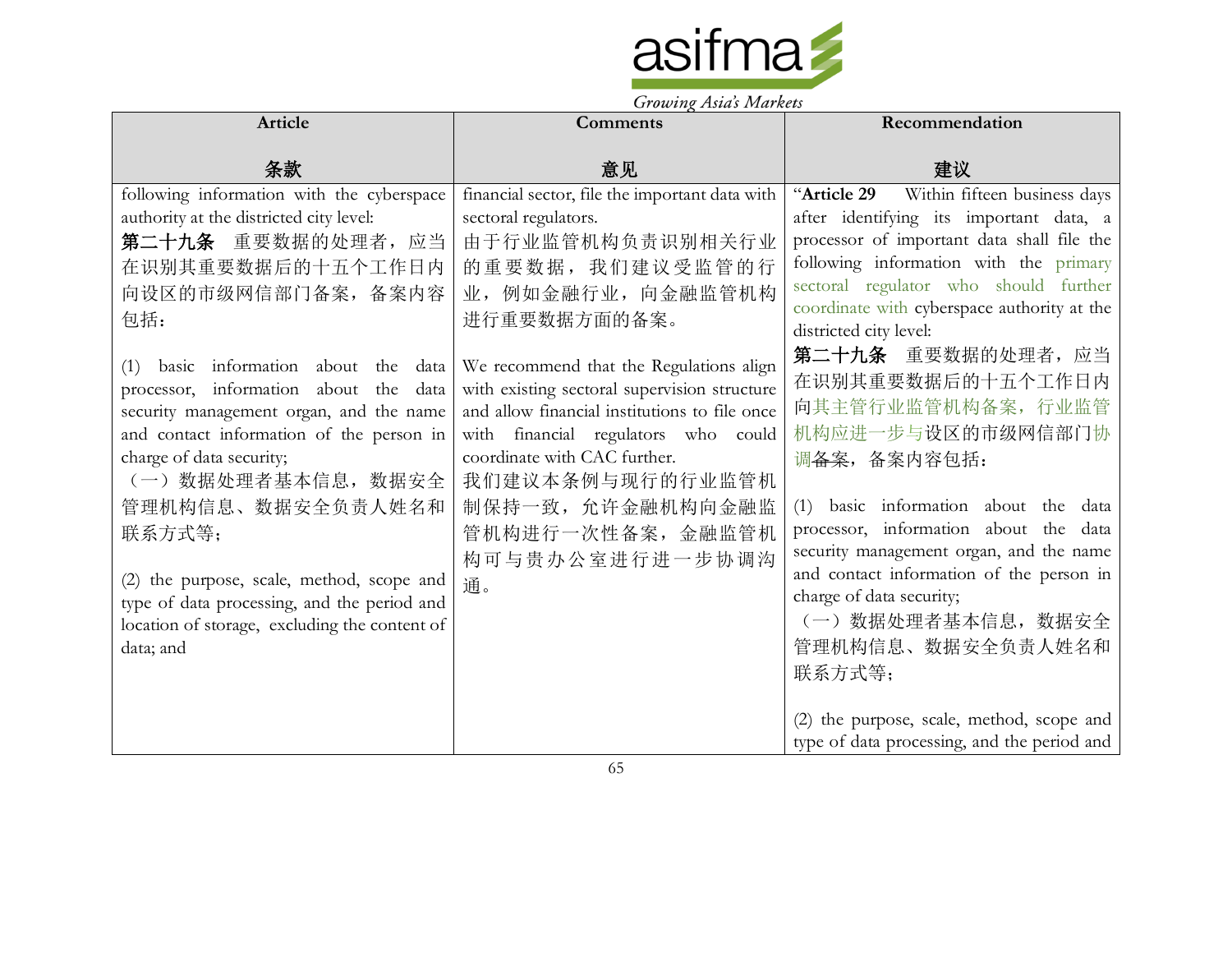| Article<br><br>条款 | Comments<br><br>意见 | Recommendation<br><br>建议 |
|---|---|---|
| following information with the cyberspace authority at the districted city level:<br>**第二十九条** 重要数据的处理者，应当在识别其重要数据后的十五个工作日内向设区的市级网信部门备案，备案内容包括：<br><br>(1) basic information about the data processor, information about the data security management organ, and the name and contact information of the person in charge of data security;<br>（一）数据处理者基本信息，数据安全管理机构信息、数据安全负责人姓名和联系方式等；<br><br>(2) the purpose, scale, method, scope and type of data processing, and the period and location of storage, excluding the content of data; and | financial sector, file the important data with sectoral regulators.<br>由于行业监管机构负责识别相关行业的重要数据，我们建议受监管的行业，例如金融行业，向金融监管机构进行重要数据方面的备案。<br><br>We recommend that the Regulations align with existing sectoral supervision structure and allow financial institutions to file once with financial regulators who could coordinate with CAC further.<br>我们建议本条例与现行的行业监管机制保持一致，允许金融机构向金融监管机构进行一次性备案，金融监管机构可与贵办公室进行进一步协调沟通。 | "**Article 29** Within fifteen business days after identifying its important data, a processor of important data shall file the following information with the primary sectoral regulator who should further coordinate with cyberspace authority at the districted city level:<br>**第二十九条** 重要数据的处理者，应当在识别其重要数据后的十五个工作日内向其主管行业监管机构备案，行业监管机构应进一步与设区的市级网信部门协调~~备案~~，备案内容包括：<br><br>(1) basic information about the data processor, information about the data security management organ, and the name and contact information of the person in charge of data security;<br>（一）数据处理者基本信息，数据安全管理机构信息、数据安全负责人姓名和联系方式等；<br><br>(2) the purpose, scale, method, scope and type of data processing, and the period and |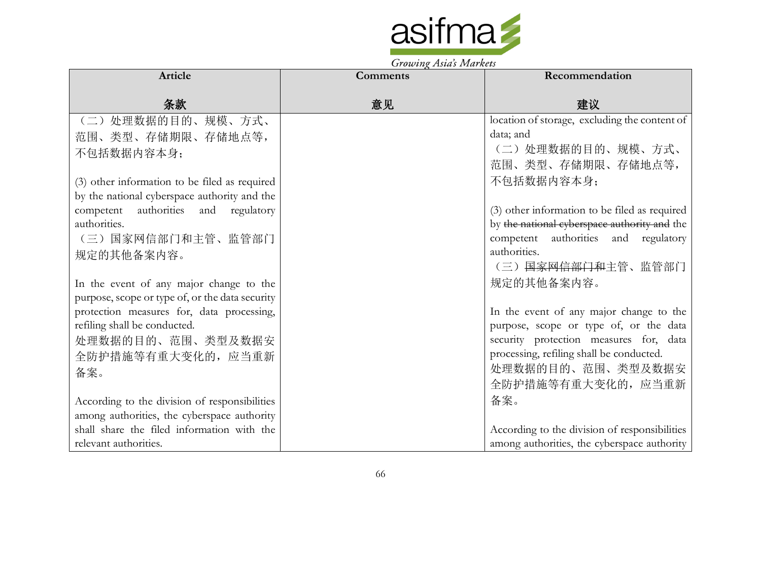| Article<br><br>条款 | Comments<br><br>意见 | Recommendation<br><br>建议 |
|---|---|---|
| （二）处理数据的目的、规模、方式、范围、类型、存储期限、存储地点等，不包括数据内容本身；<br><br>(3) other information to be filed as required by the national cyberspace authority and the competent authorities and regulatory authorities.<br>（三）国家网信部门和主管、监管部门规定的其他备案内容。<br><br>In the event of any major change to the purpose, scope or type of, or the data security protection measures for, data processing, refiling shall be conducted.<br>处理数据的目的、范围、类型及数据安全防护措施等有重大变化的，应当重新备案。<br><br>According to the division of responsibilities among authorities, the cyberspace authority shall share the filed information with the relevant authorities. | | location of storage, excluding the content of data; and<br>（二）处理数据的目的、规模、方式、范围、类型、存储期限、存储地点等，不包括数据内容本身；<br><br>(3) other information to be filed as required by ~~the national cyberspace authority and~~ the competent authorities and regulatory authorities.<br>（三）~~国家网信部门和~~主管、监管部门规定的其他备案内容。<br><br>In the event of any major change to the purpose, scope or type of, or the data security protection measures for, data processing, refiling shall be conducted.<br>处理数据的目的、范围、类型及数据安全防护措施等有重大变化的，应当重新备案。<br><br>According to the division of responsibilities among authorities, the cyberspace authority |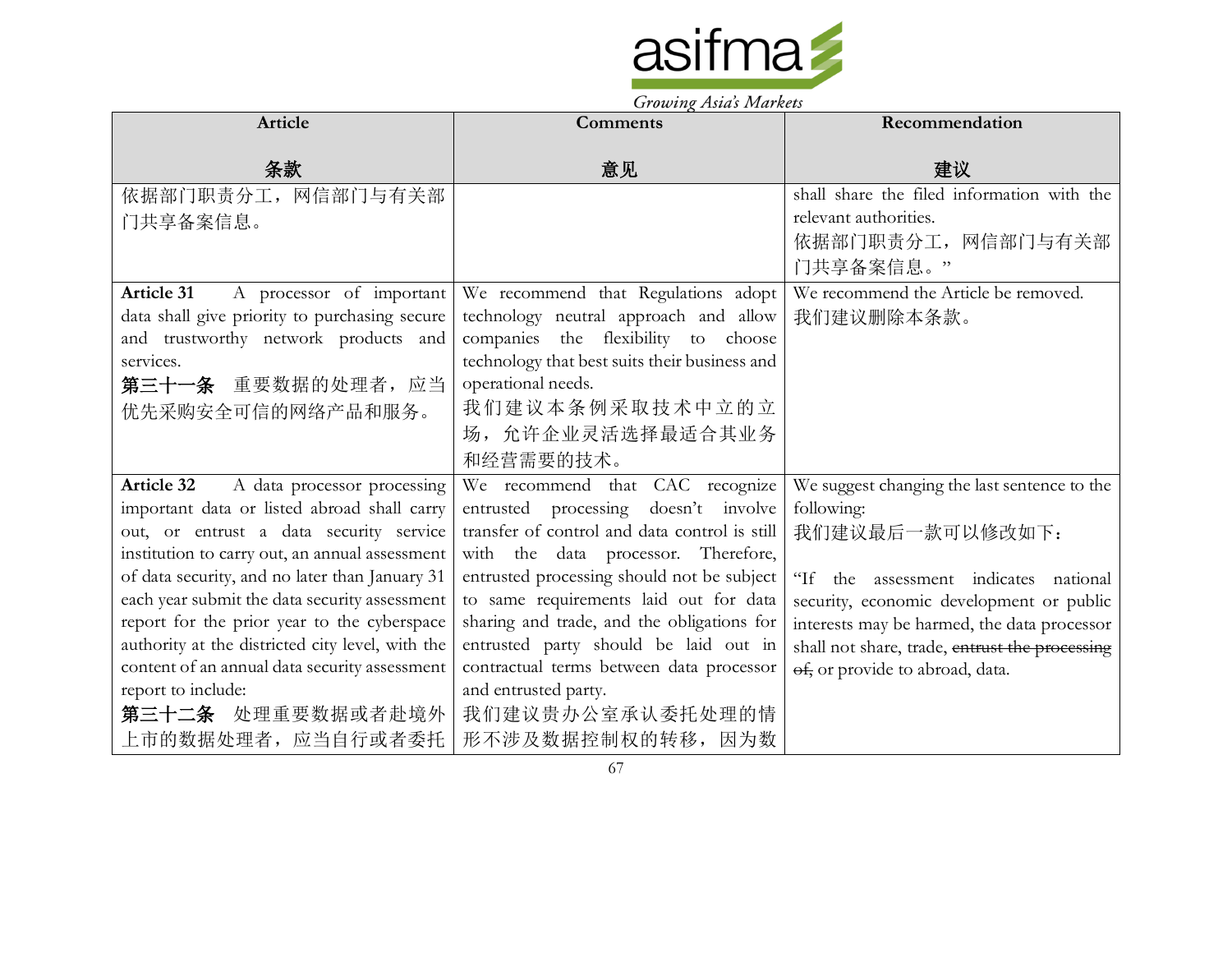| Article<br><br>条款 | Comments<br><br>意见 | Recommendation<br><br>建议 |
|---|---|---|
| 依据部门职责分工，网信部门与有关部门共享备案信息。 | | shall share the filed information with the relevant authorities.<br>依据部门职责分工，网信部门与有关部门共享备案信息。" |
| **Article 31** A processor of important data shall give priority to purchasing secure and trustworthy network products and services.<br>**第三十一条** 重要数据的处理者，应当优先采购安全可信的网络产品和服务。 | We recommend that Regulations adopt technology neutral approach and allow companies the flexibility to choose technology that best suits their business and operational needs.<br>我们建议本条例采取技术中立的立场，允许企业灵活选择最适合其业务和经营需要的技术。 | We recommend the Article be removed.<br>我们建议删除本条款。 |
| **Article 32** A data processor processing important data or listed abroad shall carry out, or entrust a data security service institution to carry out, an annual assessment of data security, and no later than January 31 each year submit the data security assessment report for the prior year to the cyberspace authority at the districted city level, with the content of an annual data security assessment report to include:<br>**第三十二条** 处理重要数据或者赴境外上市的数据处理者，应当自行或者委托 | We recommend that CAC recognize entrusted processing doesn't involve transfer of control and data control is still with the data processor. Therefore, entrusted processing should not be subject to same requirements laid out for data sharing and trade, and the obligations for entrusted party should be laid out in contractual terms between data processor and entrusted party.<br>我们建议贵办公室承认委托处理的情形不涉及数据控制权的转移，因为数 | We suggest changing the last sentence to the following:<br>我们建议最后一款可以修改如下：<br><br>"If the assessment indicates national security, economic development or public interests may be harmed, the data processor shall not share, trade, ~~entrust the processing of,~~ or provide to abroad, data. |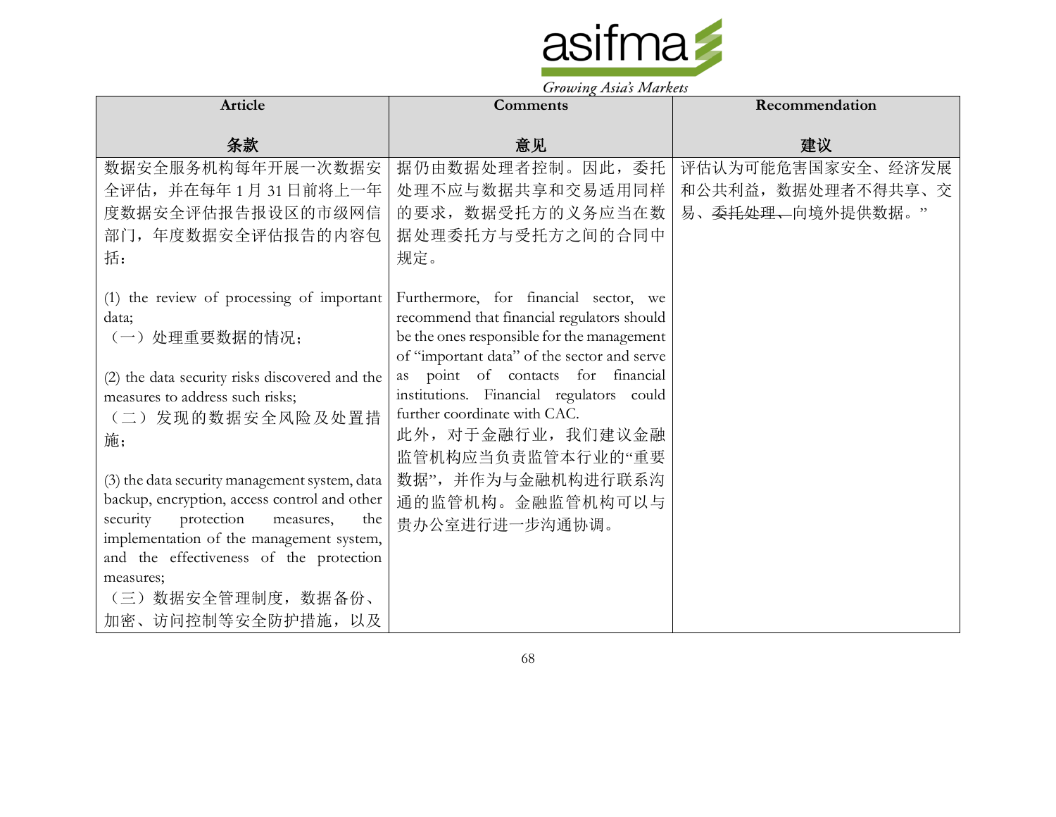| Article<br><br>条款 | Comments<br><br>意见 | Recommendation<br><br>建议 |
|---|---|---|
| 数据安全服务机构每年开展一次数据安全评估，并在每年 1 月 31 日前将上一年度数据安全评估报告报设区的市级网信部门，年度数据安全评估报告的内容包括：<br><br>(1) the review of processing of important data;<br>（一）处理重要数据的情况；<br><br>(2) the data security risks discovered and the measures to address such risks;<br>（二）发现的数据安全风险及处置措施；<br><br>(3) the data security management system, data backup, encryption, access control and other security protection measures, the implementation of the management system, and the effectiveness of the protection measures;<br>（三）数据安全管理制度，数据备份、加密、访问控制等安全防护措施，以及 | 据仍由数据处理者控制。因此，委托处理不应与数据共享和交易适用同样的要求，数据受托方的义务应当在数据处理委托方与受托方之间的合同中规定。<br><br>Furthermore, for financial sector, we recommend that financial regulators should be the ones responsible for the management of "important data" of the sector and serve as point of contacts for financial institutions. Financial regulators could further coordinate with CAC.<br>此外，对于金融行业，我们建议金融监管机构应当负责监管本行业的"重要数据"，并作为与金融机构进行联系沟通的监管机构。金融监管机构可以与贵办公室进行进一步沟通协调。 | 评估认为可能危害国家安全、经济发展和公共利益，数据处理者不得共享、交易、~~委托处理、~~向境外提供数据。" |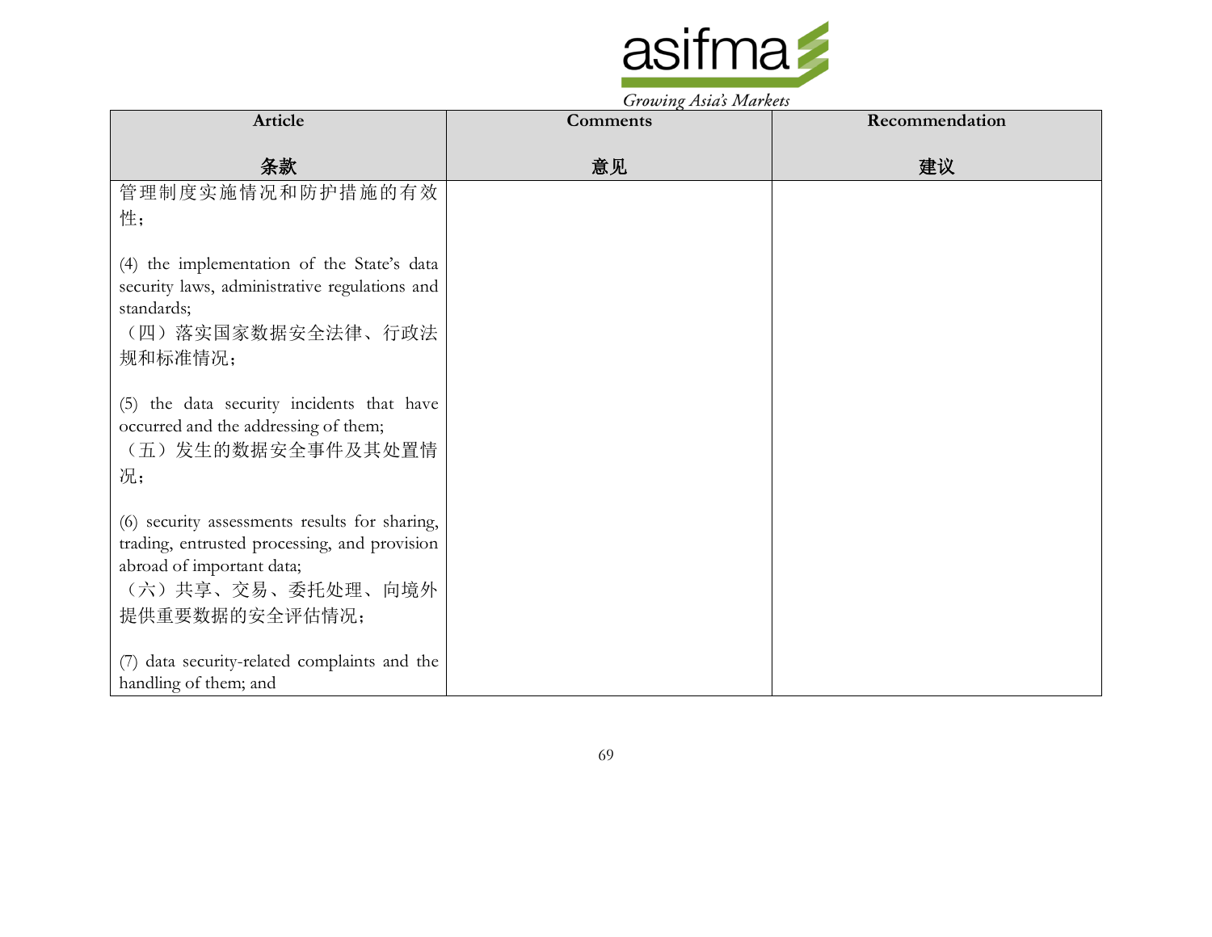| Article<br><br>条款 | Comments<br><br>意见 | Recommendation<br><br>建议 |
|---|---|---|
| 管理制度实施情况和防护措施的有效性；<br><br>(4) the implementation of the State's data security laws, administrative regulations and standards;<br>（四）落实国家数据安全法律、行政法规和标准情况；<br><br>(5) the data security incidents that have occurred and the addressing of them;<br>（五）发生的数据安全事件及其处置情况；<br><br>(6) security assessments results for sharing, trading, entrusted processing, and provision abroad of important data;<br>（六）共享、交易、委托处理、向境外提供重要数据的安全评估情况；<br><br>(7) data security-related complaints and the handling of them; and | | |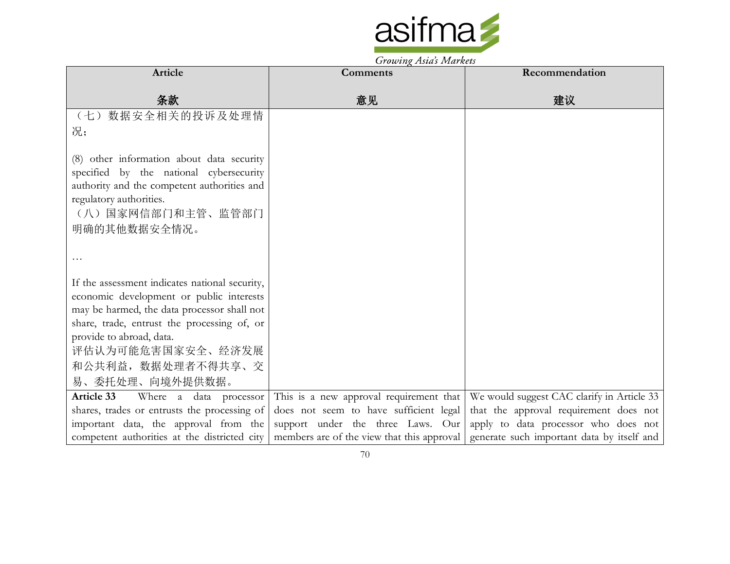| Article<br><br>条款 | Comments<br><br>意见 | Recommendation<br><br>建议 |
|---|---|---|
| （七）数据安全相关的投诉及处理情况；<br><br>(8) other information about data security specified by the national cybersecurity authority and the competent authorities and regulatory authorities.<br>（八）国家网信部门和主管、监管部门明确的其他数据安全情况。<br><br>…<br><br>If the assessment indicates national security, economic development or public interests may be harmed, the data processor shall not share, trade, entrust the processing of, or provide to abroad, data.<br>评估认为可能危害国家安全、经济发展和公共利益，数据处理者不得共享、交易、委托处理、向境外提供数据。 | | |
| **Article 33** Where a data processor shares, trades or entrusts the processing of important data, the approval from the competent authorities at the districted city | This is a new approval requirement that does not seem to have sufficient legal support under the three Laws. Our members are of the view that this approval | We would suggest CAC clarify in Article 33 that the approval requirement does not apply to data processor who does not generate such important data by itself and |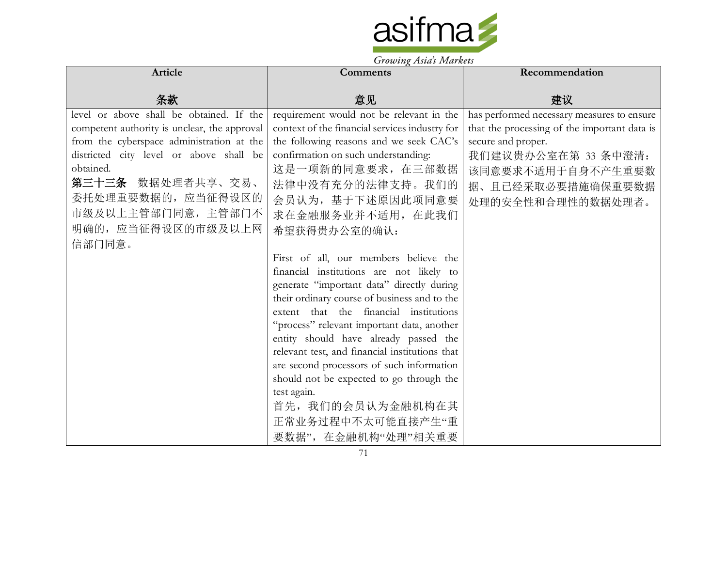| Article<br><br>条款 | Comments<br><br>意见 | Recommendation<br><br>建议 |
| --- | --- | --- |
| level or above shall be obtained. If the competent authority is unclear, the approval from the cyberspace administration at the districted city level or above shall be obtained.<br>**第三十三条** 数据处理者共享、交易、委托处理重要数据的，应当征得设区的市级及以上主管部门同意，主管部门不明确的，应当征得设区的市级及以上网信部门同意。 | requirement would not be relevant in the context of the financial services industry for the following reasons and we seek CAC's confirmation on such understanding:<br>这是一项新的同意要求，在三部数据法律中没有充分的法律支持。我们的会员认为，基于下述原因此项同意要求在金融服务业并不适用，在此我们希望获得贵办公室的确认：<br><br>First of all, our members believe the financial institutions are not likely to generate "important data" directly during their ordinary course of business and to the extent that the financial institutions "process" relevant important data, another entity should have already passed the relevant test, and financial institutions that are second processors of such information should not be expected to go through the test again.<br>首先，我们的会员认为金融机构在其正常业务过程中不太可能直接产生"重要数据"，在金融机构"处理"相关重要 | has performed necessary measures to ensure that the processing of the important data is secure and proper.<br>我们建议贵办公室在第 33 条中澄清：该同意要求不适用于自身不产生重要数据、且已经采取必要措施确保重要数据处理的安全性和合理性的数据处理者。 |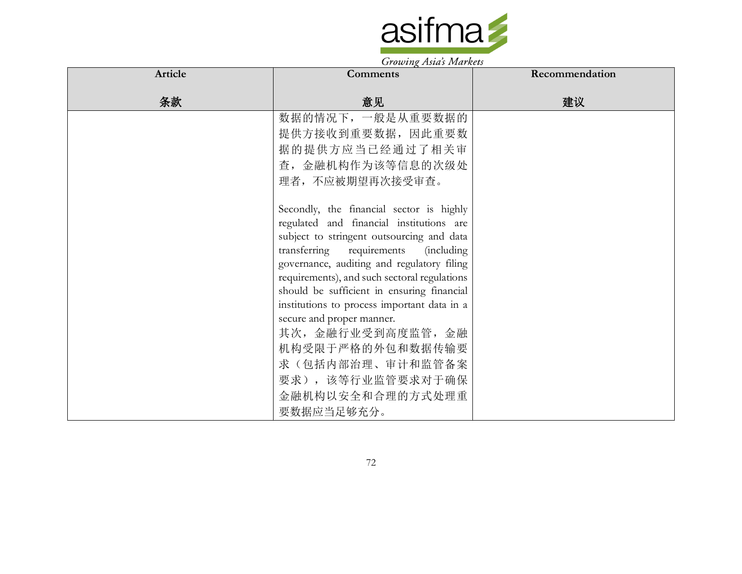| Article<br><br>条款 | Comments<br><br>意见 | Recommendation<br><br>建议 |
|---|---|---|
| | 数据的情况下，一般是从重要数据的提供方接收到重要数据，因此重要数据的提供方应当已经通过了相关审查，金融机构作为该等信息的次级处理者，不应被期望再次接受审查。<br><br>Secondly, the financial sector is highly regulated and financial institutions are subject to stringent outsourcing and data transferring requirements (including governance, auditing and regulatory filing requirements), and such sectoral regulations should be sufficient in ensuring financial institutions to process important data in a secure and proper manner.<br>其次，金融行业受到高度监管，金融机构受限于严格的外包和数据传输要求（包括内部治理、审计和监管备案要求），该等行业监管要求对于确保金融机构以安全和合理的方式处理重要数据应当足够充分。 | |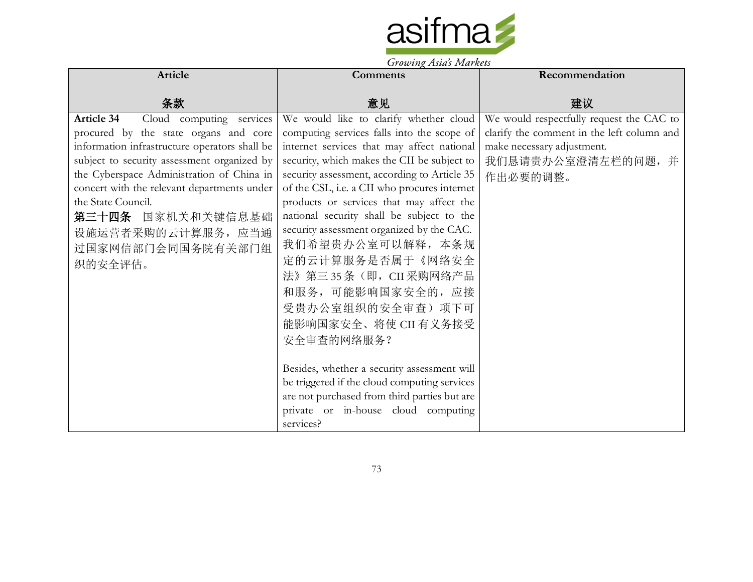| Article<br><br>条款 | Comments<br><br>意见 | Recommendation<br><br>建议 |
|---|---|---|
| **Article 34** Cloud computing services procured by the state organs and core information infrastructure operators shall be subject to security assessment organized by the Cyberspace Administration of China in concert with the relevant departments under the State Council.<br>**第三十四条** 国家机关和关键信息基础设施运营者采购的云计算服务，应当通过国家网信部门会同国务院有关部门组织的安全评估。 | We would like to clarify whether cloud computing services falls into the scope of internet services that may affect national security, which makes the CII be subject to security assessment, according to Article 35 of the CSL, i.e. a CII who procures internet products or services that may affect the national security shall be subject to the security assessment organized by the CAC.<br>我们希望贵办公室可以解释，本条规定的云计算服务是否属于《网络安全法》第三 35 条（即，CII 采购网络产品和服务，可能影响国家安全的，应接受贵办公室组织的安全审查）项下可能影响国家安全、将使 CII 有义务接受安全审查的网络服务？<br><br>Besides, whether a security assessment will be triggered if the cloud computing services are not purchased from third parties but are private or in-house cloud computing services? | We would respectfully request the CAC to clarify the comment in the left column and make necessary adjustment.<br>我们恳请贵办公室澄清左栏的问题，并作出必要的调整。 |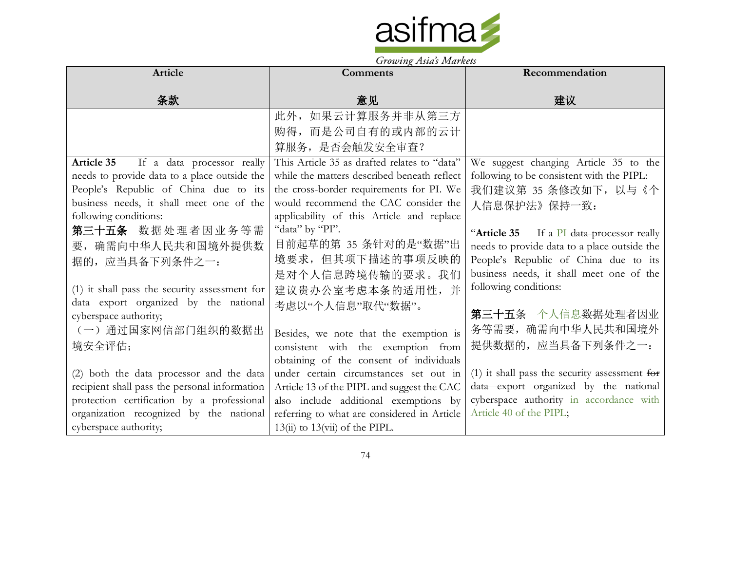| Article<br><br>条款 | Comments<br><br>意见 | Recommendation<br><br>建议 |
|---|---|---|
| | 此外，如果云计算服务并非从第三方购得，而是公司自有的或内部的云计算服务，是否会触发安全审查？ | |
| **Article 35** If a data processor really needs to provide data to a place outside the People's Republic of China due to its business needs, it shall meet one of the following conditions:<br>**第三十五条** 数据处理者因业务等需要，确需向中华人民共和国境外提供数据的，应当具备下列条件之一：<br><br>(1) it shall pass the security assessment for data export organized by the national cyberspace authority;<br>（一）通过国家网信部门组织的数据出境安全评估；<br><br>(2) both the data processor and the data recipient shall pass the personal information protection certification by a professional organization recognized by the national cyberspace authority; | This Article 35 as drafted relates to "data" while the matters described beneath reflect the cross-border requirements for PI. We would recommend the CAC consider the applicability of this Article and replace "data" by "PI".<br>目前起草的第 35 条针对的是"数据"出境要求，但其项下描述的事项反映的是对个人信息跨境传输的要求。我们建议贵办公室考虑本条的适用性，并考虑以"个人信息"取代"数据"。<br><br>Besides, we note that the exemption is consistent with the exemption from obtaining of the consent of individuals under certain circumstances set out in Article 13 of the PIPL and suggest the CAC also include additional exemptions by referring to what are considered in Article 13(ii) to 13(vii) of the PIPL. | We suggest changing Article 35 to the following to be consistent with the PIPL:<br>我们建议第 35 条修改如下，以与《个人信息保护法》保持一致：<br><br>"**Article 35** If a PI ~~data~~ processor really needs to provide data to a place outside the People's Republic of China due to its business needs, it shall meet one of the following conditions:<br><br>**第三十五条** 个人信息~~数据~~处理者因业务等需要，确需向中华人民共和国境外提供数据的，应当具备下列条件之一：<br><br>(1) it shall pass the security assessment ~~for data export~~ organized by the national cyberspace authority in accordance with Article 40 of the PIPL; |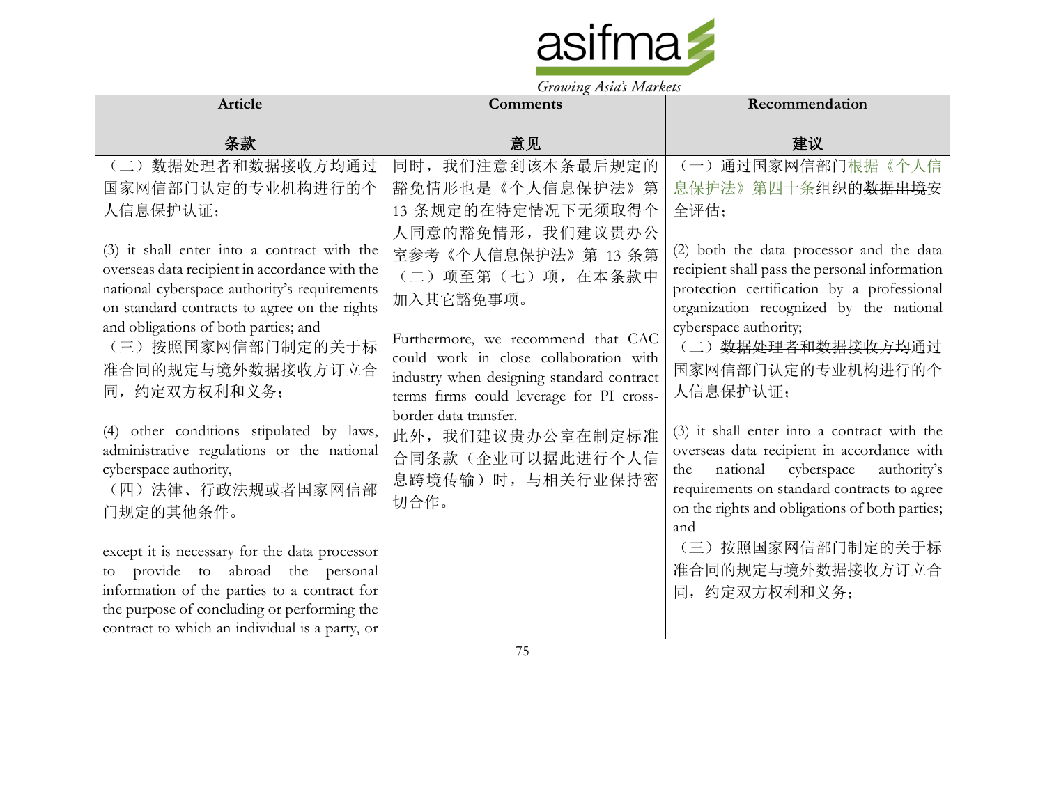| Article<br><br>条款 | Comments<br><br>意见 | Recommendation<br><br>建议 |
|---|---|---|
| （二）数据处理者和数据接收方均通过国家网信部门认定的专业机构进行的个人信息保护认证；<br><br>(3) it shall enter into a contract with the overseas data recipient in accordance with the national cyberspace authority's requirements on standard contracts to agree on the rights and obligations of both parties; and<br>（三）按照国家网信部门制定的关于标准合同的规定与境外数据接收方订立合同，约定双方权利和义务；<br><br>(4) other conditions stipulated by laws, administrative regulations or the national cyberspace authority,<br>（四）法律、行政法规或者国家网信部门规定的其他条件。<br><br>except it is necessary for the data processor to provide to abroad the personal information of the parties to a contract for the purpose of concluding or performing the contract to which an individual is a party, or | 同时，我们注意到该本条最后规定的豁免情形也是《个人信息保护法》第 13 条规定的在特定情况下无须取得个人同意的豁免情形，我们建议贵办公室参考《个人信息保护法》第 13 条第（二）项至第（七）项，在本条款中加入其它豁免事项。<br><br>Furthermore, we recommend that CAC could work in close collaboration with industry when designing standard contract terms firms could leverage for PI cross-border data transfer.<br>此外，我们建议贵办公室在制定标准合同条款（企业可以据此进行个人信息跨境传输）时，与相关行业保持密切合作。 | （一）通过国家网信部门根据《个人信息保护法》第四十条组织的~~数据出境~~安全评估；<br><br>(2) ~~both the data processor and the data recipient shall~~ pass the personal information protection certification by a professional organization recognized by the national cyberspace authority;<br>（二）~~数据处理者和数据接收方均~~通过国家网信部门认定的专业机构进行的个人信息保护认证；<br><br>(3) it shall enter into a contract with the overseas data recipient in accordance with the national cyberspace authority's requirements on standard contracts to agree on the rights and obligations of both parties; and<br>（三）按照国家网信部门制定的关于标准合同的规定与境外数据接收方订立合同，约定双方权利和义务； |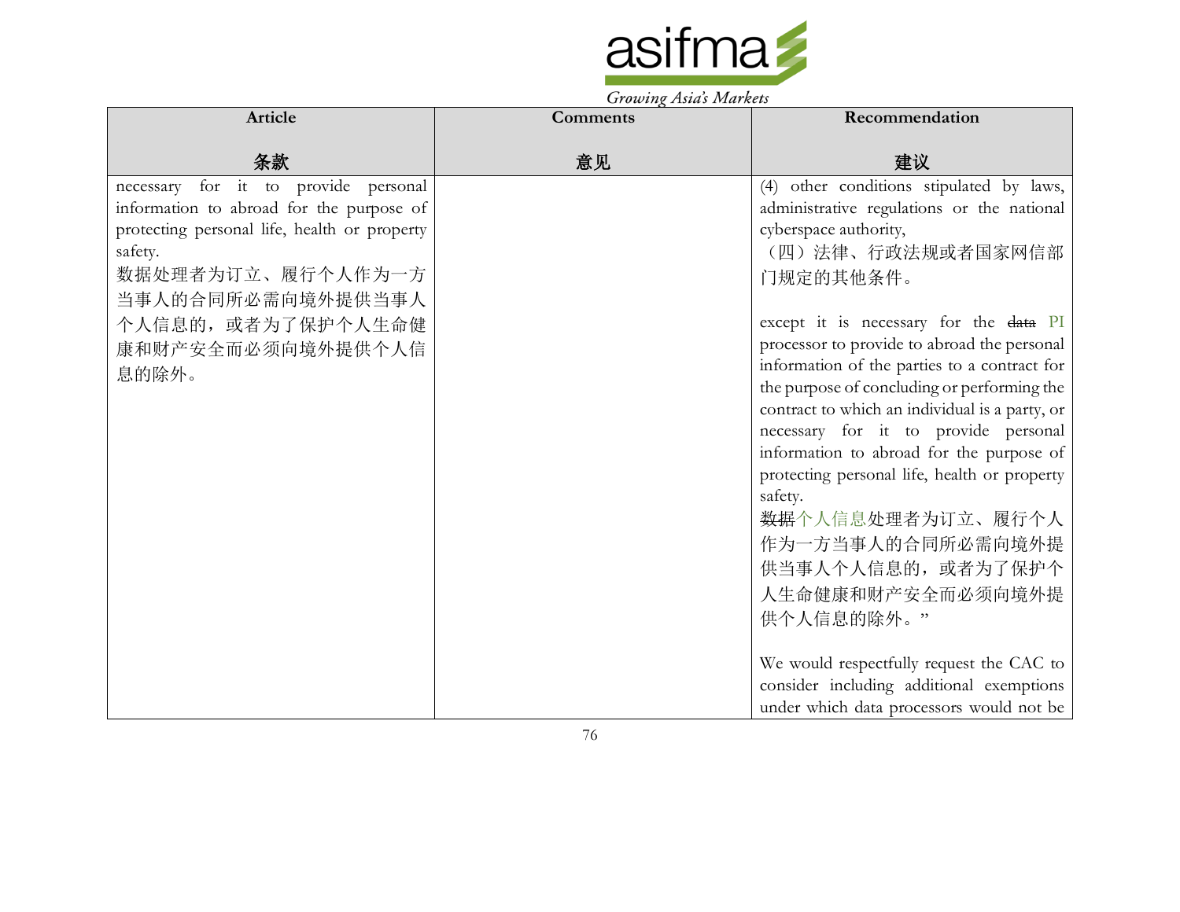| Article<br><br>条款 | Comments<br><br>意见 | Recommendation<br><br>建议 |
|---|---|---|
| necessary for it to provide personal information to abroad for the purpose of protecting personal life, health or property safety.<br>数据处理者为订立、履行个人作为一方当事人的合同所必需向境外提供当事人个人信息的，或者为了保护个人生命健康和财产安全而必须向境外提供个人信息的除外。 | | (4) other conditions stipulated by laws, administrative regulations or the national cyberspace authority,<br>（四）法律、行政法规或者国家网信部门规定的其他条件。<br><br>except it is necessary for the ~~data~~ PI processor to provide to abroad the personal information of the parties to a contract for the purpose of concluding or performing the contract to which an individual is a party, or necessary for it to provide personal information to abroad for the purpose of protecting personal life, health or property safety.<br>~~数据~~个人信息处理者为订立、履行个人作为一方当事人的合同所必需向境外提供当事人个人信息的，或者为了保护个人生命健康和财产安全而必须向境外提供个人信息的除外。"<br><br>We would respectfully request the CAC to consider including additional exemptions under which data processors would not be |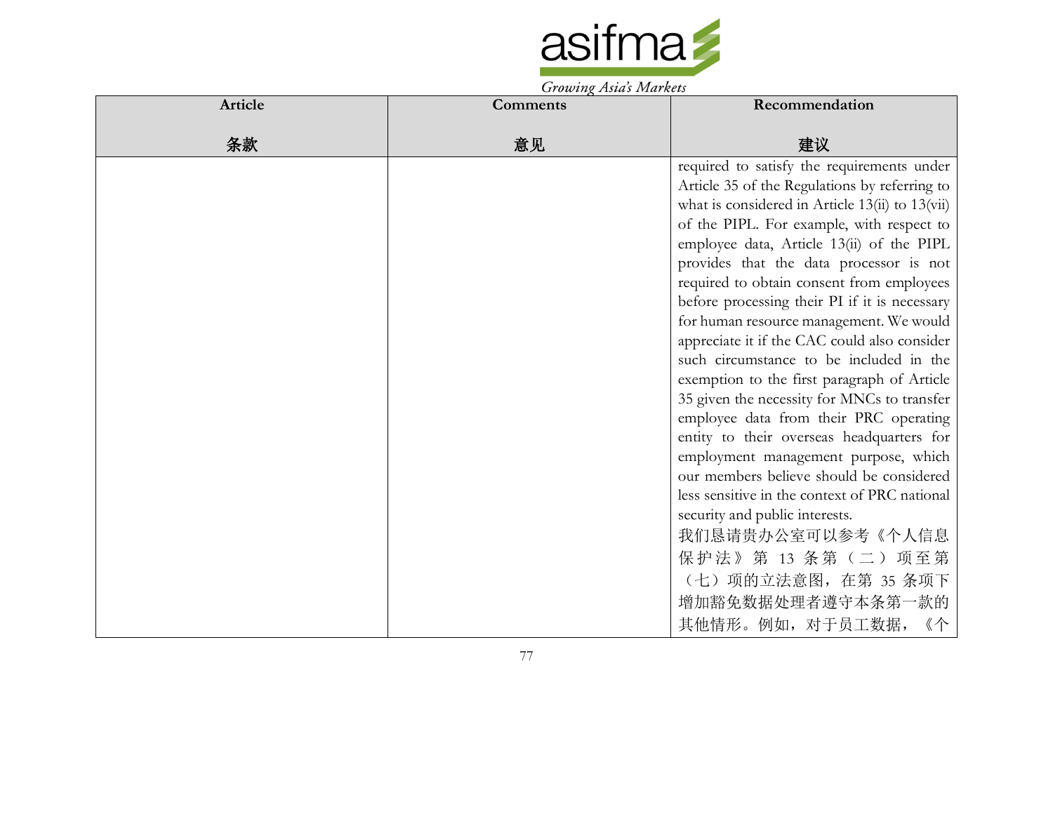| Article<br><br>条款 | Comments<br><br>意见 | Recommendation<br><br>建议 |
| --- | --- | --- |
| | | required to satisfy the requirements under Article 35 of the Regulations by referring to what is considered in Article 13(ii) to 13(vii) of the PIPL. For example, with respect to employee data, Article 13(ii) of the PIPL provides that the data processor is not required to obtain consent from employees before processing their PI if it is necessary for human resource management. We would appreciate it if the CAC could also consider such circumstance to be included in the exemption to the first paragraph of Article 35 given the necessity for MNCs to transfer employee data from their PRC operating entity to their overseas headquarters for employment management purpose, which our members believe should be considered less sensitive in the context of PRC national security and public interests.<br>我们恳请贵办公室可以参考《个人信息保护法》第 13 条第（二）项至第（七）项的立法意图，在第 35 条项下增加豁免数据处理者遵守本条第一款的其他情形。例如，对于员工数据，《个 |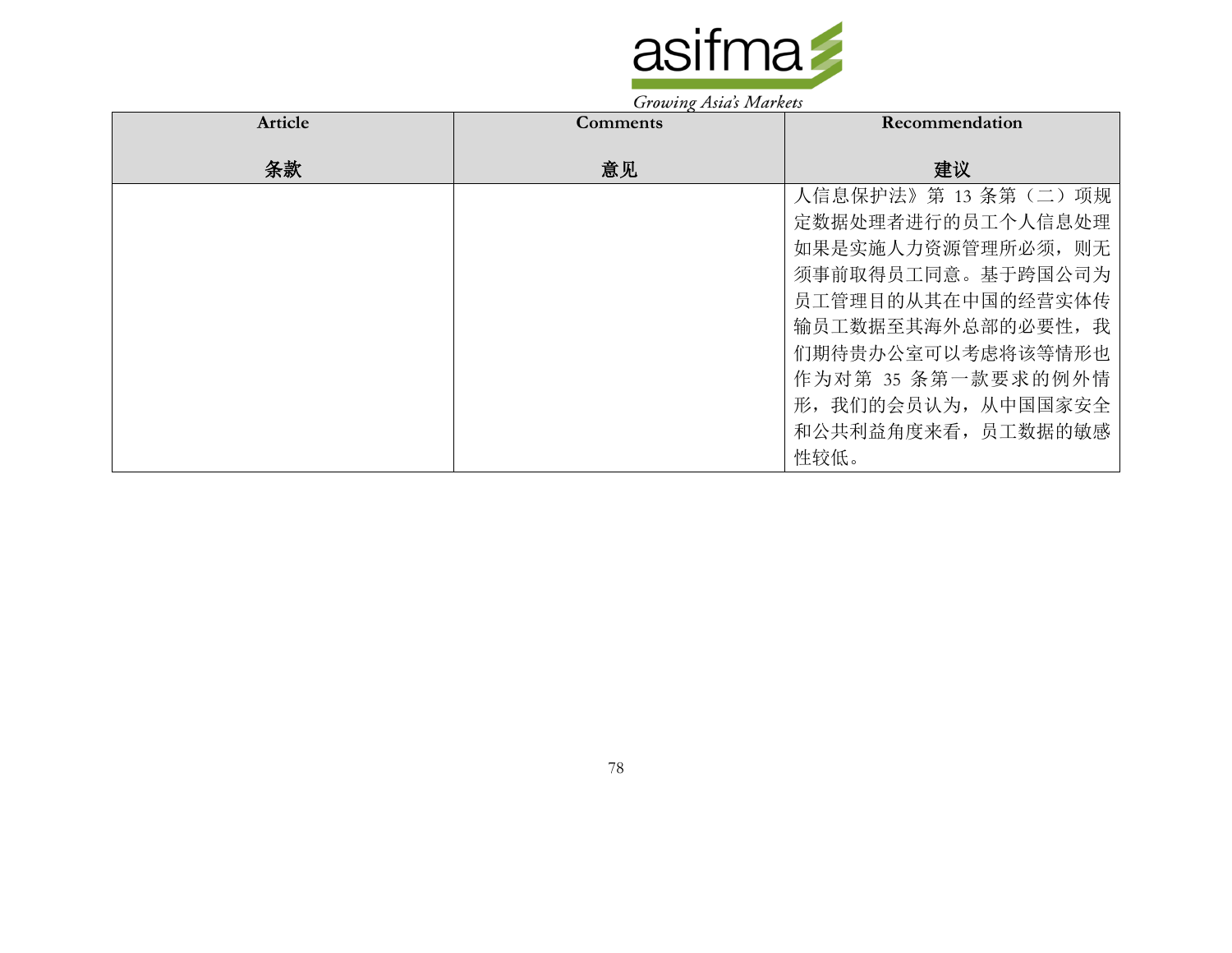| Article<br><br>条款 | Comments<br><br>意见 | Recommendation<br><br>建议 |
| --- | --- | --- |
| | | 人信息保护法》第 13 条第（二）项规定数据处理者进行的员工个人信息处理如果是实施人力资源管理所必须，则无须事前取得员工同意。基于跨国公司为员工管理目的从其在中国的经营实体传输员工数据至其海外总部的必要性，我们期待贵办公室可以考虑将该等情形也作为对第 35 条第一款要求的例外情形，我们的会员认为，从中国国家安全和公共利益角度来看，员工数据的敏感性较低。 |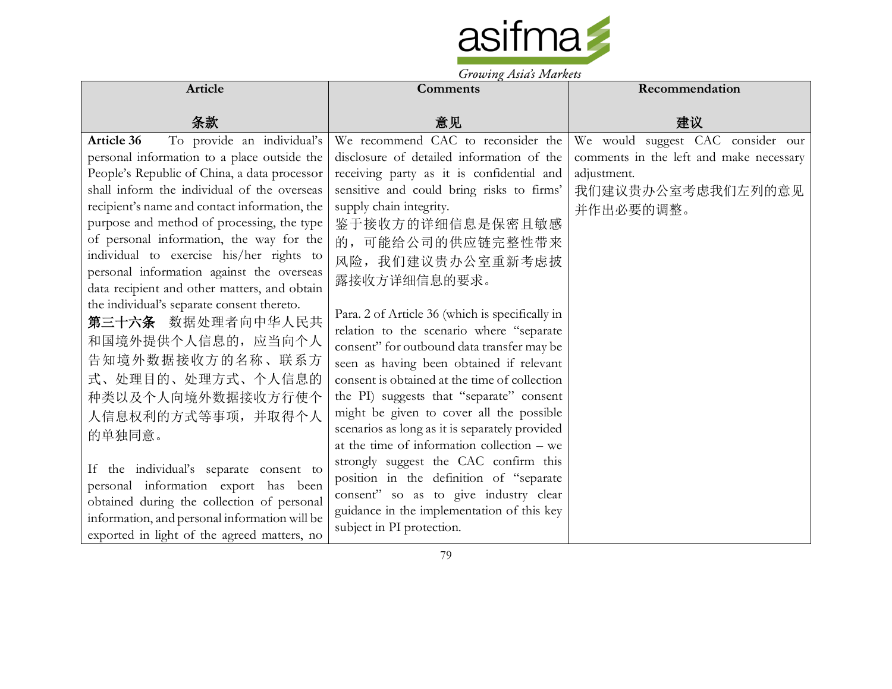| Article<br><br>条款 | Comments<br><br>意见 | Recommendation<br><br>建议 |
|---|---|---|
| **Article 36** To provide an individual's personal information to a place outside the People's Republic of China, a data processor shall inform the individual of the overseas recipient's name and contact information, the purpose and method of processing, the type of personal information, the way for the individual to exercise his/her rights to personal information against the overseas data recipient and other matters, and obtain the individual's separate consent thereto.<br>**第三十六条** 数据处理者向中华人民共和国境外提供个人信息的，应当向个人告知境外数据接收方的名称、联系方式、处理目的、处理方式、个人信息的种类以及个人向境外数据接收方行使个人信息权利的方式等事项，并取得个人的单独同意。<br><br>If the individual's separate consent to personal information export has been obtained during the collection of personal information, and personal information will be exported in light of the agreed matters, no | We recommend CAC to reconsider the disclosure of detailed information of the receiving party as it is confidential and sensitive and could bring risks to firms' supply chain integrity.<br>鉴于接收方的详细信息是保密且敏感的，可能给公司的供应链完整性带来风险，我们建议贵办公室重新考虑披露接收方详细信息的要求。<br><br>Para. 2 of Article 36 (which is specifically in relation to the scenario where "separate consent" for outbound data transfer may be seen as having been obtained if relevant consent is obtained at the time of collection the PI) suggests that "separate" consent might be given to cover all the possible scenarios as long as it is separately provided at the time of information collection – we strongly suggest the CAC confirm this position in the definition of "separate consent" so as to give industry clear guidance in the implementation of this key subject in PI protection. | We would suggest CAC consider our comments in the left and make necessary adjustment.<br>我们建议贵办公室考虑我们左列的意见并作出必要的调整。 |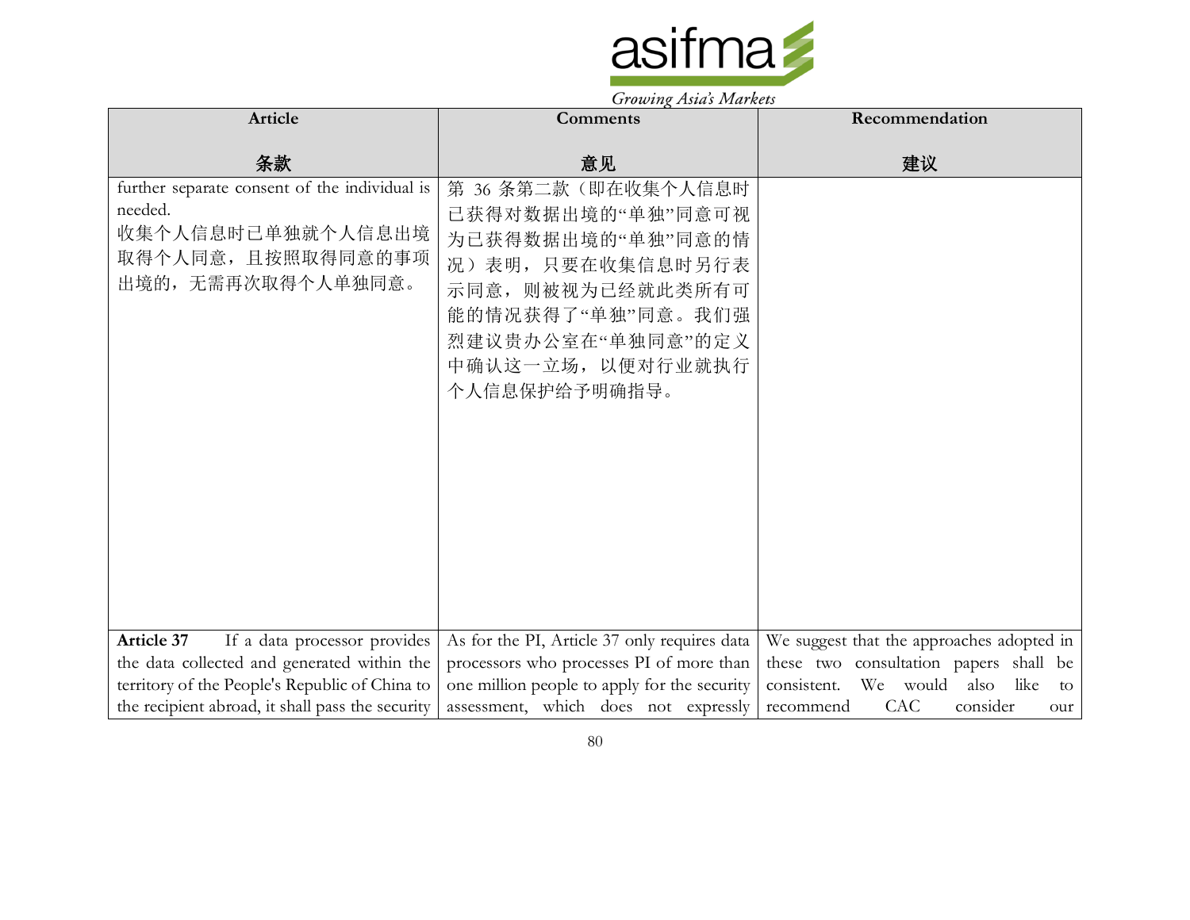| Article<br><br>条款 | Comments<br><br>意见 | Recommendation<br><br>建议 |
|---|---|---|
| further separate consent of the individual is needed.<br>收集个人信息时已单独就个人信息出境取得个人同意，且按照取得同意的事项出境的，无需再次取得个人单独同意。 | 第 36 条第二款（即在收集个人信息时已获得对数据出境的“单独”同意可视为已获得数据出境的“单独”同意的情况）表明，只要在收集信息时另行表示同意，则被视为已经就此类所有可能的情况获得了“单独”同意。我们强烈建议贵办公室在“单独同意”的定义中确认这一立场，以便对行业就执行个人信息保护给予明确指导。 | |
| **Article 37** If a data processor provides the data collected and generated within the territory of the People's Republic of China to the recipient abroad, it shall pass the security | As for the PI, Article 37 only requires data processors who processes PI of more than one million people to apply for the security assessment, which does not expressly | We suggest that the approaches adopted in these two consultation papers shall be consistent. We would also like to recommend CAC consider our |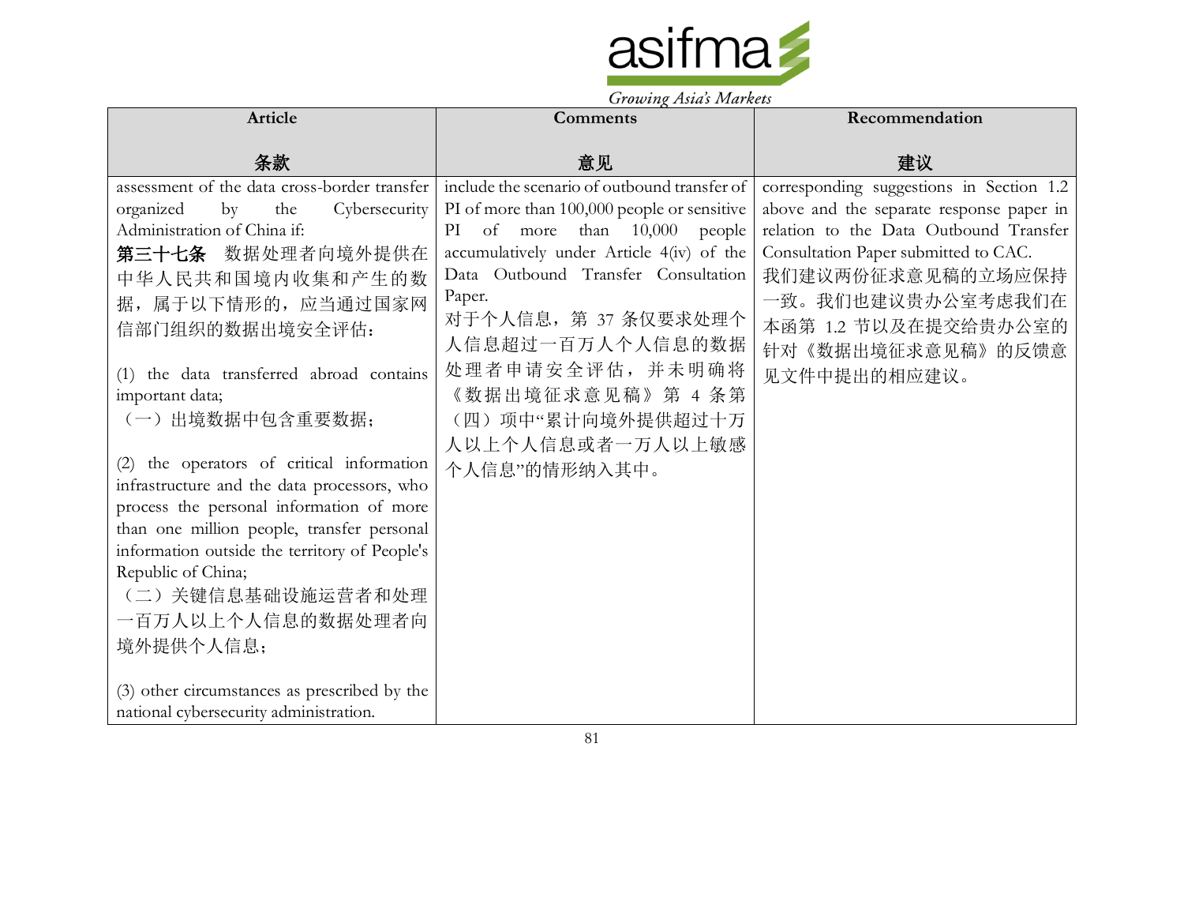| Article<br><br>条款 | Comments<br><br>意见 | Recommendation<br><br>建议 |
|---|---|---|
| assessment of the data cross-border transfer organized by the Cybersecurity Administration of China if:<br>**第三十七条** 数据处理者向境外提供在中华人民共和国境内收集和产生的数据，属于以下情形的，应当通过国家网信部门组织的数据出境安全评估：<br><br>(1) the data transferred abroad contains important data;<br>（一）出境数据中包含重要数据；<br><br>(2) the operators of critical information infrastructure and the data processors, who process the personal information of more than one million people, transfer personal information outside the territory of People's Republic of China;<br>（二）关键信息基础设施运营者和处理一百万人以上个人信息的数据处理者向境外提供个人信息；<br><br>(3) other circumstances as prescribed by the national cybersecurity administration. | include the scenario of outbound transfer of PI of more than 100,000 people or sensitive PI of more than 10,000 people accumulatively under Article 4(iv) of the Data Outbound Transfer Consultation Paper.<br>对于个人信息，第 37 条仅要求处理个人信息超过一百万人个人信息的数据处理者申请安全评估，并未明确将《数据出境征求意见稿》第 4 条第（四）项中"累计向境外提供超过十万人以上个人信息或者一万人以上敏感个人信息"的情形纳入其中。 | corresponding suggestions in Section 1.2 above and the separate response paper in relation to the Data Outbound Transfer Consultation Paper submitted to CAC.<br>我们建议两份征求意见稿的立场应保持一致。我们也建议贵办公室考虑我们在本函第 1.2 节以及在提交给贵办公室的针对《数据出境征求意见稿》的反馈意见文件中提出的相应建议。 |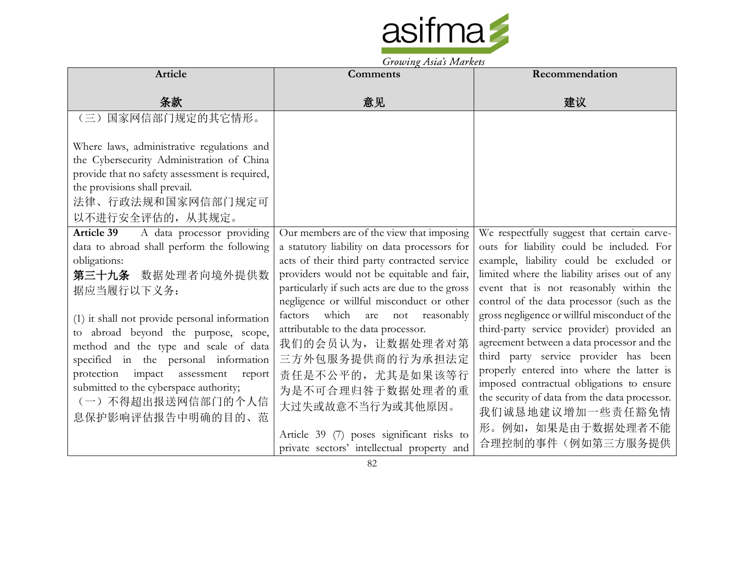| Article<br><br>条款 | Comments<br><br>意见 | Recommendation<br><br>建议 |
|---|---|---|
| （三）国家网信部门规定的其它情形。<br><br>Where laws, administrative regulations and the Cybersecurity Administration of China provide that no safety assessment is required, the provisions shall prevail.<br>法律、行政法规和国家网信部门规定可以不进行安全评估的，从其规定。 | | |
| **Article 39** A data processor providing data to abroad shall perform the following obligations:<br>**第三十九条** 数据处理者向境外提供数据应当履行以下义务：<br><br>(1) it shall not provide personal information to abroad beyond the purpose, scope, method and the type and scale of data specified in the personal information protection impact assessment report submitted to the cyberspace authority;<br>（一）不得超出报送网信部门的个人信息保护影响评估报告中明确的目的、范 | Our members are of the view that imposing a statutory liability on data processors for acts of their third party contracted service providers would not be equitable and fair, particularly if such acts are due to the gross negligence or willful misconduct or other factors which are not reasonably attributable to the data processor.<br>我们的会员认为，让数据处理者对第三方外包服务提供商的行为承担法定责任是不公平的，尤其是如果该等行为是不可合理归咎于数据处理者的重大过失或故意不当行为或其他原因。<br><br>Article 39 (7) poses significant risks to private sectors' intellectual property and | We respectfully suggest that certain carve-outs for liability could be included. For example, liability could be excluded or limited where the liability arises out of any event that is not reasonably within the control of the data processor (such as the gross negligence or willful misconduct of the third-party service provider) provided an agreement between a data processor and the third party service provider has been properly entered into where the latter is imposed contractual obligations to ensure the security of data from the data processor.<br>我们诚恳地建议增加一些责任豁免情形。例如，如果是由于数据处理者不能合理控制的事件（例如第三方服务提供 |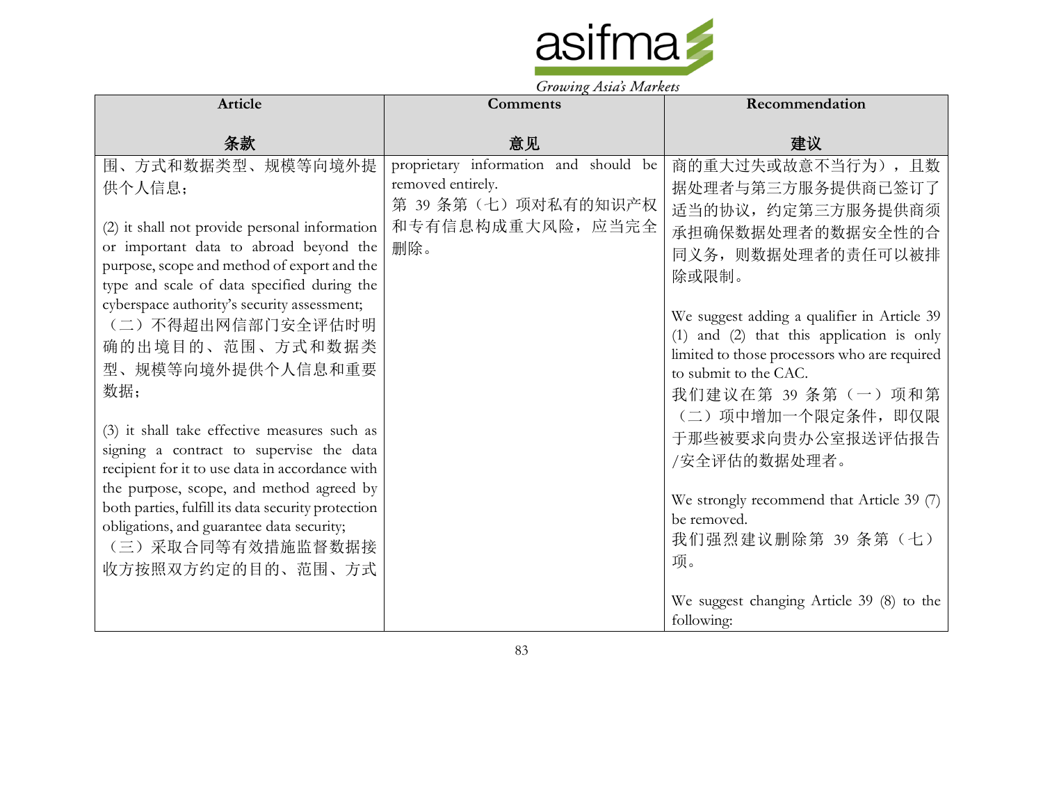| Article<br><br>条款 | Comments<br><br>意见 | Recommendation<br><br>建议 |
|---|---|---|
| 围、方式和数据类型、规模等向境外提供个人信息；<br><br>(2) it shall not provide personal information or important data to abroad beyond the purpose, scope and method of export and the type and scale of data specified during the cyberspace authority's security assessment;<br>（二）不得超出网信部门安全评估时明确的出境目的、范围、方式和数据类型、规模等向境外提供个人信息和重要数据；<br><br>(3) it shall take effective measures such as signing a contract to supervise the data recipient for it to use data in accordance with the purpose, scope, and method agreed by both parties, fulfill its data security protection obligations, and guarantee data security;<br>（三）采取合同等有效措施监督数据接收方按照双方约定的目的、范围、方式 | proprietary information and should be removed entirely.<br>第 39 条第（七）项对私有的知识产权和专有信息构成重大风险，应当完全删除。 | 商的重大过失或故意不当行为），且数据处理者与第三方服务提供商已签订了适当的协议，约定第三方服务提供商须承担确保数据处理者的数据安全性的合同义务，则数据处理者的责任可以被排除或限制。<br><br>We suggest adding a qualifier in Article 39 (1) and (2) that this application is only limited to those processors who are required to submit to the CAC.<br>我们建议在第 39 条第（一）项和第（二）项中增加一个限定条件，即仅限于那些被要求向贵办公室报送评估报告/安全评估的数据处理者。<br><br>We strongly recommend that Article 39 (7) be removed.<br>我们强烈建议删除第 39 条第（七）项。<br><br>We suggest changing Article 39 (8) to the following: |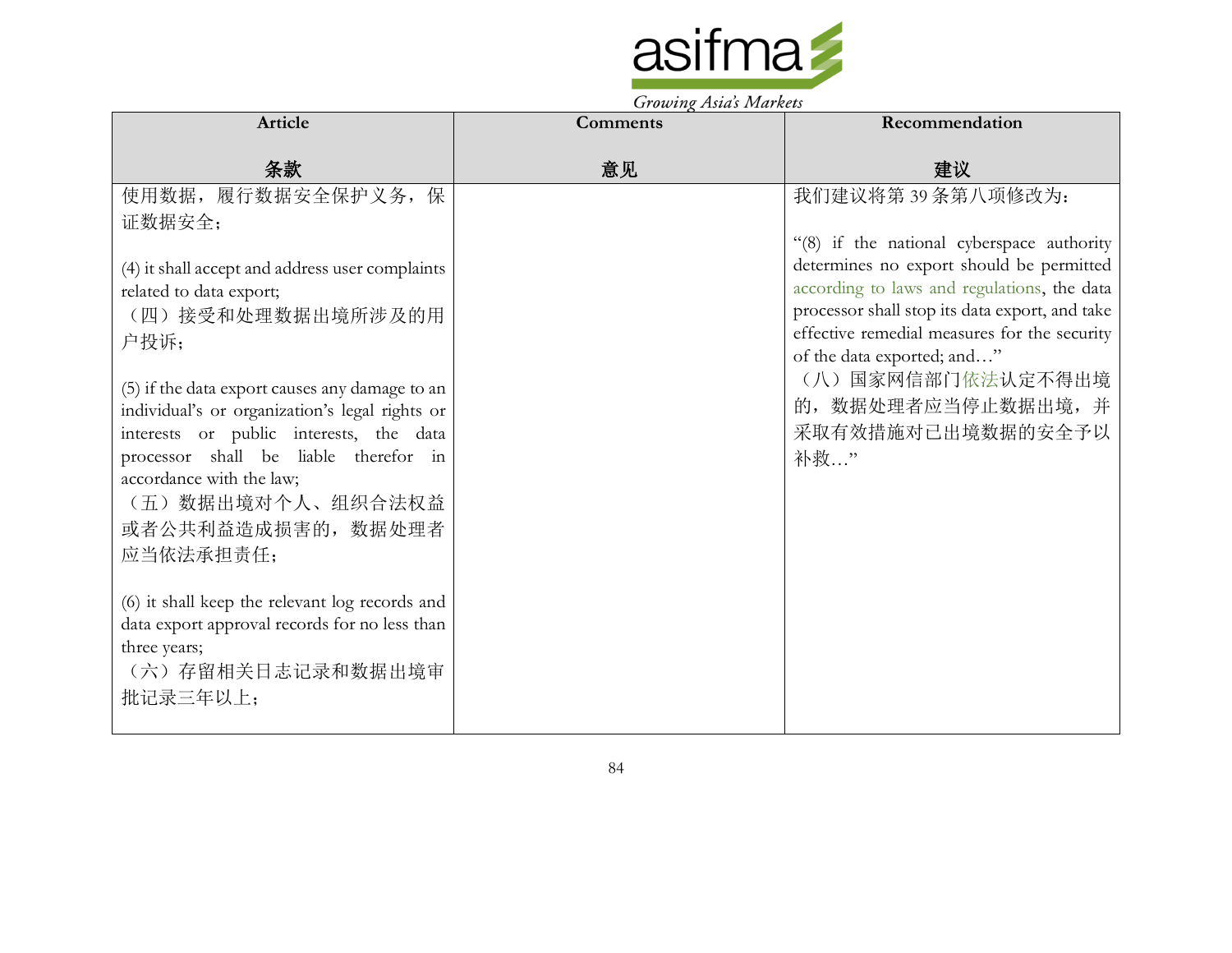| Article<br><br>条款 | Comments<br><br>意见 | Recommendation<br><br>建议 |
|---|---|---|
| 使用数据，履行数据安全保护义务，保证数据安全；<br><br>(4) it shall accept and address user complaints related to data export;<br>（四）接受和处理数据出境所涉及的用户投诉；<br><br>(5) if the data export causes any damage to an individual's or organization's legal rights or interests or public interests, the data processor shall be liable therefor in accordance with the law;<br>（五）数据出境对个人、组织合法权益或者公共利益造成损害的，数据处理者应当依法承担责任；<br><br>(6) it shall keep the relevant log records and data export approval records for no less than three years;<br>（六）存留相关日志记录和数据出境审批记录三年以上； | | 我们建议将第 39 条第八项修改为：<br><br>"(8) if the national cyberspace authority determines no export should be permitted according to laws and regulations, the data processor shall stop its data export, and take effective remedial measures for the security of the data exported; and…"<br>（八）国家网信部门依法认定不得出境的，数据处理者应当停止数据出境，并采取有效措施对已出境数据的安全予以补救…" |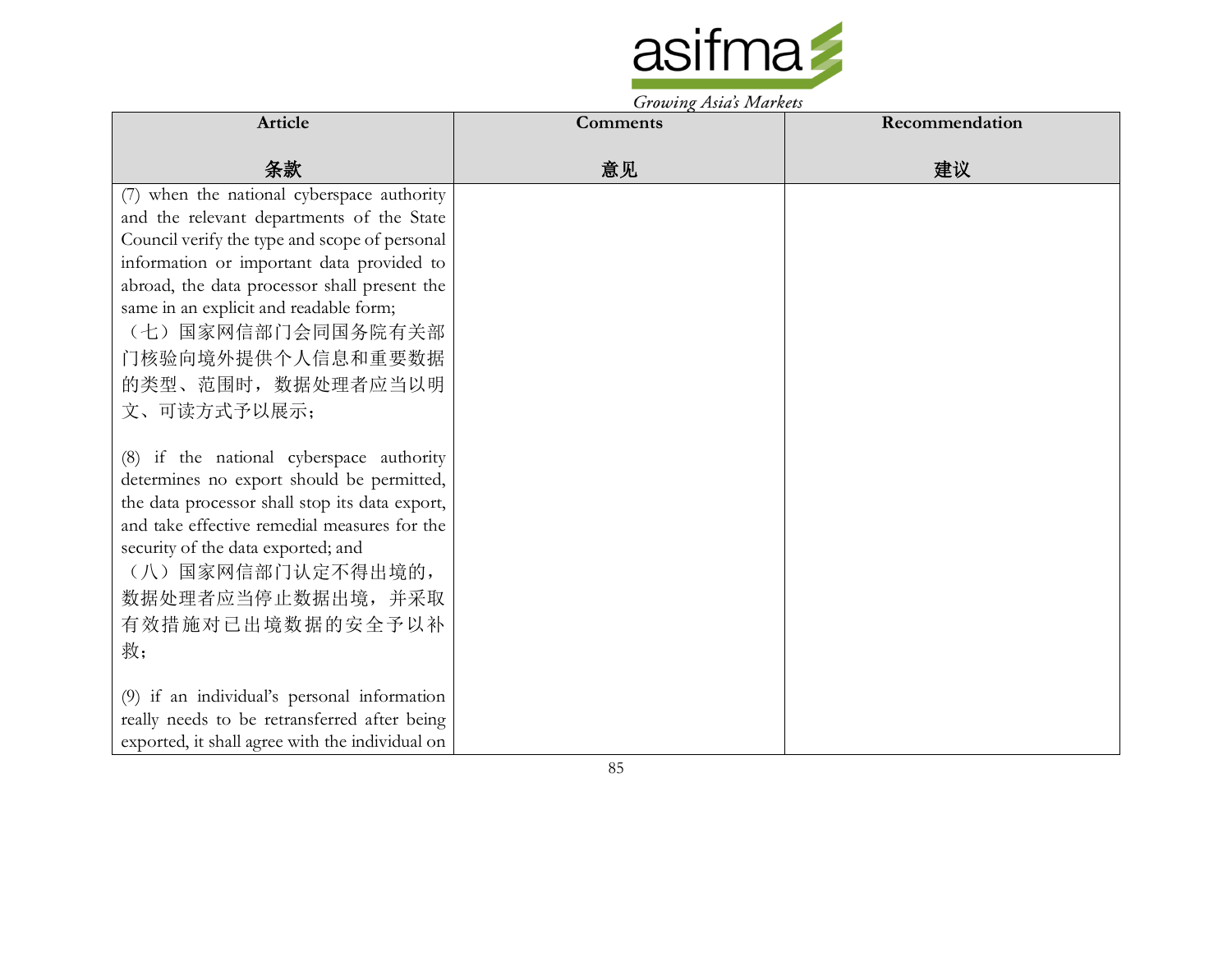| Article<br><br>条款 | Comments<br><br>意见 | Recommendation<br><br>建议 |
|---|---|---|
| (7) when the national cyberspace authority and the relevant departments of the State Council verify the type and scope of personal information or important data provided to abroad, the data processor shall present the same in an explicit and readable form;<br>（七）国家网信部门会同国务院有关部门核验向境外提供个人信息和重要数据的类型、范围时，数据处理者应当以明文、可读方式予以展示；<br><br>(8) if the national cyberspace authority determines no export should be permitted, the data processor shall stop its data export, and take effective remedial measures for the security of the data exported; and<br>（八）国家网信部门认定不得出境的，数据处理者应当停止数据出境，并采取有效措施对已出境数据的安全予以补救；<br><br>(9) if an individual's personal information really needs to be retransferred after being exported, it shall agree with the individual on | | |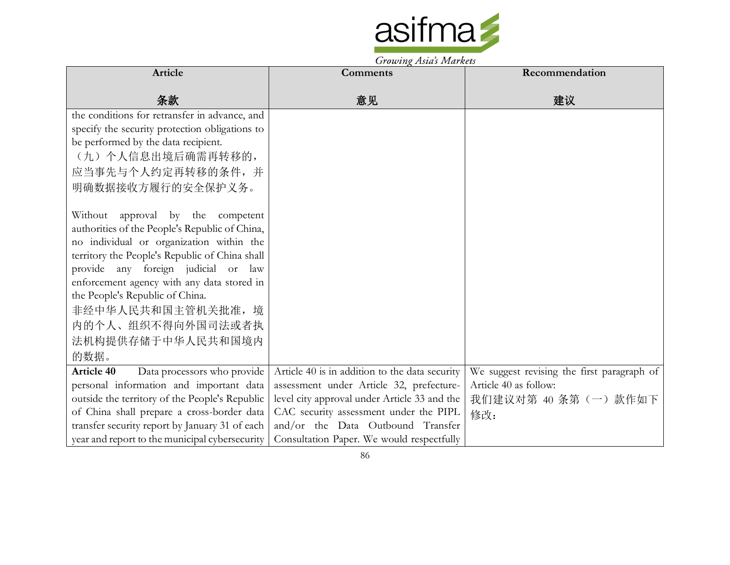| Article<br><br>条款 | Comments<br><br>意见 | Recommendation<br><br>建议 |
|---|---|---|
| the conditions for retransfer in advance, and specify the security protection obligations to be performed by the data recipient.<br>（九）个人信息出境后确需再转移的，应当事先与个人约定再转移的条件，并明确数据接收方履行的安全保护义务。<br><br>Without approval by the competent authorities of the People's Republic of China, no individual or organization within the territory the People's Republic of China shall provide any foreign judicial or law enforcement agency with any data stored in the People's Republic of China.<br>非经中华人民共和国主管机关批准，境内的个人、组织不得向外国司法或者执法机构提供存储于中华人民共和国境内的数据。 | | |
| **Article 40** Data processors who provide personal information and important data outside the territory of the People's Republic of China shall prepare a cross-border data transfer security report by January 31 of each year and report to the municipal cybersecurity | Article 40 is in addition to the data security assessment under Article 32, prefecture-level city approval under Article 33 and the CAC security assessment under the PIPL and/or the Data Outbound Transfer Consultation Paper. We would respectfully | We suggest revising the first paragraph of Article 40 as follow:<br>我们建议对第 40 条第（一）款作如下修改： |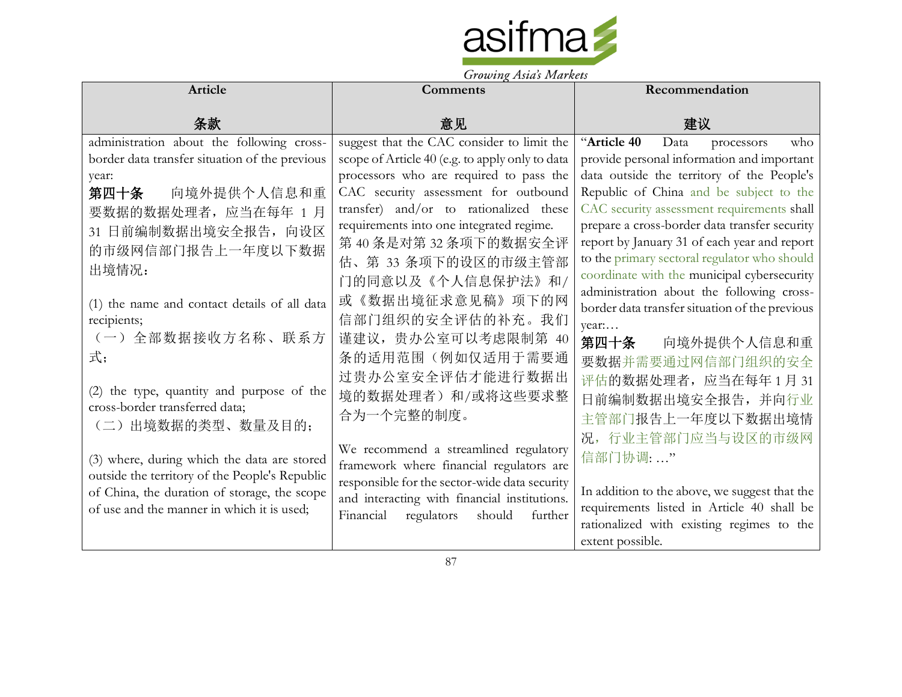| Article<br><br>条款 | Comments<br><br>意见 | Recommendation<br><br>建议 |
|---|---|---|
| administration about the following cross-border data transfer situation of the previous year:<br>**第四十条** 向境外提供个人信息和重要数据的数据处理者，应当在每年 1 月 31 日前编制数据出境安全报告，向设区的市级网信部门报告上一年度以下数据出境情况：<br><br>(1) the name and contact details of all data recipients;<br>（一）全部数据接收方名称、联系方式；<br><br>(2) the type, quantity and purpose of the cross-border transferred data;<br>（二）出境数据的类型、数量及目的；<br><br>(3) where, during which the data are stored outside the territory of the People's Republic of China, the duration of storage, the scope of use and the manner in which it is used; | suggest that the CAC consider to limit the scope of Article 40 (e.g. to apply only to data processors who are required to pass the CAC security assessment for outbound transfer) and/or to rationalized these requirements into one integrated regime.<br>第 40 条是对第 32 条项下的数据安全评估、第 33 条项下的设区的市级主管部门的同意以及《个人信息保护法》和/或《数据出境征求意见稿》项下的网信部门组织的安全评估的补充。我们谨建议，贵办公室可以考虑限制第 40 条的适用范围（例如仅适用于需要通过贵办公室安全评估才能进行数据出境的数据处理者）和/或将这些要求整合为一个完整的制度。<br><br>We recommend a streamlined regulatory framework where financial regulators are responsible for the sector-wide data security and interacting with financial institutions. Financial regulators should further | "**Article 40** Data processors who provide personal information and important data outside the territory of the People's Republic of China and be subject to the CAC security assessment requirements shall prepare a cross-border data transfer security report by January 31 of each year and report to the primary sectoral regulator who should coordinate with the municipal cybersecurity administration about the following cross-border data transfer situation of the previous year:…<br>**第四十条** 向境外提供个人信息和重要数据并需要通过网信部门组织的安全评估的数据处理者，应当在每年 1 月 31 日前编制数据出境安全报告，并向行业主管部门报告上一年度以下数据出境情况，行业主管部门应当与设区的市级网信部门协调: …"<br><br>In addition to the above, we suggest that the requirements listed in Article 40 shall be rationalized with existing regimes to the extent possible. |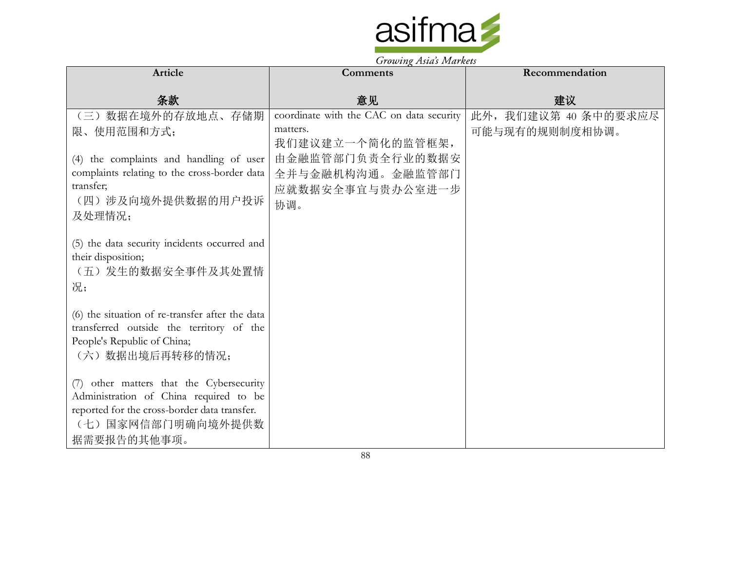| Article<br><br>条款 | Comments<br><br>意见 | Recommendation<br><br>建议 |
| --- | --- | --- |
| （三）数据在境外的存放地点、存储期限、使用范围和方式；<br><br>(4) the complaints and handling of user complaints relating to the cross-border data transfer;<br>（四）涉及向境外提供数据的用户投诉及处理情况；<br><br>(5) the data security incidents occurred and their disposition;<br>（五）发生的数据安全事件及其处置情况；<br><br>(6) the situation of re-transfer after the data transferred outside the territory of the People's Republic of China;<br>（六）数据出境后再转移的情况；<br><br>(7) other matters that the Cybersecurity Administration of China required to be reported for the cross-border data transfer.<br>（七）国家网信部门明确向境外提供数据需要报告的其他事项。 | coordinate with the CAC on data security matters.<br>我们建议建立一个简化的监管框架，由金融监管部门负责全行业的数据安全并与金融机构沟通。金融监管部门应就数据安全事宜与贵办公室进一步协调。 | 此外，我们建议第 40 条中的要求应尽可能与现有的规则制度相协调。 |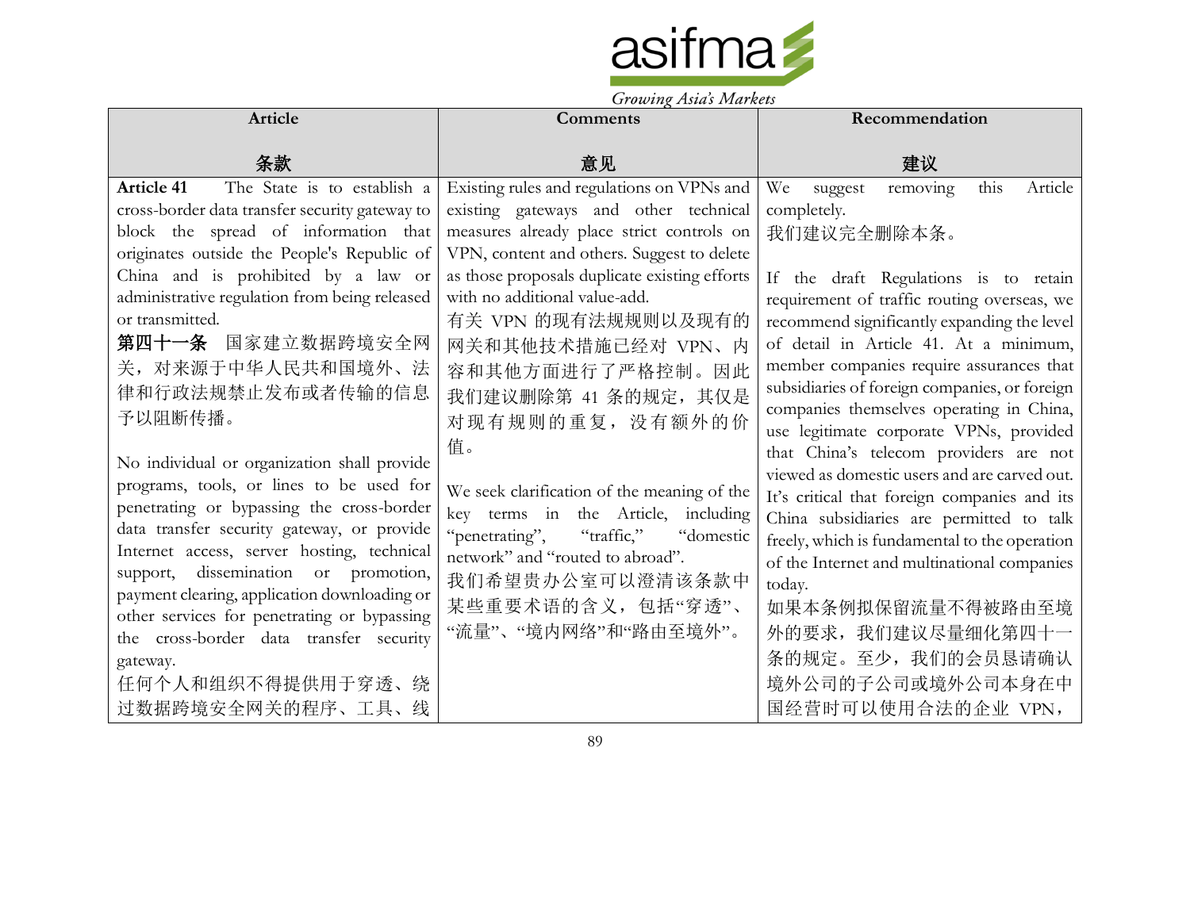| Article<br><br>条款 | Comments<br><br>意见 | Recommendation<br><br>建议 |
|---|---|---|
| **Article 41** The State is to establish a cross-border data transfer security gateway to block the spread of information that originates outside the People's Republic of China and is prohibited by a law or administrative regulation from being released or transmitted.<br>**第四十一条** 国家建立数据跨境安全网关，对来源于中华人民共和国境外、法律和行政法规禁止发布或者传输的信息予以阻断传播。<br><br>No individual or organization shall provide programs, tools, or lines to be used for penetrating or bypassing the cross-border data transfer security gateway, or provide Internet access, server hosting, technical support, dissemination or promotion, payment clearing, application downloading or other services for penetrating or bypassing the cross-border data transfer security gateway.<br>任何个人和组织不得提供用于穿透、绕过数据跨境安全网关的程序、工具、线 | Existing rules and regulations on VPNs and existing gateways and other technical measures already place strict controls on VPN, content and others. Suggest to delete as those proposals duplicate existing efforts with no additional value-add.<br>有关 VPN 的现有法规规则以及现有的网关和其他技术措施已经对 VPN、内容和其他方面进行了严格控制。因此我们建议删除第 41 条的规定，其仅是对现有规则的重复，没有额外的价值。<br><br>We seek clarification of the meaning of the key terms in the Article, including “penetrating”, “traffic,” “domestic network” and “routed to abroad”.<br>我们希望贵办公室可以澄清该条款中某些重要术语的含义，包括“穿透”、“流量”、“境内网络”和“路由至境外”。 | We suggest removing this Article completely.<br>我们建议完全删除本条。<br><br>If the draft Regulations is to retain requirement of traffic routing overseas, we recommend significantly expanding the level of detail in Article 41. At a minimum, member companies require assurances that subsidiaries of foreign companies, or foreign companies themselves operating in China, use legitimate corporate VPNs, provided that China’s telecom providers are not viewed as domestic users and are carved out. It’s critical that foreign companies and its China subsidiaries are permitted to talk freely, which is fundamental to the operation of the Internet and multinational companies today.<br>如果本条例拟保留流量不得被路由至境外的要求，我们建议尽量细化第四十一条的规定。至少，我们的会员恳请确认境外公司的子公司或境外公司本身在中国经营时可以使用合法的企业 VPN， |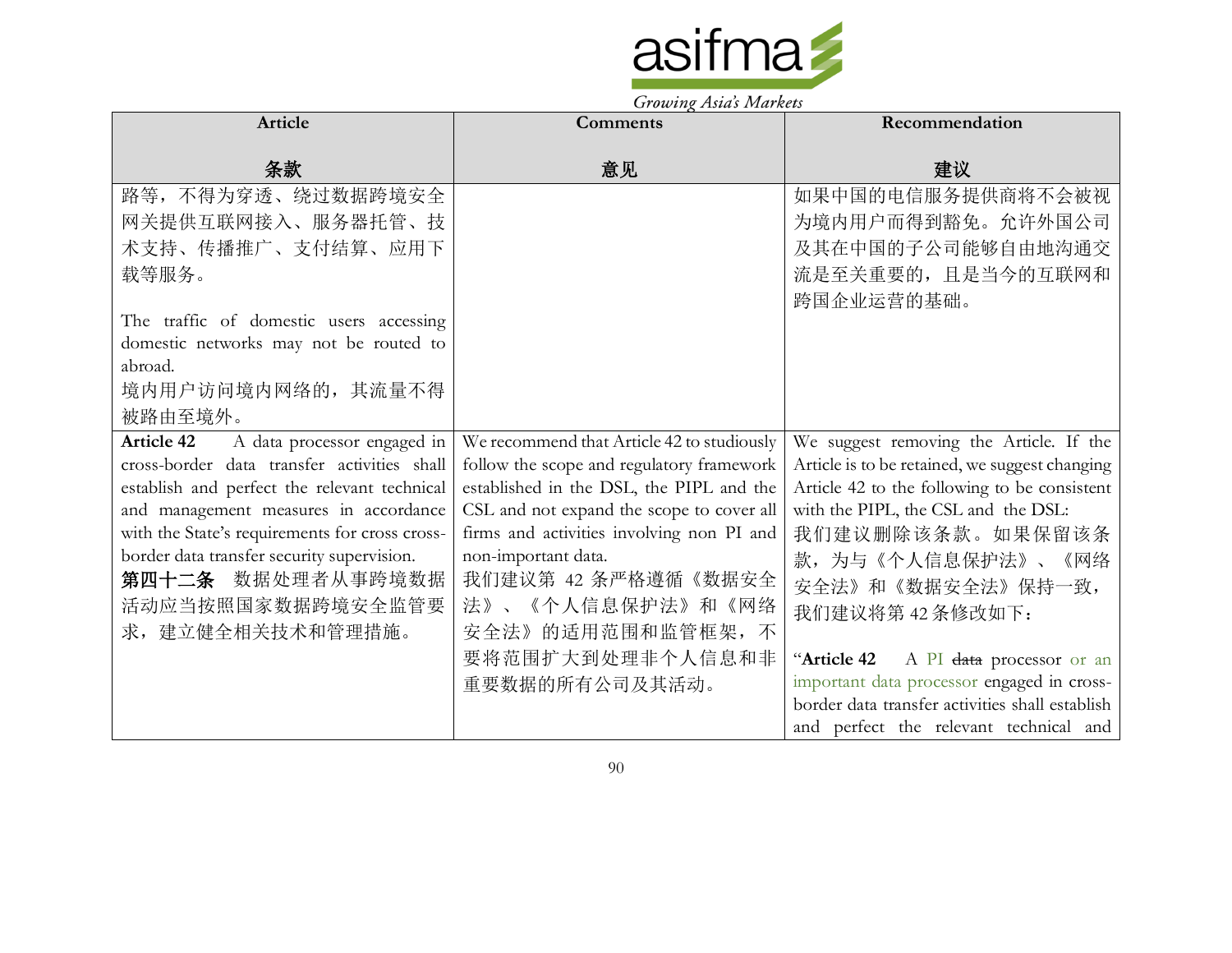| Article<br><br>条款 | Comments<br><br>意见 | Recommendation<br><br>建议 |
| --- | --- | --- |
| 路等，不得为穿透、绕过数据跨境安全网关提供互联网接入、服务器托管、技术支持、传播推广、支付结算、应用下载等服务。<br><br>The traffic of domestic users accessing domestic networks may not be routed to abroad.<br>境内用户访问境内网络的，其流量不得被路由至境外。 | | 如果中国的电信服务提供商将不会被视为境内用户而得到豁免。允许外国公司及其在中国的子公司能够自由地沟通交流是至关重要的，且是当今的互联网和跨国企业运营的基础。 |
| **Article 42** A data processor engaged in cross-border data transfer activities shall establish and perfect the relevant technical and management measures in accordance with the State's requirements for cross cross-border data transfer security supervision.<br>**第四十二条** 数据处理者从事跨境数据活动应当按照国家数据跨境安全监管要求，建立健全相关技术和管理措施。 | We recommend that Article 42 to studiously follow the scope and regulatory framework established in the DSL, the PIPL and the CSL and not expand the scope to cover all firms and activities involving non PI and non-important data.<br>我们建议第 42 条严格遵循《数据安全法》、《个人信息保护法》和《网络安全法》的适用范围和监管框架，不要将范围扩大到处理非个人信息和非重要数据的所有公司及其活动。 | We suggest removing the Article. If the Article is to be retained, we suggest changing Article 42 to the following to be consistent with the PIPL, the CSL and the DSL:<br>我们建议删除该条款。如果保留该条款，为与《个人信息保护法》、《网络安全法》和《数据安全法》保持一致，我们建议将第 42 条修改如下：<br><br>"**Article 42** A PI ~~data~~ processor or an important data processor engaged in cross-border data transfer activities shall establish and perfect the relevant technical and |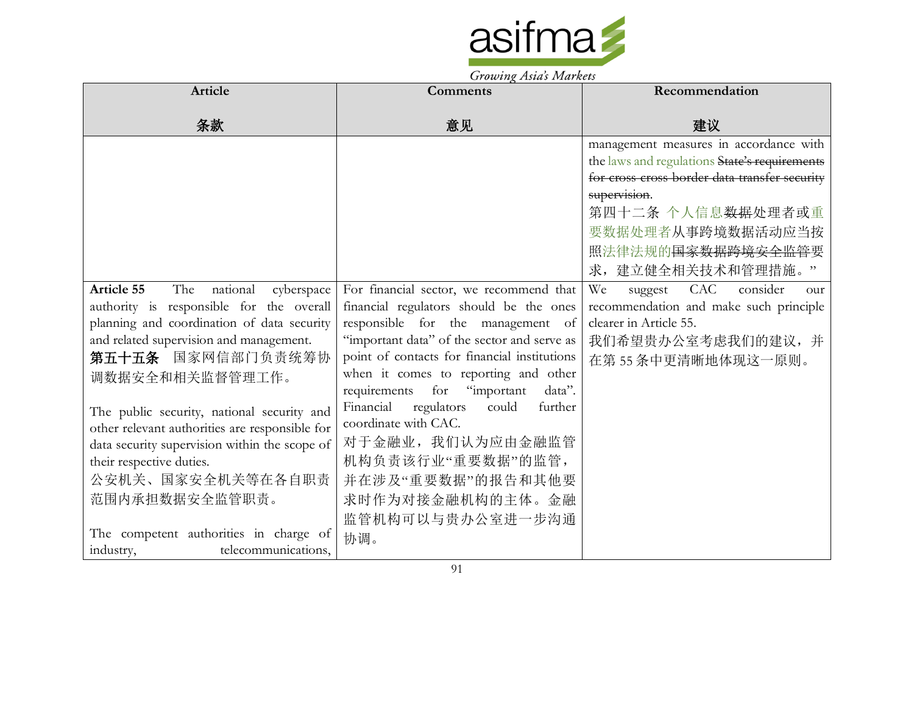| Article<br><br>条款 | Comments<br><br>意见 | Recommendation<br><br>建议 |
|---|---|---|
| | | management measures in accordance with the laws and regulations ~~State's requirements for cross cross-border data transfer security supervision.~~<br>第四十二条 个人信息~~数据~~处理者或重要数据处理者从事跨境数据活动应当按照法律法规的~~国家数据跨境安全~~监管要求，建立健全相关技术和管理措施。" |
| **Article 55** The national cyberspace authority is responsible for the overall planning and coordination of data security and related supervision and management.<br>**第五十五条** 国家网信部门负责统筹协调数据安全和相关监督管理工作。<br><br>The public security, national security and other relevant authorities are responsible for data security supervision within the scope of their respective duties.<br>公安机关、国家安全机关等在各自职责范围内承担数据安全监管职责。<br><br>The competent authorities in charge of industry, telecommunications, | For financial sector, we recommend that financial regulators should be the ones responsible for the management of "important data" of the sector and serve as point of contacts for financial institutions when it comes to reporting and other requirements for "important data". Financial regulators could further coordinate with CAC.<br>对于金融业，我们认为应由金融监管机构负责该行业"重要数据"的监管，并在涉及"重要数据"的报告和其他要求时作为对接金融机构的主体。金融监管机构可以与贵办公室进一步沟通协调。 | We suggest CAC consider our recommendation and make such principle clearer in Article 55.<br>我们希望贵办公室考虑我们的建议，并在第 55 条中更清晰地体现这一原则。 |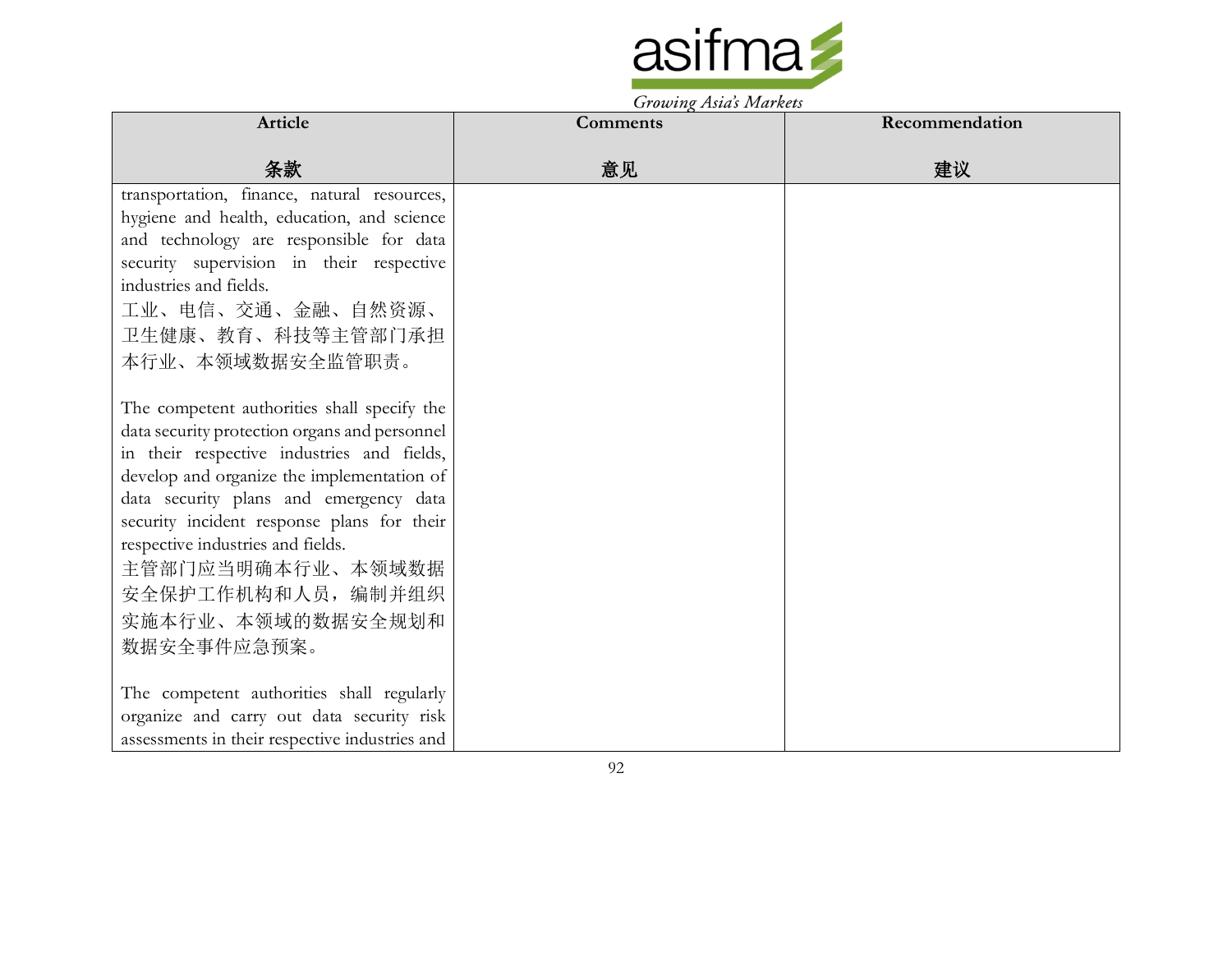| Article<br><br>条款 | Comments<br><br>意见 | Recommendation<br><br>建议 |
| --- | --- | --- |
| transportation, finance, natural resources, hygiene and health, education, and science and technology are responsible for data security supervision in their respective industries and fields.<br>工业、电信、交通、金融、自然资源、卫生健康、教育、科技等主管部门承担本行业、本领域数据安全监管职责。<br><br>The competent authorities shall specify the data security protection organs and personnel in their respective industries and fields, develop and organize the implementation of data security plans and emergency data security incident response plans for their respective industries and fields.<br>主管部门应当明确本行业、本领域数据安全保护工作机构和人员，编制并组织实施本行业、本领域的数据安全规划和数据安全事件应急预案。<br><br>The competent authorities shall regularly organize and carry out data security risk assessments in their respective industries and | | |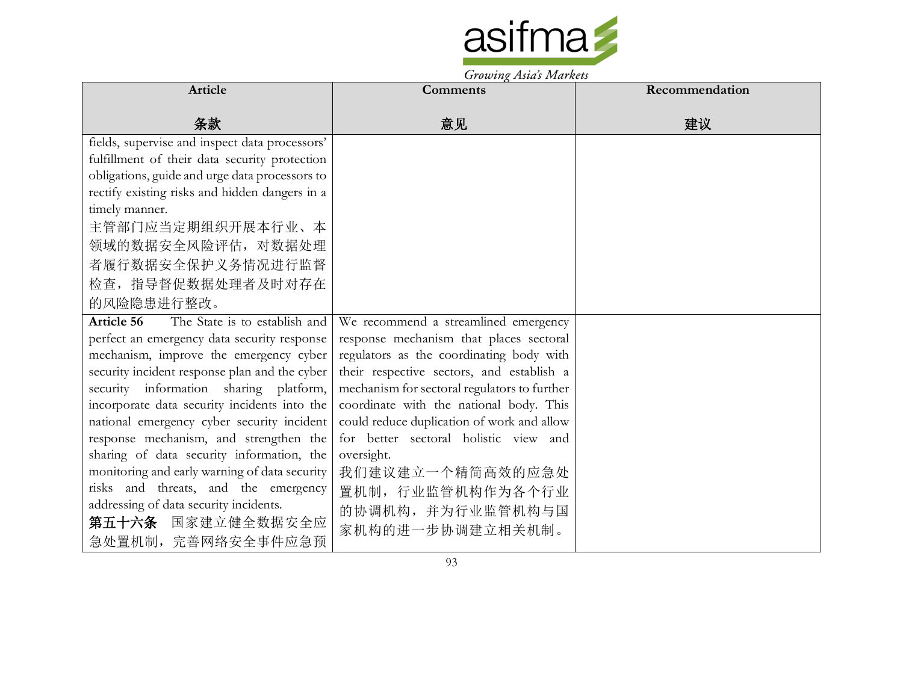| Article<br><br>条款 | Comments<br><br>意见 | Recommendation<br><br>建议 |
|---|---|---|
| fields, supervise and inspect data processors' fulfillment of their data security protection obligations, guide and urge data processors to rectify existing risks and hidden dangers in a timely manner.<br>主管部门应当定期组织开展本行业、本领域的数据安全风险评估，对数据处理者履行数据安全保护义务情况进行监督检查，指导督促数据处理者及时对存在的风险隐患进行整改。 | | |
| **Article 56** The State is to establish and perfect an emergency data security response mechanism, improve the emergency cyber security incident response plan and the cyber security information sharing platform, incorporate data security incidents into the national emergency cyber security incident response mechanism, and strengthen the sharing of data security information, the monitoring and early warning of data security risks and threats, and the emergency addressing of data security incidents.<br>**第五十六条** 国家建立健全数据安全应急处置机制，完善网络安全事件应急预 | We recommend a streamlined emergency response mechanism that places sectoral regulators as the coordinating body with their respective sectors, and establish a mechanism for sectoral regulators to further coordinate with the national body. This could reduce duplication of work and allow for better sectoral holistic view and oversight.<br>我们建议建立一个精简高效的应急处置机制，行业监管机构作为各个行业的协调机构，并为行业监管机构与国家机构的进一步协调建立相关机制。 | |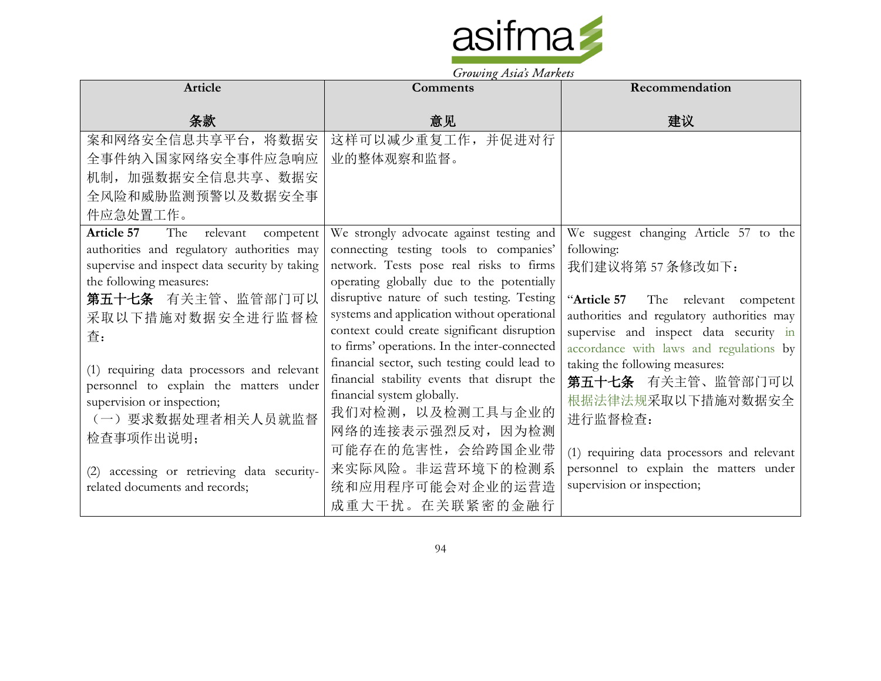| Article<br><br>条款 | Comments<br><br>意见 | Recommendation<br><br>建议 |
|---|---|---|
| 案和网络安全信息共享平台，将数据安全事件纳入国家网络安全事件应急响应机制，加强数据安全信息共享、数据安全风险和威胁监测预警以及数据安全事件应急处置工作。 | 这样可以减少重复工作，并促进对行业的整体观察和监督。 | |
| **Article 57** The relevant competent authorities and regulatory authorities may supervise and inspect data security by taking the following measures:<br>**第五十七条** 有关主管、监管部门可以采取以下措施对数据安全进行监督检查：<br><br>(1) requiring data processors and relevant personnel to explain the matters under supervision or inspection;<br>（一）要求数据处理者相关人员就监督检查事项作出说明；<br><br>(2) accessing or retrieving data security-related documents and records; | We strongly advocate against testing and connecting testing tools to companies' network. Tests pose real risks to firms operating globally due to the potentially disruptive nature of such testing. Testing systems and application without operational context could create significant disruption to firms' operations. In the inter-connected financial sector, such testing could lead to financial stability events that disrupt the financial system globally.<br>我们对检测，以及检测工具与企业的网络的连接表示强烈反对，因为检测可能存在的危害性，会给跨国企业带来实际风险。非运营环境下的检测系统和应用程序可能会对企业的运营造成重大干扰。在关联紧密的金融行 | We suggest changing Article 57 to the following:<br>我们建议将第 57 条修改如下：<br><br>"**Article 57** The relevant competent authorities and regulatory authorities may supervise and inspect data security in accordance with laws and regulations by taking the following measures:<br>**第五十七条** 有关主管、监管部门可以根据法律法规采取以下措施对数据安全进行监督检查：<br><br>(1) requiring data processors and relevant personnel to explain the matters under supervision or inspection; |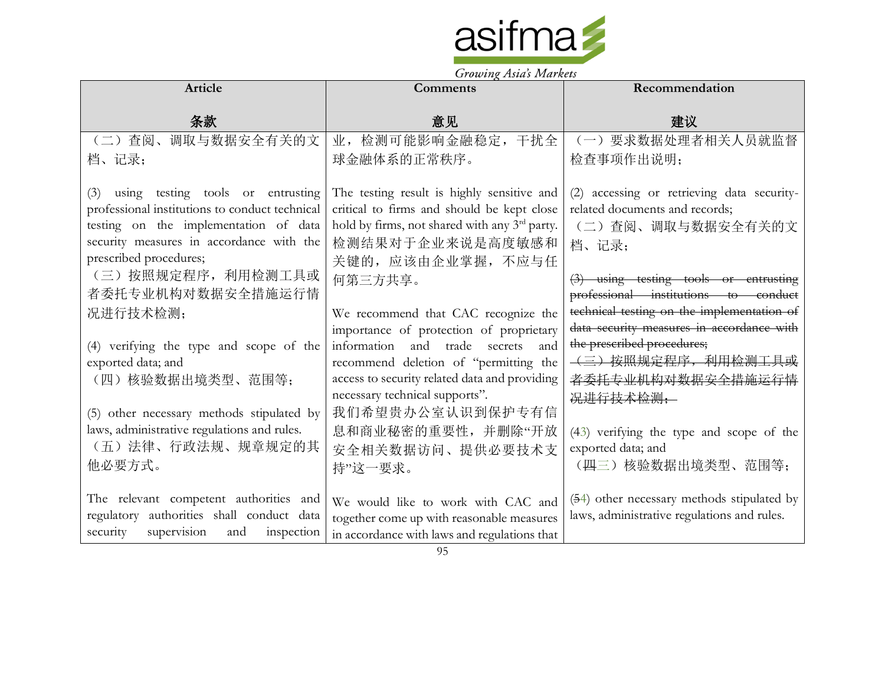| Article<br><br>条款 | Comments<br><br>意见 | Recommendation<br><br>建议 |
|---|---|---|
| （二）查阅、调取与数据安全有关的文档、记录；<br><br>(3) using testing tools or entrusting professional institutions to conduct technical testing on the implementation of data security measures in accordance with the prescribed procedures;<br>（三）按照规定程序，利用检测工具或者委托专业机构对数据安全措施运行情况进行技术检测；<br><br>(4) verifying the type and scope of the exported data; and<br>（四）核验数据出境类型、范围等；<br><br>(5) other necessary methods stipulated by laws, administrative regulations and rules.<br>（五）法律、行政法规、规章规定的其他必要方式。<br><br>The relevant competent authorities and regulatory authorities shall conduct data security supervision and inspection | 业，检测可能影响金融稳定，干扰全球金融体系的正常秩序。<br><br>The testing result is highly sensitive and critical to firms and should be kept close hold by firms, not shared with any 3rd party.<br>检测结果对于企业来说是高度敏感和关键的，应该由企业掌握，不应与任何第三方共享。<br><br>We recommend that CAC recognize the importance of protection of proprietary information and trade secrets and recommend deletion of "permitting the access to security related data and providing necessary technical supports".<br>我们希望贵办公室认识到保护专有信息和商业秘密的重要性，并删除"开放安全相关数据访问、提供必要技术支持"这一要求。<br><br>We would like to work with CAC and together come up with reasonable measures in accordance with laws and regulations that | （一）要求数据处理者相关人员就监督检查事项作出说明；<br><br>(2) accessing or retrieving data security-related documents and records;<br>（二）查阅、调取与数据安全有关的文档、记录；<br><br>~~(3) using testing tools or entrusting professional institutions to conduct technical testing on the implementation of data security measures in accordance with the prescribed procedures;~~<br>~~（三）按照规定程序，利用检测工具或者委托专业机构对数据安全措施运行情况进行技术检测；~~<br><br>(~~4~~3) verifying the type and scope of the exported data; and<br>（~~四~~三）核验数据出境类型、范围等；<br><br>(~~5~~4) other necessary methods stipulated by laws, administrative regulations and rules. |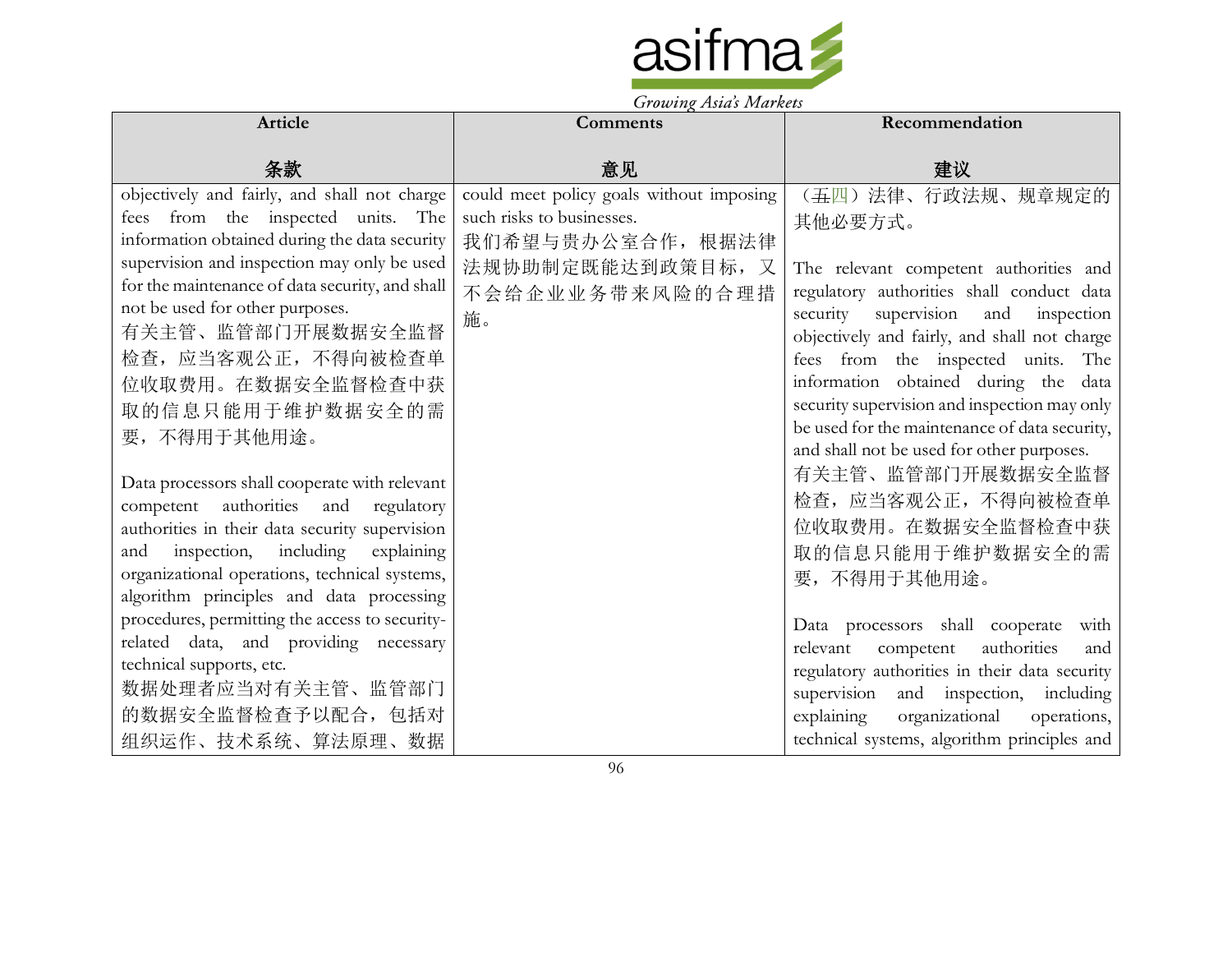| Article<br><br>条款 | Comments<br><br>意见 | Recommendation<br><br>建议 |
|---|---|---|
| objectively and fairly, and shall not charge fees from the inspected units. The information obtained during the data security supervision and inspection may only be used for the maintenance of data security, and shall not be used for other purposes.<br>有关主管、监管部门开展数据安全监督检查，应当客观公正，不得向被检查单位收取费用。在数据安全监督检查中获取的信息只能用于维护数据安全的需要，不得用于其他用途。<br><br>Data processors shall cooperate with relevant competent authorities and regulatory authorities in their data security supervision and inspection, including explaining organizational operations, technical systems, algorithm principles and data processing procedures, permitting the access to security-related data, and providing necessary technical supports, etc.<br>数据处理者应当对有关主管、监管部门的数据安全监督检查予以配合，包括对组织运作、技术系统、算法原理、数据 | could meet policy goals without imposing such risks to businesses.<br>我们希望与贵办公室合作，根据法律法规协助制定既能达到政策目标，又不会给企业业务带来风险的合理措施。 | （五四）法律、行政法规、规章规定的其他必要方式。<br><br>The relevant competent authorities and regulatory authorities shall conduct data security supervision and inspection objectively and fairly, and shall not charge fees from the inspected units. The information obtained during the data security supervision and inspection may only be used for the maintenance of data security, and shall not be used for other purposes.<br>有关主管、监管部门开展数据安全监督检查，应当客观公正，不得向被检查单位收取费用。在数据安全监督检查中获取的信息只能用于维护数据安全的需要，不得用于其他用途。<br><br>Data processors shall cooperate with relevant competent authorities and regulatory authorities in their data security supervision and inspection, including explaining organizational operations, technical systems, algorithm principles and |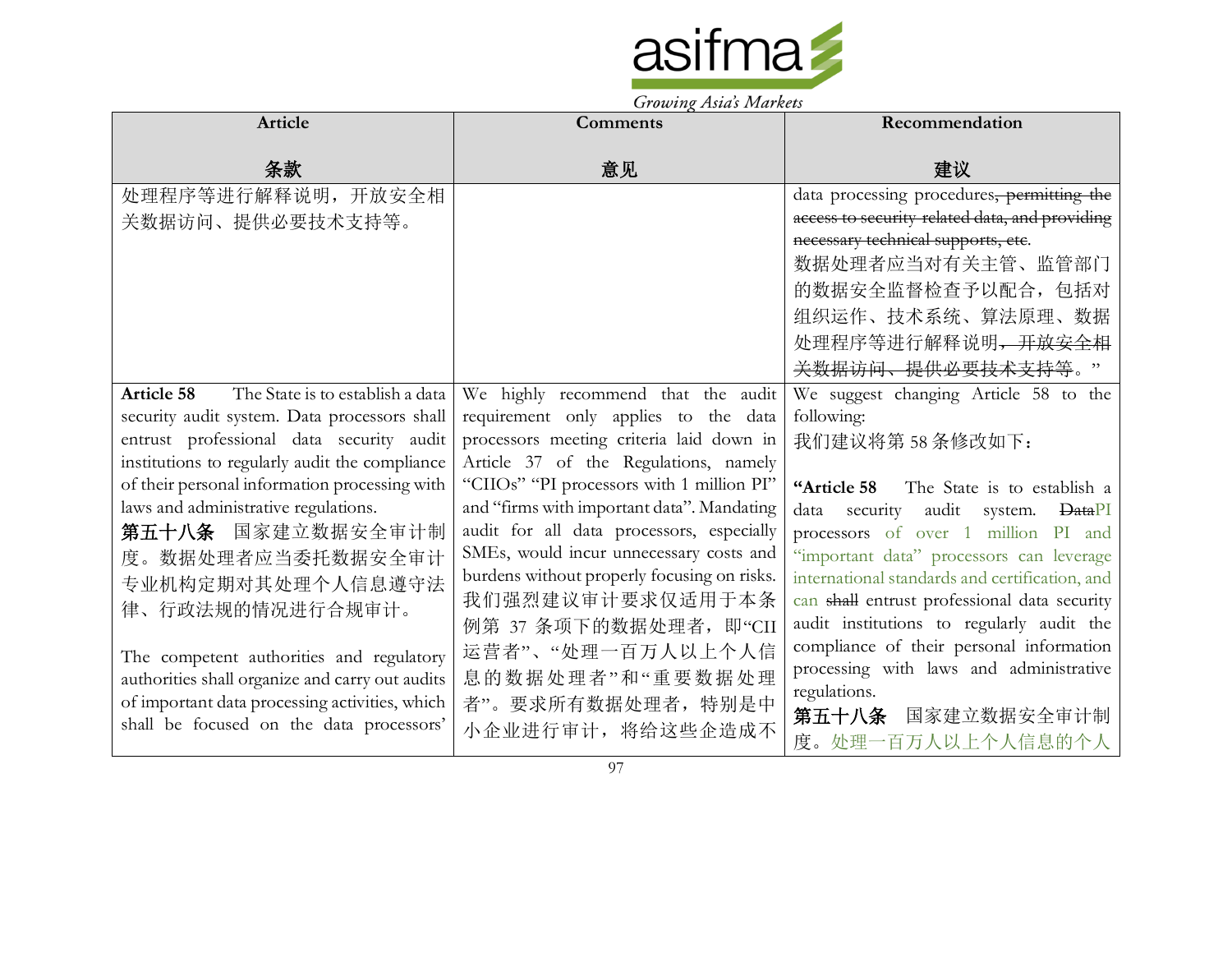| Article<br><br>条款 | Comments<br><br>意见 | Recommendation<br><br>建议 |
| --- | --- | --- |
| 处理程序等进行解释说明，开放安全相关数据访问、提供必要技术支持等。 | | data processing procedures~~, permitting the access to security-related data, and providing necessary technical supports, etc~~.<br>数据处理者应当对有关主管、监管部门的数据安全监督检查予以配合，包括对组织运作、技术系统、算法原理、数据处理程序等进行解释说明~~，开放安全相关数据访问、提供必要技术支持等~~。" |
| **Article 58** The State is to establish a data security audit system. Data processors shall entrust professional data security audit institutions to regularly audit the compliance of their personal information processing with laws and administrative regulations.<br>**第五十八条** 国家建立数据安全审计制度。数据处理者应当委托数据安全审计专业机构定期对其处理个人信息遵守法律、行政法规的情况进行合规审计。<br><br>The competent authorities and regulatory authorities shall organize and carry out audits of important data processing activities, which shall be focused on the data processors' | We highly recommend that the audit requirement only applies to the data processors meeting criteria laid down in Article 37 of the Regulations, namely "CIIOs" "PI processors with 1 million PI" and "firms with important data". Mandating audit for all data processors, especially SMEs, would incur unnecessary costs and burdens without properly focusing on risks.<br>我们强烈建议审计要求仅适用于本条例第 37 条项下的数据处理者，即"CII 运营者"、"处理一百万人以上个人信息的数据处理者"和"重要数据处理者"。要求所有数据处理者，特别是中小企业进行审计，将给这些企业造成不 | We suggest changing Article 58 to the following:<br>我们建议将第 58 条修改如下：<br><br>**"Article 58** The State is to establish a data security audit system. ~~Data~~PI processors of over 1 million PI and "important data" processors can leverage international standards and certification, and can ~~shall~~ entrust professional data security audit institutions to regularly audit the compliance of their personal information processing with laws and administrative regulations.<br>**第五十八条** 国家建立数据安全审计制度。处理一百万人以上个人信息的个人 |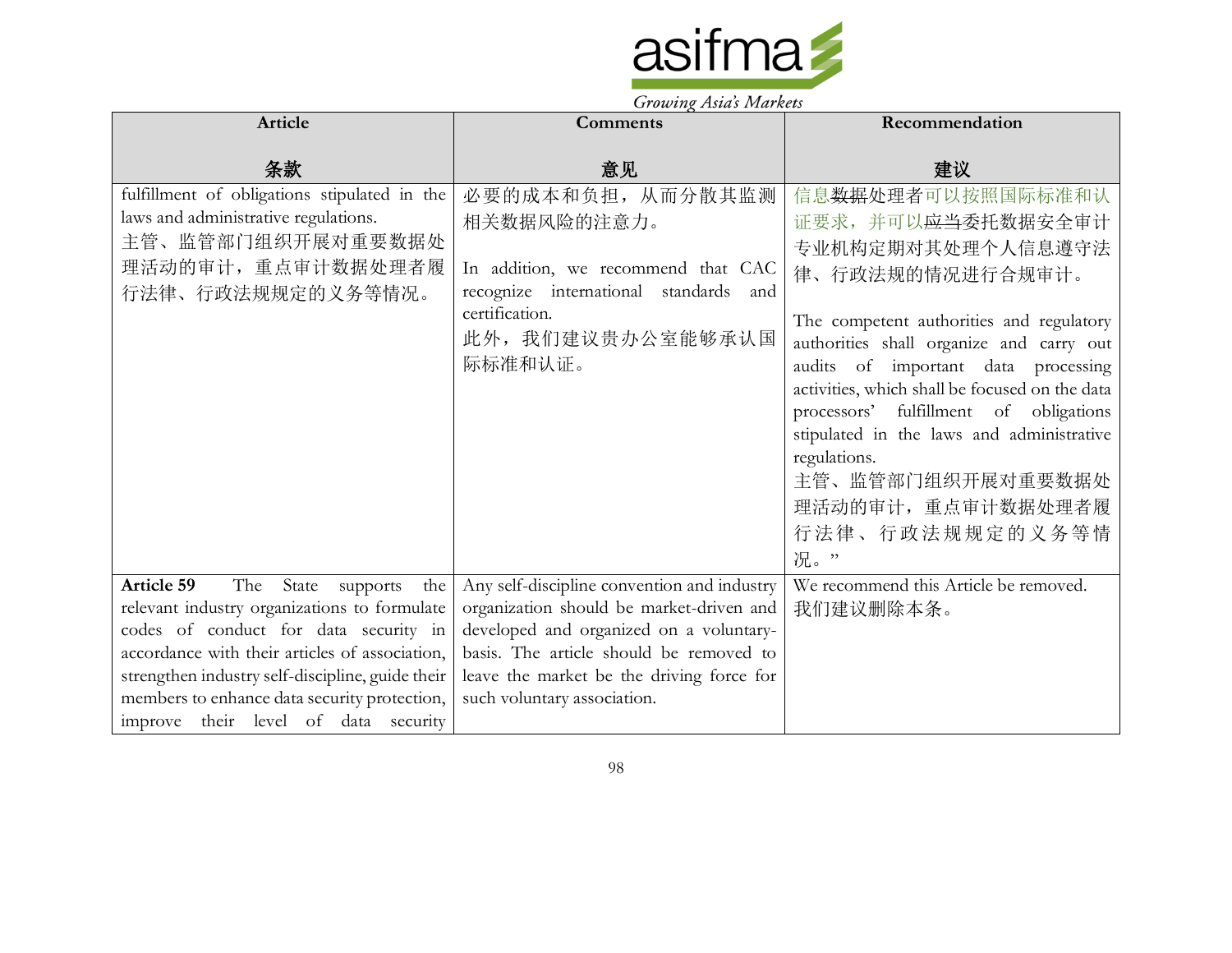| Article<br><br>条款 | Comments<br><br>意见 | Recommendation<br><br>建议 |
|---|---|---|
| fulfillment of obligations stipulated in the laws and administrative regulations.<br>主管、监管部门组织开展对重要数据处理活动的审计，重点审计数据处理者履行法律、行政法规规定的义务等情况。 | 必要的成本和负担，从而分散其监测相关数据风险的注意力。<br><br>In addition, we recommend that CAC recognize international standards and certification.<br>此外，我们建议贵办公室能够承认国际标准和认证。 | 信息~~数据~~处理者可以按照国际标准和认证要求，并可以~~应当~~委托数据安全审计专业机构定期对其处理个人信息遵守法律、行政法规的情况进行合规审计。<br><br>The competent authorities and regulatory authorities shall organize and carry out audits of important data processing activities, which shall be focused on the data processors' fulfillment of obligations stipulated in the laws and administrative regulations.<br>主管、监管部门组织开展对重要数据处理活动的审计，重点审计数据处理者履行法律、行政法规规定的义务等情况。" |
| **Article 59** The State supports the relevant industry organizations to formulate codes of conduct for data security in accordance with their articles of association, strengthen industry self-discipline, guide their members to enhance data security protection, improve their level of data security | Any self-discipline convention and industry organization should be market-driven and developed and organized on a voluntary-basis. The article should be removed to leave the market be the driving force for such voluntary association. | We recommend this Article be removed.<br>我们建议删除本条。 |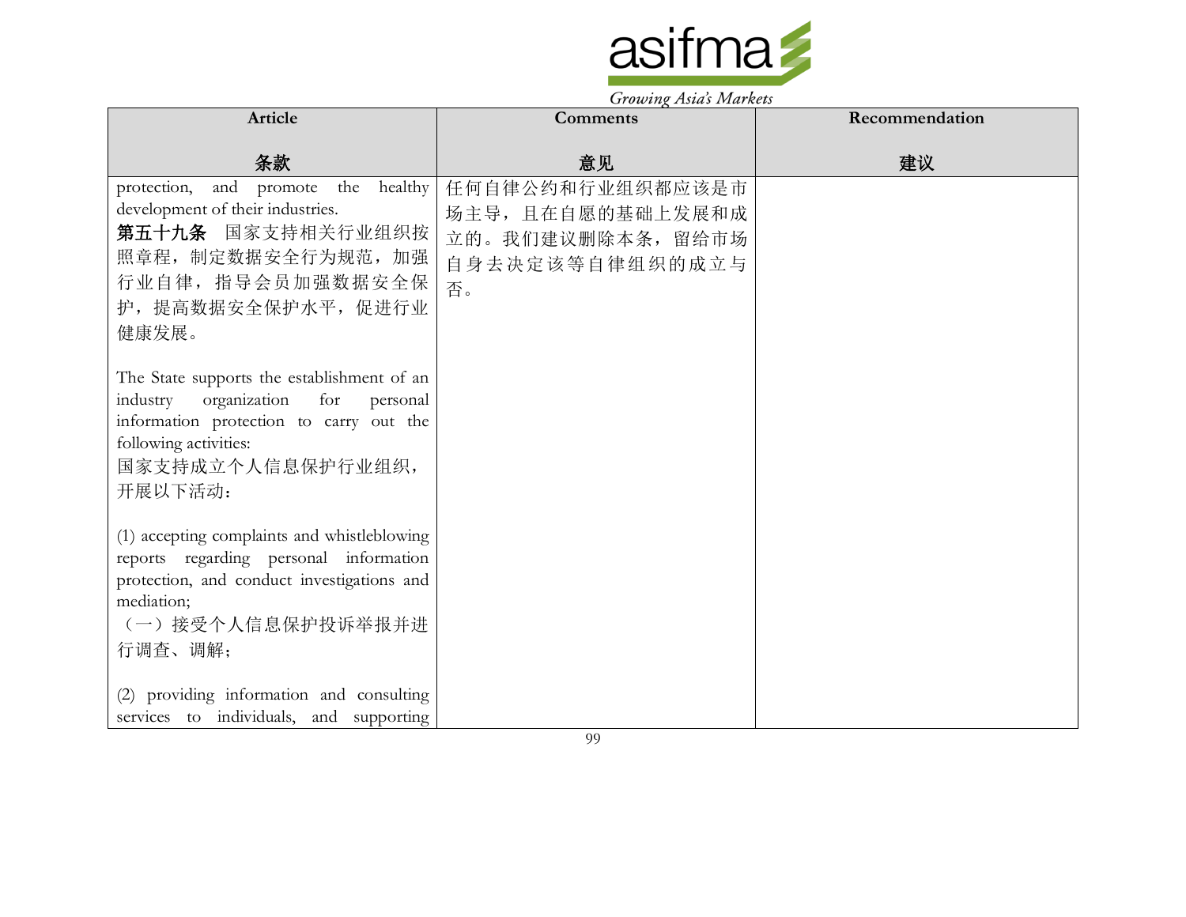| Article<br><br>条款 | Comments<br><br>意见 | Recommendation<br><br>建议 |
|---|---|---|
| protection, and promote the healthy development of their industries.<br>**第五十九条** 国家支持相关行业组织按照章程，制定数据安全行为规范，加强行业自律，指导会员加强数据安全保护，提高数据安全保护水平，促进行业健康发展。<br><br>The State supports the establishment of an industry organization for personal information protection to carry out the following activities:<br>国家支持成立个人信息保护行业组织，开展以下活动：<br><br>(1) accepting complaints and whistleblowing reports regarding personal information protection, and conduct investigations and mediation;<br>（一）接受个人信息保护投诉举报并进行调查、调解；<br><br>(2) providing information and consulting services to individuals, and supporting | 任何自律公约和行业组织都应该是市场主导，且在自愿的基础上发展和成立的。我们建议删除本条，留给市场自身去决定该等自律组织的成立与否。 | |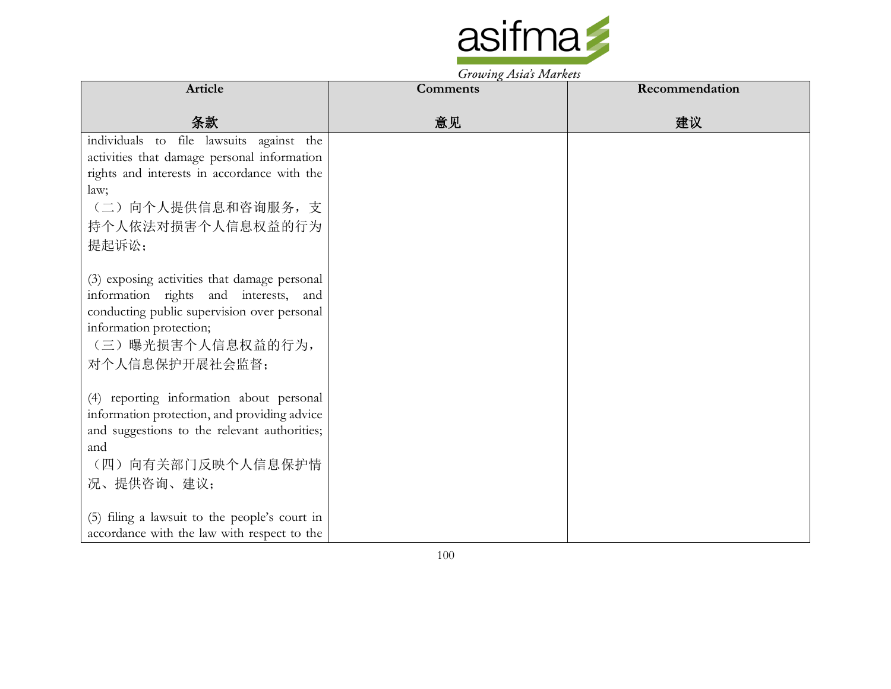| Article<br><br>条款 | Comments<br><br>意见 | Recommendation<br><br>建议 |
|---|---|---|
| individuals to file lawsuits against the activities that damage personal information rights and interests in accordance with the law;<br>（二）向个人提供信息和咨询服务，支持个人依法对损害个人信息权益的行为提起诉讼；<br><br>(3) exposing activities that damage personal information rights and interests, and conducting public supervision over personal information protection;<br>（三）曝光损害个人信息权益的行为，对个人信息保护开展社会监督；<br><br>(4) reporting information about personal information protection, and providing advice and suggestions to the relevant authorities; and<br>（四）向有关部门反映个人信息保护情况、提供咨询、建议；<br><br>(5) filing a lawsuit to the people's court in accordance with the law with respect to the | | |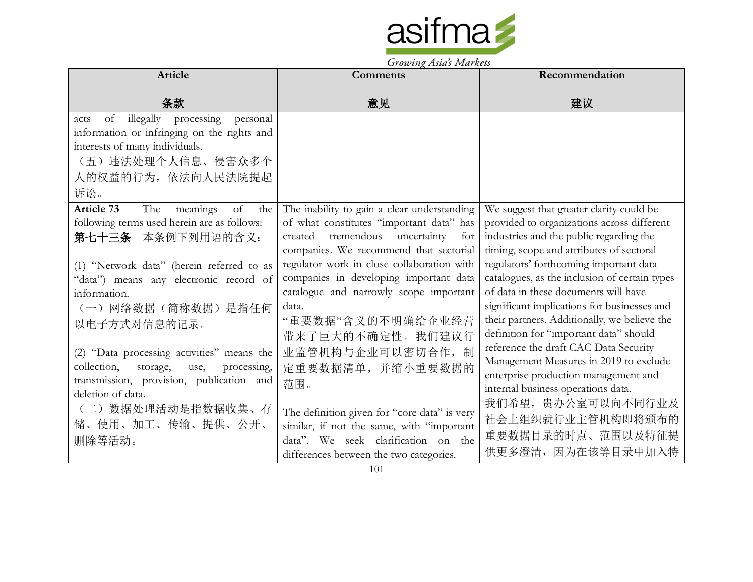| Article<br><br>条款 | Comments<br><br>意见 | Recommendation<br><br>建议 |
|---|---|---|
| acts of illegally processing personal information or infringing on the rights and interests of many individuals.<br>（五）违法处理个人信息、侵害众多个人的权益的行为，依法向人民法院提起诉讼。 | | |
| **Article 73** The meanings of the following terms used herein are as follows:<br>**第七十三条** 本条例下列用语的含义：<br><br>(1) "Network data" (herein referred to as "data") means any electronic record of information.<br>（一）网络数据（简称数据）是指任何以电子方式对信息的记录。<br><br>(2) "Data processing activities" means the collection, storage, use, processing, transmission, provision, publication and deletion of data.<br>（二）数据处理活动是指数据收集、存储、使用、加工、传输、提供、公开、删除等活动。 | The inability to gain a clear understanding of what constitutes "important data" has created tremendous uncertainty for companies. We recommend that sectorial regulator work in close collaboration with companies in developing important data catalogue and narrowly scope important data.<br>"重要数据"含义的不明确给企业经营带来了巨大的不确定性。我们建议行业监管机构与企业可以密切合作，制定重要数据清单，并缩小重要数据的范围。<br><br>The definition given for "core data" is very similar, if not the same, with "important data". We seek clarification on the differences between the two categories. | We suggest that greater clarity could be provided to organizations across different industries and the public regarding the timing, scope and attributes of sectoral regulators' forthcoming important data catalogues, as the inclusion of certain types of data in these documents will have significant implications for businesses and their partners. Additionally, we believe the definition for "important data" should reference the draft CAC Data Security Management Measures in 2019 to exclude enterprise production management and internal business operations data.<br>我们希望，贵办公室可以向不同行业及社会上组织就行业主管机构即将颁布的重要数据目录的时点、范围以及特征提供更多澄清，因为在该等目录中加入特 |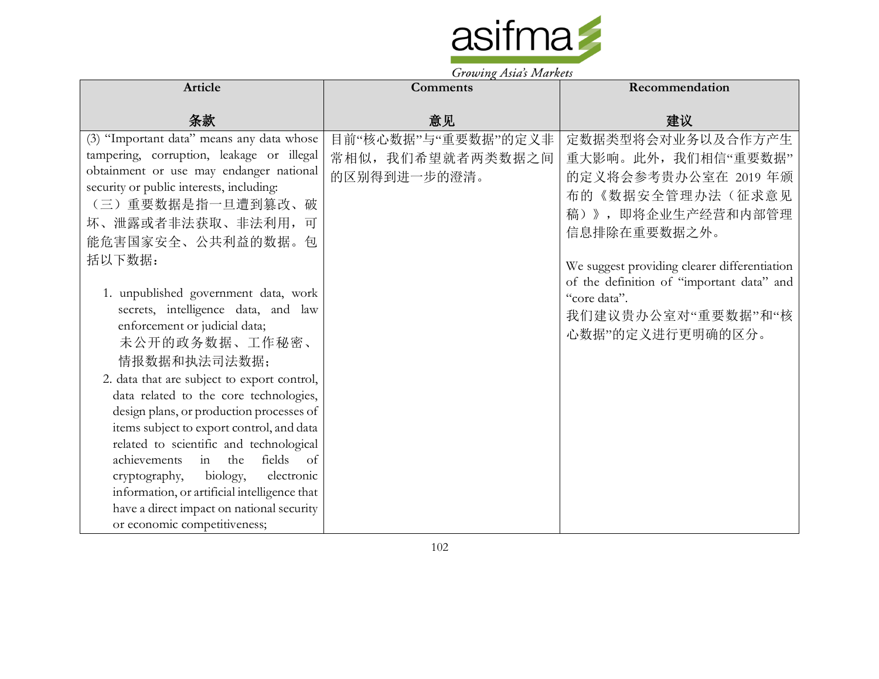| Article<br><br>条款 | Comments<br><br>意见 | Recommendation<br><br>建议 |
|---|---|---|
| (3) "Important data" means any data whose tampering, corruption, leakage or illegal obtainment or use may endanger national security or public interests, including:<br>（三）重要数据是指一旦遭到篡改、破坏、泄露或者非法获取、非法利用，可能危害国家安全、公共利益的数据。包括以下数据：<br><br>1. unpublished government data, work secrets, intelligence data, and law enforcement or judicial data;<br>未公开的政务数据、工作秘密、情报数据和执法司法数据；<br>2. data that are subject to export control, data related to the core technologies, design plans, or production processes of items subject to export control, and data related to scientific and technological achievements in the fields of cryptography, biology, electronic information, or artificial intelligence that have a direct impact on national security or economic competitiveness; | 目前"核心数据"与"重要数据"的定义非常相似，我们希望就者两类数据之间的区别得到进一步的澄清。 | 定数据类型将会对业务以及合作方产生重大影响。此外，我们相信"重要数据"的定义将会参考贵办公室在 2019 年颁布的《数据安全管理办法（征求意见稿）》，即将企业生产经营和内部管理信息排除在重要数据之外。<br><br>We suggest providing clearer differentiation of the definition of "important data" and "core data".<br>我们建议贵办公室对"重要数据"和"核心数据"的定义进行更明确的区分。 |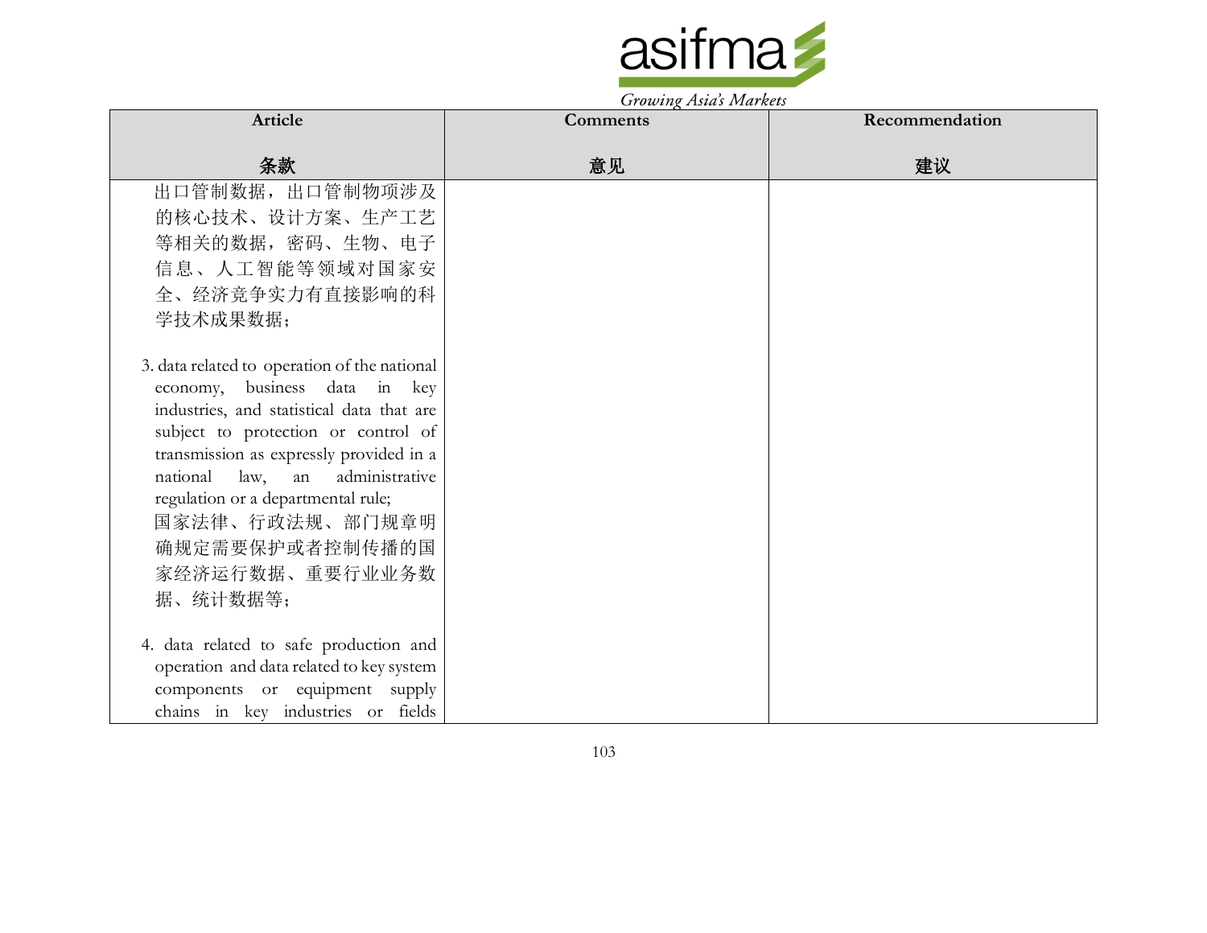| Article<br><br>条款 | Comments<br><br>意见 | Recommendation<br><br>建议 |
| --- | --- | --- |
| 出口管制数据，出口管制物项涉及的核心技术、设计方案、生产工艺等相关的数据，密码、生物、电子信息、人工智能等领域对国家安全、经济竞争实力有直接影响的科学技术成果数据；<br><br>3. data related to operation of the national economy, business data in key industries, and statistical data that are subject to protection or control of transmission as expressly provided in a national law, an administrative regulation or a departmental rule;<br>国家法律、行政法规、部门规章明确规定需要保护或者控制传播的国家经济运行数据、重要行业业务数据、统计数据等；<br><br>4. data related to safe production and operation and data related to key system components or equipment supply chains in key industries or fields | | |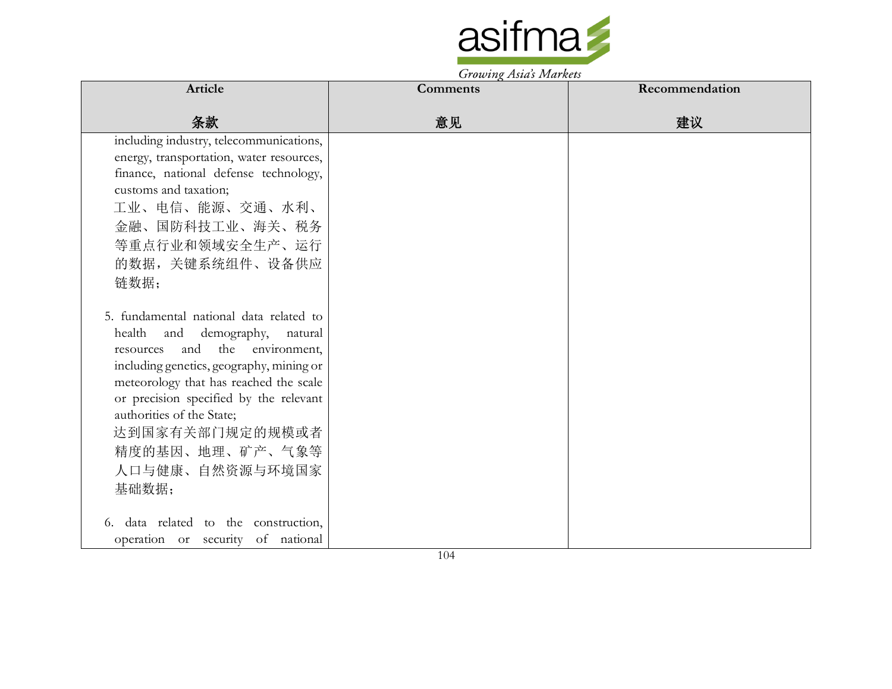| Article<br><br>条款 | Comments<br><br>意见 | Recommendation<br><br>建议 |
|---|---|---|
| including industry, telecommunications, energy, transportation, water resources, finance, national defense technology, customs and taxation;<br>工业、电信、能源、交通、水利、金融、国防科技工业、海关、税务等重点行业和领域安全生产、运行的数据，关键系统组件、设备供应链数据；<br><br>5. fundamental national data related to health and demography, natural resources and the environment, including genetics, geography, mining or meteorology that has reached the scale or precision specified by the relevant authorities of the State;<br>达到国家有关部门规定的规模或者精度的基因、地理、矿产、气象等人口与健康、自然资源与环境国家基础数据；<br><br>6. data related to the construction, operation or security of national | | |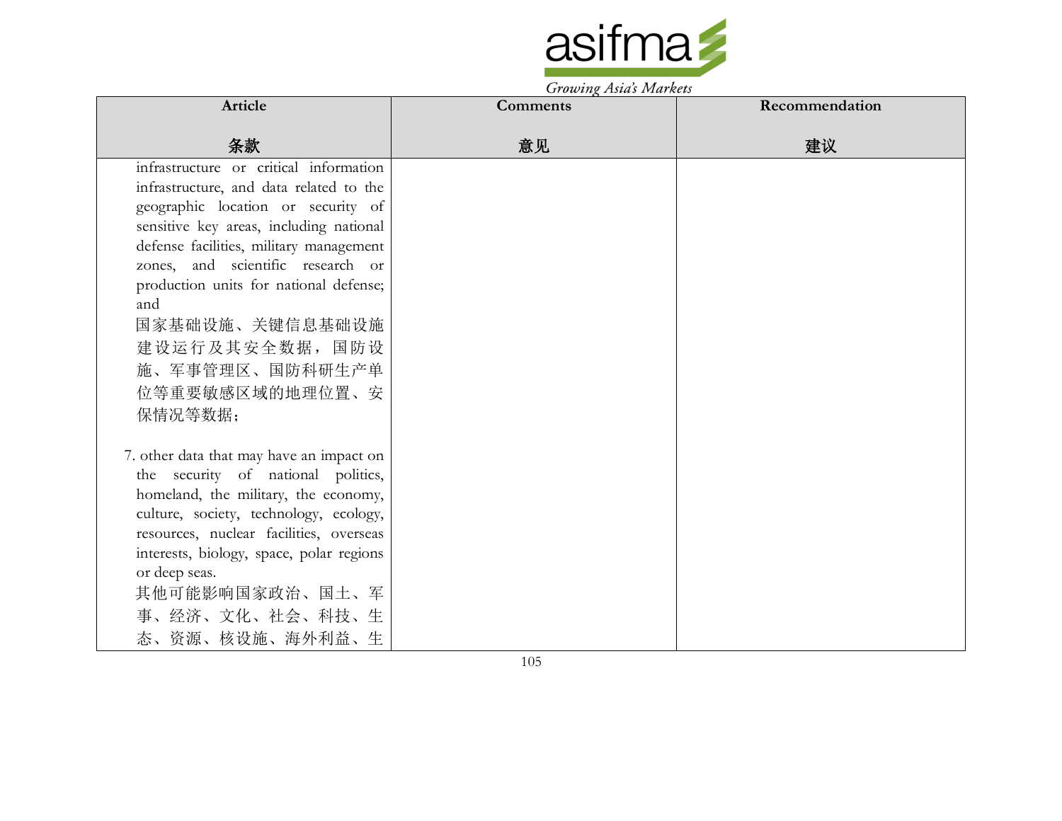| Article<br><br>条款 | Comments<br><br>意见 | Recommendation<br><br>建议 |
| --- | --- | --- |
| infrastructure or critical information infrastructure, and data related to the geographic location or security of sensitive key areas, including national defense facilities, military management zones, and scientific research or production units for national defense; and<br>国家基础设施、关键信息基础设施建设运行及其安全数据，国防设施、军事管理区、国防科研生产单位等重要敏感区域的地理位置、安保情况等数据；<br><br>7. other data that may have an impact on the security of national politics, homeland, the military, the economy, culture, society, technology, ecology, resources, nuclear facilities, overseas interests, biology, space, polar regions or deep seas.<br>其他可能影响国家政治、国土、军事、经济、文化、社会、科技、生态、资源、核设施、海外利益、生 | | |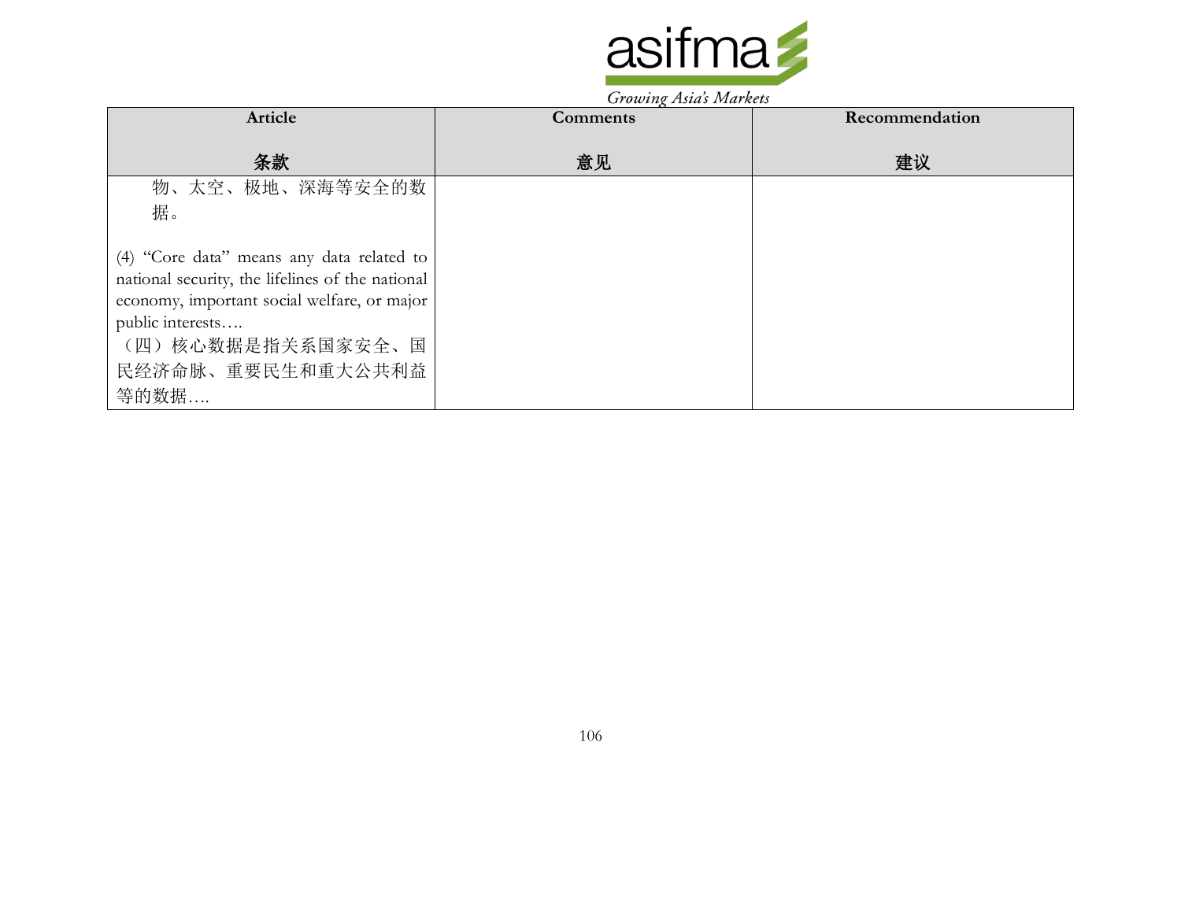| Article<br><br>条款 | Comments<br><br>意见 | Recommendation<br><br>建议 |
|---|---|---|
| 物、太空、极地、深海等安全的数据。<br><br>(4) "Core data" means any data related to national security, the lifelines of the national economy, important social welfare, or major public interests….<br>（四）核心数据是指关系国家安全、国民经济命脉、重要民生和重大公共利益等的数据…. | | |